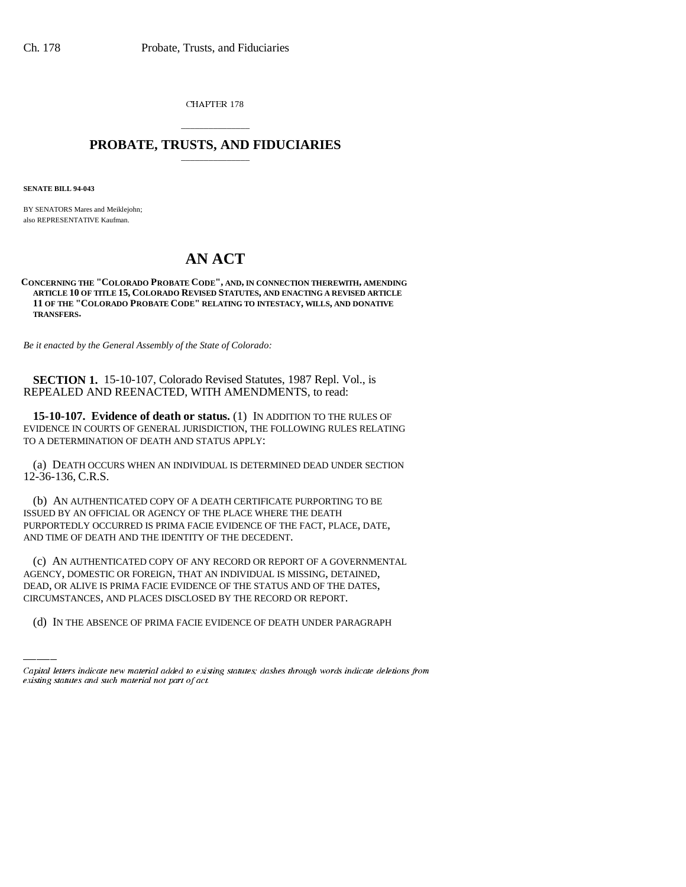CHAPTER 178

# PROBATE, TRUSTS, AND FIDUCIARIES

**SENATE BILL 94-043**

BY SENATORS Mares and Meiklejohn;
also REPRESENTATIVE Kaufman.

# AN ACT

**CONCERNING THE "COLORADO PROBATE CODE", AND, IN CONNECTION THEREWITH, AMENDING ARTICLE 10 OF TITLE 15, COLORADO REVISED STATUTES, AND ENACTING A REVISED ARTICLE 11 OF THE "COLORADO PROBATE CODE" RELATING TO INTESTACY, WILLS, AND DONATIVE TRANSFERS.**

*Be it enacted by the General Assembly of the State of Colorado:*

**SECTION 1.** 15-10-107, Colorado Revised Statutes, 1987 Repl. Vol., is REPEALED AND REENACTED, WITH AMENDMENTS, to read:

**15-10-107. Evidence of death or status.** (1) IN ADDITION TO THE RULES OF EVIDENCE IN COURTS OF GENERAL JURISDICTION, THE FOLLOWING RULES RELATING TO A DETERMINATION OF DEATH AND STATUS APPLY:

(a) DEATH OCCURS WHEN AN INDIVIDUAL IS DETERMINED DEAD UNDER SECTION 12-36-136, C.R.S.

(b) AN AUTHENTICATED COPY OF A DEATH CERTIFICATE PURPORTING TO BE ISSUED BY AN OFFICIAL OR AGENCY OF THE PLACE WHERE THE DEATH PURPORTEDLY OCCURRED IS PRIMA FACIE EVIDENCE OF THE FACT, PLACE, DATE, AND TIME OF DEATH AND THE IDENTITY OF THE DECEDENT.

(c) AN AUTHENTICATED COPY OF ANY RECORD OR REPORT OF A GOVERNMENTAL AGENCY, DOMESTIC OR FOREIGN, THAT AN INDIVIDUAL IS MISSING, DETAINED, DEAD, OR ALIVE IS PRIMA FACIE EVIDENCE OF THE STATUS AND OF THE DATES, CIRCUMSTANCES, AND PLACES DISCLOSED BY THE RECORD OR REPORT.

(d) IN THE ABSENCE OF PRIMA FACIE EVIDENCE OF DEATH UNDER PARAGRAPH

*Capital letters indicate new material added to existing statutes; dashes through words indicate deletions from existing statutes and such material not part of act.*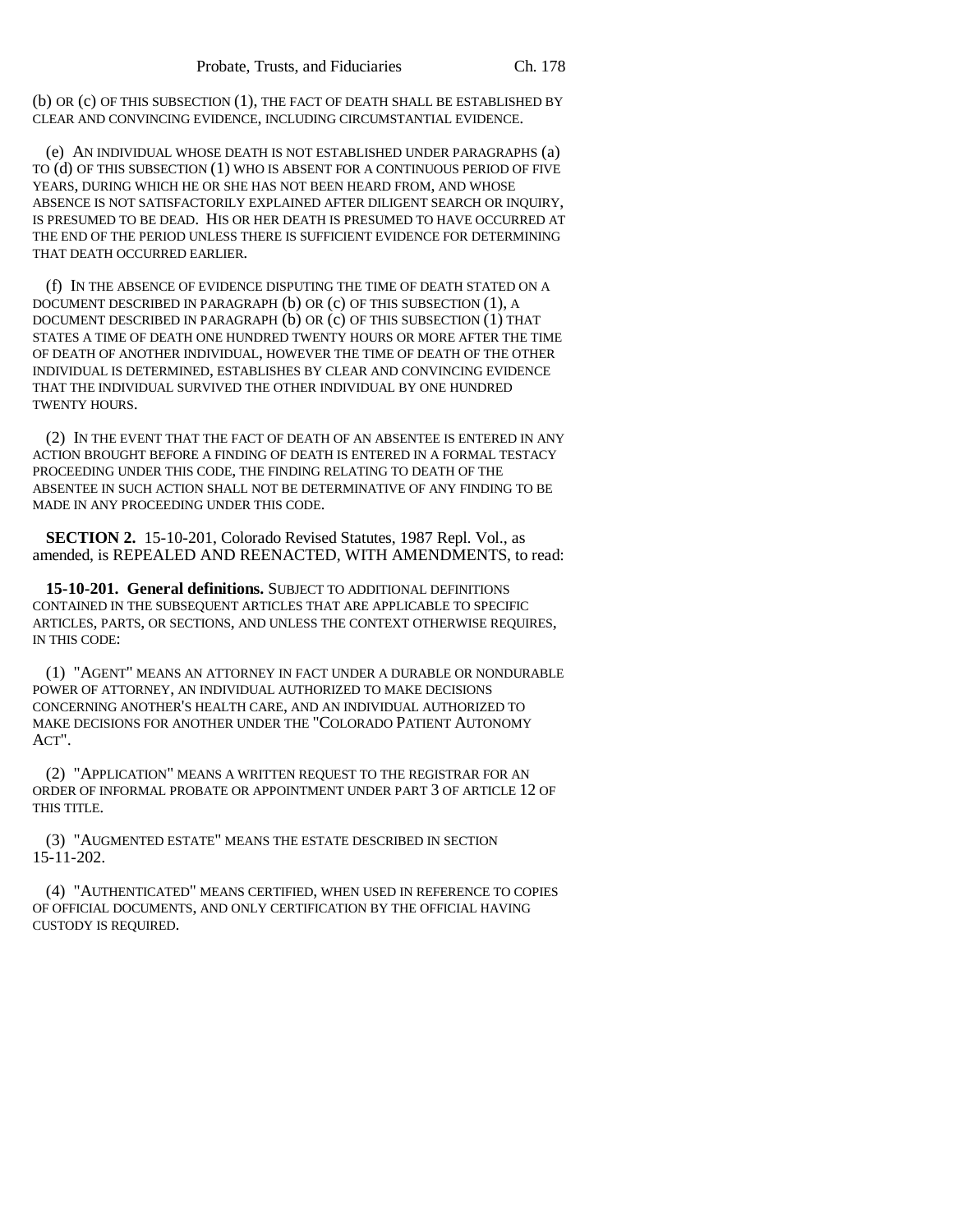(b) OR (c) OF THIS SUBSECTION (1), THE FACT OF DEATH SHALL BE ESTABLISHED BY CLEAR AND CONVINCING EVIDENCE, INCLUDING CIRCUMSTANTIAL EVIDENCE.

(e) AN INDIVIDUAL WHOSE DEATH IS NOT ESTABLISHED UNDER PARAGRAPHS (a) TO (d) OF THIS SUBSECTION (1) WHO IS ABSENT FOR A CONTINUOUS PERIOD OF FIVE YEARS, DURING WHICH HE OR SHE HAS NOT BEEN HEARD FROM, AND WHOSE ABSENCE IS NOT SATISFACTORILY EXPLAINED AFTER DILIGENT SEARCH OR INQUIRY, IS PRESUMED TO BE DEAD. HIS OR HER DEATH IS PRESUMED TO HAVE OCCURRED AT THE END OF THE PERIOD UNLESS THERE IS SUFFICIENT EVIDENCE FOR DETERMINING THAT DEATH OCCURRED EARLIER.

(f) IN THE ABSENCE OF EVIDENCE DISPUTING THE TIME OF DEATH STATED ON A DOCUMENT DESCRIBED IN PARAGRAPH (b) OR (c) OF THIS SUBSECTION (1), A DOCUMENT DESCRIBED IN PARAGRAPH (b) OR (c) OF THIS SUBSECTION (1) THAT STATES A TIME OF DEATH ONE HUNDRED TWENTY HOURS OR MORE AFTER THE TIME OF DEATH OF ANOTHER INDIVIDUAL, HOWEVER THE TIME OF DEATH OF THE OTHER INDIVIDUAL IS DETERMINED, ESTABLISHES BY CLEAR AND CONVINCING EVIDENCE THAT THE INDIVIDUAL SURVIVED THE OTHER INDIVIDUAL BY ONE HUNDRED TWENTY HOURS.

(2) IN THE EVENT THAT THE FACT OF DEATH OF AN ABSENTEE IS ENTERED IN ANY ACTION BROUGHT BEFORE A FINDING OF DEATH IS ENTERED IN A FORMAL TESTACY PROCEEDING UNDER THIS CODE, THE FINDING RELATING TO DEATH OF THE ABSENTEE IN SUCH ACTION SHALL NOT BE DETERMINATIVE OF ANY FINDING TO BE MADE IN ANY PROCEEDING UNDER THIS CODE.

**SECTION 2.** 15-10-201, Colorado Revised Statutes, 1987 Repl. Vol., as amended, is REPEALED AND REENACTED, WITH AMENDMENTS, to read:

**15-10-201. General definitions.** SUBJECT TO ADDITIONAL DEFINITIONS CONTAINED IN THE SUBSEQUENT ARTICLES THAT ARE APPLICABLE TO SPECIFIC ARTICLES, PARTS, OR SECTIONS, AND UNLESS THE CONTEXT OTHERWISE REQUIRES, IN THIS CODE:

(1) "AGENT" MEANS AN ATTORNEY IN FACT UNDER A DURABLE OR NONDURABLE POWER OF ATTORNEY, AN INDIVIDUAL AUTHORIZED TO MAKE DECISIONS CONCERNING ANOTHER'S HEALTH CARE, AND AN INDIVIDUAL AUTHORIZED TO MAKE DECISIONS FOR ANOTHER UNDER THE "COLORADO PATIENT AUTONOMY ACT".

(2) "APPLICATION" MEANS A WRITTEN REQUEST TO THE REGISTRAR FOR AN ORDER OF INFORMAL PROBATE OR APPOINTMENT UNDER PART 3 OF ARTICLE 12 OF THIS TITLE.

(3) "AUGMENTED ESTATE" MEANS THE ESTATE DESCRIBED IN SECTION 15-11-202.

(4) "AUTHENTICATED" MEANS CERTIFIED, WHEN USED IN REFERENCE TO COPIES OF OFFICIAL DOCUMENTS, AND ONLY CERTIFICATION BY THE OFFICIAL HAVING CUSTODY IS REQUIRED.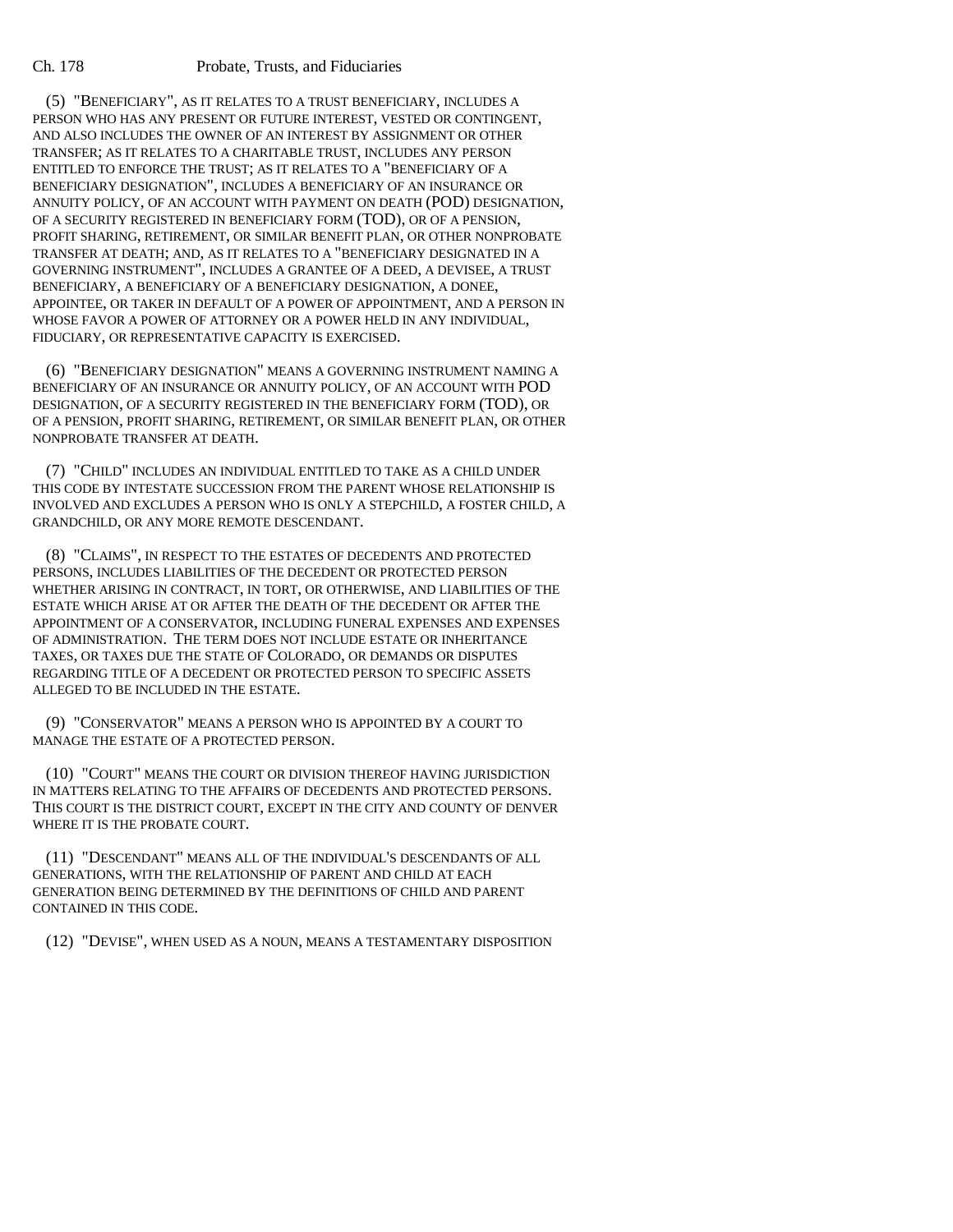(5) "BENEFICIARY", AS IT RELATES TO A TRUST BENEFICIARY, INCLUDES A PERSON WHO HAS ANY PRESENT OR FUTURE INTEREST, VESTED OR CONTINGENT, AND ALSO INCLUDES THE OWNER OF AN INTEREST BY ASSIGNMENT OR OTHER TRANSFER; AS IT RELATES TO A CHARITABLE TRUST, INCLUDES ANY PERSON ENTITLED TO ENFORCE THE TRUST; AS IT RELATES TO A "BENEFICIARY OF A BENEFICIARY DESIGNATION", INCLUDES A BENEFICIARY OF AN INSURANCE OR ANNUITY POLICY, OF AN ACCOUNT WITH PAYMENT ON DEATH (POD) DESIGNATION, OF A SECURITY REGISTERED IN BENEFICIARY FORM (TOD), OR OF A PENSION, PROFIT SHARING, RETIREMENT, OR SIMILAR BENEFIT PLAN, OR OTHER NONPROBATE TRANSFER AT DEATH; AND, AS IT RELATES TO A "BENEFICIARY DESIGNATED IN A GOVERNING INSTRUMENT", INCLUDES A GRANTEE OF A DEED, A DEVISEE, A TRUST BENEFICIARY, A BENEFICIARY OF A BENEFICIARY DESIGNATION, A DONEE, APPOINTEE, OR TAKER IN DEFAULT OF A POWER OF APPOINTMENT, AND A PERSON IN WHOSE FAVOR A POWER OF ATTORNEY OR A POWER HELD IN ANY INDIVIDUAL, FIDUCIARY, OR REPRESENTATIVE CAPACITY IS EXERCISED.

(6) "BENEFICIARY DESIGNATION" MEANS A GOVERNING INSTRUMENT NAMING A BENEFICIARY OF AN INSURANCE OR ANNUITY POLICY, OF AN ACCOUNT WITH POD DESIGNATION, OF A SECURITY REGISTERED IN THE BENEFICIARY FORM (TOD), OR OF A PENSION, PROFIT SHARING, RETIREMENT, OR SIMILAR BENEFIT PLAN, OR OTHER NONPROBATE TRANSFER AT DEATH.

(7) "CHILD" INCLUDES AN INDIVIDUAL ENTITLED TO TAKE AS A CHILD UNDER THIS CODE BY INTESTATE SUCCESSION FROM THE PARENT WHOSE RELATIONSHIP IS INVOLVED AND EXCLUDES A PERSON WHO IS ONLY A STEPCHILD, A FOSTER CHILD, A GRANDCHILD, OR ANY MORE REMOTE DESCENDANT.

(8) "CLAIMS", IN RESPECT TO THE ESTATES OF DECEDENTS AND PROTECTED PERSONS, INCLUDES LIABILITIES OF THE DECEDENT OR PROTECTED PERSON WHETHER ARISING IN CONTRACT, IN TORT, OR OTHERWISE, AND LIABILITIES OF THE ESTATE WHICH ARISE AT OR AFTER THE DEATH OF THE DECEDENT OR AFTER THE APPOINTMENT OF A CONSERVATOR, INCLUDING FUNERAL EXPENSES AND EXPENSES OF ADMINISTRATION. THE TERM DOES NOT INCLUDE ESTATE OR INHERITANCE TAXES, OR TAXES DUE THE STATE OF COLORADO, OR DEMANDS OR DISPUTES REGARDING TITLE OF A DECEDENT OR PROTECTED PERSON TO SPECIFIC ASSETS ALLEGED TO BE INCLUDED IN THE ESTATE.

(9) "CONSERVATOR" MEANS A PERSON WHO IS APPOINTED BY A COURT TO MANAGE THE ESTATE OF A PROTECTED PERSON.

(10) "COURT" MEANS THE COURT OR DIVISION THEREOF HAVING JURISDICTION IN MATTERS RELATING TO THE AFFAIRS OF DECEDENTS AND PROTECTED PERSONS. THIS COURT IS THE DISTRICT COURT, EXCEPT IN THE CITY AND COUNTY OF DENVER WHERE IT IS THE PROBATE COURT.

(11) "DESCENDANT" MEANS ALL OF THE INDIVIDUAL'S DESCENDANTS OF ALL GENERATIONS, WITH THE RELATIONSHIP OF PARENT AND CHILD AT EACH GENERATION BEING DETERMINED BY THE DEFINITIONS OF CHILD AND PARENT CONTAINED IN THIS CODE.

(12) "DEVISE", WHEN USED AS A NOUN, MEANS A TESTAMENTARY DISPOSITION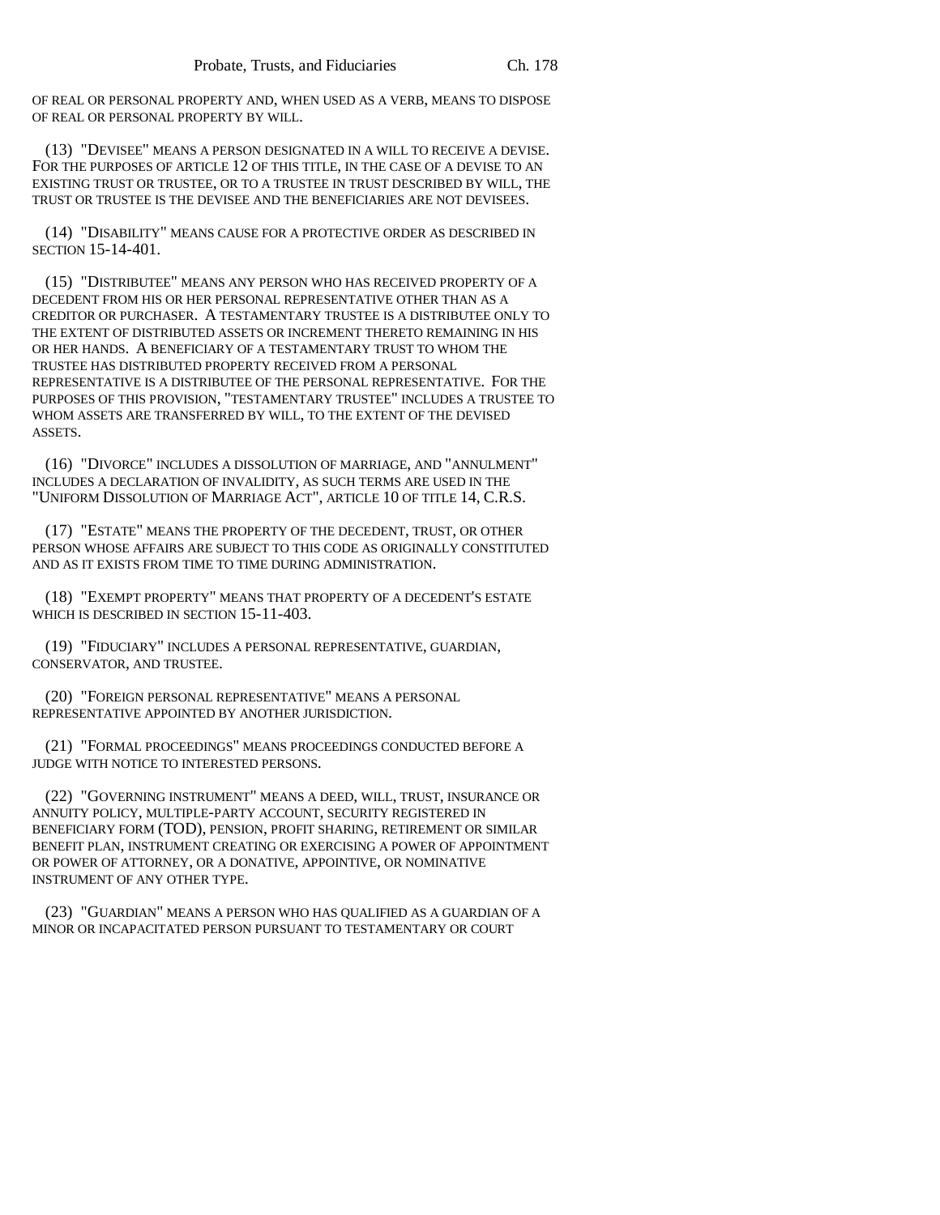OF REAL OR PERSONAL PROPERTY AND, WHEN USED AS A VERB, MEANS TO DISPOSE OF REAL OR PERSONAL PROPERTY BY WILL.

(13) "DEVISEE" MEANS A PERSON DESIGNATED IN A WILL TO RECEIVE A DEVISE. FOR THE PURPOSES OF ARTICLE 12 OF THIS TITLE, IN THE CASE OF A DEVISE TO AN EXISTING TRUST OR TRUSTEE, OR TO A TRUSTEE IN TRUST DESCRIBED BY WILL, THE TRUST OR TRUSTEE IS THE DEVISEE AND THE BENEFICIARIES ARE NOT DEVISEES.

(14) "DISABILITY" MEANS CAUSE FOR A PROTECTIVE ORDER AS DESCRIBED IN SECTION 15-14-401.

(15) "DISTRIBUTEE" MEANS ANY PERSON WHO HAS RECEIVED PROPERTY OF A DECEDENT FROM HIS OR HER PERSONAL REPRESENTATIVE OTHER THAN AS A CREDITOR OR PURCHASER. A TESTAMENTARY TRUSTEE IS A DISTRIBUTEE ONLY TO THE EXTENT OF DISTRIBUTED ASSETS OR INCREMENT THERETO REMAINING IN HIS OR HER HANDS. A BENEFICIARY OF A TESTAMENTARY TRUST TO WHOM THE TRUSTEE HAS DISTRIBUTED PROPERTY RECEIVED FROM A PERSONAL REPRESENTATIVE IS A DISTRIBUTEE OF THE PERSONAL REPRESENTATIVE. FOR THE PURPOSES OF THIS PROVISION, "TESTAMENTARY TRUSTEE" INCLUDES A TRUSTEE TO WHOM ASSETS ARE TRANSFERRED BY WILL, TO THE EXTENT OF THE DEVISED ASSETS.

(16) "DIVORCE" INCLUDES A DISSOLUTION OF MARRIAGE, AND "ANNULMENT" INCLUDES A DECLARATION OF INVALIDITY, AS SUCH TERMS ARE USED IN THE "UNIFORM DISSOLUTION OF MARRIAGE ACT", ARTICLE 10 OF TITLE 14, C.R.S.

(17) "ESTATE" MEANS THE PROPERTY OF THE DECEDENT, TRUST, OR OTHER PERSON WHOSE AFFAIRS ARE SUBJECT TO THIS CODE AS ORIGINALLY CONSTITUTED AND AS IT EXISTS FROM TIME TO TIME DURING ADMINISTRATION.

(18) "EXEMPT PROPERTY" MEANS THAT PROPERTY OF A DECEDENT'S ESTATE WHICH IS DESCRIBED IN SECTION 15-11-403.

(19) "FIDUCIARY" INCLUDES A PERSONAL REPRESENTATIVE, GUARDIAN, CONSERVATOR, AND TRUSTEE.

(20) "FOREIGN PERSONAL REPRESENTATIVE" MEANS A PERSONAL REPRESENTATIVE APPOINTED BY ANOTHER JURISDICTION.

(21) "FORMAL PROCEEDINGS" MEANS PROCEEDINGS CONDUCTED BEFORE A JUDGE WITH NOTICE TO INTERESTED PERSONS.

(22) "GOVERNING INSTRUMENT" MEANS A DEED, WILL, TRUST, INSURANCE OR ANNUITY POLICY, MULTIPLE-PARTY ACCOUNT, SECURITY REGISTERED IN BENEFICIARY FORM (TOD), PENSION, PROFIT SHARING, RETIREMENT OR SIMILAR BENEFIT PLAN, INSTRUMENT CREATING OR EXERCISING A POWER OF APPOINTMENT OR POWER OF ATTORNEY, OR A DONATIVE, APPOINTIVE, OR NOMINATIVE INSTRUMENT OF ANY OTHER TYPE.

(23) "GUARDIAN" MEANS A PERSON WHO HAS QUALIFIED AS A GUARDIAN OF A MINOR OR INCAPACITATED PERSON PURSUANT TO TESTAMENTARY OR COURT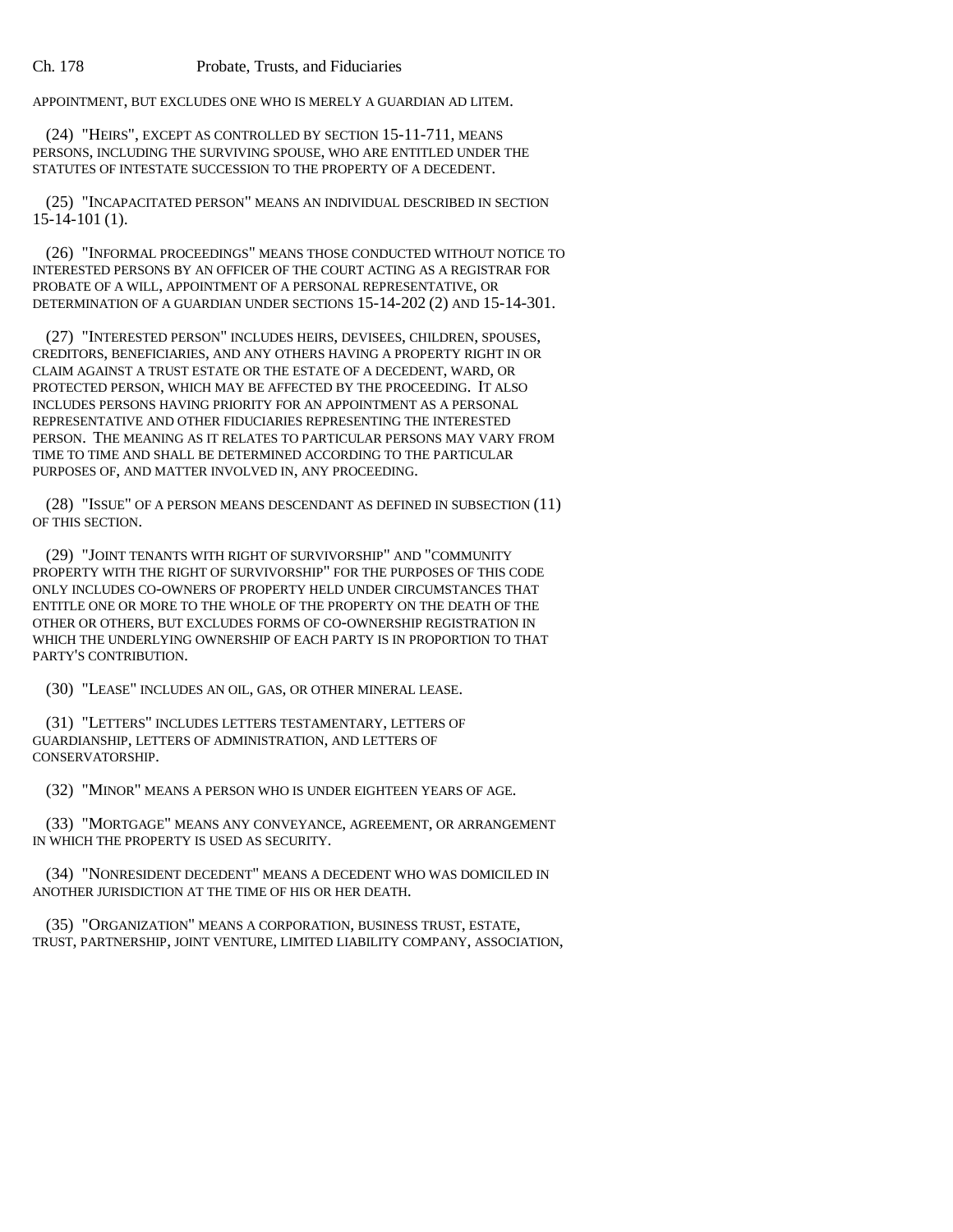APPOINTMENT, BUT EXCLUDES ONE WHO IS MERELY A GUARDIAN AD LITEM.

(24) "HEIRS", EXCEPT AS CONTROLLED BY SECTION 15-11-711, MEANS PERSONS, INCLUDING THE SURVIVING SPOUSE, WHO ARE ENTITLED UNDER THE STATUTES OF INTESTATE SUCCESSION TO THE PROPERTY OF A DECEDENT.

(25) "INCAPACITATED PERSON" MEANS AN INDIVIDUAL DESCRIBED IN SECTION 15-14-101 (1).

(26) "INFORMAL PROCEEDINGS" MEANS THOSE CONDUCTED WITHOUT NOTICE TO INTERESTED PERSONS BY AN OFFICER OF THE COURT ACTING AS A REGISTRAR FOR PROBATE OF A WILL, APPOINTMENT OF A PERSONAL REPRESENTATIVE, OR DETERMINATION OF A GUARDIAN UNDER SECTIONS 15-14-202 (2) AND 15-14-301.

(27) "INTERESTED PERSON" INCLUDES HEIRS, DEVISEES, CHILDREN, SPOUSES, CREDITORS, BENEFICIARIES, AND ANY OTHERS HAVING A PROPERTY RIGHT IN OR CLAIM AGAINST A TRUST ESTATE OR THE ESTATE OF A DECEDENT, WARD, OR PROTECTED PERSON, WHICH MAY BE AFFECTED BY THE PROCEEDING. IT ALSO INCLUDES PERSONS HAVING PRIORITY FOR AN APPOINTMENT AS A PERSONAL REPRESENTATIVE AND OTHER FIDUCIARIES REPRESENTING THE INTERESTED PERSON. THE MEANING AS IT RELATES TO PARTICULAR PERSONS MAY VARY FROM TIME TO TIME AND SHALL BE DETERMINED ACCORDING TO THE PARTICULAR PURPOSES OF, AND MATTER INVOLVED IN, ANY PROCEEDING.

(28) "ISSUE" OF A PERSON MEANS DESCENDANT AS DEFINED IN SUBSECTION (11) OF THIS SECTION.

(29) "JOINT TENANTS WITH RIGHT OF SURVIVORSHIP" AND "COMMUNITY PROPERTY WITH THE RIGHT OF SURVIVORSHIP" FOR THE PURPOSES OF THIS CODE ONLY INCLUDES CO-OWNERS OF PROPERTY HELD UNDER CIRCUMSTANCES THAT ENTITLE ONE OR MORE TO THE WHOLE OF THE PROPERTY ON THE DEATH OF THE OTHER OR OTHERS, BUT EXCLUDES FORMS OF CO-OWNERSHIP REGISTRATION IN WHICH THE UNDERLYING OWNERSHIP OF EACH PARTY IS IN PROPORTION TO THAT PARTY'S CONTRIBUTION.

(30) "LEASE" INCLUDES AN OIL, GAS, OR OTHER MINERAL LEASE.

(31) "LETTERS" INCLUDES LETTERS TESTAMENTARY, LETTERS OF GUARDIANSHIP, LETTERS OF ADMINISTRATION, AND LETTERS OF CONSERVATORSHIP.

(32) "MINOR" MEANS A PERSON WHO IS UNDER EIGHTEEN YEARS OF AGE.

(33) "MORTGAGE" MEANS ANY CONVEYANCE, AGREEMENT, OR ARRANGEMENT IN WHICH THE PROPERTY IS USED AS SECURITY.

(34) "NONRESIDENT DECEDENT" MEANS A DECEDENT WHO WAS DOMICILED IN ANOTHER JURISDICTION AT THE TIME OF HIS OR HER DEATH.

(35) "ORGANIZATION" MEANS A CORPORATION, BUSINESS TRUST, ESTATE, TRUST, PARTNERSHIP, JOINT VENTURE, LIMITED LIABILITY COMPANY, ASSOCIATION,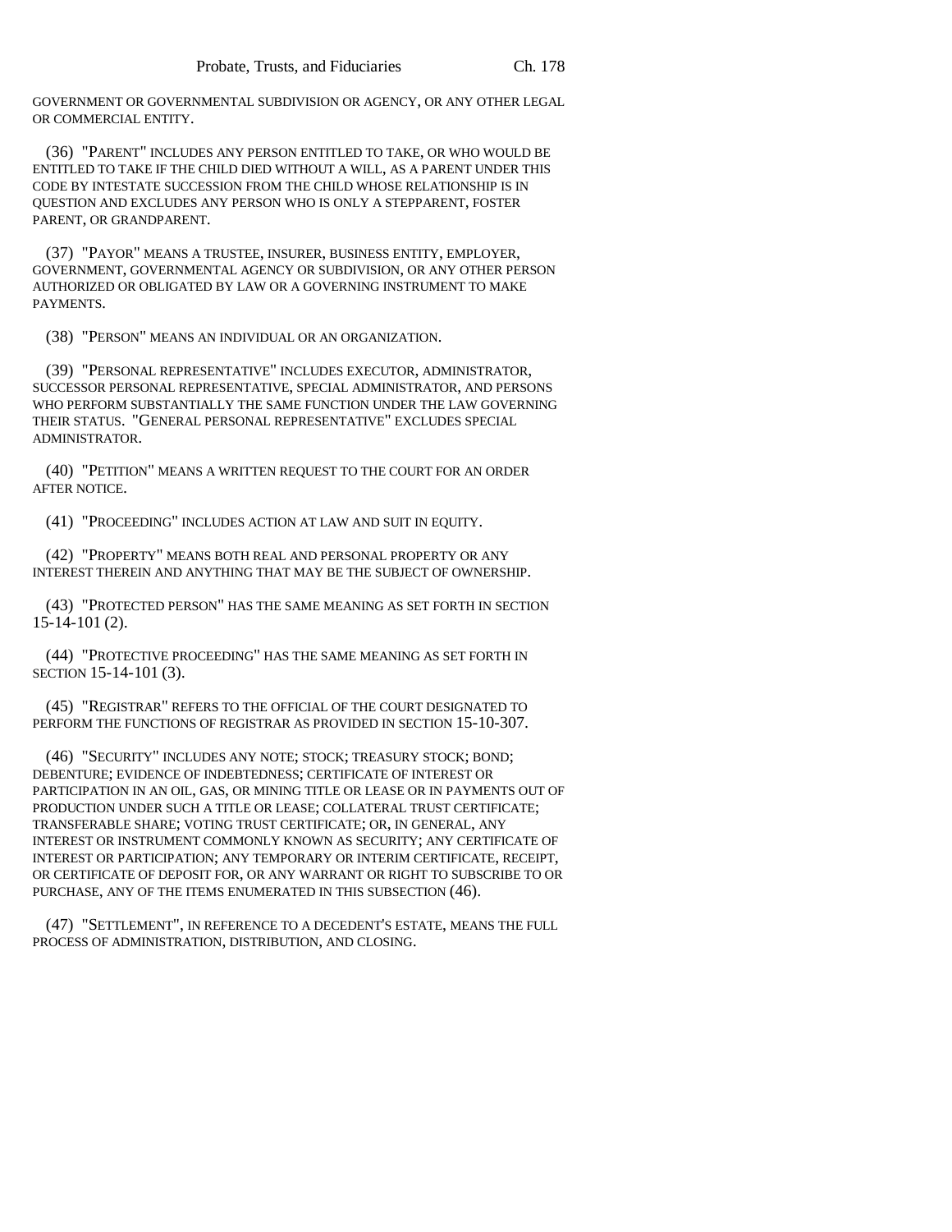GOVERNMENT OR GOVERNMENTAL SUBDIVISION OR AGENCY, OR ANY OTHER LEGAL OR COMMERCIAL ENTITY.

(36) "PARENT" INCLUDES ANY PERSON ENTITLED TO TAKE, OR WHO WOULD BE ENTITLED TO TAKE IF THE CHILD DIED WITHOUT A WILL, AS A PARENT UNDER THIS CODE BY INTESTATE SUCCESSION FROM THE CHILD WHOSE RELATIONSHIP IS IN QUESTION AND EXCLUDES ANY PERSON WHO IS ONLY A STEPPARENT, FOSTER PARENT, OR GRANDPARENT.

(37) "PAYOR" MEANS A TRUSTEE, INSURER, BUSINESS ENTITY, EMPLOYER, GOVERNMENT, GOVERNMENTAL AGENCY OR SUBDIVISION, OR ANY OTHER PERSON AUTHORIZED OR OBLIGATED BY LAW OR A GOVERNING INSTRUMENT TO MAKE PAYMENTS.

(38) "PERSON" MEANS AN INDIVIDUAL OR AN ORGANIZATION.

(39) "PERSONAL REPRESENTATIVE" INCLUDES EXECUTOR, ADMINISTRATOR, SUCCESSOR PERSONAL REPRESENTATIVE, SPECIAL ADMINISTRATOR, AND PERSONS WHO PERFORM SUBSTANTIALLY THE SAME FUNCTION UNDER THE LAW GOVERNING THEIR STATUS. "GENERAL PERSONAL REPRESENTATIVE" EXCLUDES SPECIAL ADMINISTRATOR.

(40) "PETITION" MEANS A WRITTEN REQUEST TO THE COURT FOR AN ORDER AFTER NOTICE.

(41) "PROCEEDING" INCLUDES ACTION AT LAW AND SUIT IN EQUITY.

(42) "PROPERTY" MEANS BOTH REAL AND PERSONAL PROPERTY OR ANY INTEREST THEREIN AND ANYTHING THAT MAY BE THE SUBJECT OF OWNERSHIP.

(43) "PROTECTED PERSON" HAS THE SAME MEANING AS SET FORTH IN SECTION 15-14-101 (2).

(44) "PROTECTIVE PROCEEDING" HAS THE SAME MEANING AS SET FORTH IN SECTION 15-14-101 (3).

(45) "REGISTRAR" REFERS TO THE OFFICIAL OF THE COURT DESIGNATED TO PERFORM THE FUNCTIONS OF REGISTRAR AS PROVIDED IN SECTION 15-10-307.

(46) "SECURITY" INCLUDES ANY NOTE; STOCK; TREASURY STOCK; BOND; DEBENTURE; EVIDENCE OF INDEBTEDNESS; CERTIFICATE OF INTEREST OR PARTICIPATION IN AN OIL, GAS, OR MINING TITLE OR LEASE OR IN PAYMENTS OUT OF PRODUCTION UNDER SUCH A TITLE OR LEASE; COLLATERAL TRUST CERTIFICATE; TRANSFERABLE SHARE; VOTING TRUST CERTIFICATE; OR, IN GENERAL, ANY INTEREST OR INSTRUMENT COMMONLY KNOWN AS SECURITY; ANY CERTIFICATE OF INTEREST OR PARTICIPATION; ANY TEMPORARY OR INTERIM CERTIFICATE, RECEIPT, OR CERTIFICATE OF DEPOSIT FOR, OR ANY WARRANT OR RIGHT TO SUBSCRIBE TO OR PURCHASE, ANY OF THE ITEMS ENUMERATED IN THIS SUBSECTION (46).

(47) "SETTLEMENT", IN REFERENCE TO A DECEDENT'S ESTATE, MEANS THE FULL PROCESS OF ADMINISTRATION, DISTRIBUTION, AND CLOSING.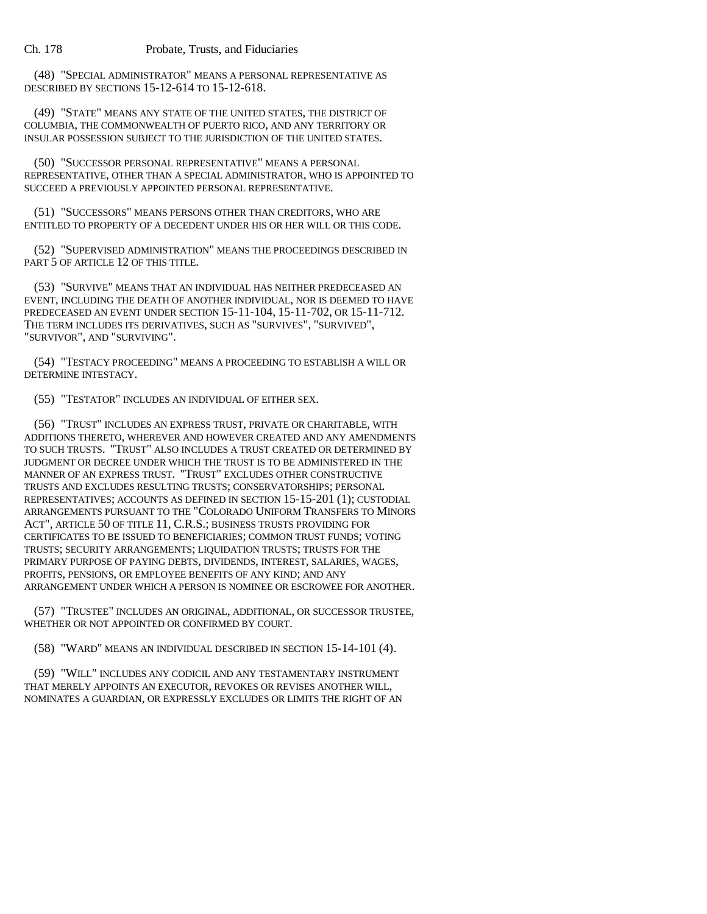(48) "SPECIAL ADMINISTRATOR" MEANS A PERSONAL REPRESENTATIVE AS DESCRIBED BY SECTIONS 15-12-614 TO 15-12-618.

(49) "STATE" MEANS ANY STATE OF THE UNITED STATES, THE DISTRICT OF COLUMBIA, THE COMMONWEALTH OF PUERTO RICO, AND ANY TERRITORY OR INSULAR POSSESSION SUBJECT TO THE JURISDICTION OF THE UNITED STATES.

(50) "SUCCESSOR PERSONAL REPRESENTATIVE" MEANS A PERSONAL REPRESENTATIVE, OTHER THAN A SPECIAL ADMINISTRATOR, WHO IS APPOINTED TO SUCCEED A PREVIOUSLY APPOINTED PERSONAL REPRESENTATIVE.

(51) "SUCCESSORS" MEANS PERSONS OTHER THAN CREDITORS, WHO ARE ENTITLED TO PROPERTY OF A DECEDENT UNDER HIS OR HER WILL OR THIS CODE.

(52) "SUPERVISED ADMINISTRATION" MEANS THE PROCEEDINGS DESCRIBED IN PART 5 OF ARTICLE 12 OF THIS TITLE.

(53) "SURVIVE" MEANS THAT AN INDIVIDUAL HAS NEITHER PREDECEASED AN EVENT, INCLUDING THE DEATH OF ANOTHER INDIVIDUAL, NOR IS DEEMED TO HAVE PREDECEASED AN EVENT UNDER SECTION 15-11-104, 15-11-702, OR 15-11-712. THE TERM INCLUDES ITS DERIVATIVES, SUCH AS "SURVIVES", "SURVIVED", "SURVIVOR", AND "SURVIVING".

(54) "TESTACY PROCEEDING" MEANS A PROCEEDING TO ESTABLISH A WILL OR DETERMINE INTESTACY.

(55) "TESTATOR" INCLUDES AN INDIVIDUAL OF EITHER SEX.

(56) "TRUST" INCLUDES AN EXPRESS TRUST, PRIVATE OR CHARITABLE, WITH ADDITIONS THERETO, WHEREVER AND HOWEVER CREATED AND ANY AMENDMENTS TO SUCH TRUSTS. "TRUST" ALSO INCLUDES A TRUST CREATED OR DETERMINED BY JUDGMENT OR DECREE UNDER WHICH THE TRUST IS TO BE ADMINISTERED IN THE MANNER OF AN EXPRESS TRUST. "TRUST" EXCLUDES OTHER CONSTRUCTIVE TRUSTS AND EXCLUDES RESULTING TRUSTS; CONSERVATORSHIPS; PERSONAL REPRESENTATIVES; ACCOUNTS AS DEFINED IN SECTION 15-15-201 (1); CUSTODIAL ARRANGEMENTS PURSUANT TO THE "COLORADO UNIFORM TRANSFERS TO MINORS ACT", ARTICLE 50 OF TITLE 11, C.R.S.; BUSINESS TRUSTS PROVIDING FOR CERTIFICATES TO BE ISSUED TO BENEFICIARIES; COMMON TRUST FUNDS; VOTING TRUSTS; SECURITY ARRANGEMENTS; LIQUIDATION TRUSTS; TRUSTS FOR THE PRIMARY PURPOSE OF PAYING DEBTS, DIVIDENDS, INTEREST, SALARIES, WAGES, PROFITS, PENSIONS, OR EMPLOYEE BENEFITS OF ANY KIND; AND ANY ARRANGEMENT UNDER WHICH A PERSON IS NOMINEE OR ESCROWEE FOR ANOTHER.

(57) "TRUSTEE" INCLUDES AN ORIGINAL, ADDITIONAL, OR SUCCESSOR TRUSTEE, WHETHER OR NOT APPOINTED OR CONFIRMED BY COURT.

(58) "WARD" MEANS AN INDIVIDUAL DESCRIBED IN SECTION 15-14-101 (4).

(59) "WILL" INCLUDES ANY CODICIL AND ANY TESTAMENTARY INSTRUMENT THAT MERELY APPOINTS AN EXECUTOR, REVOKES OR REVISES ANOTHER WILL, NOMINATES A GUARDIAN, OR EXPRESSLY EXCLUDES OR LIMITS THE RIGHT OF AN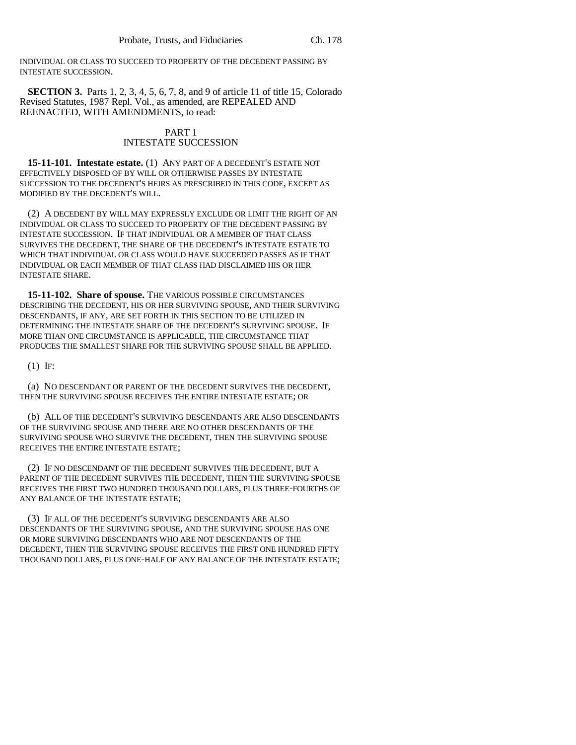INDIVIDUAL OR CLASS TO SUCCEED TO PROPERTY OF THE DECEDENT PASSING BY INTESTATE SUCCESSION.

**SECTION 3.** Parts 1, 2, 3, 4, 5, 6, 7, 8, and 9 of article 11 of title 15, Colorado Revised Statutes, 1987 Repl. Vol., as amended, are REPEALED AND REENACTED, WITH AMENDMENTS, to read:

PART 1
INTESTATE SUCCESSION

**15-11-101. Intestate estate.** (1) ANY PART OF A DECEDENT'S ESTATE NOT EFFECTIVELY DISPOSED OF BY WILL OR OTHERWISE PASSES BY INTESTATE SUCCESSION TO THE DECEDENT'S HEIRS AS PRESCRIBED IN THIS CODE, EXCEPT AS MODIFIED BY THE DECEDENT'S WILL.

(2) A DECEDENT BY WILL MAY EXPRESSLY EXCLUDE OR LIMIT THE RIGHT OF AN INDIVIDUAL OR CLASS TO SUCCEED TO PROPERTY OF THE DECEDENT PASSING BY INTESTATE SUCCESSION. IF THAT INDIVIDUAL OR A MEMBER OF THAT CLASS SURVIVES THE DECEDENT, THE SHARE OF THE DECEDENT'S INTESTATE ESTATE TO WHICH THAT INDIVIDUAL OR CLASS WOULD HAVE SUCCEEDED PASSES AS IF THAT INDIVIDUAL OR EACH MEMBER OF THAT CLASS HAD DISCLAIMED HIS OR HER INTESTATE SHARE.

**15-11-102. Share of spouse.** THE VARIOUS POSSIBLE CIRCUMSTANCES DESCRIBING THE DECEDENT, HIS OR HER SURVIVING SPOUSE, AND THEIR SURVIVING DESCENDANTS, IF ANY, ARE SET FORTH IN THIS SECTION TO BE UTILIZED IN DETERMINING THE INTESTATE SHARE OF THE DECEDENT'S SURVIVING SPOUSE. IF MORE THAN ONE CIRCUMSTANCE IS APPLICABLE, THE CIRCUMSTANCE THAT PRODUCES THE SMALLEST SHARE FOR THE SURVIVING SPOUSE SHALL BE APPLIED.

(1) IF:

(a) NO DESCENDANT OR PARENT OF THE DECEDENT SURVIVES THE DECEDENT, THEN THE SURVIVING SPOUSE RECEIVES THE ENTIRE INTESTATE ESTATE; OR

(b) ALL OF THE DECEDENT'S SURVIVING DESCENDANTS ARE ALSO DESCENDANTS OF THE SURVIVING SPOUSE AND THERE ARE NO OTHER DESCENDANTS OF THE SURVIVING SPOUSE WHO SURVIVE THE DECEDENT, THEN THE SURVIVING SPOUSE RECEIVES THE ENTIRE INTESTATE ESTATE;

(2) IF NO DESCENDANT OF THE DECEDENT SURVIVES THE DECEDENT, BUT A PARENT OF THE DECEDENT SURVIVES THE DECEDENT, THEN THE SURVIVING SPOUSE RECEIVES THE FIRST TWO HUNDRED THOUSAND DOLLARS, PLUS THREE-FOURTHS OF ANY BALANCE OF THE INTESTATE ESTATE;

(3) IF ALL OF THE DECEDENT'S SURVIVING DESCENDANTS ARE ALSO DESCENDANTS OF THE SURVIVING SPOUSE, AND THE SURVIVING SPOUSE HAS ONE OR MORE SURVIVING DESCENDANTS WHO ARE NOT DESCENDANTS OF THE DECEDENT, THEN THE SURVIVING SPOUSE RECEIVES THE FIRST ONE HUNDRED FIFTY THOUSAND DOLLARS, PLUS ONE-HALF OF ANY BALANCE OF THE INTESTATE ESTATE;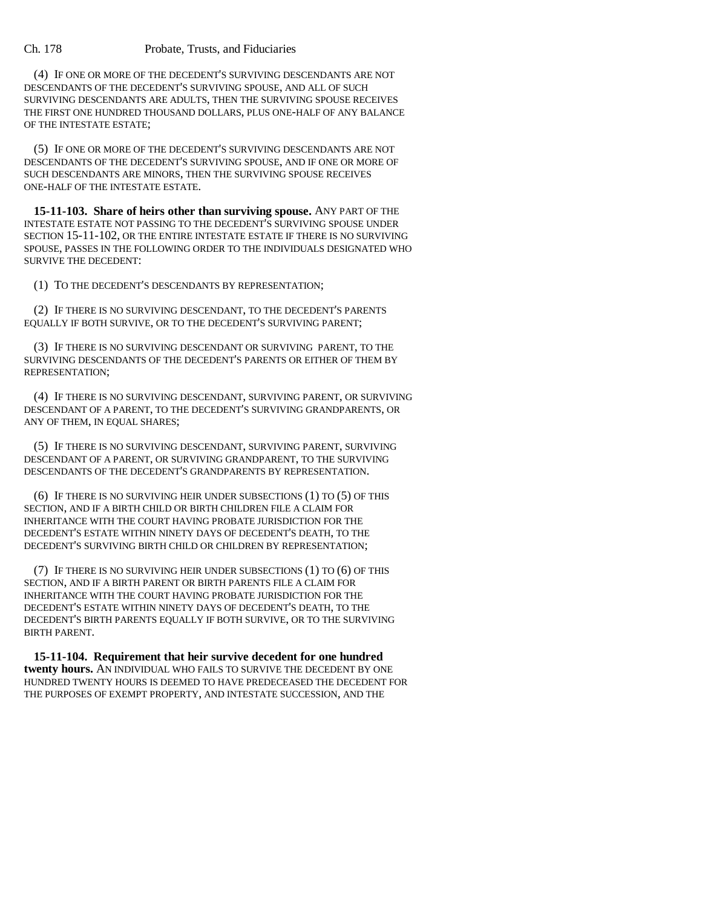(4) IF ONE OR MORE OF THE DECEDENT'S SURVIVING DESCENDANTS ARE NOT DESCENDANTS OF THE DECEDENT'S SURVIVING SPOUSE, AND ALL OF SUCH SURVIVING DESCENDANTS ARE ADULTS, THEN THE SURVIVING SPOUSE RECEIVES THE FIRST ONE HUNDRED THOUSAND DOLLARS, PLUS ONE-HALF OF ANY BALANCE OF THE INTESTATE ESTATE;

(5) IF ONE OR MORE OF THE DECEDENT'S SURVIVING DESCENDANTS ARE NOT DESCENDANTS OF THE DECEDENT'S SURVIVING SPOUSE, AND IF ONE OR MORE OF SUCH DESCENDANTS ARE MINORS, THEN THE SURVIVING SPOUSE RECEIVES ONE-HALF OF THE INTESTATE ESTATE.

**15-11-103. Share of heirs other than surviving spouse.** ANY PART OF THE INTESTATE ESTATE NOT PASSING TO THE DECEDENT'S SURVIVING SPOUSE UNDER SECTION 15-11-102, OR THE ENTIRE INTESTATE ESTATE IF THERE IS NO SURVIVING SPOUSE, PASSES IN THE FOLLOWING ORDER TO THE INDIVIDUALS DESIGNATED WHO SURVIVE THE DECEDENT:

(1) TO THE DECEDENT'S DESCENDANTS BY REPRESENTATION;

(2) IF THERE IS NO SURVIVING DESCENDANT, TO THE DECEDENT'S PARENTS EQUALLY IF BOTH SURVIVE, OR TO THE DECEDENT'S SURVIVING PARENT;

(3) IF THERE IS NO SURVIVING DESCENDANT OR SURVIVING PARENT, TO THE SURVIVING DESCENDANTS OF THE DECEDENT'S PARENTS OR EITHER OF THEM BY REPRESENTATION;

(4) IF THERE IS NO SURVIVING DESCENDANT, SURVIVING PARENT, OR SURVIVING DESCENDANT OF A PARENT, TO THE DECEDENT'S SURVIVING GRANDPARENTS, OR ANY OF THEM, IN EQUAL SHARES;

(5) IF THERE IS NO SURVIVING DESCENDANT, SURVIVING PARENT, SURVIVING DESCENDANT OF A PARENT, OR SURVIVING GRANDPARENT, TO THE SURVIVING DESCENDANTS OF THE DECEDENT'S GRANDPARENTS BY REPRESENTATION.

(6) IF THERE IS NO SURVIVING HEIR UNDER SUBSECTIONS (1) TO (5) OF THIS SECTION, AND IF A BIRTH CHILD OR BIRTH CHILDREN FILE A CLAIM FOR INHERITANCE WITH THE COURT HAVING PROBATE JURISDICTION FOR THE DECEDENT'S ESTATE WITHIN NINETY DAYS OF DECEDENT'S DEATH, TO THE DECEDENT'S SURVIVING BIRTH CHILD OR CHILDREN BY REPRESENTATION;

(7) IF THERE IS NO SURVIVING HEIR UNDER SUBSECTIONS (1) TO (6) OF THIS SECTION, AND IF A BIRTH PARENT OR BIRTH PARENTS FILE A CLAIM FOR INHERITANCE WITH THE COURT HAVING PROBATE JURISDICTION FOR THE DECEDENT'S ESTATE WITHIN NINETY DAYS OF DECEDENT'S DEATH, TO THE DECEDENT'S BIRTH PARENTS EQUALLY IF BOTH SURVIVE, OR TO THE SURVIVING BIRTH PARENT.

**15-11-104. Requirement that heir survive decedent for one hundred twenty hours.** AN INDIVIDUAL WHO FAILS TO SURVIVE THE DECEDENT BY ONE HUNDRED TWENTY HOURS IS DEEMED TO HAVE PREDECEASED THE DECEDENT FOR THE PURPOSES OF EXEMPT PROPERTY, AND INTESTATE SUCCESSION, AND THE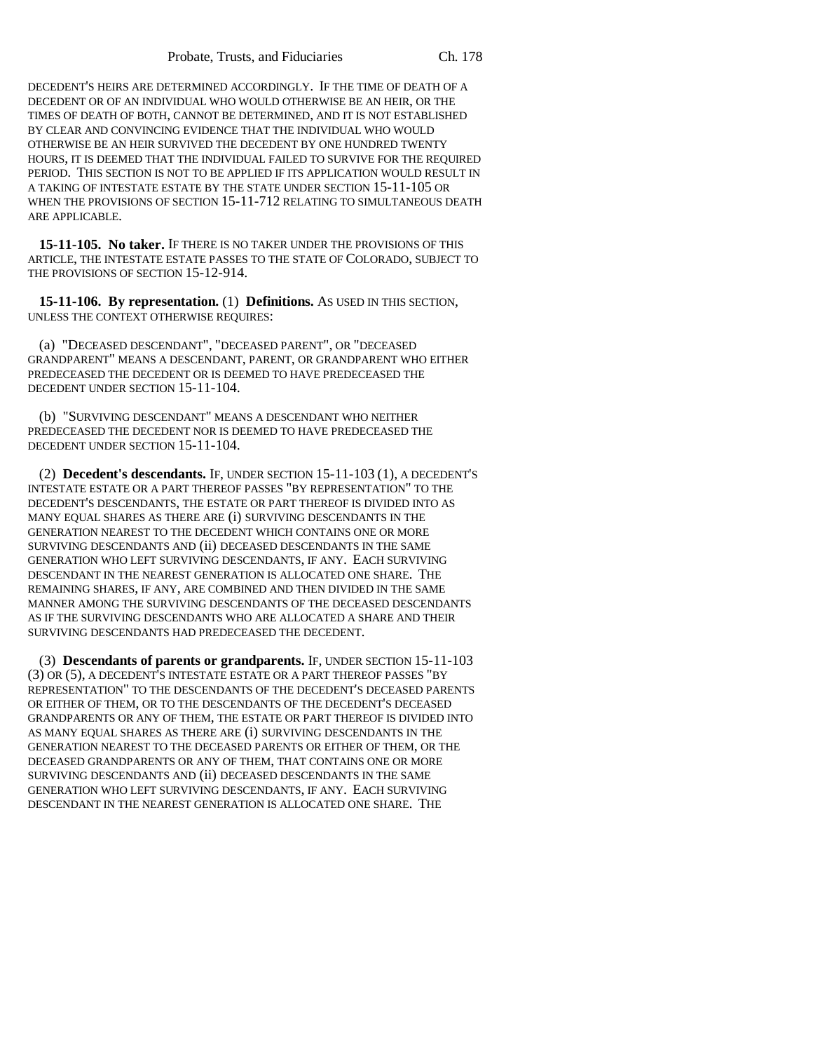DECEDENT'S HEIRS ARE DETERMINED ACCORDINGLY. IF THE TIME OF DEATH OF A DECEDENT OR OF AN INDIVIDUAL WHO WOULD OTHERWISE BE AN HEIR, OR THE TIMES OF DEATH OF BOTH, CANNOT BE DETERMINED, AND IT IS NOT ESTABLISHED BY CLEAR AND CONVINCING EVIDENCE THAT THE INDIVIDUAL WHO WOULD OTHERWISE BE AN HEIR SURVIVED THE DECEDENT BY ONE HUNDRED TWENTY HOURS, IT IS DEEMED THAT THE INDIVIDUAL FAILED TO SURVIVE FOR THE REQUIRED PERIOD. THIS SECTION IS NOT TO BE APPLIED IF ITS APPLICATION WOULD RESULT IN A TAKING OF INTESTATE ESTATE BY THE STATE UNDER SECTION 15-11-105 OR WHEN THE PROVISIONS OF SECTION 15-11-712 RELATING TO SIMULTANEOUS DEATH ARE APPLICABLE.

**15-11-105. No taker.** IF THERE IS NO TAKER UNDER THE PROVISIONS OF THIS ARTICLE, THE INTESTATE ESTATE PASSES TO THE STATE OF COLORADO, SUBJECT TO THE PROVISIONS OF SECTION 15-12-914.

**15-11-106. By representation.** (1) **Definitions.** AS USED IN THIS SECTION, UNLESS THE CONTEXT OTHERWISE REQUIRES:

(a) "DECEASED DESCENDANT", "DECEASED PARENT", OR "DECEASED GRANDPARENT" MEANS A DESCENDANT, PARENT, OR GRANDPARENT WHO EITHER PREDECEASED THE DECEDENT OR IS DEEMED TO HAVE PREDECEASED THE DECEDENT UNDER SECTION 15-11-104.

(b) "SURVIVING DESCENDANT" MEANS A DESCENDANT WHO NEITHER PREDECEASED THE DECEDENT NOR IS DEEMED TO HAVE PREDECEASED THE DECEDENT UNDER SECTION 15-11-104.

(2) **Decedent's descendants.** IF, UNDER SECTION 15-11-103 (1), A DECEDENT'S INTESTATE ESTATE OR A PART THEREOF PASSES "BY REPRESENTATION" TO THE DECEDENT'S DESCENDANTS, THE ESTATE OR PART THEREOF IS DIVIDED INTO AS MANY EQUAL SHARES AS THERE ARE (I) SURVIVING DESCENDANTS IN THE GENERATION NEAREST TO THE DECEDENT WHICH CONTAINS ONE OR MORE SURVIVING DESCENDANTS AND (II) DECEASED DESCENDANTS IN THE SAME GENERATION WHO LEFT SURVIVING DESCENDANTS, IF ANY. EACH SURVIVING DESCENDANT IN THE NEAREST GENERATION IS ALLOCATED ONE SHARE. THE REMAINING SHARES, IF ANY, ARE COMBINED AND THEN DIVIDED IN THE SAME MANNER AMONG THE SURVIVING DESCENDANTS OF THE DECEASED DESCENDANTS AS IF THE SURVIVING DESCENDANTS WHO ARE ALLOCATED A SHARE AND THEIR SURVIVING DESCENDANTS HAD PREDECEASED THE DECEDENT.

(3) **Descendants of parents or grandparents.** IF, UNDER SECTION 15-11-103 (3) OR (5), A DECEDENT'S INTESTATE ESTATE OR A PART THEREOF PASSES "BY REPRESENTATION" TO THE DESCENDANTS OF THE DECEDENT'S DECEASED PARENTS OR EITHER OF THEM, OR TO THE DESCENDANTS OF THE DECEDENT'S DECEASED GRANDPARENTS OR ANY OF THEM, THE ESTATE OR PART THEREOF IS DIVIDED INTO AS MANY EQUAL SHARES AS THERE ARE (I) SURVIVING DESCENDANTS IN THE GENERATION NEAREST TO THE DECEASED PARENTS OR EITHER OF THEM, OR THE DECEASED GRANDPARENTS OR ANY OF THEM, THAT CONTAINS ONE OR MORE SURVIVING DESCENDANTS AND (II) DECEASED DESCENDANTS IN THE SAME GENERATION WHO LEFT SURVIVING DESCENDANTS, IF ANY. EACH SURVIVING DESCENDANT IN THE NEAREST GENERATION IS ALLOCATED ONE SHARE. THE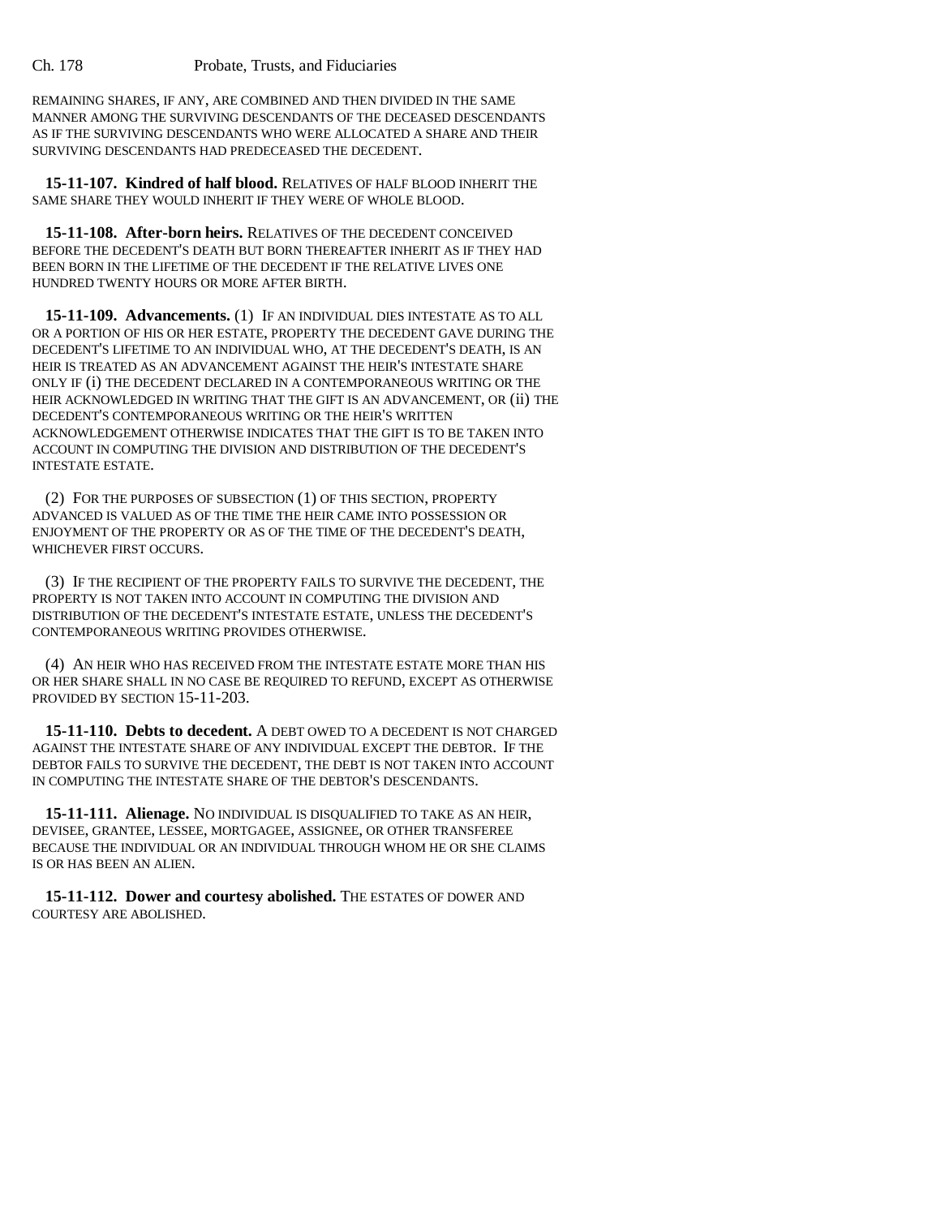REMAINING SHARES, IF ANY, ARE COMBINED AND THEN DIVIDED IN THE SAME MANNER AMONG THE SURVIVING DESCENDANTS OF THE DECEASED DESCENDANTS AS IF THE SURVIVING DESCENDANTS WHO WERE ALLOCATED A SHARE AND THEIR SURVIVING DESCENDANTS HAD PREDECEASED THE DECEDENT.

**15-11-107. Kindred of half blood.** RELATIVES OF HALF BLOOD INHERIT THE SAME SHARE THEY WOULD INHERIT IF THEY WERE OF WHOLE BLOOD.

**15-11-108. After-born heirs.** RELATIVES OF THE DECEDENT CONCEIVED BEFORE THE DECEDENT'S DEATH BUT BORN THEREAFTER INHERIT AS IF THEY HAD BEEN BORN IN THE LIFETIME OF THE DECEDENT IF THE RELATIVE LIVES ONE HUNDRED TWENTY HOURS OR MORE AFTER BIRTH.

**15-11-109. Advancements.** (1) IF AN INDIVIDUAL DIES INTESTATE AS TO ALL OR A PORTION OF HIS OR HER ESTATE, PROPERTY THE DECEDENT GAVE DURING THE DECEDENT'S LIFETIME TO AN INDIVIDUAL WHO, AT THE DECEDENT'S DEATH, IS AN HEIR IS TREATED AS AN ADVANCEMENT AGAINST THE HEIR'S INTESTATE SHARE ONLY IF (i) THE DECEDENT DECLARED IN A CONTEMPORANEOUS WRITING OR THE HEIR ACKNOWLEDGED IN WRITING THAT THE GIFT IS AN ADVANCEMENT, OR (ii) THE DECEDENT'S CONTEMPORANEOUS WRITING OR THE HEIR'S WRITTEN ACKNOWLEDGEMENT OTHERWISE INDICATES THAT THE GIFT IS TO BE TAKEN INTO ACCOUNT IN COMPUTING THE DIVISION AND DISTRIBUTION OF THE DECEDENT'S INTESTATE ESTATE.

(2) FOR THE PURPOSES OF SUBSECTION (1) OF THIS SECTION, PROPERTY ADVANCED IS VALUED AS OF THE TIME THE HEIR CAME INTO POSSESSION OR ENJOYMENT OF THE PROPERTY OR AS OF THE TIME OF THE DECEDENT'S DEATH, WHICHEVER FIRST OCCURS.

(3) IF THE RECIPIENT OF THE PROPERTY FAILS TO SURVIVE THE DECEDENT, THE PROPERTY IS NOT TAKEN INTO ACCOUNT IN COMPUTING THE DIVISION AND DISTRIBUTION OF THE DECEDENT'S INTESTATE ESTATE, UNLESS THE DECEDENT'S CONTEMPORANEOUS WRITING PROVIDES OTHERWISE.

(4) AN HEIR WHO HAS RECEIVED FROM THE INTESTATE ESTATE MORE THAN HIS OR HER SHARE SHALL IN NO CASE BE REQUIRED TO REFUND, EXCEPT AS OTHERWISE PROVIDED BY SECTION 15-11-203.

**15-11-110. Debts to decedent.** A DEBT OWED TO A DECEDENT IS NOT CHARGED AGAINST THE INTESTATE SHARE OF ANY INDIVIDUAL EXCEPT THE DEBTOR. IF THE DEBTOR FAILS TO SURVIVE THE DECEDENT, THE DEBT IS NOT TAKEN INTO ACCOUNT IN COMPUTING THE INTESTATE SHARE OF THE DEBTOR'S DESCENDANTS.

**15-11-111. Alienage.** NO INDIVIDUAL IS DISQUALIFIED TO TAKE AS AN HEIR, DEVISEE, GRANTEE, LESSEE, MORTGAGEE, ASSIGNEE, OR OTHER TRANSFEREE BECAUSE THE INDIVIDUAL OR AN INDIVIDUAL THROUGH WHOM HE OR SHE CLAIMS IS OR HAS BEEN AN ALIEN.

**15-11-112. Dower and courtesy abolished.** THE ESTATES OF DOWER AND COURTESY ARE ABOLISHED.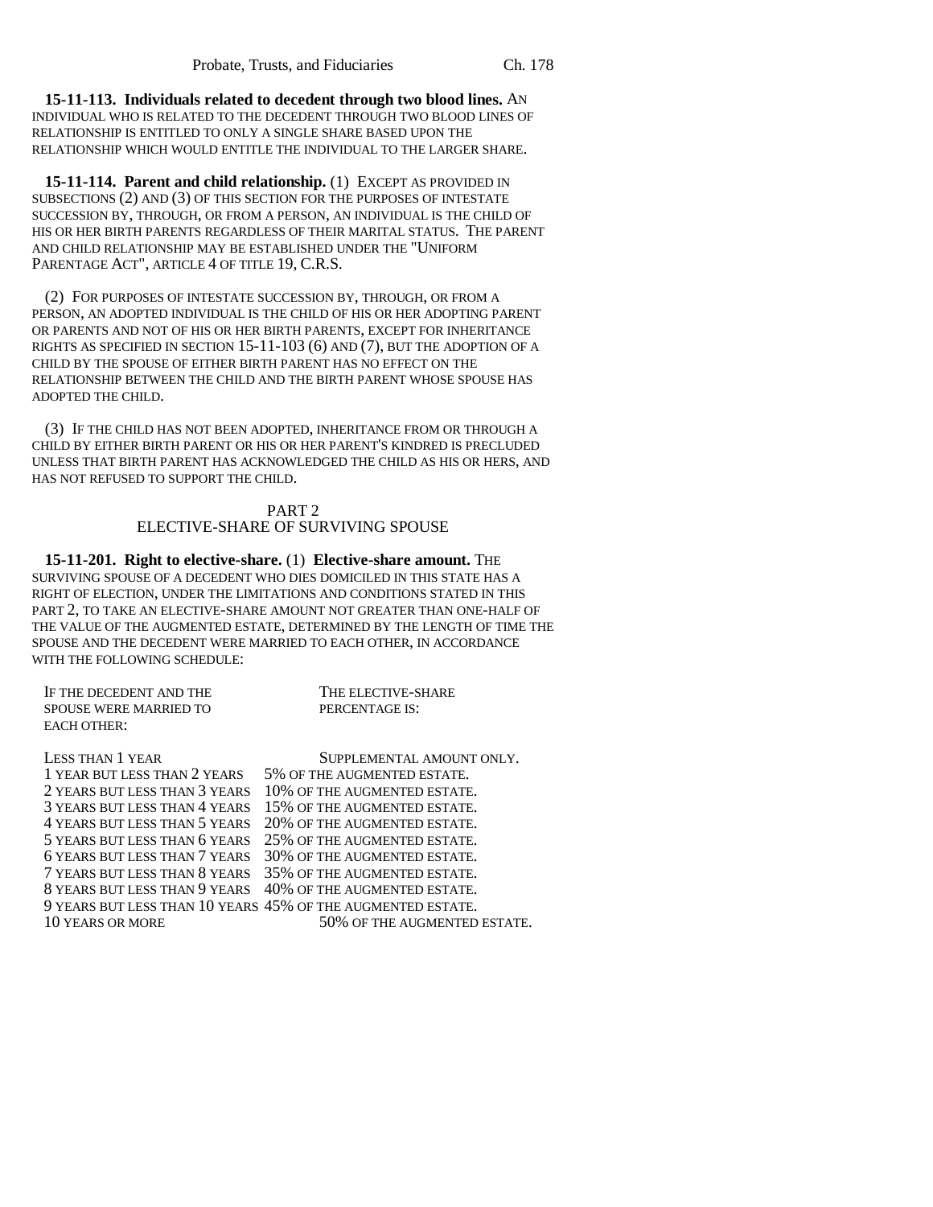**15-11-113. Individuals related to decedent through two blood lines.** AN INDIVIDUAL WHO IS RELATED TO THE DECEDENT THROUGH TWO BLOOD LINES OF RELATIONSHIP IS ENTITLED TO ONLY A SINGLE SHARE BASED UPON THE RELATIONSHIP WHICH WOULD ENTITLE THE INDIVIDUAL TO THE LARGER SHARE.

**15-11-114. Parent and child relationship.** (1) EXCEPT AS PROVIDED IN SUBSECTIONS (2) AND (3) OF THIS SECTION FOR THE PURPOSES OF INTESTATE SUCCESSION BY, THROUGH, OR FROM A PERSON, AN INDIVIDUAL IS THE CHILD OF HIS OR HER BIRTH PARENTS REGARDLESS OF THEIR MARITAL STATUS. THE PARENT AND CHILD RELATIONSHIP MAY BE ESTABLISHED UNDER THE "UNIFORM PARENTAGE ACT", ARTICLE 4 OF TITLE 19, C.R.S.

(2) FOR PURPOSES OF INTESTATE SUCCESSION BY, THROUGH, OR FROM A PERSON, AN ADOPTED INDIVIDUAL IS THE CHILD OF HIS OR HER ADOPTING PARENT OR PARENTS AND NOT OF HIS OR HER BIRTH PARENTS, EXCEPT FOR INHERITANCE RIGHTS AS SPECIFIED IN SECTION 15-11-103 (6) AND (7), BUT THE ADOPTION OF A CHILD BY THE SPOUSE OF EITHER BIRTH PARENT HAS NO EFFECT ON THE RELATIONSHIP BETWEEN THE CHILD AND THE BIRTH PARENT WHOSE SPOUSE HAS ADOPTED THE CHILD.

(3) IF THE CHILD HAS NOT BEEN ADOPTED, INHERITANCE FROM OR THROUGH A CHILD BY EITHER BIRTH PARENT OR HIS OR HER PARENT'S KINDRED IS PRECLUDED UNLESS THAT BIRTH PARENT HAS ACKNOWLEDGED THE CHILD AS HIS OR HERS, AND HAS NOT REFUSED TO SUPPORT THE CHILD.

## PART 2
## ELECTIVE-SHARE OF SURVIVING SPOUSE

**15-11-201. Right to elective-share.** (1) **Elective-share amount.** THE SURVIVING SPOUSE OF A DECEDENT WHO DIES DOMICILED IN THIS STATE HAS A RIGHT OF ELECTION, UNDER THE LIMITATIONS AND CONDITIONS STATED IN THIS PART 2, TO TAKE AN ELECTIVE-SHARE AMOUNT NOT GREATER THAN ONE-HALF OF THE VALUE OF THE AUGMENTED ESTATE, DETERMINED BY THE LENGTH OF TIME THE SPOUSE AND THE DECEDENT WERE MARRIED TO EACH OTHER, IN ACCORDANCE WITH THE FOLLOWING SCHEDULE:

| IF THE DECEDENT AND THE SPOUSE WERE MARRIED TO EACH OTHER: | THE ELECTIVE-SHARE PERCENTAGE IS: |
|---|---|
| LESS THAN 1 YEAR | SUPPLEMENTAL AMOUNT ONLY. |
| 1 YEAR BUT LESS THAN 2 YEARS | 5% OF THE AUGMENTED ESTATE. |
| 2 YEARS BUT LESS THAN 3 YEARS | 10% OF THE AUGMENTED ESTATE. |
| 3 YEARS BUT LESS THAN 4 YEARS | 15% OF THE AUGMENTED ESTATE. |
| 4 YEARS BUT LESS THAN 5 YEARS | 20% OF THE AUGMENTED ESTATE. |
| 5 YEARS BUT LESS THAN 6 YEARS | 25% OF THE AUGMENTED ESTATE. |
| 6 YEARS BUT LESS THAN 7 YEARS | 30% OF THE AUGMENTED ESTATE. |
| 7 YEARS BUT LESS THAN 8 YEARS | 35% OF THE AUGMENTED ESTATE. |
| 8 YEARS BUT LESS THAN 9 YEARS | 40% OF THE AUGMENTED ESTATE. |
| 9 YEARS BUT LESS THAN 10 YEARS | 45% OF THE AUGMENTED ESTATE. |
| 10 YEARS OR MORE | 50% OF THE AUGMENTED ESTATE. |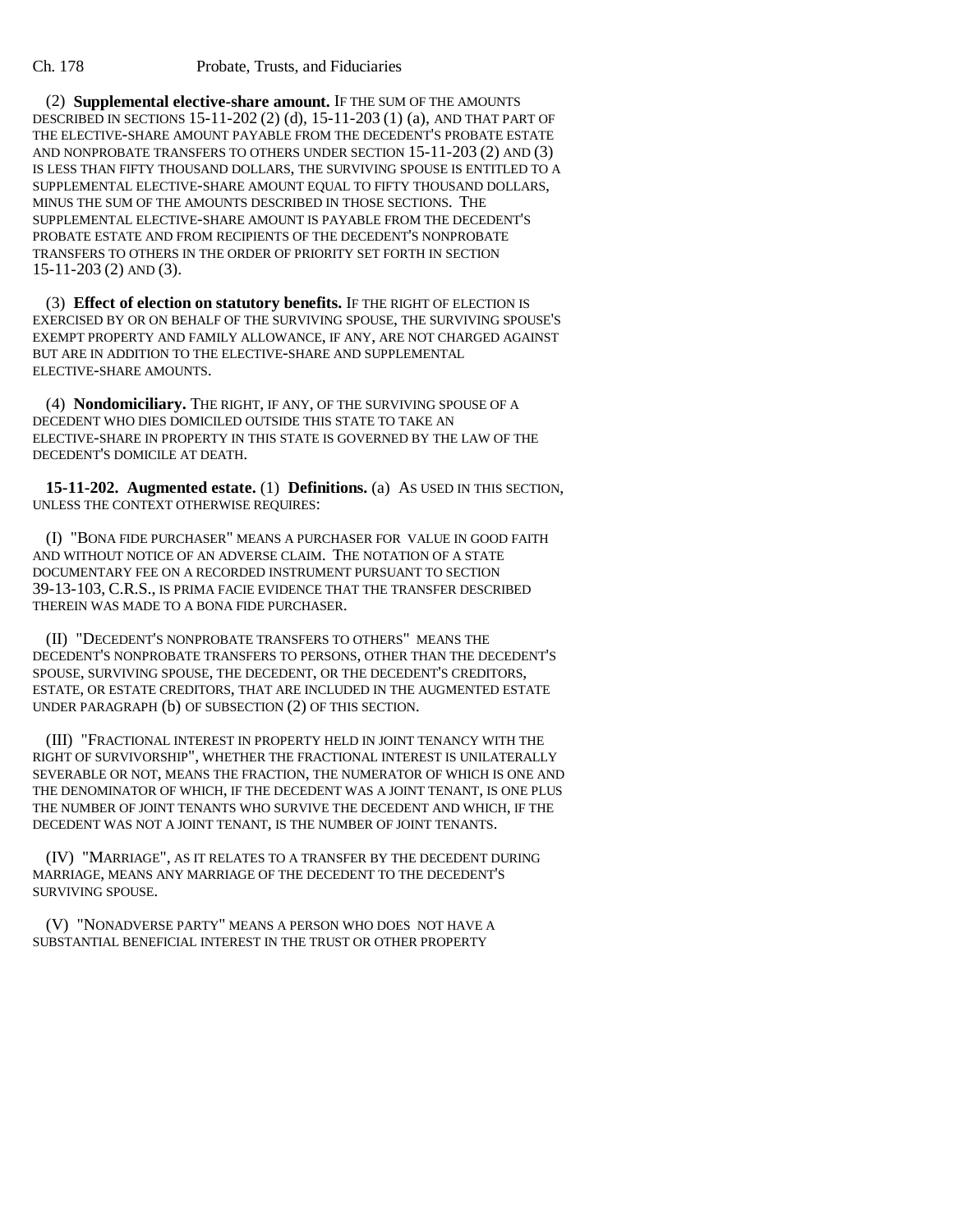(2) **Supplemental elective-share amount.** IF THE SUM OF THE AMOUNTS DESCRIBED IN SECTIONS 15-11-202 (2) (d), 15-11-203 (1) (a), AND THAT PART OF THE ELECTIVE-SHARE AMOUNT PAYABLE FROM THE DECEDENT'S PROBATE ESTATE AND NONPROBATE TRANSFERS TO OTHERS UNDER SECTION 15-11-203 (2) AND (3) IS LESS THAN FIFTY THOUSAND DOLLARS, THE SURVIVING SPOUSE IS ENTITLED TO A SUPPLEMENTAL ELECTIVE-SHARE AMOUNT EQUAL TO FIFTY THOUSAND DOLLARS, MINUS THE SUM OF THE AMOUNTS DESCRIBED IN THOSE SECTIONS. THE SUPPLEMENTAL ELECTIVE-SHARE AMOUNT IS PAYABLE FROM THE DECEDENT'S PROBATE ESTATE AND FROM RECIPIENTS OF THE DECEDENT'S NONPROBATE TRANSFERS TO OTHERS IN THE ORDER OF PRIORITY SET FORTH IN SECTION 15-11-203 (2) AND (3).

(3) **Effect of election on statutory benefits.** IF THE RIGHT OF ELECTION IS EXERCISED BY OR ON BEHALF OF THE SURVIVING SPOUSE, THE SURVIVING SPOUSE'S EXEMPT PROPERTY AND FAMILY ALLOWANCE, IF ANY, ARE NOT CHARGED AGAINST BUT ARE IN ADDITION TO THE ELECTIVE-SHARE AND SUPPLEMENTAL ELECTIVE-SHARE AMOUNTS.

(4) **Nondomiciliary.** THE RIGHT, IF ANY, OF THE SURVIVING SPOUSE OF A DECEDENT WHO DIES DOMICILED OUTSIDE THIS STATE TO TAKE AN ELECTIVE-SHARE IN PROPERTY IN THIS STATE IS GOVERNED BY THE LAW OF THE DECEDENT'S DOMICILE AT DEATH.

**15-11-202. Augmented estate.** (1) **Definitions.** (a) AS USED IN THIS SECTION, UNLESS THE CONTEXT OTHERWISE REQUIRES:

(I) "BONA FIDE PURCHASER" MEANS A PURCHASER FOR VALUE IN GOOD FAITH AND WITHOUT NOTICE OF AN ADVERSE CLAIM. THE NOTATION OF A STATE DOCUMENTARY FEE ON A RECORDED INSTRUMENT PURSUANT TO SECTION 39-13-103, C.R.S., IS PRIMA FACIE EVIDENCE THAT THE TRANSFER DESCRIBED THEREIN WAS MADE TO A BONA FIDE PURCHASER.

(II) "DECEDENT'S NONPROBATE TRANSFERS TO OTHERS" MEANS THE DECEDENT'S NONPROBATE TRANSFERS TO PERSONS, OTHER THAN THE DECEDENT'S SPOUSE, SURVIVING SPOUSE, THE DECEDENT, OR THE DECEDENT'S CREDITORS, ESTATE, OR ESTATE CREDITORS, THAT ARE INCLUDED IN THE AUGMENTED ESTATE UNDER PARAGRAPH (b) OF SUBSECTION (2) OF THIS SECTION.

(III) "FRACTIONAL INTEREST IN PROPERTY HELD IN JOINT TENANCY WITH THE RIGHT OF SURVIVORSHIP", WHETHER THE FRACTIONAL INTEREST IS UNILATERALLY SEVERABLE OR NOT, MEANS THE FRACTION, THE NUMERATOR OF WHICH IS ONE AND THE DENOMINATOR OF WHICH, IF THE DECEDENT WAS A JOINT TENANT, IS ONE PLUS THE NUMBER OF JOINT TENANTS WHO SURVIVE THE DECEDENT AND WHICH, IF THE DECEDENT WAS NOT A JOINT TENANT, IS THE NUMBER OF JOINT TENANTS.

(IV) "MARRIAGE", AS IT RELATES TO A TRANSFER BY THE DECEDENT DURING MARRIAGE, MEANS ANY MARRIAGE OF THE DECEDENT TO THE DECEDENT'S SURVIVING SPOUSE.

(V) "NONADVERSE PARTY" MEANS A PERSON WHO DOES NOT HAVE A SUBSTANTIAL BENEFICIAL INTEREST IN THE TRUST OR OTHER PROPERTY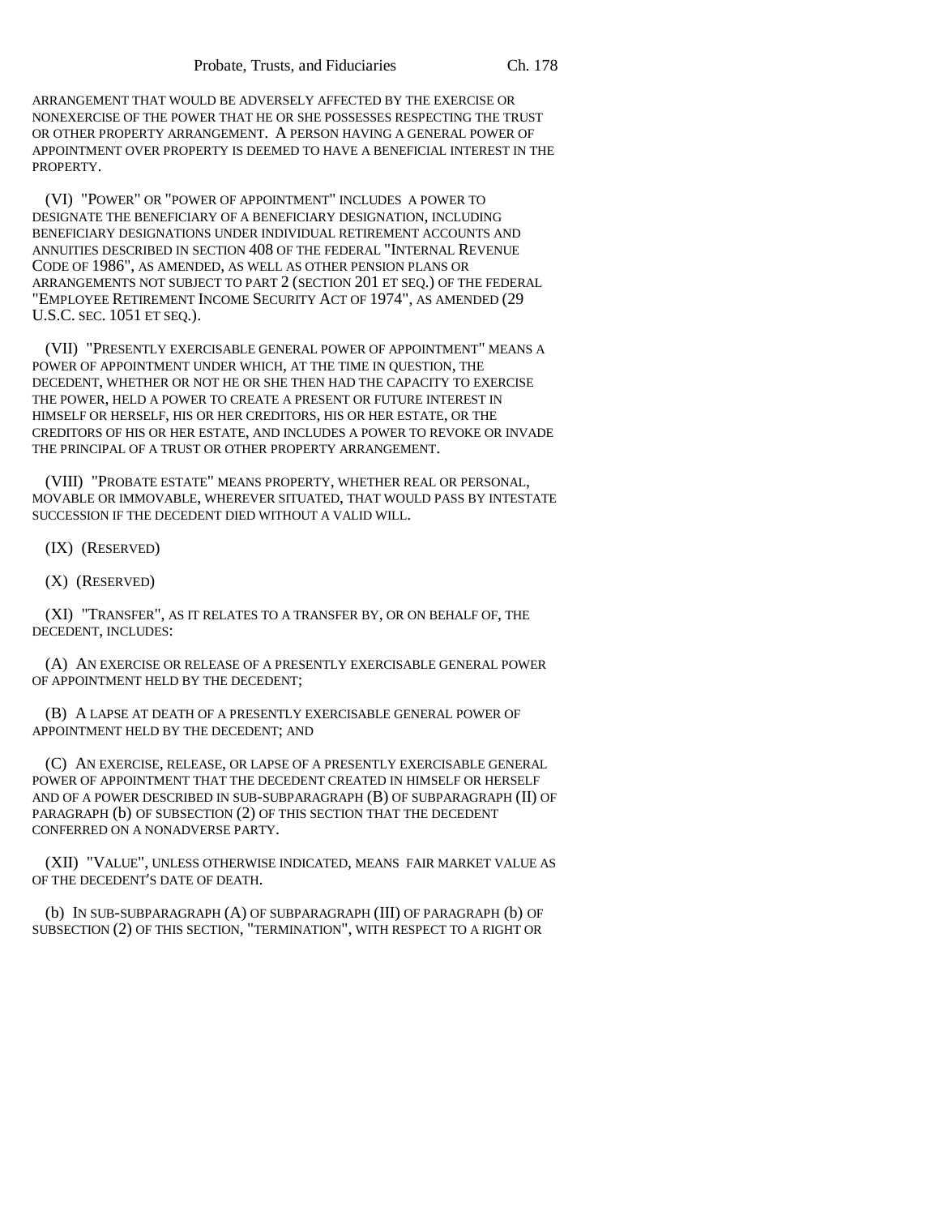ARRANGEMENT THAT WOULD BE ADVERSELY AFFECTED BY THE EXERCISE OR NONEXERCISE OF THE POWER THAT HE OR SHE POSSESSES RESPECTING THE TRUST OR OTHER PROPERTY ARRANGEMENT. A PERSON HAVING A GENERAL POWER OF APPOINTMENT OVER PROPERTY IS DEEMED TO HAVE A BENEFICIAL INTEREST IN THE PROPERTY.

(VI) "POWER" OR "POWER OF APPOINTMENT" INCLUDES A POWER TO DESIGNATE THE BENEFICIARY OF A BENEFICIARY DESIGNATION, INCLUDING BENEFICIARY DESIGNATIONS UNDER INDIVIDUAL RETIREMENT ACCOUNTS AND ANNUITIES DESCRIBED IN SECTION 408 OF THE FEDERAL "INTERNAL REVENUE CODE OF 1986", AS AMENDED, AS WELL AS OTHER PENSION PLANS OR ARRANGEMENTS NOT SUBJECT TO PART 2 (SECTION 201 ET SEQ.) OF THE FEDERAL "EMPLOYEE RETIREMENT INCOME SECURITY ACT OF 1974", AS AMENDED (29 U.S.C. SEC. 1051 ET SEQ.).

(VII) "PRESENTLY EXERCISABLE GENERAL POWER OF APPOINTMENT" MEANS A POWER OF APPOINTMENT UNDER WHICH, AT THE TIME IN QUESTION, THE DECEDENT, WHETHER OR NOT HE OR SHE THEN HAD THE CAPACITY TO EXERCISE THE POWER, HELD A POWER TO CREATE A PRESENT OR FUTURE INTEREST IN HIMSELF OR HERSELF, HIS OR HER CREDITORS, HIS OR HER ESTATE, OR THE CREDITORS OF HIS OR HER ESTATE, AND INCLUDES A POWER TO REVOKE OR INVADE THE PRINCIPAL OF A TRUST OR OTHER PROPERTY ARRANGEMENT.

(VIII) "PROBATE ESTATE" MEANS PROPERTY, WHETHER REAL OR PERSONAL, MOVABLE OR IMMOVABLE, WHEREVER SITUATED, THAT WOULD PASS BY INTESTATE SUCCESSION IF THE DECEDENT DIED WITHOUT A VALID WILL.

(IX) (RESERVED)

(X) (RESERVED)

(XI) "TRANSFER", AS IT RELATES TO A TRANSFER BY, OR ON BEHALF OF, THE DECEDENT, INCLUDES:

(A) AN EXERCISE OR RELEASE OF A PRESENTLY EXERCISABLE GENERAL POWER OF APPOINTMENT HELD BY THE DECEDENT;

(B) A LAPSE AT DEATH OF A PRESENTLY EXERCISABLE GENERAL POWER OF APPOINTMENT HELD BY THE DECEDENT; AND

(C) AN EXERCISE, RELEASE, OR LAPSE OF A PRESENTLY EXERCISABLE GENERAL POWER OF APPOINTMENT THAT THE DECEDENT CREATED IN HIMSELF OR HERSELF AND OF A POWER DESCRIBED IN SUB-SUBPARAGRAPH (B) OF SUBPARAGRAPH (II) OF PARAGRAPH (b) OF SUBSECTION (2) OF THIS SECTION THAT THE DECEDENT CONFERRED ON A NONADVERSE PARTY.

(XII) "VALUE", UNLESS OTHERWISE INDICATED, MEANS FAIR MARKET VALUE AS OF THE DECEDENT'S DATE OF DEATH.

(b) IN SUB-SUBPARAGRAPH (A) OF SUBPARAGRAPH (III) OF PARAGRAPH (b) OF SUBSECTION (2) OF THIS SECTION, "TERMINATION", WITH RESPECT TO A RIGHT OR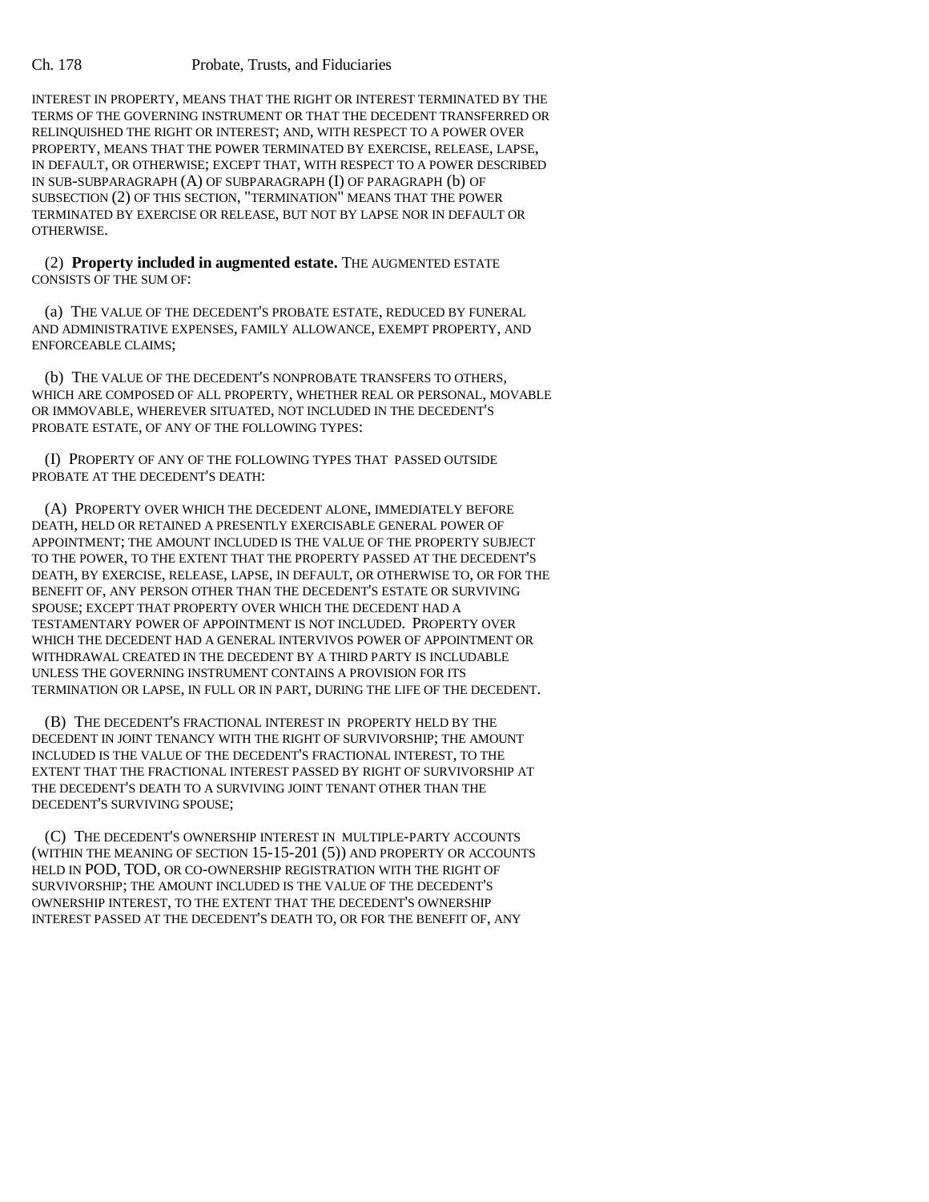INTEREST IN PROPERTY, MEANS THAT THE RIGHT OR INTEREST TERMINATED BY THE TERMS OF THE GOVERNING INSTRUMENT OR THAT THE DECEDENT TRANSFERRED OR RELINQUISHED THE RIGHT OR INTEREST; AND, WITH RESPECT TO A POWER OVER PROPERTY, MEANS THAT THE POWER TERMINATED BY EXERCISE, RELEASE, LAPSE, IN DEFAULT, OR OTHERWISE; EXCEPT THAT, WITH RESPECT TO A POWER DESCRIBED IN SUB-SUBPARAGRAPH (A) OF SUBPARAGRAPH (I) OF PARAGRAPH (b) OF SUBSECTION (2) OF THIS SECTION, "TERMINATION" MEANS THAT THE POWER TERMINATED BY EXERCISE OR RELEASE, BUT NOT BY LAPSE NOR IN DEFAULT OR OTHERWISE.

(2) **Property included in augmented estate.** THE AUGMENTED ESTATE CONSISTS OF THE SUM OF:

(a) THE VALUE OF THE DECEDENT'S PROBATE ESTATE, REDUCED BY FUNERAL AND ADMINISTRATIVE EXPENSES, FAMILY ALLOWANCE, EXEMPT PROPERTY, AND ENFORCEABLE CLAIMS;

(b) THE VALUE OF THE DECEDENT'S NONPROBATE TRANSFERS TO OTHERS, WHICH ARE COMPOSED OF ALL PROPERTY, WHETHER REAL OR PERSONAL, MOVABLE OR IMMOVABLE, WHEREVER SITUATED, NOT INCLUDED IN THE DECEDENT'S PROBATE ESTATE, OF ANY OF THE FOLLOWING TYPES:

(I) PROPERTY OF ANY OF THE FOLLOWING TYPES THAT PASSED OUTSIDE PROBATE AT THE DECEDENT'S DEATH:

(A) PROPERTY OVER WHICH THE DECEDENT ALONE, IMMEDIATELY BEFORE DEATH, HELD OR RETAINED A PRESENTLY EXERCISABLE GENERAL POWER OF APPOINTMENT; THE AMOUNT INCLUDED IS THE VALUE OF THE PROPERTY SUBJECT TO THE POWER, TO THE EXTENT THAT THE PROPERTY PASSED AT THE DECEDENT'S DEATH, BY EXERCISE, RELEASE, LAPSE, IN DEFAULT, OR OTHERWISE TO, OR FOR THE BENEFIT OF, ANY PERSON OTHER THAN THE DECEDENT'S ESTATE OR SURVIVING SPOUSE; EXCEPT THAT PROPERTY OVER WHICH THE DECEDENT HAD A TESTAMENTARY POWER OF APPOINTMENT IS NOT INCLUDED. PROPERTY OVER WHICH THE DECEDENT HAD A GENERAL INTERVIVOS POWER OF APPOINTMENT OR WITHDRAWAL CREATED IN THE DECEDENT BY A THIRD PARTY IS INCLUDABLE UNLESS THE GOVERNING INSTRUMENT CONTAINS A PROVISION FOR ITS TERMINATION OR LAPSE, IN FULL OR IN PART, DURING THE LIFE OF THE DECEDENT.

(B) THE DECEDENT'S FRACTIONAL INTEREST IN PROPERTY HELD BY THE DECEDENT IN JOINT TENANCY WITH THE RIGHT OF SURVIVORSHIP; THE AMOUNT INCLUDED IS THE VALUE OF THE DECEDENT'S FRACTIONAL INTEREST, TO THE EXTENT THAT THE FRACTIONAL INTEREST PASSED BY RIGHT OF SURVIVORSHIP AT THE DECEDENT'S DEATH TO A SURVIVING JOINT TENANT OTHER THAN THE DECEDENT'S SURVIVING SPOUSE;

(C) THE DECEDENT'S OWNERSHIP INTEREST IN MULTIPLE-PARTY ACCOUNTS (WITHIN THE MEANING OF SECTION 15-15-201 (5)) AND PROPERTY OR ACCOUNTS HELD IN POD, TOD, OR CO-OWNERSHIP REGISTRATION WITH THE RIGHT OF SURVIVORSHIP; THE AMOUNT INCLUDED IS THE VALUE OF THE DECEDENT'S OWNERSHIP INTEREST, TO THE EXTENT THAT THE DECEDENT'S OWNERSHIP INTEREST PASSED AT THE DECEDENT'S DEATH TO, OR FOR THE BENEFIT OF, ANY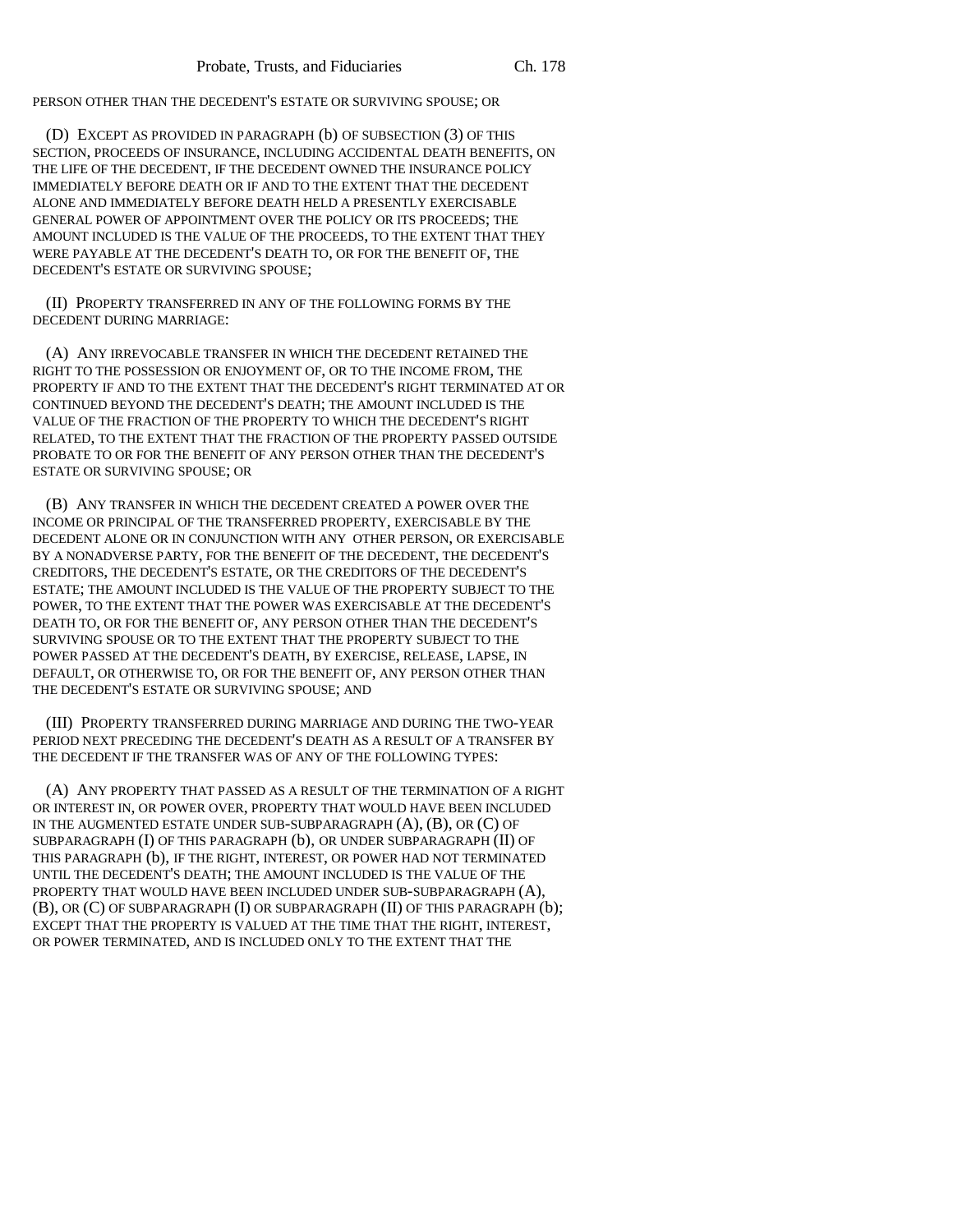PERSON OTHER THAN THE DECEDENT'S ESTATE OR SURVIVING SPOUSE; OR

(D) EXCEPT AS PROVIDED IN PARAGRAPH (b) OF SUBSECTION (3) OF THIS SECTION, PROCEEDS OF INSURANCE, INCLUDING ACCIDENTAL DEATH BENEFITS, ON THE LIFE OF THE DECEDENT, IF THE DECEDENT OWNED THE INSURANCE POLICY IMMEDIATELY BEFORE DEATH OR IF AND TO THE EXTENT THAT THE DECEDENT ALONE AND IMMEDIATELY BEFORE DEATH HELD A PRESENTLY EXERCISABLE GENERAL POWER OF APPOINTMENT OVER THE POLICY OR ITS PROCEEDS; THE AMOUNT INCLUDED IS THE VALUE OF THE PROCEEDS, TO THE EXTENT THAT THEY WERE PAYABLE AT THE DECEDENT'S DEATH TO, OR FOR THE BENEFIT OF, THE DECEDENT'S ESTATE OR SURVIVING SPOUSE;

(II) PROPERTY TRANSFERRED IN ANY OF THE FOLLOWING FORMS BY THE DECEDENT DURING MARRIAGE:

(A) ANY IRREVOCABLE TRANSFER IN WHICH THE DECEDENT RETAINED THE RIGHT TO THE POSSESSION OR ENJOYMENT OF, OR TO THE INCOME FROM, THE PROPERTY IF AND TO THE EXTENT THAT THE DECEDENT'S RIGHT TERMINATED AT OR CONTINUED BEYOND THE DECEDENT'S DEATH; THE AMOUNT INCLUDED IS THE VALUE OF THE FRACTION OF THE PROPERTY TO WHICH THE DECEDENT'S RIGHT RELATED, TO THE EXTENT THAT THE FRACTION OF THE PROPERTY PASSED OUTSIDE PROBATE TO OR FOR THE BENEFIT OF ANY PERSON OTHER THAN THE DECEDENT'S ESTATE OR SURVIVING SPOUSE; OR

(B) ANY TRANSFER IN WHICH THE DECEDENT CREATED A POWER OVER THE INCOME OR PRINCIPAL OF THE TRANSFERRED PROPERTY, EXERCISABLE BY THE DECEDENT ALONE OR IN CONJUNCTION WITH ANY OTHER PERSON, OR EXERCISABLE BY A NONADVERSE PARTY, FOR THE BENEFIT OF THE DECEDENT, THE DECEDENT'S CREDITORS, THE DECEDENT'S ESTATE, OR THE CREDITORS OF THE DECEDENT'S ESTATE; THE AMOUNT INCLUDED IS THE VALUE OF THE PROPERTY SUBJECT TO THE POWER, TO THE EXTENT THAT THE POWER WAS EXERCISABLE AT THE DECEDENT'S DEATH TO, OR FOR THE BENEFIT OF, ANY PERSON OTHER THAN THE DECEDENT'S SURVIVING SPOUSE OR TO THE EXTENT THAT THE PROPERTY SUBJECT TO THE POWER PASSED AT THE DECEDENT'S DEATH, BY EXERCISE, RELEASE, LAPSE, IN DEFAULT, OR OTHERWISE TO, OR FOR THE BENEFIT OF, ANY PERSON OTHER THAN THE DECEDENT'S ESTATE OR SURVIVING SPOUSE; AND

(III) PROPERTY TRANSFERRED DURING MARRIAGE AND DURING THE TWO-YEAR PERIOD NEXT PRECEDING THE DECEDENT'S DEATH AS A RESULT OF A TRANSFER BY THE DECEDENT IF THE TRANSFER WAS OF ANY OF THE FOLLOWING TYPES:

(A) ANY PROPERTY THAT PASSED AS A RESULT OF THE TERMINATION OF A RIGHT OR INTEREST IN, OR POWER OVER, PROPERTY THAT WOULD HAVE BEEN INCLUDED IN THE AUGMENTED ESTATE UNDER SUB-SUBPARAGRAPH (A), (B), OR (C) OF SUBPARAGRAPH (I) OF THIS PARAGRAPH (b), OR UNDER SUBPARAGRAPH (II) OF THIS PARAGRAPH (b), IF THE RIGHT, INTEREST, OR POWER HAD NOT TERMINATED UNTIL THE DECEDENT'S DEATH; THE AMOUNT INCLUDED IS THE VALUE OF THE PROPERTY THAT WOULD HAVE BEEN INCLUDED UNDER SUB-SUBPARAGRAPH (A), (B), OR (C) OF SUBPARAGRAPH (I) OR SUBPARAGRAPH (II) OF THIS PARAGRAPH (b); EXCEPT THAT THE PROPERTY IS VALUED AT THE TIME THAT THE RIGHT, INTEREST, OR POWER TERMINATED, AND IS INCLUDED ONLY TO THE EXTENT THAT THE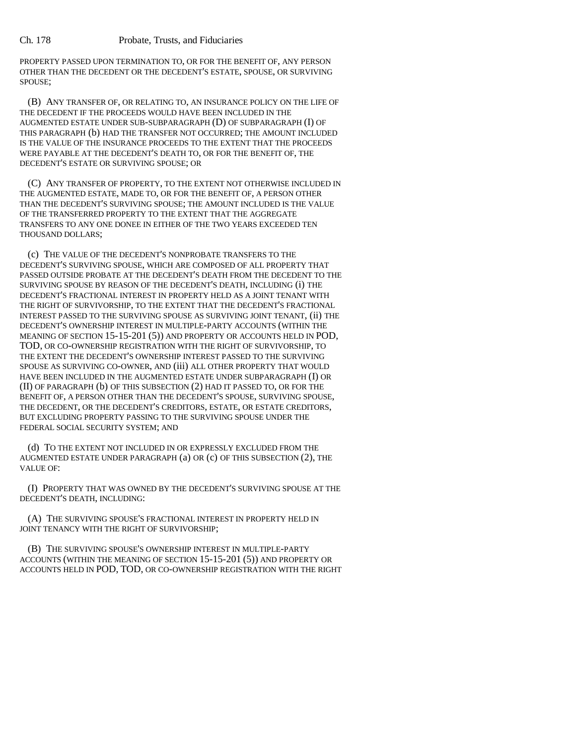PROPERTY PASSED UPON TERMINATION TO, OR FOR THE BENEFIT OF, ANY PERSON OTHER THAN THE DECEDENT OR THE DECEDENT'S ESTATE, SPOUSE, OR SURVIVING SPOUSE;

(B) ANY TRANSFER OF, OR RELATING TO, AN INSURANCE POLICY ON THE LIFE OF THE DECEDENT IF THE PROCEEDS WOULD HAVE BEEN INCLUDED IN THE AUGMENTED ESTATE UNDER SUB-SUBPARAGRAPH (D) OF SUBPARAGRAPH (I) OF THIS PARAGRAPH (b) HAD THE TRANSFER NOT OCCURRED; THE AMOUNT INCLUDED IS THE VALUE OF THE INSURANCE PROCEEDS TO THE EXTENT THAT THE PROCEEDS WERE PAYABLE AT THE DECEDENT'S DEATH TO, OR FOR THE BENEFIT OF, THE DECEDENT'S ESTATE OR SURVIVING SPOUSE; OR

(C) ANY TRANSFER OF PROPERTY, TO THE EXTENT NOT OTHERWISE INCLUDED IN THE AUGMENTED ESTATE, MADE TO, OR FOR THE BENEFIT OF, A PERSON OTHER THAN THE DECEDENT'S SURVIVING SPOUSE; THE AMOUNT INCLUDED IS THE VALUE OF THE TRANSFERRED PROPERTY TO THE EXTENT THAT THE AGGREGATE TRANSFERS TO ANY ONE DONEE IN EITHER OF THE TWO YEARS EXCEEDED TEN THOUSAND DOLLARS;

(c) THE VALUE OF THE DECEDENT'S NONPROBATE TRANSFERS TO THE DECEDENT'S SURVIVING SPOUSE, WHICH ARE COMPOSED OF ALL PROPERTY THAT PASSED OUTSIDE PROBATE AT THE DECEDENT'S DEATH FROM THE DECEDENT TO THE SURVIVING SPOUSE BY REASON OF THE DECEDENT'S DEATH, INCLUDING (i) THE DECEDENT'S FRACTIONAL INTEREST IN PROPERTY HELD AS A JOINT TENANT WITH THE RIGHT OF SURVIVORSHIP, TO THE EXTENT THAT THE DECEDENT'S FRACTIONAL INTEREST PASSED TO THE SURVIVING SPOUSE AS SURVIVING JOINT TENANT, (ii) THE DECEDENT'S OWNERSHIP INTEREST IN MULTIPLE-PARTY ACCOUNTS (WITHIN THE MEANING OF SECTION 15-15-201 (5)) AND PROPERTY OR ACCOUNTS HELD IN POD, TOD, OR CO-OWNERSHIP REGISTRATION WITH THE RIGHT OF SURVIVORSHIP, TO THE EXTENT THE DECEDENT'S OWNERSHIP INTEREST PASSED TO THE SURVIVING SPOUSE AS SURVIVING CO-OWNER, AND (iii) ALL OTHER PROPERTY THAT WOULD HAVE BEEN INCLUDED IN THE AUGMENTED ESTATE UNDER SUBPARAGRAPH (I) OR (II) OF PARAGRAPH (b) OF THIS SUBSECTION (2) HAD IT PASSED TO, OR FOR THE BENEFIT OF, A PERSON OTHER THAN THE DECEDENT'S SPOUSE, SURVIVING SPOUSE, THE DECEDENT, OR THE DECEDENT'S CREDITORS, ESTATE, OR ESTATE CREDITORS, BUT EXCLUDING PROPERTY PASSING TO THE SURVIVING SPOUSE UNDER THE FEDERAL SOCIAL SECURITY SYSTEM; AND

(d) TO THE EXTENT NOT INCLUDED IN OR EXPRESSLY EXCLUDED FROM THE AUGMENTED ESTATE UNDER PARAGRAPH (a) OR (c) OF THIS SUBSECTION (2), THE VALUE OF:

(I) PROPERTY THAT WAS OWNED BY THE DECEDENT'S SURVIVING SPOUSE AT THE DECEDENT'S DEATH, INCLUDING:

(A) THE SURVIVING SPOUSE'S FRACTIONAL INTEREST IN PROPERTY HELD IN JOINT TENANCY WITH THE RIGHT OF SURVIVORSHIP;

(B) THE SURVIVING SPOUSE'S OWNERSHIP INTEREST IN MULTIPLE-PARTY ACCOUNTS (WITHIN THE MEANING OF SECTION 15-15-201 (5)) AND PROPERTY OR ACCOUNTS HELD IN POD, TOD, OR CO-OWNERSHIP REGISTRATION WITH THE RIGHT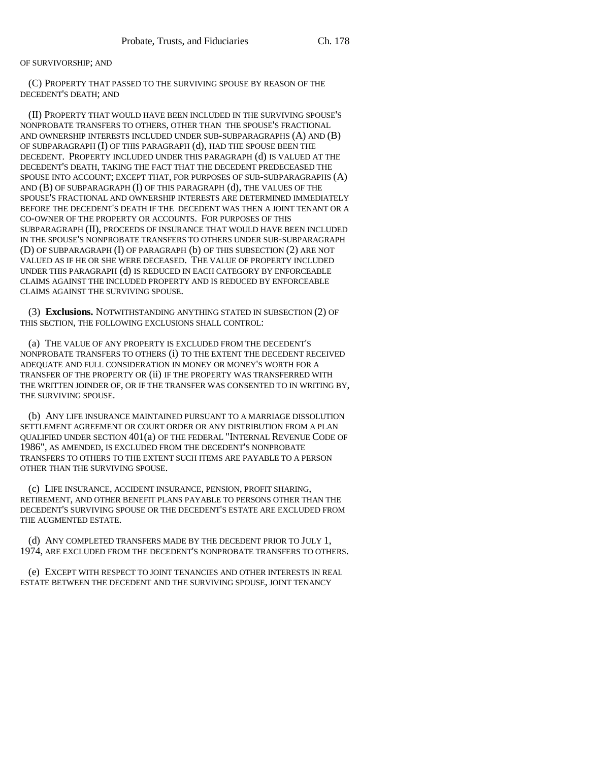OF SURVIVORSHIP; AND

(C) PROPERTY THAT PASSED TO THE SURVIVING SPOUSE BY REASON OF THE DECEDENT'S DEATH; AND

(II) PROPERTY THAT WOULD HAVE BEEN INCLUDED IN THE SURVIVING SPOUSE'S NONPROBATE TRANSFERS TO OTHERS, OTHER THAN THE SPOUSE'S FRACTIONAL AND OWNERSHIP INTERESTS INCLUDED UNDER SUB-SUBPARAGRAPHS (A) AND (B) OF SUBPARAGRAPH (I) OF THIS PARAGRAPH (d), HAD THE SPOUSE BEEN THE DECEDENT. PROPERTY INCLUDED UNDER THIS PARAGRAPH (d) IS VALUED AT THE DECEDENT'S DEATH, TAKING THE FACT THAT THE DECEDENT PREDECEASED THE SPOUSE INTO ACCOUNT; EXCEPT THAT, FOR PURPOSES OF SUB-SUBPARAGRAPHS (A) AND (B) OF SUBPARAGRAPH (I) OF THIS PARAGRAPH (d), THE VALUES OF THE SPOUSE'S FRACTIONAL AND OWNERSHIP INTERESTS ARE DETERMINED IMMEDIATELY BEFORE THE DECEDENT'S DEATH IF THE DECEDENT WAS THEN A JOINT TENANT OR A CO-OWNER OF THE PROPERTY OR ACCOUNTS. FOR PURPOSES OF THIS SUBPARAGRAPH (II), PROCEEDS OF INSURANCE THAT WOULD HAVE BEEN INCLUDED IN THE SPOUSE'S NONPROBATE TRANSFERS TO OTHERS UNDER SUB-SUBPARAGRAPH (D) OF SUBPARAGRAPH (I) OF PARAGRAPH (b) OF THIS SUBSECTION (2) ARE NOT VALUED AS IF HE OR SHE WERE DECEASED. THE VALUE OF PROPERTY INCLUDED UNDER THIS PARAGRAPH (d) IS REDUCED IN EACH CATEGORY BY ENFORCEABLE CLAIMS AGAINST THE INCLUDED PROPERTY AND IS REDUCED BY ENFORCEABLE CLAIMS AGAINST THE SURVIVING SPOUSE.

(3) **Exclusions.** NOTWITHSTANDING ANYTHING STATED IN SUBSECTION (2) OF THIS SECTION, THE FOLLOWING EXCLUSIONS SHALL CONTROL:

(a) THE VALUE OF ANY PROPERTY IS EXCLUDED FROM THE DECEDENT'S NONPROBATE TRANSFERS TO OTHERS (i) TO THE EXTENT THE DECEDENT RECEIVED ADEQUATE AND FULL CONSIDERATION IN MONEY OR MONEY'S WORTH FOR A TRANSFER OF THE PROPERTY OR (ii) IF THE PROPERTY WAS TRANSFERRED WITH THE WRITTEN JOINDER OF, OR IF THE TRANSFER WAS CONSENTED TO IN WRITING BY, THE SURVIVING SPOUSE.

(b) ANY LIFE INSURANCE MAINTAINED PURSUANT TO A MARRIAGE DISSOLUTION SETTLEMENT AGREEMENT OR COURT ORDER OR ANY DISTRIBUTION FROM A PLAN QUALIFIED UNDER SECTION 401(a) OF THE FEDERAL "INTERNAL REVENUE CODE OF 1986", AS AMENDED, IS EXCLUDED FROM THE DECEDENT'S NONPROBATE TRANSFERS TO OTHERS TO THE EXTENT SUCH ITEMS ARE PAYABLE TO A PERSON OTHER THAN THE SURVIVING SPOUSE.

(c) LIFE INSURANCE, ACCIDENT INSURANCE, PENSION, PROFIT SHARING, RETIREMENT, AND OTHER BENEFIT PLANS PAYABLE TO PERSONS OTHER THAN THE DECEDENT'S SURVIVING SPOUSE OR THE DECEDENT'S ESTATE ARE EXCLUDED FROM THE AUGMENTED ESTATE.

(d) ANY COMPLETED TRANSFERS MADE BY THE DECEDENT PRIOR TO JULY 1, 1974, ARE EXCLUDED FROM THE DECEDENT'S NONPROBATE TRANSFERS TO OTHERS.

(e) EXCEPT WITH RESPECT TO JOINT TENANCIES AND OTHER INTERESTS IN REAL ESTATE BETWEEN THE DECEDENT AND THE SURVIVING SPOUSE, JOINT TENANCY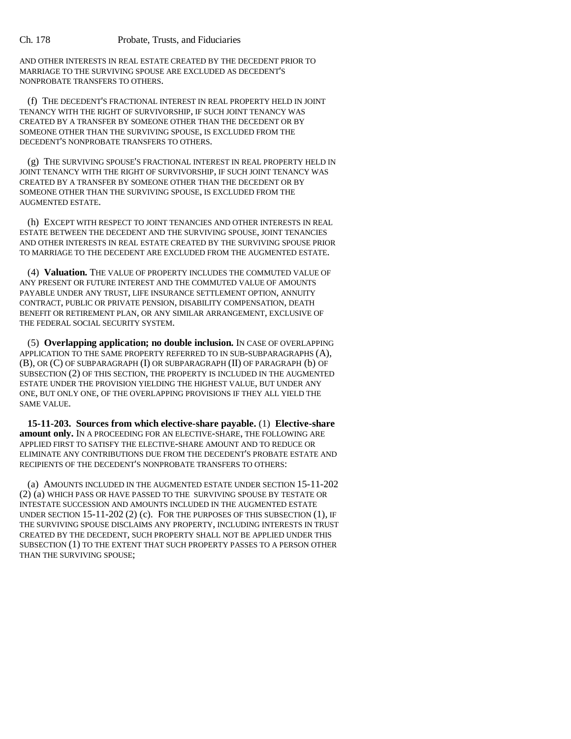AND OTHER INTERESTS IN REAL ESTATE CREATED BY THE DECEDENT PRIOR TO MARRIAGE TO THE SURVIVING SPOUSE ARE EXCLUDED AS DECEDENT'S NONPROBATE TRANSFERS TO OTHERS.

(f) THE DECEDENT'S FRACTIONAL INTEREST IN REAL PROPERTY HELD IN JOINT TENANCY WITH THE RIGHT OF SURVIVORSHIP, IF SUCH JOINT TENANCY WAS CREATED BY A TRANSFER BY SOMEONE OTHER THAN THE DECEDENT OR BY SOMEONE OTHER THAN THE SURVIVING SPOUSE, IS EXCLUDED FROM THE DECEDENT'S NONPROBATE TRANSFERS TO OTHERS.

(g) THE SURVIVING SPOUSE'S FRACTIONAL INTEREST IN REAL PROPERTY HELD IN JOINT TENANCY WITH THE RIGHT OF SURVIVORSHIP, IF SUCH JOINT TENANCY WAS CREATED BY A TRANSFER BY SOMEONE OTHER THAN THE DECEDENT OR BY SOMEONE OTHER THAN THE SURVIVING SPOUSE, IS EXCLUDED FROM THE AUGMENTED ESTATE.

(h) EXCEPT WITH RESPECT TO JOINT TENANCIES AND OTHER INTERESTS IN REAL ESTATE BETWEEN THE DECEDENT AND THE SURVIVING SPOUSE, JOINT TENANCIES AND OTHER INTERESTS IN REAL ESTATE CREATED BY THE SURVIVING SPOUSE PRIOR TO MARRIAGE TO THE DECEDENT ARE EXCLUDED FROM THE AUGMENTED ESTATE.

(4) **Valuation.** THE VALUE OF PROPERTY INCLUDES THE COMMUTED VALUE OF ANY PRESENT OR FUTURE INTEREST AND THE COMMUTED VALUE OF AMOUNTS PAYABLE UNDER ANY TRUST, LIFE INSURANCE SETTLEMENT OPTION, ANNUITY CONTRACT, PUBLIC OR PRIVATE PENSION, DISABILITY COMPENSATION, DEATH BENEFIT OR RETIREMENT PLAN, OR ANY SIMILAR ARRANGEMENT, EXCLUSIVE OF THE FEDERAL SOCIAL SECURITY SYSTEM.

(5) **Overlapping application; no double inclusion.** IN CASE OF OVERLAPPING APPLICATION TO THE SAME PROPERTY REFERRED TO IN SUB-SUBPARAGRAPHS (A), (B), OR (C) OF SUBPARAGRAPH (I) OR SUBPARAGRAPH (II) OF PARAGRAPH (b) OF SUBSECTION (2) OF THIS SECTION, THE PROPERTY IS INCLUDED IN THE AUGMENTED ESTATE UNDER THE PROVISION YIELDING THE HIGHEST VALUE, BUT UNDER ANY ONE, BUT ONLY ONE, OF THE OVERLAPPING PROVISIONS IF THEY ALL YIELD THE SAME VALUE.

**15-11-203. Sources from which elective-share payable.** (1) **Elective-share amount only.** IN A PROCEEDING FOR AN ELECTIVE-SHARE, THE FOLLOWING ARE APPLIED FIRST TO SATISFY THE ELECTIVE-SHARE AMOUNT AND TO REDUCE OR ELIMINATE ANY CONTRIBUTIONS DUE FROM THE DECEDENT'S PROBATE ESTATE AND RECIPIENTS OF THE DECEDENT'S NONPROBATE TRANSFERS TO OTHERS:

(a) AMOUNTS INCLUDED IN THE AUGMENTED ESTATE UNDER SECTION 15-11-202 (2) (a) WHICH PASS OR HAVE PASSED TO THE SURVIVING SPOUSE BY TESTATE OR INTESTATE SUCCESSION AND AMOUNTS INCLUDED IN THE AUGMENTED ESTATE UNDER SECTION 15-11-202 (2) (c). FOR THE PURPOSES OF THIS SUBSECTION (1), IF THE SURVIVING SPOUSE DISCLAIMS ANY PROPERTY, INCLUDING INTERESTS IN TRUST CREATED BY THE DECEDENT, SUCH PROPERTY SHALL NOT BE APPLIED UNDER THIS SUBSECTION (1) TO THE EXTENT THAT SUCH PROPERTY PASSES TO A PERSON OTHER THAN THE SURVIVING SPOUSE;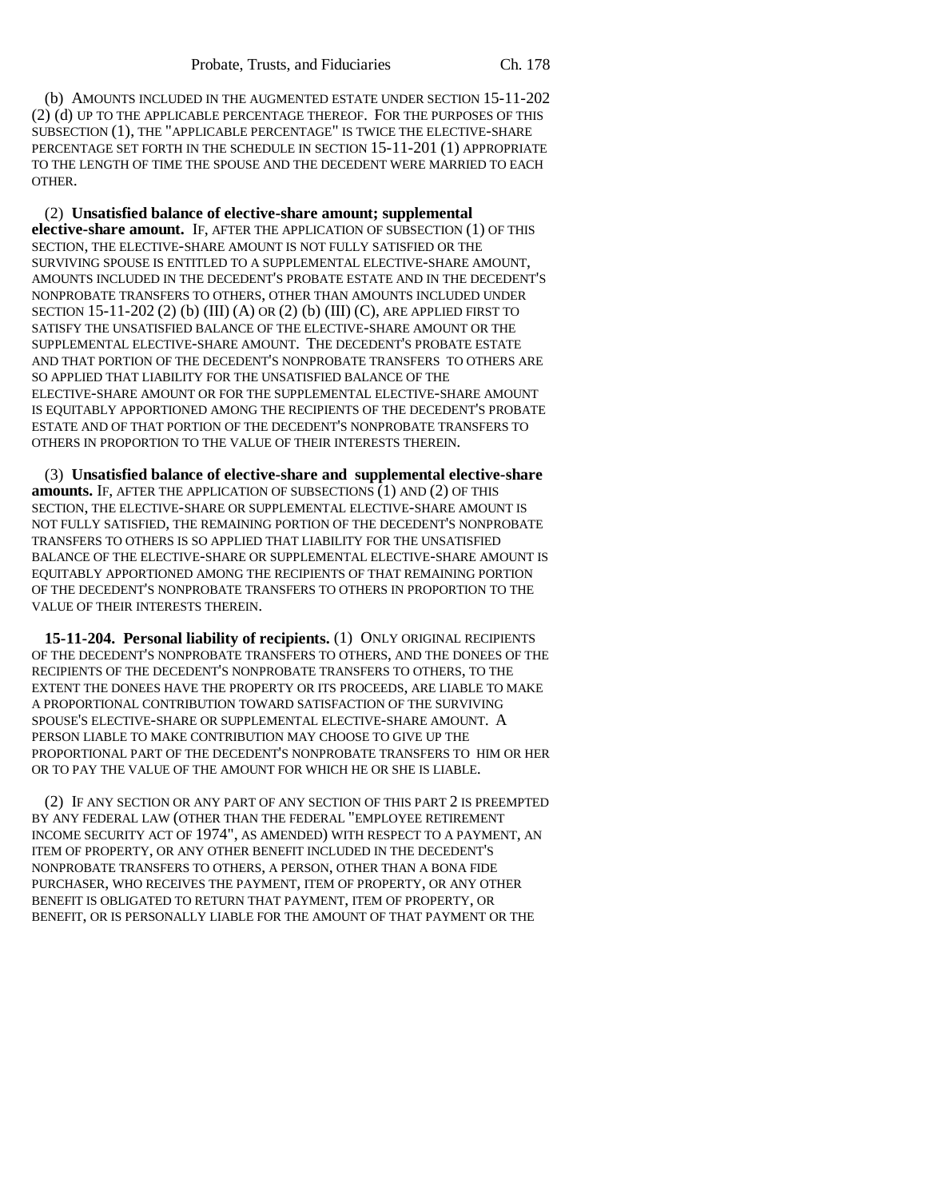(b) AMOUNTS INCLUDED IN THE AUGMENTED ESTATE UNDER SECTION 15-11-202 (2) (d) UP TO THE APPLICABLE PERCENTAGE THEREOF. FOR THE PURPOSES OF THIS SUBSECTION (1), THE "APPLICABLE PERCENTAGE" IS TWICE THE ELECTIVE-SHARE PERCENTAGE SET FORTH IN THE SCHEDULE IN SECTION 15-11-201 (1) APPROPRIATE TO THE LENGTH OF TIME THE SPOUSE AND THE DECEDENT WERE MARRIED TO EACH OTHER.

(2) **Unsatisfied balance of elective-share amount; supplemental elective-share amount.** IF, AFTER THE APPLICATION OF SUBSECTION (1) OF THIS SECTION, THE ELECTIVE-SHARE AMOUNT IS NOT FULLY SATISFIED OR THE SURVIVING SPOUSE IS ENTITLED TO A SUPPLEMENTAL ELECTIVE-SHARE AMOUNT, AMOUNTS INCLUDED IN THE DECEDENT'S PROBATE ESTATE AND IN THE DECEDENT'S NONPROBATE TRANSFERS TO OTHERS, OTHER THAN AMOUNTS INCLUDED UNDER SECTION 15-11-202 (2) (b) (III) (A) OR (2) (b) (III) (C), ARE APPLIED FIRST TO SATISFY THE UNSATISFIED BALANCE OF THE ELECTIVE-SHARE AMOUNT OR THE SUPPLEMENTAL ELECTIVE-SHARE AMOUNT. THE DECEDENT'S PROBATE ESTATE AND THAT PORTION OF THE DECEDENT'S NONPROBATE TRANSFERS TO OTHERS ARE SO APPLIED THAT LIABILITY FOR THE UNSATISFIED BALANCE OF THE ELECTIVE-SHARE AMOUNT OR FOR THE SUPPLEMENTAL ELECTIVE-SHARE AMOUNT IS EQUITABLY APPORTIONED AMONG THE RECIPIENTS OF THE DECEDENT'S PROBATE ESTATE AND OF THAT PORTION OF THE DECEDENT'S NONPROBATE TRANSFERS TO OTHERS IN PROPORTION TO THE VALUE OF THEIR INTERESTS THEREIN.

(3) **Unsatisfied balance of elective-share and supplemental elective-share amounts.** IF, AFTER THE APPLICATION OF SUBSECTIONS (1) AND (2) OF THIS SECTION, THE ELECTIVE-SHARE OR SUPPLEMENTAL ELECTIVE-SHARE AMOUNT IS NOT FULLY SATISFIED, THE REMAINING PORTION OF THE DECEDENT'S NONPROBATE TRANSFERS TO OTHERS IS SO APPLIED THAT LIABILITY FOR THE UNSATISFIED BALANCE OF THE ELECTIVE-SHARE OR SUPPLEMENTAL ELECTIVE-SHARE AMOUNT IS EQUITABLY APPORTIONED AMONG THE RECIPIENTS OF THAT REMAINING PORTION OF THE DECEDENT'S NONPROBATE TRANSFERS TO OTHERS IN PROPORTION TO THE VALUE OF THEIR INTERESTS THEREIN.

**15-11-204. Personal liability of recipients.** (1) ONLY ORIGINAL RECIPIENTS OF THE DECEDENT'S NONPROBATE TRANSFERS TO OTHERS, AND THE DONEES OF THE RECIPIENTS OF THE DECEDENT'S NONPROBATE TRANSFERS TO OTHERS, TO THE EXTENT THE DONEES HAVE THE PROPERTY OR ITS PROCEEDS, ARE LIABLE TO MAKE A PROPORTIONAL CONTRIBUTION TOWARD SATISFACTION OF THE SURVIVING SPOUSE'S ELECTIVE-SHARE OR SUPPLEMENTAL ELECTIVE-SHARE AMOUNT. A PERSON LIABLE TO MAKE CONTRIBUTION MAY CHOOSE TO GIVE UP THE PROPORTIONAL PART OF THE DECEDENT'S NONPROBATE TRANSFERS TO HIM OR HER OR TO PAY THE VALUE OF THE AMOUNT FOR WHICH HE OR SHE IS LIABLE.

(2) IF ANY SECTION OR ANY PART OF ANY SECTION OF THIS PART 2 IS PREEMPTED BY ANY FEDERAL LAW (OTHER THAN THE FEDERAL "EMPLOYEE RETIREMENT INCOME SECURITY ACT OF 1974", AS AMENDED) WITH RESPECT TO A PAYMENT, AN ITEM OF PROPERTY, OR ANY OTHER BENEFIT INCLUDED IN THE DECEDENT'S NONPROBATE TRANSFERS TO OTHERS, A PERSON, OTHER THAN A BONA FIDE PURCHASER, WHO RECEIVES THE PAYMENT, ITEM OF PROPERTY, OR ANY OTHER BENEFIT IS OBLIGATED TO RETURN THAT PAYMENT, ITEM OF PROPERTY, OR BENEFIT, OR IS PERSONALLY LIABLE FOR THE AMOUNT OF THAT PAYMENT OR THE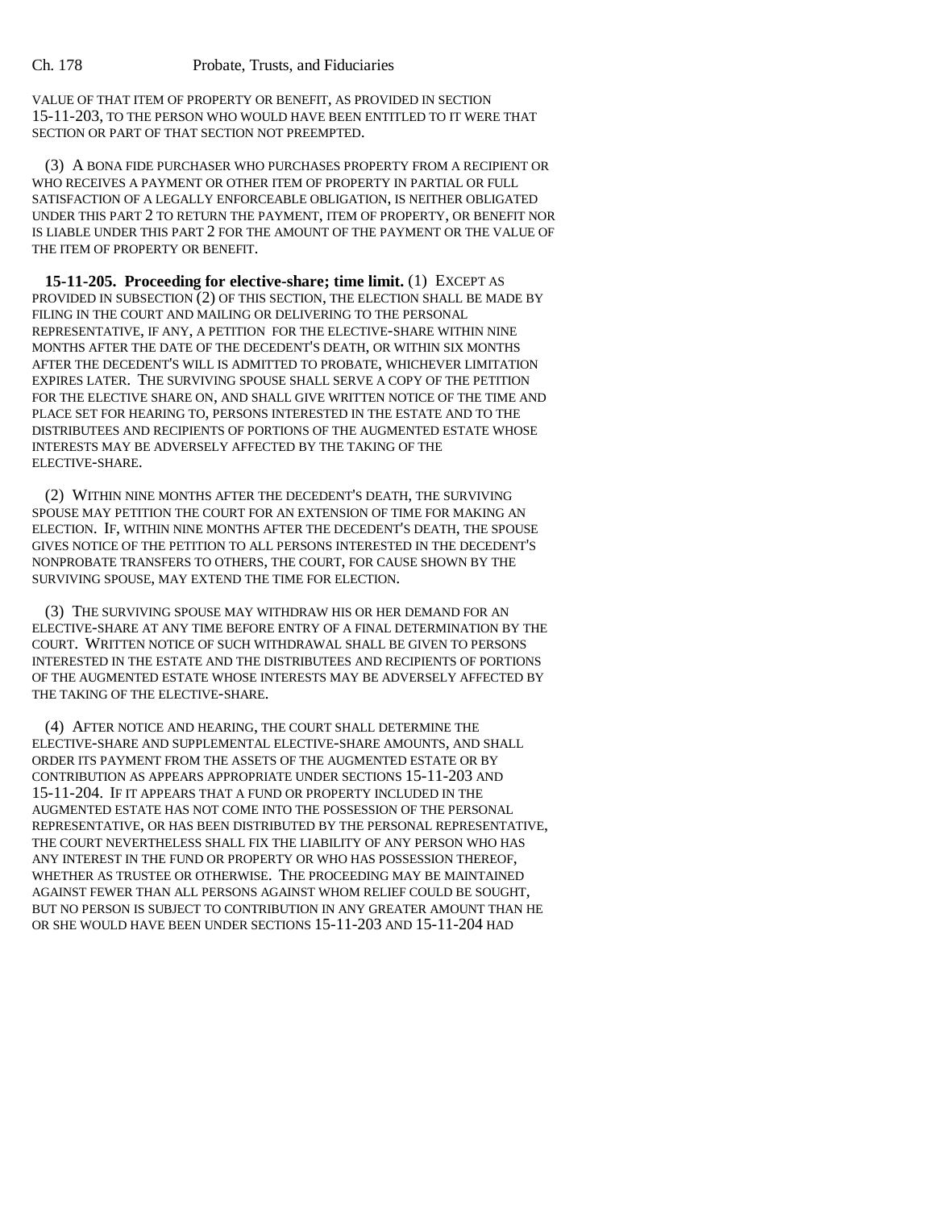VALUE OF THAT ITEM OF PROPERTY OR BENEFIT, AS PROVIDED IN SECTION 15-11-203, TO THE PERSON WHO WOULD HAVE BEEN ENTITLED TO IT WERE THAT SECTION OR PART OF THAT SECTION NOT PREEMPTED.

(3) A BONA FIDE PURCHASER WHO PURCHASES PROPERTY FROM A RECIPIENT OR WHO RECEIVES A PAYMENT OR OTHER ITEM OF PROPERTY IN PARTIAL OR FULL SATISFACTION OF A LEGALLY ENFORCEABLE OBLIGATION, IS NEITHER OBLIGATED UNDER THIS PART 2 TO RETURN THE PAYMENT, ITEM OF PROPERTY, OR BENEFIT NOR IS LIABLE UNDER THIS PART 2 FOR THE AMOUNT OF THE PAYMENT OR THE VALUE OF THE ITEM OF PROPERTY OR BENEFIT.

**15-11-205. Proceeding for elective-share; time limit.** (1) EXCEPT AS PROVIDED IN SUBSECTION (2) OF THIS SECTION, THE ELECTION SHALL BE MADE BY FILING IN THE COURT AND MAILING OR DELIVERING TO THE PERSONAL REPRESENTATIVE, IF ANY, A PETITION FOR THE ELECTIVE-SHARE WITHIN NINE MONTHS AFTER THE DATE OF THE DECEDENT'S DEATH, OR WITHIN SIX MONTHS AFTER THE DECEDENT'S WILL IS ADMITTED TO PROBATE, WHICHEVER LIMITATION EXPIRES LATER. THE SURVIVING SPOUSE SHALL SERVE A COPY OF THE PETITION FOR THE ELECTIVE SHARE ON, AND SHALL GIVE WRITTEN NOTICE OF THE TIME AND PLACE SET FOR HEARING TO, PERSONS INTERESTED IN THE ESTATE AND TO THE DISTRIBUTEES AND RECIPIENTS OF PORTIONS OF THE AUGMENTED ESTATE WHOSE INTERESTS MAY BE ADVERSELY AFFECTED BY THE TAKING OF THE ELECTIVE-SHARE.

(2) WITHIN NINE MONTHS AFTER THE DECEDENT'S DEATH, THE SURVIVING SPOUSE MAY PETITION THE COURT FOR AN EXTENSION OF TIME FOR MAKING AN ELECTION. IF, WITHIN NINE MONTHS AFTER THE DECEDENT'S DEATH, THE SPOUSE GIVES NOTICE OF THE PETITION TO ALL PERSONS INTERESTED IN THE DECEDENT'S NONPROBATE TRANSFERS TO OTHERS, THE COURT, FOR CAUSE SHOWN BY THE SURVIVING SPOUSE, MAY EXTEND THE TIME FOR ELECTION.

(3) THE SURVIVING SPOUSE MAY WITHDRAW HIS OR HER DEMAND FOR AN ELECTIVE-SHARE AT ANY TIME BEFORE ENTRY OF A FINAL DETERMINATION BY THE COURT. WRITTEN NOTICE OF SUCH WITHDRAWAL SHALL BE GIVEN TO PERSONS INTERESTED IN THE ESTATE AND THE DISTRIBUTEES AND RECIPIENTS OF PORTIONS OF THE AUGMENTED ESTATE WHOSE INTERESTS MAY BE ADVERSELY AFFECTED BY THE TAKING OF THE ELECTIVE-SHARE.

(4) AFTER NOTICE AND HEARING, THE COURT SHALL DETERMINE THE ELECTIVE-SHARE AND SUPPLEMENTAL ELECTIVE-SHARE AMOUNTS, AND SHALL ORDER ITS PAYMENT FROM THE ASSETS OF THE AUGMENTED ESTATE OR BY CONTRIBUTION AS APPEARS APPROPRIATE UNDER SECTIONS 15-11-203 AND 15-11-204. IF IT APPEARS THAT A FUND OR PROPERTY INCLUDED IN THE AUGMENTED ESTATE HAS NOT COME INTO THE POSSESSION OF THE PERSONAL REPRESENTATIVE, OR HAS BEEN DISTRIBUTED BY THE PERSONAL REPRESENTATIVE, THE COURT NEVERTHELESS SHALL FIX THE LIABILITY OF ANY PERSON WHO HAS ANY INTEREST IN THE FUND OR PROPERTY OR WHO HAS POSSESSION THEREOF, WHETHER AS TRUSTEE OR OTHERWISE. THE PROCEEDING MAY BE MAINTAINED AGAINST FEWER THAN ALL PERSONS AGAINST WHOM RELIEF COULD BE SOUGHT, BUT NO PERSON IS SUBJECT TO CONTRIBUTION IN ANY GREATER AMOUNT THAN HE OR SHE WOULD HAVE BEEN UNDER SECTIONS 15-11-203 AND 15-11-204 HAD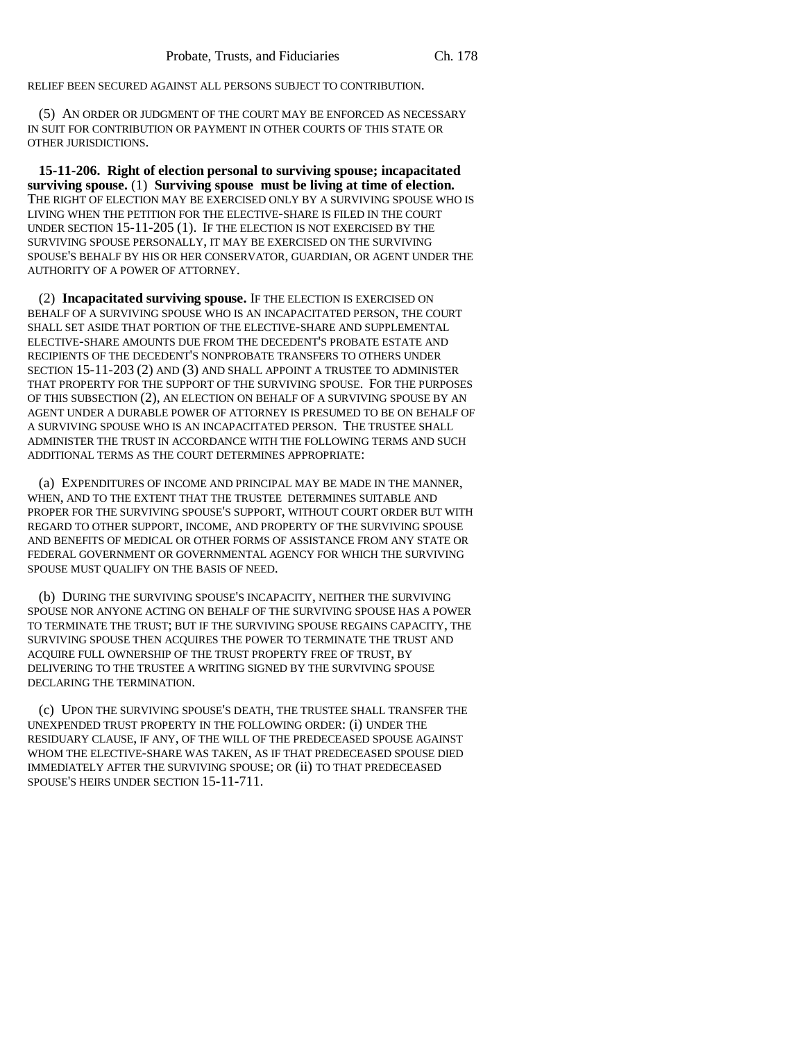RELIEF BEEN SECURED AGAINST ALL PERSONS SUBJECT TO CONTRIBUTION.

(5) AN ORDER OR JUDGMENT OF THE COURT MAY BE ENFORCED AS NECESSARY IN SUIT FOR CONTRIBUTION OR PAYMENT IN OTHER COURTS OF THIS STATE OR OTHER JURISDICTIONS.

**15-11-206. Right of election personal to surviving spouse; incapacitated surviving spouse.** (1) **Surviving spouse must be living at time of election.** THE RIGHT OF ELECTION MAY BE EXERCISED ONLY BY A SURVIVING SPOUSE WHO IS LIVING WHEN THE PETITION FOR THE ELECTIVE-SHARE IS FILED IN THE COURT UNDER SECTION 15-11-205 (1). IF THE ELECTION IS NOT EXERCISED BY THE SURVIVING SPOUSE PERSONALLY, IT MAY BE EXERCISED ON THE SURVIVING SPOUSE'S BEHALF BY HIS OR HER CONSERVATOR, GUARDIAN, OR AGENT UNDER THE AUTHORITY OF A POWER OF ATTORNEY.

(2) **Incapacitated surviving spouse.** IF THE ELECTION IS EXERCISED ON BEHALF OF A SURVIVING SPOUSE WHO IS AN INCAPACITATED PERSON, THE COURT SHALL SET ASIDE THAT PORTION OF THE ELECTIVE-SHARE AND SUPPLEMENTAL ELECTIVE-SHARE AMOUNTS DUE FROM THE DECEDENT'S PROBATE ESTATE AND RECIPIENTS OF THE DECEDENT'S NONPROBATE TRANSFERS TO OTHERS UNDER SECTION 15-11-203 (2) AND (3) AND SHALL APPOINT A TRUSTEE TO ADMINISTER THAT PROPERTY FOR THE SUPPORT OF THE SURVIVING SPOUSE. FOR THE PURPOSES OF THIS SUBSECTION (2), AN ELECTION ON BEHALF OF A SURVIVING SPOUSE BY AN AGENT UNDER A DURABLE POWER OF ATTORNEY IS PRESUMED TO BE ON BEHALF OF A SURVIVING SPOUSE WHO IS AN INCAPACITATED PERSON. THE TRUSTEE SHALL ADMINISTER THE TRUST IN ACCORDANCE WITH THE FOLLOWING TERMS AND SUCH ADDITIONAL TERMS AS THE COURT DETERMINES APPROPRIATE:

(a) EXPENDITURES OF INCOME AND PRINCIPAL MAY BE MADE IN THE MANNER, WHEN, AND TO THE EXTENT THAT THE TRUSTEE DETERMINES SUITABLE AND PROPER FOR THE SURVIVING SPOUSE'S SUPPORT, WITHOUT COURT ORDER BUT WITH REGARD TO OTHER SUPPORT, INCOME, AND PROPERTY OF THE SURVIVING SPOUSE AND BENEFITS OF MEDICAL OR OTHER FORMS OF ASSISTANCE FROM ANY STATE OR FEDERAL GOVERNMENT OR GOVERNMENTAL AGENCY FOR WHICH THE SURVIVING SPOUSE MUST QUALIFY ON THE BASIS OF NEED.

(b) DURING THE SURVIVING SPOUSE'S INCAPACITY, NEITHER THE SURVIVING SPOUSE NOR ANYONE ACTING ON BEHALF OF THE SURVIVING SPOUSE HAS A POWER TO TERMINATE THE TRUST; BUT IF THE SURVIVING SPOUSE REGAINS CAPACITY, THE SURVIVING SPOUSE THEN ACQUIRES THE POWER TO TERMINATE THE TRUST AND ACQUIRE FULL OWNERSHIP OF THE TRUST PROPERTY FREE OF TRUST, BY DELIVERING TO THE TRUSTEE A WRITING SIGNED BY THE SURVIVING SPOUSE DECLARING THE TERMINATION.

(c) UPON THE SURVIVING SPOUSE'S DEATH, THE TRUSTEE SHALL TRANSFER THE UNEXPENDED TRUST PROPERTY IN THE FOLLOWING ORDER: (i) UNDER THE RESIDUARY CLAUSE, IF ANY, OF THE WILL OF THE PREDECEASED SPOUSE AGAINST WHOM THE ELECTIVE-SHARE WAS TAKEN, AS IF THAT PREDECEASED SPOUSE DIED IMMEDIATELY AFTER THE SURVIVING SPOUSE; OR (ii) TO THAT PREDECEASED SPOUSE'S HEIRS UNDER SECTION 15-11-711.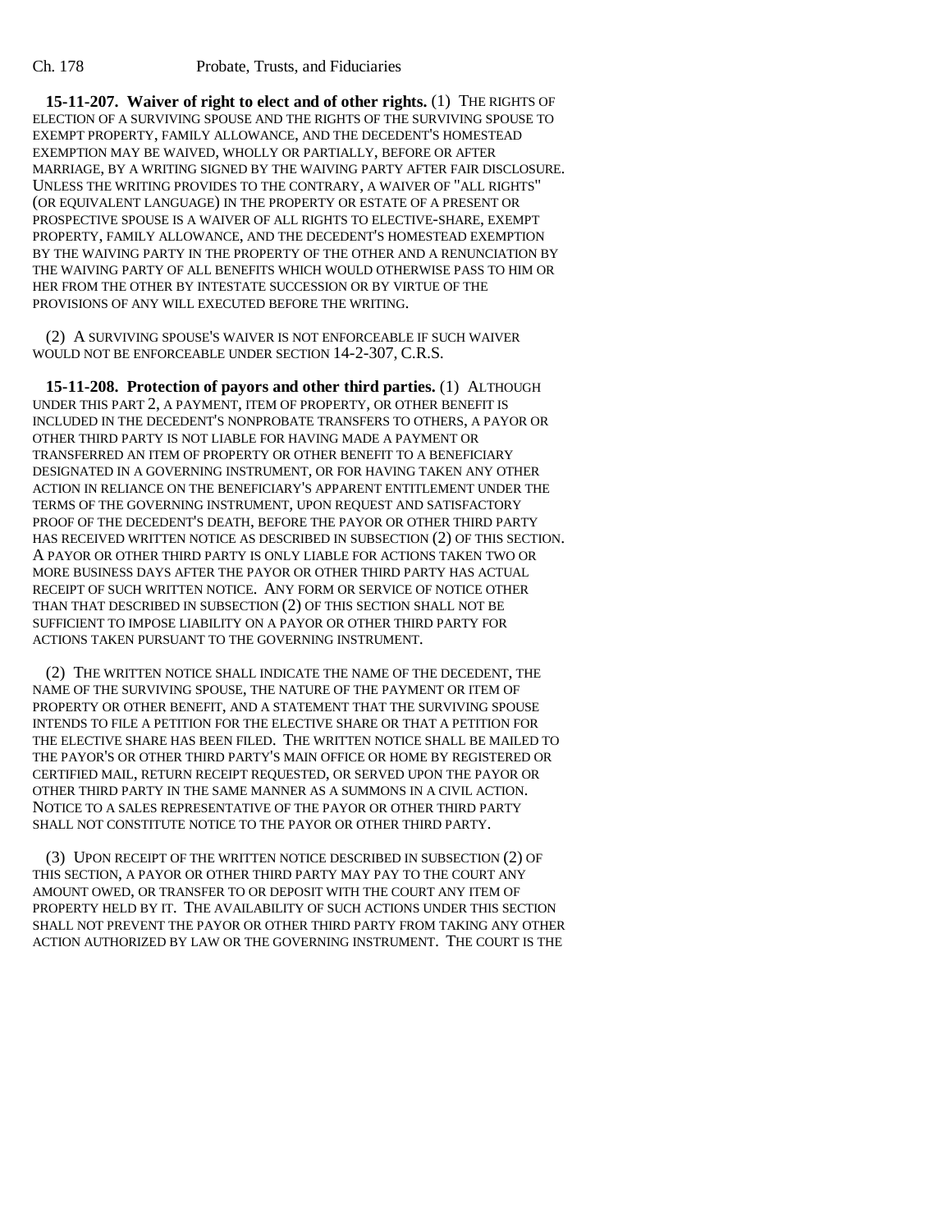**15-11-207. Waiver of right to elect and of other rights.** (1) THE RIGHTS OF ELECTION OF A SURVIVING SPOUSE AND THE RIGHTS OF THE SURVIVING SPOUSE TO EXEMPT PROPERTY, FAMILY ALLOWANCE, AND THE DECEDENT'S HOMESTEAD EXEMPTION MAY BE WAIVED, WHOLLY OR PARTIALLY, BEFORE OR AFTER MARRIAGE, BY A WRITING SIGNED BY THE WAIVING PARTY AFTER FAIR DISCLOSURE. UNLESS THE WRITING PROVIDES TO THE CONTRARY, A WAIVER OF "ALL RIGHTS" (OR EQUIVALENT LANGUAGE) IN THE PROPERTY OR ESTATE OF A PRESENT OR PROSPECTIVE SPOUSE IS A WAIVER OF ALL RIGHTS TO ELECTIVE-SHARE, EXEMPT PROPERTY, FAMILY ALLOWANCE, AND THE DECEDENT'S HOMESTEAD EXEMPTION BY THE WAIVING PARTY IN THE PROPERTY OF THE OTHER AND A RENUNCIATION BY THE WAIVING PARTY OF ALL BENEFITS WHICH WOULD OTHERWISE PASS TO HIM OR HER FROM THE OTHER BY INTESTATE SUCCESSION OR BY VIRTUE OF THE PROVISIONS OF ANY WILL EXECUTED BEFORE THE WRITING.

(2) A SURVIVING SPOUSE'S WAIVER IS NOT ENFORCEABLE IF SUCH WAIVER WOULD NOT BE ENFORCEABLE UNDER SECTION 14-2-307, C.R.S.

**15-11-208. Protection of payors and other third parties.** (1) ALTHOUGH UNDER THIS PART 2, A PAYMENT, ITEM OF PROPERTY, OR OTHER BENEFIT IS INCLUDED IN THE DECEDENT'S NONPROBATE TRANSFERS TO OTHERS, A PAYOR OR OTHER THIRD PARTY IS NOT LIABLE FOR HAVING MADE A PAYMENT OR TRANSFERRED AN ITEM OF PROPERTY OR OTHER BENEFIT TO A BENEFICIARY DESIGNATED IN A GOVERNING INSTRUMENT, OR FOR HAVING TAKEN ANY OTHER ACTION IN RELIANCE ON THE BENEFICIARY'S APPARENT ENTITLEMENT UNDER THE TERMS OF THE GOVERNING INSTRUMENT, UPON REQUEST AND SATISFACTORY PROOF OF THE DECEDENT'S DEATH, BEFORE THE PAYOR OR OTHER THIRD PARTY HAS RECEIVED WRITTEN NOTICE AS DESCRIBED IN SUBSECTION (2) OF THIS SECTION. A PAYOR OR OTHER THIRD PARTY IS ONLY LIABLE FOR ACTIONS TAKEN TWO OR MORE BUSINESS DAYS AFTER THE PAYOR OR OTHER THIRD PARTY HAS ACTUAL RECEIPT OF SUCH WRITTEN NOTICE. ANY FORM OR SERVICE OF NOTICE OTHER THAN THAT DESCRIBED IN SUBSECTION (2) OF THIS SECTION SHALL NOT BE SUFFICIENT TO IMPOSE LIABILITY ON A PAYOR OR OTHER THIRD PARTY FOR ACTIONS TAKEN PURSUANT TO THE GOVERNING INSTRUMENT.

(2) THE WRITTEN NOTICE SHALL INDICATE THE NAME OF THE DECEDENT, THE NAME OF THE SURVIVING SPOUSE, THE NATURE OF THE PAYMENT OR ITEM OF PROPERTY OR OTHER BENEFIT, AND A STATEMENT THAT THE SURVIVING SPOUSE INTENDS TO FILE A PETITION FOR THE ELECTIVE SHARE OR THAT A PETITION FOR THE ELECTIVE SHARE HAS BEEN FILED. THE WRITTEN NOTICE SHALL BE MAILED TO THE PAYOR'S OR OTHER THIRD PARTY'S MAIN OFFICE OR HOME BY REGISTERED OR CERTIFIED MAIL, RETURN RECEIPT REQUESTED, OR SERVED UPON THE PAYOR OR OTHER THIRD PARTY IN THE SAME MANNER AS A SUMMONS IN A CIVIL ACTION. NOTICE TO A SALES REPRESENTATIVE OF THE PAYOR OR OTHER THIRD PARTY SHALL NOT CONSTITUTE NOTICE TO THE PAYOR OR OTHER THIRD PARTY.

(3) UPON RECEIPT OF THE WRITTEN NOTICE DESCRIBED IN SUBSECTION (2) OF THIS SECTION, A PAYOR OR OTHER THIRD PARTY MAY PAY TO THE COURT ANY AMOUNT OWED, OR TRANSFER TO OR DEPOSIT WITH THE COURT ANY ITEM OF PROPERTY HELD BY IT. THE AVAILABILITY OF SUCH ACTIONS UNDER THIS SECTION SHALL NOT PREVENT THE PAYOR OR OTHER THIRD PARTY FROM TAKING ANY OTHER ACTION AUTHORIZED BY LAW OR THE GOVERNING INSTRUMENT. THE COURT IS THE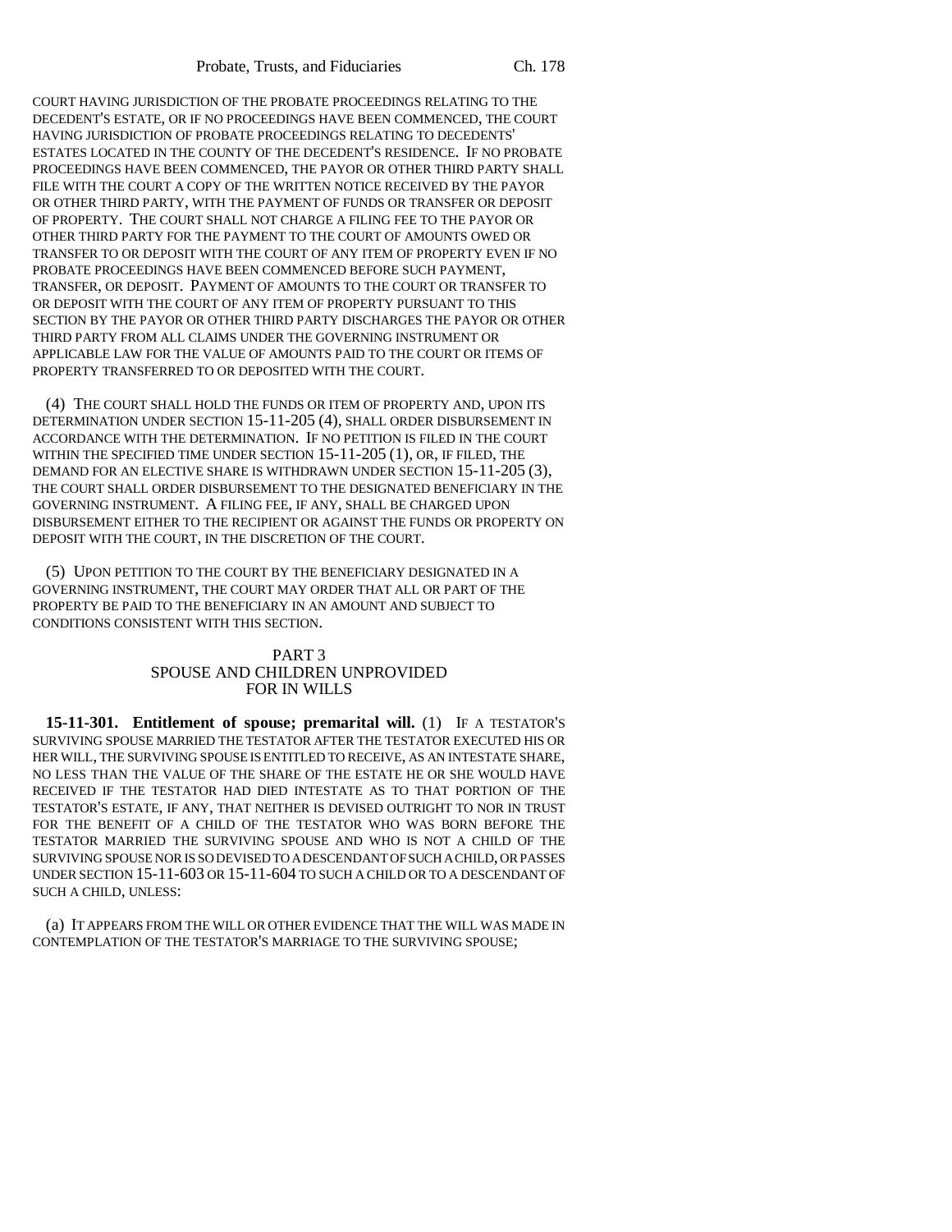COURT HAVING JURISDICTION OF THE PROBATE PROCEEDINGS RELATING TO THE DECEDENT'S ESTATE, OR IF NO PROCEEDINGS HAVE BEEN COMMENCED, THE COURT HAVING JURISDICTION OF PROBATE PROCEEDINGS RELATING TO DECEDENTS' ESTATES LOCATED IN THE COUNTY OF THE DECEDENT'S RESIDENCE. IF NO PROBATE PROCEEDINGS HAVE BEEN COMMENCED, THE PAYOR OR OTHER THIRD PARTY SHALL FILE WITH THE COURT A COPY OF THE WRITTEN NOTICE RECEIVED BY THE PAYOR OR OTHER THIRD PARTY, WITH THE PAYMENT OF FUNDS OR TRANSFER OR DEPOSIT OF PROPERTY. THE COURT SHALL NOT CHARGE A FILING FEE TO THE PAYOR OR OTHER THIRD PARTY FOR THE PAYMENT TO THE COURT OF AMOUNTS OWED OR TRANSFER TO OR DEPOSIT WITH THE COURT OF ANY ITEM OF PROPERTY EVEN IF NO PROBATE PROCEEDINGS HAVE BEEN COMMENCED BEFORE SUCH PAYMENT, TRANSFER, OR DEPOSIT. PAYMENT OF AMOUNTS TO THE COURT OR TRANSFER TO OR DEPOSIT WITH THE COURT OF ANY ITEM OF PROPERTY PURSUANT TO THIS SECTION BY THE PAYOR OR OTHER THIRD PARTY DISCHARGES THE PAYOR OR OTHER THIRD PARTY FROM ALL CLAIMS UNDER THE GOVERNING INSTRUMENT OR APPLICABLE LAW FOR THE VALUE OF AMOUNTS PAID TO THE COURT OR ITEMS OF PROPERTY TRANSFERRED TO OR DEPOSITED WITH THE COURT.

(4) THE COURT SHALL HOLD THE FUNDS OR ITEM OF PROPERTY AND, UPON ITS DETERMINATION UNDER SECTION 15-11-205 (4), SHALL ORDER DISBURSEMENT IN ACCORDANCE WITH THE DETERMINATION. IF NO PETITION IS FILED IN THE COURT WITHIN THE SPECIFIED TIME UNDER SECTION 15-11-205 (1), OR, IF FILED, THE DEMAND FOR AN ELECTIVE SHARE IS WITHDRAWN UNDER SECTION 15-11-205 (3), THE COURT SHALL ORDER DISBURSEMENT TO THE DESIGNATED BENEFICIARY IN THE GOVERNING INSTRUMENT. A FILING FEE, IF ANY, SHALL BE CHARGED UPON DISBURSEMENT EITHER TO THE RECIPIENT OR AGAINST THE FUNDS OR PROPERTY ON DEPOSIT WITH THE COURT, IN THE DISCRETION OF THE COURT.

(5) UPON PETITION TO THE COURT BY THE BENEFICIARY DESIGNATED IN A GOVERNING INSTRUMENT, THE COURT MAY ORDER THAT ALL OR PART OF THE PROPERTY BE PAID TO THE BENEFICIARY IN AN AMOUNT AND SUBJECT TO CONDITIONS CONSISTENT WITH THIS SECTION.

## PART 3
## SPOUSE AND CHILDREN UNPROVIDED FOR IN WILLS

**15-11-301. Entitlement of spouse; premarital will.** (1) IF A TESTATOR'S SURVIVING SPOUSE MARRIED THE TESTATOR AFTER THE TESTATOR EXECUTED HIS OR HER WILL, THE SURVIVING SPOUSE IS ENTITLED TO RECEIVE, AS AN INTESTATE SHARE, NO LESS THAN THE VALUE OF THE SHARE OF THE ESTATE HE OR SHE WOULD HAVE RECEIVED IF THE TESTATOR HAD DIED INTESTATE AS TO THAT PORTION OF THE TESTATOR'S ESTATE, IF ANY, THAT NEITHER IS DEVISED OUTRIGHT TO NOR IN TRUST FOR THE BENEFIT OF A CHILD OF THE TESTATOR WHO WAS BORN BEFORE THE TESTATOR MARRIED THE SURVIVING SPOUSE AND WHO IS NOT A CHILD OF THE SURVIVING SPOUSE NOR IS SO DEVISED TO A DESCENDANT OF SUCH A CHILD, OR PASSES UNDER SECTION 15-11-603 OR 15-11-604 TO SUCH A CHILD OR TO A DESCENDANT OF SUCH A CHILD, UNLESS:

(a) IT APPEARS FROM THE WILL OR OTHER EVIDENCE THAT THE WILL WAS MADE IN CONTEMPLATION OF THE TESTATOR'S MARRIAGE TO THE SURVIVING SPOUSE;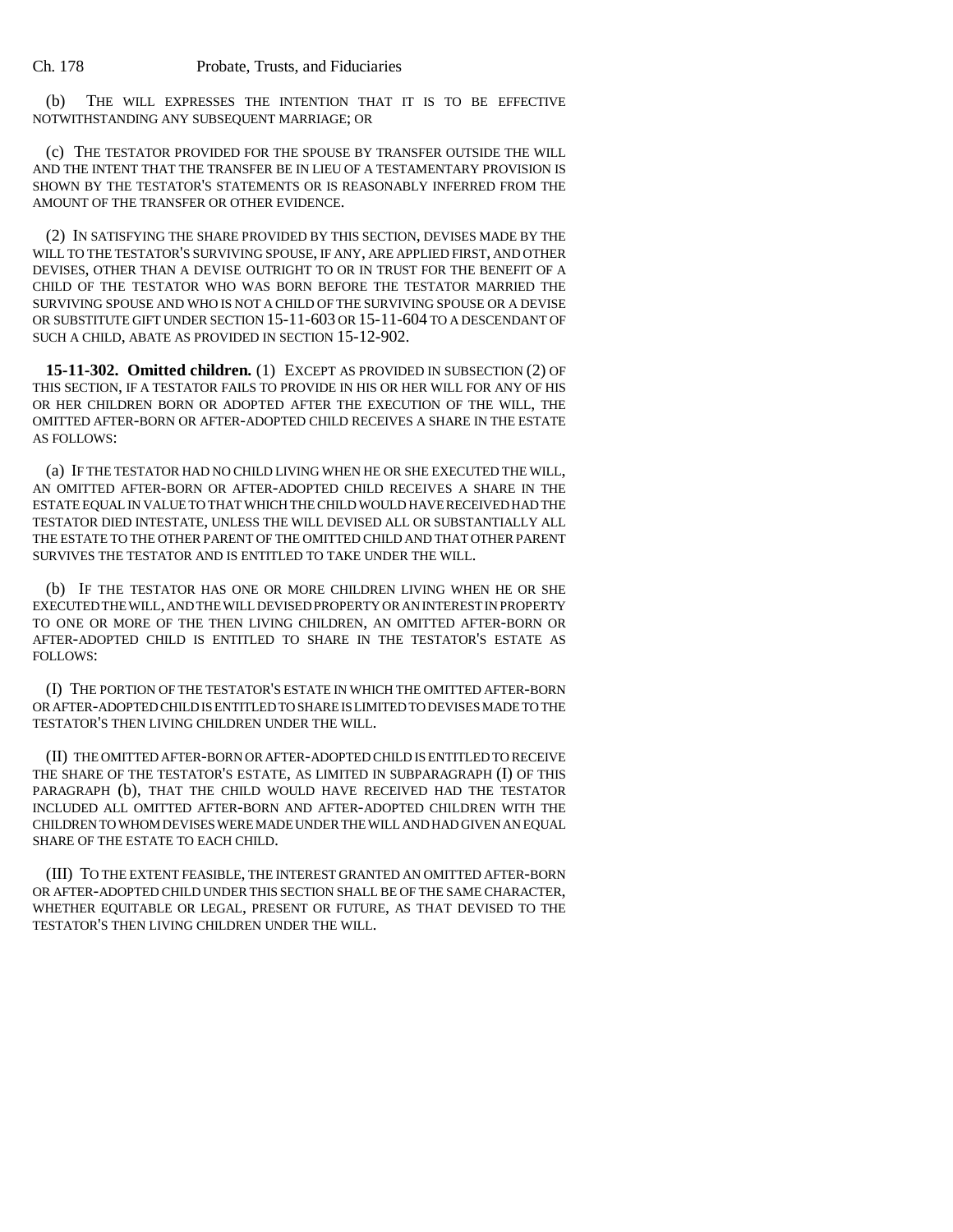(b) THE WILL EXPRESSES THE INTENTION THAT IT IS TO BE EFFECTIVE NOTWITHSTANDING ANY SUBSEQUENT MARRIAGE; OR

(c) THE TESTATOR PROVIDED FOR THE SPOUSE BY TRANSFER OUTSIDE THE WILL AND THE INTENT THAT THE TRANSFER BE IN LIEU OF A TESTAMENTARY PROVISION IS SHOWN BY THE TESTATOR'S STATEMENTS OR IS REASONABLY INFERRED FROM THE AMOUNT OF THE TRANSFER OR OTHER EVIDENCE.

(2) IN SATISFYING THE SHARE PROVIDED BY THIS SECTION, DEVISES MADE BY THE WILL TO THE TESTATOR'S SURVIVING SPOUSE, IF ANY, ARE APPLIED FIRST, AND OTHER DEVISES, OTHER THAN A DEVISE OUTRIGHT TO OR IN TRUST FOR THE BENEFIT OF A CHILD OF THE TESTATOR WHO WAS BORN BEFORE THE TESTATOR MARRIED THE SURVIVING SPOUSE AND WHO IS NOT A CHILD OF THE SURVIVING SPOUSE OR A DEVISE OR SUBSTITUTE GIFT UNDER SECTION 15-11-603 OR 15-11-604 TO A DESCENDANT OF SUCH A CHILD, ABATE AS PROVIDED IN SECTION 15-12-902.

**15-11-302. Omitted children.** (1) EXCEPT AS PROVIDED IN SUBSECTION (2) OF THIS SECTION, IF A TESTATOR FAILS TO PROVIDE IN HIS OR HER WILL FOR ANY OF HIS OR HER CHILDREN BORN OR ADOPTED AFTER THE EXECUTION OF THE WILL, THE OMITTED AFTER-BORN OR AFTER-ADOPTED CHILD RECEIVES A SHARE IN THE ESTATE AS FOLLOWS:

(a) IF THE TESTATOR HAD NO CHILD LIVING WHEN HE OR SHE EXECUTED THE WILL, AN OMITTED AFTER-BORN OR AFTER-ADOPTED CHILD RECEIVES A SHARE IN THE ESTATE EQUAL IN VALUE TO THAT WHICH THE CHILD WOULD HAVE RECEIVED HAD THE TESTATOR DIED INTESTATE, UNLESS THE WILL DEVISED ALL OR SUBSTANTIALLY ALL THE ESTATE TO THE OTHER PARENT OF THE OMITTED CHILD AND THAT OTHER PARENT SURVIVES THE TESTATOR AND IS ENTITLED TO TAKE UNDER THE WILL.

(b) IF THE TESTATOR HAS ONE OR MORE CHILDREN LIVING WHEN HE OR SHE EXECUTED THE WILL, AND THE WILL DEVISED PROPERTY OR AN INTEREST IN PROPERTY TO ONE OR MORE OF THE THEN LIVING CHILDREN, AN OMITTED AFTER-BORN OR AFTER-ADOPTED CHILD IS ENTITLED TO SHARE IN THE TESTATOR'S ESTATE AS FOLLOWS:

(I) THE PORTION OF THE TESTATOR'S ESTATE IN WHICH THE OMITTED AFTER-BORN OR AFTER-ADOPTED CHILD IS ENTITLED TO SHARE IS LIMITED TO DEVISES MADE TO THE TESTATOR'S THEN LIVING CHILDREN UNDER THE WILL.

(II) THE OMITTED AFTER-BORN OR AFTER-ADOPTED CHILD IS ENTITLED TO RECEIVE THE SHARE OF THE TESTATOR'S ESTATE, AS LIMITED IN SUBPARAGRAPH (I) OF THIS PARAGRAPH (b), THAT THE CHILD WOULD HAVE RECEIVED HAD THE TESTATOR INCLUDED ALL OMITTED AFTER-BORN AND AFTER-ADOPTED CHILDREN WITH THE CHILDREN TO WHOM DEVISES WERE MADE UNDER THE WILL AND HAD GIVEN AN EQUAL SHARE OF THE ESTATE TO EACH CHILD.

(III) TO THE EXTENT FEASIBLE, THE INTEREST GRANTED AN OMITTED AFTER-BORN OR AFTER-ADOPTED CHILD UNDER THIS SECTION SHALL BE OF THE SAME CHARACTER, WHETHER EQUITABLE OR LEGAL, PRESENT OR FUTURE, AS THAT DEVISED TO THE TESTATOR'S THEN LIVING CHILDREN UNDER THE WILL.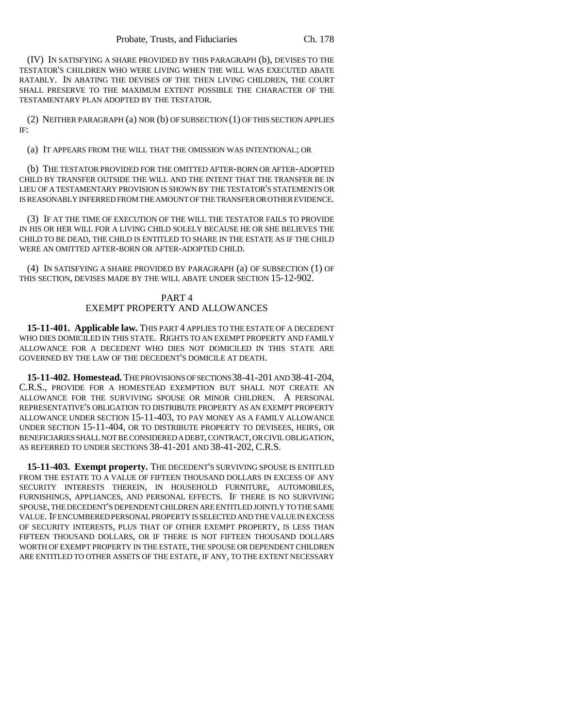(IV) IN SATISFYING A SHARE PROVIDED BY THIS PARAGRAPH (b), DEVISES TO THE TESTATOR'S CHILDREN WHO WERE LIVING WHEN THE WILL WAS EXECUTED ABATE RATABLY. IN ABATING THE DEVISES OF THE THEN LIVING CHILDREN, THE COURT SHALL PRESERVE TO THE MAXIMUM EXTENT POSSIBLE THE CHARACTER OF THE TESTAMENTARY PLAN ADOPTED BY THE TESTATOR.

(2) NEITHER PARAGRAPH (a) NOR (b) OF SUBSECTION (1) OF THIS SECTION APPLIES IF:

(a) IT APPEARS FROM THE WILL THAT THE OMISSION WAS INTENTIONAL; OR

(b) THE TESTATOR PROVIDED FOR THE OMITTED AFTER-BORN OR AFTER-ADOPTED CHILD BY TRANSFER OUTSIDE THE WILL AND THE INTENT THAT THE TRANSFER BE IN LIEU OF A TESTAMENTARY PROVISION IS SHOWN BY THE TESTATOR'S STATEMENTS OR IS REASONABLY INFERRED FROM THE AMOUNT OF THE TRANSFER OR OTHER EVIDENCE.

(3) IF AT THE TIME OF EXECUTION OF THE WILL THE TESTATOR FAILS TO PROVIDE IN HIS OR HER WILL FOR A LIVING CHILD SOLELY BECAUSE HE OR SHE BELIEVES THE CHILD TO BE DEAD, THE CHILD IS ENTITLED TO SHARE IN THE ESTATE AS IF THE CHILD WERE AN OMITTED AFTER-BORN OR AFTER-ADOPTED CHILD.

(4) IN SATISFYING A SHARE PROVIDED BY PARAGRAPH (a) OF SUBSECTION (1) OF THIS SECTION, DEVISES MADE BY THE WILL ABATE UNDER SECTION 15-12-902.

## PART 4
## EXEMPT PROPERTY AND ALLOWANCES

**15-11-401. Applicable law.** THIS PART 4 APPLIES TO THE ESTATE OF A DECEDENT WHO DIES DOMICILED IN THIS STATE. RIGHTS TO AN EXEMPT PROPERTY AND FAMILY ALLOWANCE FOR A DECEDENT WHO DIES NOT DOMICILED IN THIS STATE ARE GOVERNED BY THE LAW OF THE DECEDENT'S DOMICILE AT DEATH.

**15-11-402. Homestead.** THE PROVISIONS OF SECTIONS 38-41-201 AND 38-41-204, C.R.S., PROVIDE FOR A HOMESTEAD EXEMPTION BUT SHALL NOT CREATE AN ALLOWANCE FOR THE SURVIVING SPOUSE OR MINOR CHILDREN. A PERSONAL REPRESENTATIVE'S OBLIGATION TO DISTRIBUTE PROPERTY AS AN EXEMPT PROPERTY ALLOWANCE UNDER SECTION 15-11-403, TO PAY MONEY AS A FAMILY ALLOWANCE UNDER SECTION 15-11-404, OR TO DISTRIBUTE PROPERTY TO DEVISEES, HEIRS, OR BENEFICIARIES SHALL NOT BE CONSIDERED A DEBT, CONTRACT, OR CIVIL OBLIGATION, AS REFERRED TO UNDER SECTIONS 38-41-201 AND 38-41-202, C.R.S.

**15-11-403. Exempt property.** THE DECEDENT'S SURVIVING SPOUSE IS ENTITLED FROM THE ESTATE TO A VALUE OF FIFTEEN THOUSAND DOLLARS IN EXCESS OF ANY SECURITY INTERESTS THEREIN, IN HOUSEHOLD FURNITURE, AUTOMOBILES, FURNISHINGS, APPLIANCES, AND PERSONAL EFFECTS. IF THERE IS NO SURVIVING SPOUSE, THE DECEDENT'S DEPENDENT CHILDREN ARE ENTITLED JOINTLY TO THE SAME VALUE. IF ENCUMBERED PERSONAL PROPERTY IS SELECTED AND THE VALUE IN EXCESS OF SECURITY INTERESTS, PLUS THAT OF OTHER EXEMPT PROPERTY, IS LESS THAN FIFTEEN THOUSAND DOLLARS, OR IF THERE IS NOT FIFTEEN THOUSAND DOLLARS WORTH OF EXEMPT PROPERTY IN THE ESTATE, THE SPOUSE OR DEPENDENT CHILDREN ARE ENTITLED TO OTHER ASSETS OF THE ESTATE, IF ANY, TO THE EXTENT NECESSARY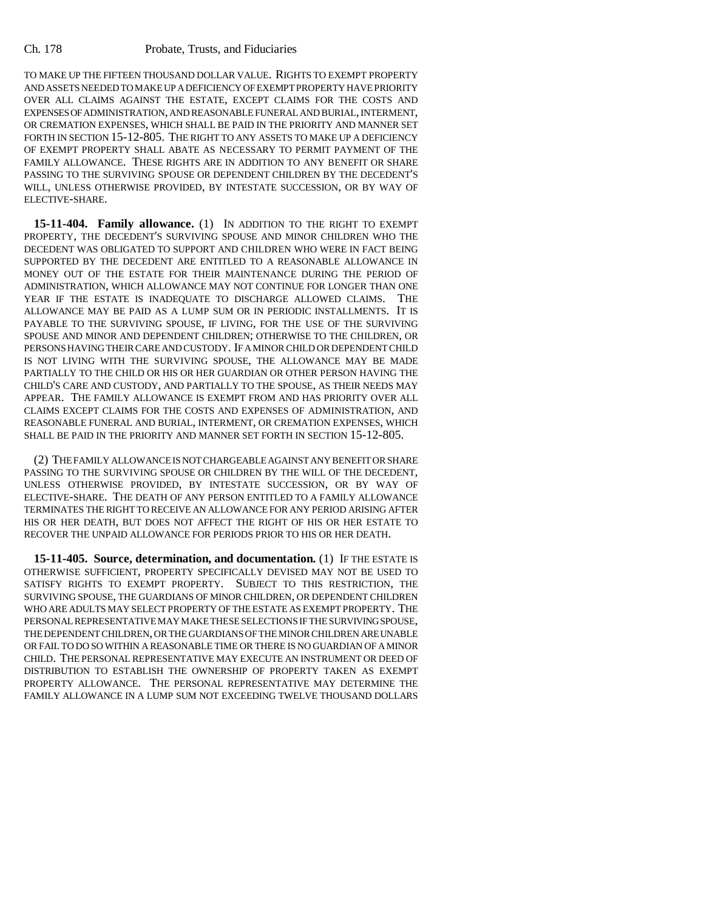TO MAKE UP THE FIFTEEN THOUSAND DOLLAR VALUE. RIGHTS TO EXEMPT PROPERTY AND ASSETS NEEDED TO MAKE UP A DEFICIENCY OF EXEMPT PROPERTY HAVE PRIORITY OVER ALL CLAIMS AGAINST THE ESTATE, EXCEPT CLAIMS FOR THE COSTS AND EXPENSES OF ADMINISTRATION, AND REASONABLE FUNERAL AND BURIAL, INTERMENT, OR CREMATION EXPENSES, WHICH SHALL BE PAID IN THE PRIORITY AND MANNER SET FORTH IN SECTION 15-12-805. THE RIGHT TO ANY ASSETS TO MAKE UP A DEFICIENCY OF EXEMPT PROPERTY SHALL ABATE AS NECESSARY TO PERMIT PAYMENT OF THE FAMILY ALLOWANCE. THESE RIGHTS ARE IN ADDITION TO ANY BENEFIT OR SHARE PASSING TO THE SURVIVING SPOUSE OR DEPENDENT CHILDREN BY THE DECEDENT'S WILL, UNLESS OTHERWISE PROVIDED, BY INTESTATE SUCCESSION, OR BY WAY OF ELECTIVE-SHARE.

**15-11-404. Family allowance.** (1) IN ADDITION TO THE RIGHT TO EXEMPT PROPERTY, THE DECEDENT'S SURVIVING SPOUSE AND MINOR CHILDREN WHO THE DECEDENT WAS OBLIGATED TO SUPPORT AND CHILDREN WHO WERE IN FACT BEING SUPPORTED BY THE DECEDENT ARE ENTITLED TO A REASONABLE ALLOWANCE IN MONEY OUT OF THE ESTATE FOR THEIR MAINTENANCE DURING THE PERIOD OF ADMINISTRATION, WHICH ALLOWANCE MAY NOT CONTINUE FOR LONGER THAN ONE YEAR IF THE ESTATE IS INADEQUATE TO DISCHARGE ALLOWED CLAIMS. THE ALLOWANCE MAY BE PAID AS A LUMP SUM OR IN PERIODIC INSTALLMENTS. IT IS PAYABLE TO THE SURVIVING SPOUSE, IF LIVING, FOR THE USE OF THE SURVIVING SPOUSE AND MINOR AND DEPENDENT CHILDREN; OTHERWISE TO THE CHILDREN, OR PERSONS HAVING THEIR CARE AND CUSTODY. IF A MINOR CHILD OR DEPENDENT CHILD IS NOT LIVING WITH THE SURVIVING SPOUSE, THE ALLOWANCE MAY BE MADE PARTIALLY TO THE CHILD OR HIS OR HER GUARDIAN OR OTHER PERSON HAVING THE CHILD'S CARE AND CUSTODY, AND PARTIALLY TO THE SPOUSE, AS THEIR NEEDS MAY APPEAR. THE FAMILY ALLOWANCE IS EXEMPT FROM AND HAS PRIORITY OVER ALL CLAIMS EXCEPT CLAIMS FOR THE COSTS AND EXPENSES OF ADMINISTRATION, AND REASONABLE FUNERAL AND BURIAL, INTERMENT, OR CREMATION EXPENSES, WHICH SHALL BE PAID IN THE PRIORITY AND MANNER SET FORTH IN SECTION 15-12-805.

(2) THE FAMILY ALLOWANCE IS NOT CHARGEABLE AGAINST ANY BENEFIT OR SHARE PASSING TO THE SURVIVING SPOUSE OR CHILDREN BY THE WILL OF THE DECEDENT, UNLESS OTHERWISE PROVIDED, BY INTESTATE SUCCESSION, OR BY WAY OF ELECTIVE-SHARE. THE DEATH OF ANY PERSON ENTITLED TO A FAMILY ALLOWANCE TERMINATES THE RIGHT TO RECEIVE AN ALLOWANCE FOR ANY PERIOD ARISING AFTER HIS OR HER DEATH, BUT DOES NOT AFFECT THE RIGHT OF HIS OR HER ESTATE TO RECOVER THE UNPAID ALLOWANCE FOR PERIODS PRIOR TO HIS OR HER DEATH.

**15-11-405. Source, determination, and documentation.** (1) IF THE ESTATE IS OTHERWISE SUFFICIENT, PROPERTY SPECIFICALLY DEVISED MAY NOT BE USED TO SATISFY RIGHTS TO EXEMPT PROPERTY. SUBJECT TO THIS RESTRICTION, THE SURVIVING SPOUSE, THE GUARDIANS OF MINOR CHILDREN, OR DEPENDENT CHILDREN WHO ARE ADULTS MAY SELECT PROPERTY OF THE ESTATE AS EXEMPT PROPERTY. THE PERSONAL REPRESENTATIVE MAY MAKE THESE SELECTIONS IF THE SURVIVING SPOUSE, THE DEPENDENT CHILDREN, OR THE GUARDIANS OF THE MINOR CHILDREN ARE UNABLE OR FAIL TO DO SO WITHIN A REASONABLE TIME OR THERE IS NO GUARDIAN OF A MINOR CHILD. THE PERSONAL REPRESENTATIVE MAY EXECUTE AN INSTRUMENT OR DEED OF DISTRIBUTION TO ESTABLISH THE OWNERSHIP OF PROPERTY TAKEN AS EXEMPT PROPERTY ALLOWANCE. THE PERSONAL REPRESENTATIVE MAY DETERMINE THE FAMILY ALLOWANCE IN A LUMP SUM NOT EXCEEDING TWELVE THOUSAND DOLLARS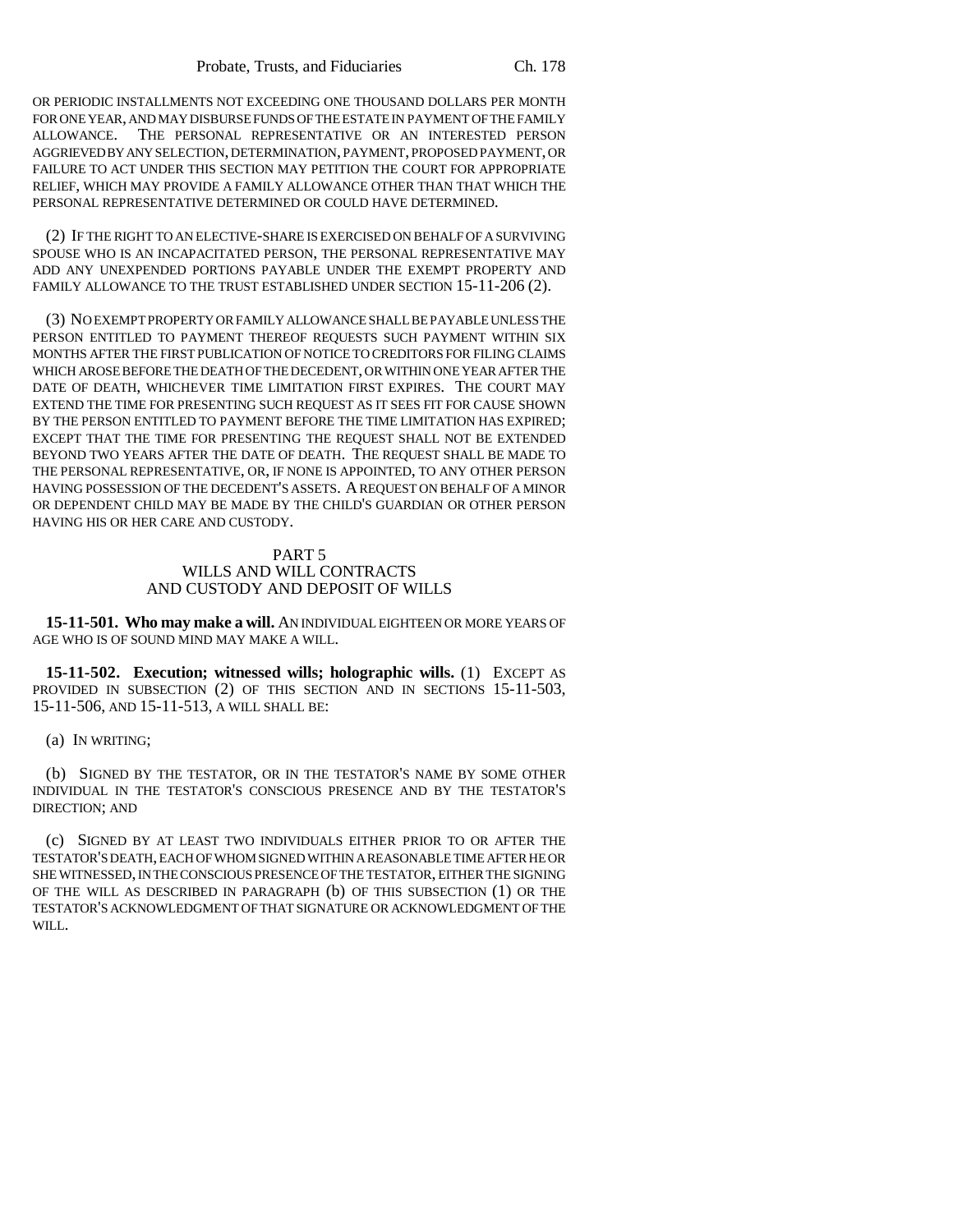OR PERIODIC INSTALLMENTS NOT EXCEEDING ONE THOUSAND DOLLARS PER MONTH FOR ONE YEAR, AND MAY DISBURSE FUNDS OF THE ESTATE IN PAYMENT OF THE FAMILY ALLOWANCE. THE PERSONAL REPRESENTATIVE OR AN INTERESTED PERSON AGGRIEVED BY ANY SELECTION, DETERMINATION, PAYMENT, PROPOSED PAYMENT, OR FAILURE TO ACT UNDER THIS SECTION MAY PETITION THE COURT FOR APPROPRIATE RELIEF, WHICH MAY PROVIDE A FAMILY ALLOWANCE OTHER THAN THAT WHICH THE PERSONAL REPRESENTATIVE DETERMINED OR COULD HAVE DETERMINED.

(2) IF THE RIGHT TO AN ELECTIVE-SHARE IS EXERCISED ON BEHALF OF A SURVIVING SPOUSE WHO IS AN INCAPACITATED PERSON, THE PERSONAL REPRESENTATIVE MAY ADD ANY UNEXPENDED PORTIONS PAYABLE UNDER THE EXEMPT PROPERTY AND FAMILY ALLOWANCE TO THE TRUST ESTABLISHED UNDER SECTION 15-11-206 (2).

(3) NO EXEMPT PROPERTY OR FAMILY ALLOWANCE SHALL BE PAYABLE UNLESS THE PERSON ENTITLED TO PAYMENT THEREOF REQUESTS SUCH PAYMENT WITHIN SIX MONTHS AFTER THE FIRST PUBLICATION OF NOTICE TO CREDITORS FOR FILING CLAIMS WHICH AROSE BEFORE THE DEATH OF THE DECEDENT, OR WITHIN ONE YEAR AFTER THE DATE OF DEATH, WHICHEVER TIME LIMITATION FIRST EXPIRES. THE COURT MAY EXTEND THE TIME FOR PRESENTING SUCH REQUEST AS IT SEES FIT FOR CAUSE SHOWN BY THE PERSON ENTITLED TO PAYMENT BEFORE THE TIME LIMITATION HAS EXPIRED; EXCEPT THAT THE TIME FOR PRESENTING THE REQUEST SHALL NOT BE EXTENDED BEYOND TWO YEARS AFTER THE DATE OF DEATH. THE REQUEST SHALL BE MADE TO THE PERSONAL REPRESENTATIVE, OR, IF NONE IS APPOINTED, TO ANY OTHER PERSON HAVING POSSESSION OF THE DECEDENT'S ASSETS. A REQUEST ON BEHALF OF A MINOR OR DEPENDENT CHILD MAY BE MADE BY THE CHILD'S GUARDIAN OR OTHER PERSON HAVING HIS OR HER CARE AND CUSTODY.

## PART 5
## WILLS AND WILL CONTRACTS AND CUSTODY AND DEPOSIT OF WILLS

**15-11-501. Who may make a will.** AN INDIVIDUAL EIGHTEEN OR MORE YEARS OF AGE WHO IS OF SOUND MIND MAY MAKE A WILL.

**15-11-502. Execution; witnessed wills; holographic wills.** (1) EXCEPT AS PROVIDED IN SUBSECTION (2) OF THIS SECTION AND IN SECTIONS 15-11-503, 15-11-506, AND 15-11-513, A WILL SHALL BE:

(a) IN WRITING;

(b) SIGNED BY THE TESTATOR, OR IN THE TESTATOR'S NAME BY SOME OTHER INDIVIDUAL IN THE TESTATOR'S CONSCIOUS PRESENCE AND BY THE TESTATOR'S DIRECTION; AND

(c) SIGNED BY AT LEAST TWO INDIVIDUALS EITHER PRIOR TO OR AFTER THE TESTATOR'S DEATH, EACH OF WHOM SIGNED WITHIN A REASONABLE TIME AFTER HE OR SHE WITNESSED, IN THE CONSCIOUS PRESENCE OF THE TESTATOR, EITHER THE SIGNING OF THE WILL AS DESCRIBED IN PARAGRAPH (b) OF THIS SUBSECTION (1) OR THE TESTATOR'S ACKNOWLEDGMENT OF THAT SIGNATURE OR ACKNOWLEDGMENT OF THE WILL.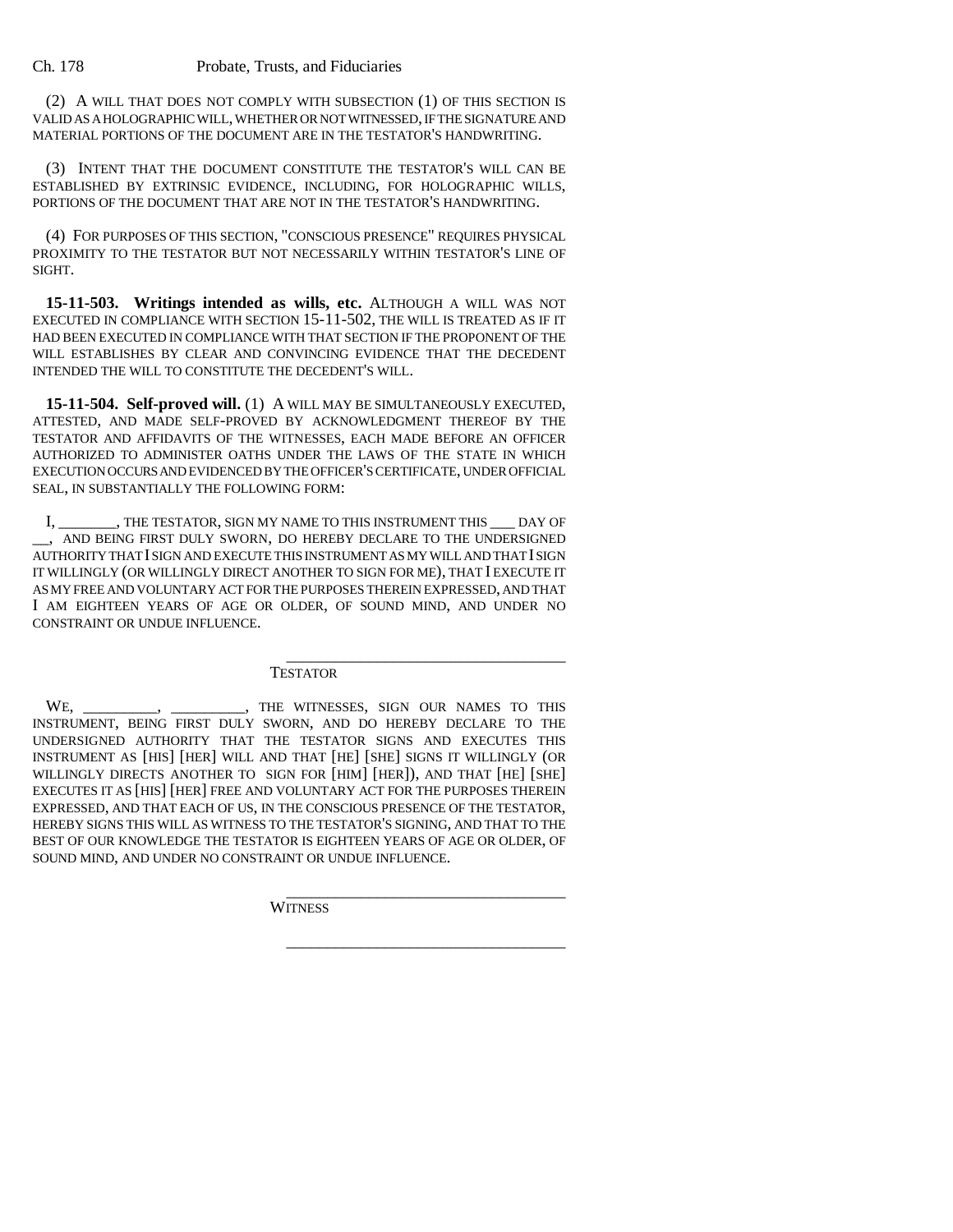(2) A WILL THAT DOES NOT COMPLY WITH SUBSECTION (1) OF THIS SECTION IS VALID AS A HOLOGRAPHIC WILL, WHETHER OR NOT WITNESSED, IF THE SIGNATURE AND MATERIAL PORTIONS OF THE DOCUMENT ARE IN THE TESTATOR'S HANDWRITING.

(3) INTENT THAT THE DOCUMENT CONSTITUTE THE TESTATOR'S WILL CAN BE ESTABLISHED BY EXTRINSIC EVIDENCE, INCLUDING, FOR HOLOGRAPHIC WILLS, PORTIONS OF THE DOCUMENT THAT ARE NOT IN THE TESTATOR'S HANDWRITING.

(4) FOR PURPOSES OF THIS SECTION, "CONSCIOUS PRESENCE" REQUIRES PHYSICAL PROXIMITY TO THE TESTATOR BUT NOT NECESSARILY WITHIN TESTATOR'S LINE OF SIGHT.

**15-11-503. Writings intended as wills, etc.** ALTHOUGH A WILL WAS NOT EXECUTED IN COMPLIANCE WITH SECTION 15-11-502, THE WILL IS TREATED AS IF IT HAD BEEN EXECUTED IN COMPLIANCE WITH THAT SECTION IF THE PROPONENT OF THE WILL ESTABLISHES BY CLEAR AND CONVINCING EVIDENCE THAT THE DECEDENT INTENDED THE WILL TO CONSTITUTE THE DECEDENT'S WILL.

**15-11-504. Self-proved will.** (1) A WILL MAY BE SIMULTANEOUSLY EXECUTED, ATTESTED, AND MADE SELF-PROVED BY ACKNOWLEDGMENT THEREOF BY THE TESTATOR AND AFFIDAVITS OF THE WITNESSES, EACH MADE BEFORE AN OFFICER AUTHORIZED TO ADMINISTER OATHS UNDER THE LAWS OF THE STATE IN WHICH EXECUTION OCCURS AND EVIDENCED BY THE OFFICER'S CERTIFICATE, UNDER OFFICIAL SEAL, IN SUBSTANTIALLY THE FOLLOWING FORM:

I, ________, THE TESTATOR, SIGN MY NAME TO THIS INSTRUMENT THIS ___ DAY OF __, AND BEING FIRST DULY SWORN, DO HEREBY DECLARE TO THE UNDERSIGNED AUTHORITY THAT I SIGN AND EXECUTE THIS INSTRUMENT AS MY WILL AND THAT I SIGN IT WILLINGLY (OR WILLINGLY DIRECT ANOTHER TO SIGN FOR ME), THAT I EXECUTE IT AS MY FREE AND VOLUNTARY ACT FOR THE PURPOSES THEREIN EXPRESSED, AND THAT I AM EIGHTEEN YEARS OF AGE OR OLDER, OF SOUND MIND, AND UNDER NO CONSTRAINT OR UNDUE INFLUENCE.

___________________________________
TESTATOR

WE, __________, __________, THE WITNESSES, SIGN OUR NAMES TO THIS INSTRUMENT, BEING FIRST DULY SWORN, AND DO HEREBY DECLARE TO THE UNDERSIGNED AUTHORITY THAT THE TESTATOR SIGNS AND EXECUTES THIS INSTRUMENT AS [HIS] [HER] WILL AND THAT [HE] [SHE] SIGNS IT WILLINGLY (OR WILLINGLY DIRECTS ANOTHER TO SIGN FOR [HIM] [HER]), AND THAT [HE] [SHE] EXECUTES IT AS [HIS] [HER] FREE AND VOLUNTARY ACT FOR THE PURPOSES THEREIN EXPRESSED, AND THAT EACH OF US, IN THE CONSCIOUS PRESENCE OF THE TESTATOR, HEREBY SIGNS THIS WILL AS WITNESS TO THE TESTATOR'S SIGNING, AND THAT TO THE BEST OF OUR KNOWLEDGE THE TESTATOR IS EIGHTEEN YEARS OF AGE OR OLDER, OF SOUND MIND, AND UNDER NO CONSTRAINT OR UNDUE INFLUENCE.

___________________________________
WITNESS

___________________________________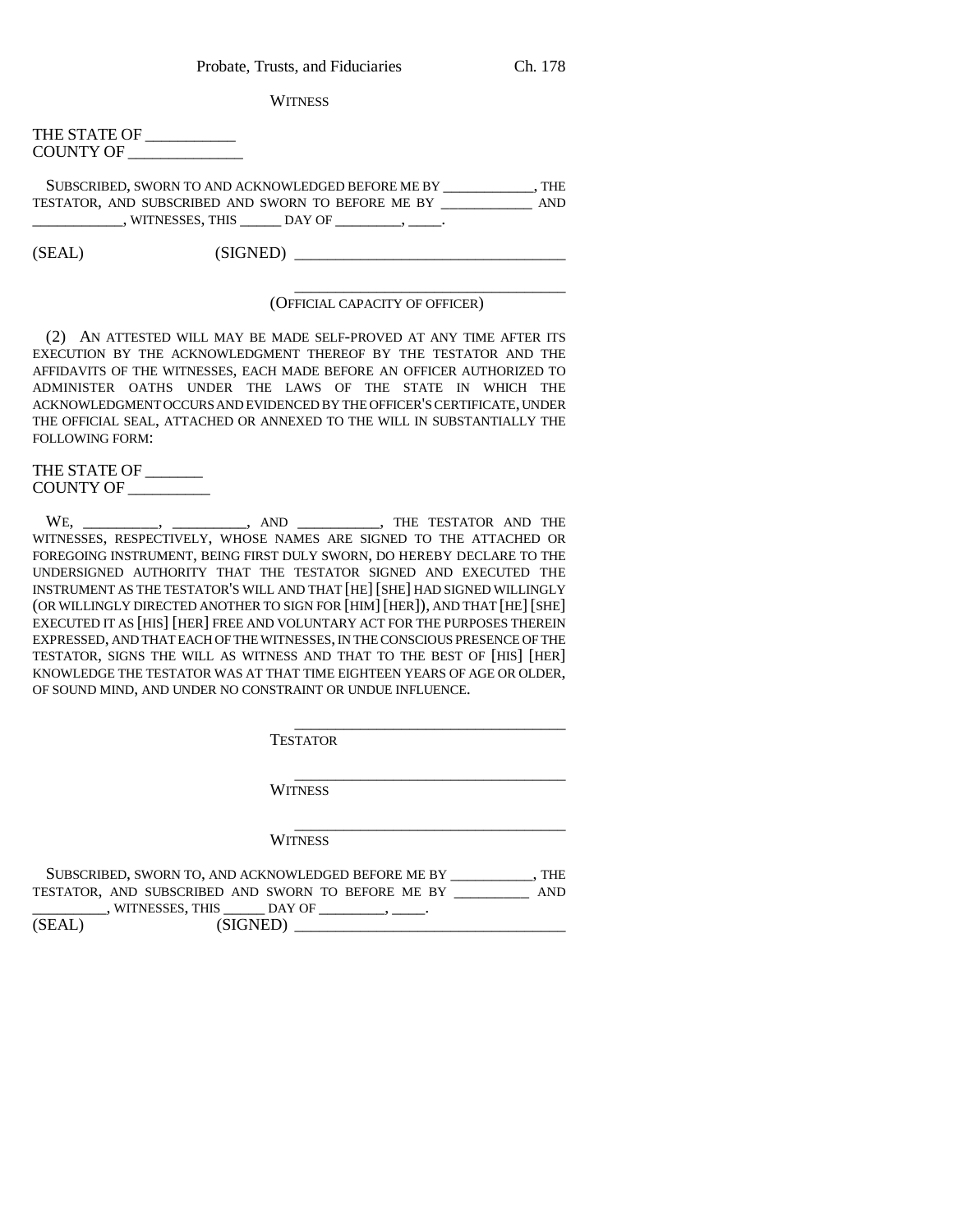WITNESS

THE STATE OF ___________
COUNTY OF ______________

SUBSCRIBED, SWORN TO AND ACKNOWLEDGED BEFORE ME BY ____________, THE TESTATOR, AND SUBSCRIBED AND SWORN TO BEFORE ME BY ____________ AND ____________, WITNESSES, THIS ______ DAY OF _________, _____.

(SEAL) (SIGNED) ________________________________

________________________________
(OFFICIAL CAPACITY OF OFFICER)

(2) AN ATTESTED WILL MAY BE MADE SELF-PROVED AT ANY TIME AFTER ITS EXECUTION BY THE ACKNOWLEDGMENT THEREOF BY THE TESTATOR AND THE AFFIDAVITS OF THE WITNESSES, EACH MADE BEFORE AN OFFICER AUTHORIZED TO ADMINISTER OATHS UNDER THE LAWS OF THE STATE IN WHICH THE ACKNOWLEDGMENT OCCURS AND EVIDENCED BY THE OFFICER'S CERTIFICATE, UNDER THE OFFICIAL SEAL, ATTACHED OR ANNEXED TO THE WILL IN SUBSTANTIALLY THE FOLLOWING FORM:

THE STATE OF _______
COUNTY OF __________

WE, __________, __________, AND ___________, THE TESTATOR AND THE WITNESSES, RESPECTIVELY, WHOSE NAMES ARE SIGNED TO THE ATTACHED OR FOREGOING INSTRUMENT, BEING FIRST DULY SWORN, DO HEREBY DECLARE TO THE UNDERSIGNED AUTHORITY THAT THE TESTATOR SIGNED AND EXECUTED THE INSTRUMENT AS THE TESTATOR'S WILL AND THAT [HE] [SHE] HAD SIGNED WILLINGLY (OR WILLINGLY DIRECTED ANOTHER TO SIGN FOR [HIM] [HER]), AND THAT [HE] [SHE] EXECUTED IT AS [HIS] [HER] FREE AND VOLUNTARY ACT FOR THE PURPOSES THEREIN EXPRESSED, AND THAT EACH OF THE WITNESSES, IN THE CONSCIOUS PRESENCE OF THE TESTATOR, SIGNS THE WILL AS WITNESS AND THAT TO THE BEST OF [HIS] [HER] KNOWLEDGE THE TESTATOR WAS AT THAT TIME EIGHTEEN YEARS OF AGE OR OLDER, OF SOUND MIND, AND UNDER NO CONSTRAINT OR UNDUE INFLUENCE.

________________________________
TESTATOR

________________________________
WITNESS

________________________________
WITNESS

SUBSCRIBED, SWORN TO, AND ACKNOWLEDGED BEFORE ME BY ___________, THE TESTATOR, AND SUBSCRIBED AND SWORN TO BEFORE ME BY __________ AND __________, WITNESSES, THIS ______ DAY OF _________, _____.

(SEAL) (SIGNED) ________________________________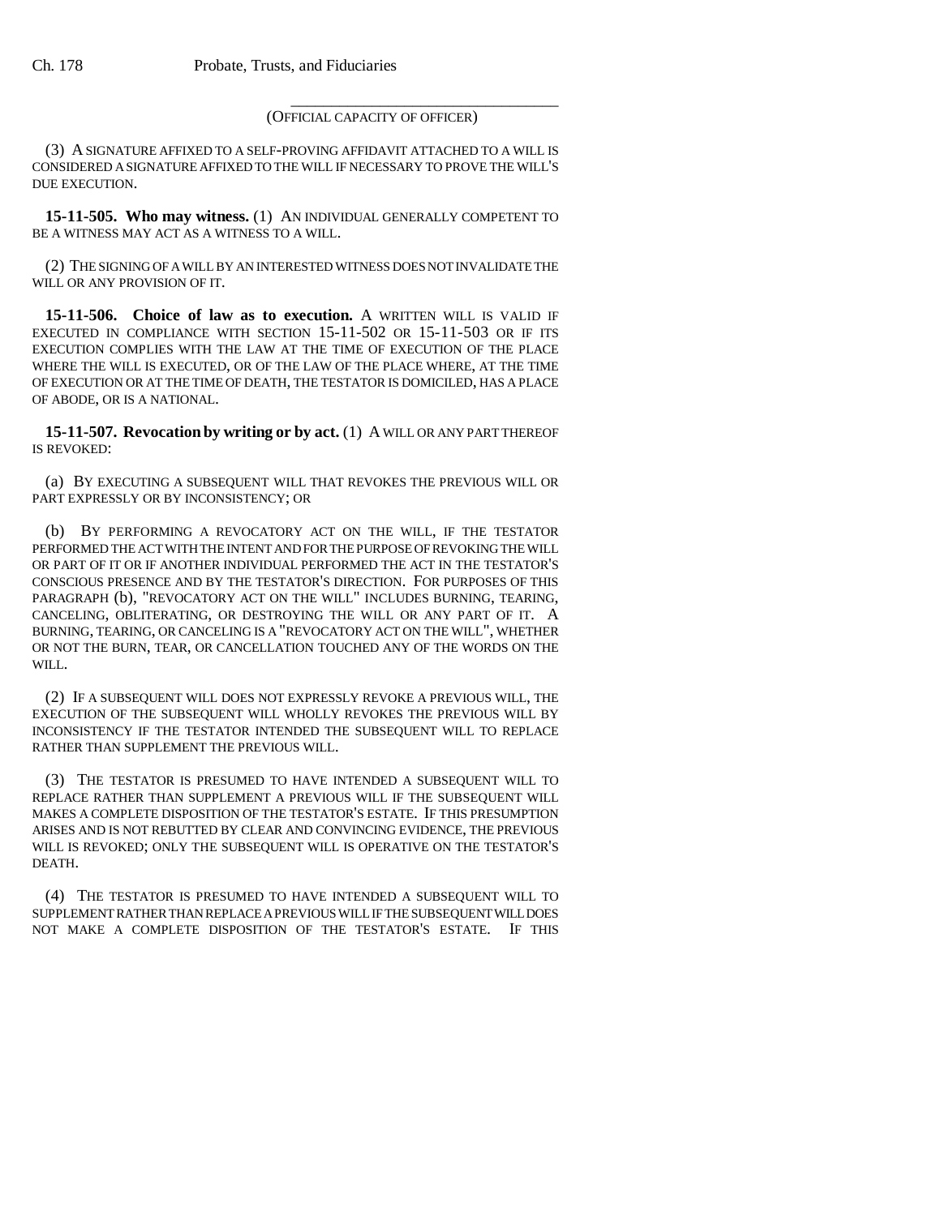\_\_\_\_\_\_\_\_\_\_\_\_\_\_\_\_\_\_\_\_\_\_\_\_\_\_\_\_\_\_\_\_\_\_\_

(OFFICIAL CAPACITY OF OFFICER)

(3) A SIGNATURE AFFIXED TO A SELF-PROVING AFFIDAVIT ATTACHED TO A WILL IS CONSIDERED A SIGNATURE AFFIXED TO THE WILL IF NECESSARY TO PROVE THE WILL'S DUE EXECUTION.

**15-11-505. Who may witness.** (1) AN INDIVIDUAL GENERALLY COMPETENT TO BE A WITNESS MAY ACT AS A WITNESS TO A WILL.

(2) THE SIGNING OF A WILL BY AN INTERESTED WITNESS DOES NOT INVALIDATE THE WILL OR ANY PROVISION OF IT.

**15-11-506. Choice of law as to execution.** A WRITTEN WILL IS VALID IF EXECUTED IN COMPLIANCE WITH SECTION 15-11-502 OR 15-11-503 OR IF ITS EXECUTION COMPLIES WITH THE LAW AT THE TIME OF EXECUTION OF THE PLACE WHERE THE WILL IS EXECUTED, OR OF THE LAW OF THE PLACE WHERE, AT THE TIME OF EXECUTION OR AT THE TIME OF DEATH, THE TESTATOR IS DOMICILED, HAS A PLACE OF ABODE, OR IS A NATIONAL.

**15-11-507. Revocation by writing or by act.** (1) A WILL OR ANY PART THEREOF IS REVOKED:

(a) BY EXECUTING A SUBSEQUENT WILL THAT REVOKES THE PREVIOUS WILL OR PART EXPRESSLY OR BY INCONSISTENCY; OR

(b) BY PERFORMING A REVOCATORY ACT ON THE WILL, IF THE TESTATOR PERFORMED THE ACT WITH THE INTENT AND FOR THE PURPOSE OF REVOKING THE WILL OR PART OF IT OR IF ANOTHER INDIVIDUAL PERFORMED THE ACT IN THE TESTATOR'S CONSCIOUS PRESENCE AND BY THE TESTATOR'S DIRECTION. FOR PURPOSES OF THIS PARAGRAPH (b), "REVOCATORY ACT ON THE WILL" INCLUDES BURNING, TEARING, CANCELING, OBLITERATING, OR DESTROYING THE WILL OR ANY PART OF IT. A BURNING, TEARING, OR CANCELING IS A "REVOCATORY ACT ON THE WILL", WHETHER OR NOT THE BURN, TEAR, OR CANCELLATION TOUCHED ANY OF THE WORDS ON THE WILL.

(2) IF A SUBSEQUENT WILL DOES NOT EXPRESSLY REVOKE A PREVIOUS WILL, THE EXECUTION OF THE SUBSEQUENT WILL WHOLLY REVOKES THE PREVIOUS WILL BY INCONSISTENCY IF THE TESTATOR INTENDED THE SUBSEQUENT WILL TO REPLACE RATHER THAN SUPPLEMENT THE PREVIOUS WILL.

(3) THE TESTATOR IS PRESUMED TO HAVE INTENDED A SUBSEQUENT WILL TO REPLACE RATHER THAN SUPPLEMENT A PREVIOUS WILL IF THE SUBSEQUENT WILL MAKES A COMPLETE DISPOSITION OF THE TESTATOR'S ESTATE. IF THIS PRESUMPTION ARISES AND IS NOT REBUTTED BY CLEAR AND CONVINCING EVIDENCE, THE PREVIOUS WILL IS REVOKED; ONLY THE SUBSEQUENT WILL IS OPERATIVE ON THE TESTATOR'S DEATH.

(4) THE TESTATOR IS PRESUMED TO HAVE INTENDED A SUBSEQUENT WILL TO SUPPLEMENT RATHER THAN REPLACE A PREVIOUS WILL IF THE SUBSEQUENT WILL DOES NOT MAKE A COMPLETE DISPOSITION OF THE TESTATOR'S ESTATE. IF THIS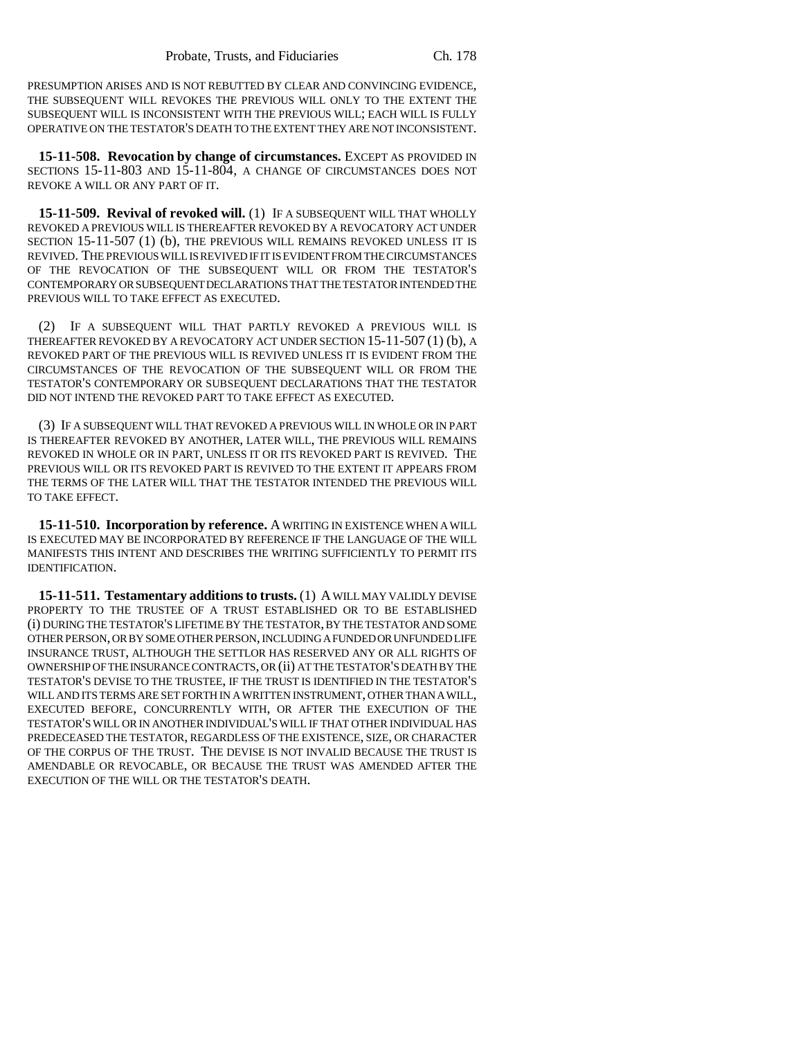PRESUMPTION ARISES AND IS NOT REBUTTED BY CLEAR AND CONVINCING EVIDENCE, THE SUBSEQUENT WILL REVOKES THE PREVIOUS WILL ONLY TO THE EXTENT THE SUBSEQUENT WILL IS INCONSISTENT WITH THE PREVIOUS WILL; EACH WILL IS FULLY OPERATIVE ON THE TESTATOR'S DEATH TO THE EXTENT THEY ARE NOT INCONSISTENT.

**15-11-508. Revocation by change of circumstances.** EXCEPT AS PROVIDED IN SECTIONS 15-11-803 AND 15-11-804, A CHANGE OF CIRCUMSTANCES DOES NOT REVOKE A WILL OR ANY PART OF IT.

**15-11-509. Revival of revoked will.** (1) IF A SUBSEQUENT WILL THAT WHOLLY REVOKED A PREVIOUS WILL IS THEREAFTER REVOKED BY A REVOCATORY ACT UNDER SECTION 15-11-507 (1) (b), THE PREVIOUS WILL REMAINS REVOKED UNLESS IT IS REVIVED. THE PREVIOUS WILL IS REVIVED IF IT IS EVIDENT FROM THE CIRCUMSTANCES OF THE REVOCATION OF THE SUBSEQUENT WILL OR FROM THE TESTATOR'S CONTEMPORARY OR SUBSEQUENT DECLARATIONS THAT THE TESTATOR INTENDED THE PREVIOUS WILL TO TAKE EFFECT AS EXECUTED.

(2) IF A SUBSEQUENT WILL THAT PARTLY REVOKED A PREVIOUS WILL IS THEREAFTER REVOKED BY A REVOCATORY ACT UNDER SECTION 15-11-507 (1) (b), A REVOKED PART OF THE PREVIOUS WILL IS REVIVED UNLESS IT IS EVIDENT FROM THE CIRCUMSTANCES OF THE REVOCATION OF THE SUBSEQUENT WILL OR FROM THE TESTATOR'S CONTEMPORARY OR SUBSEQUENT DECLARATIONS THAT THE TESTATOR DID NOT INTEND THE REVOKED PART TO TAKE EFFECT AS EXECUTED.

(3) IF A SUBSEQUENT WILL THAT REVOKED A PREVIOUS WILL IN WHOLE OR IN PART IS THEREAFTER REVOKED BY ANOTHER, LATER WILL, THE PREVIOUS WILL REMAINS REVOKED IN WHOLE OR IN PART, UNLESS IT OR ITS REVOKED PART IS REVIVED. THE PREVIOUS WILL OR ITS REVOKED PART IS REVIVED TO THE EXTENT IT APPEARS FROM THE TERMS OF THE LATER WILL THAT THE TESTATOR INTENDED THE PREVIOUS WILL TO TAKE EFFECT.

**15-11-510. Incorporation by reference.** A WRITING IN EXISTENCE WHEN A WILL IS EXECUTED MAY BE INCORPORATED BY REFERENCE IF THE LANGUAGE OF THE WILL MANIFESTS THIS INTENT AND DESCRIBES THE WRITING SUFFICIENTLY TO PERMIT ITS IDENTIFICATION.

**15-11-511. Testamentary additions to trusts.** (1) A WILL MAY VALIDLY DEVISE PROPERTY TO THE TRUSTEE OF A TRUST ESTABLISHED OR TO BE ESTABLISHED (i) DURING THE TESTATOR'S LIFETIME BY THE TESTATOR, BY THE TESTATOR AND SOME OTHER PERSON, OR BY SOME OTHER PERSON, INCLUDING A FUNDED OR UNFUNDED LIFE INSURANCE TRUST, ALTHOUGH THE SETTLOR HAS RESERVED ANY OR ALL RIGHTS OF OWNERSHIP OF THE INSURANCE CONTRACTS, OR (ii) AT THE TESTATOR'S DEATH BY THE TESTATOR'S DEVISE TO THE TRUSTEE, IF THE TRUST IS IDENTIFIED IN THE TESTATOR'S WILL AND ITS TERMS ARE SET FORTH IN A WRITTEN INSTRUMENT, OTHER THAN A WILL, EXECUTED BEFORE, CONCURRENTLY WITH, OR AFTER THE EXECUTION OF THE TESTATOR'S WILL OR IN ANOTHER INDIVIDUAL'S WILL IF THAT OTHER INDIVIDUAL HAS PREDECEASED THE TESTATOR, REGARDLESS OF THE EXISTENCE, SIZE, OR CHARACTER OF THE CORPUS OF THE TRUST. THE DEVISE IS NOT INVALID BECAUSE THE TRUST IS AMENDABLE OR REVOCABLE, OR BECAUSE THE TRUST WAS AMENDED AFTER THE EXECUTION OF THE WILL OR THE TESTATOR'S DEATH.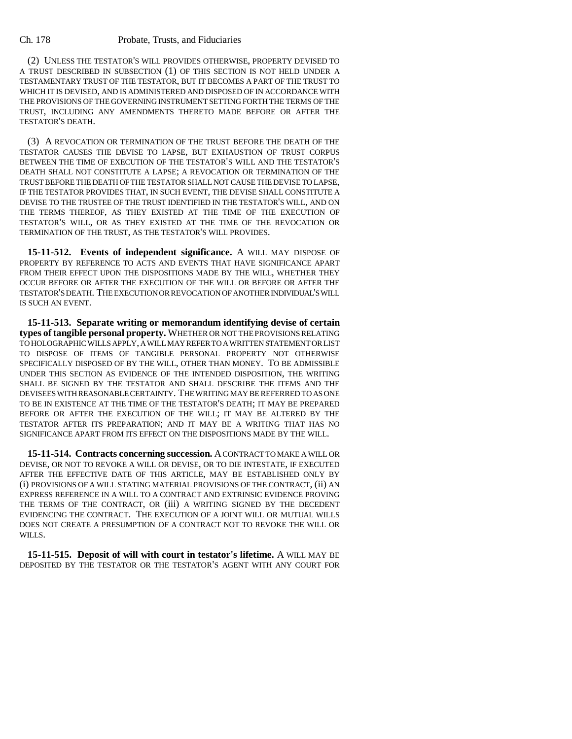(2) UNLESS THE TESTATOR'S WILL PROVIDES OTHERWISE, PROPERTY DEVISED TO A TRUST DESCRIBED IN SUBSECTION (1) OF THIS SECTION IS NOT HELD UNDER A TESTAMENTARY TRUST OF THE TESTATOR, BUT IT BECOMES A PART OF THE TRUST TO WHICH IT IS DEVISED, AND IS ADMINISTERED AND DISPOSED OF IN ACCORDANCE WITH THE PROVISIONS OF THE GOVERNING INSTRUMENT SETTING FORTH THE TERMS OF THE TRUST, INCLUDING ANY AMENDMENTS THERETO MADE BEFORE OR AFTER THE TESTATOR'S DEATH.

(3) A REVOCATION OR TERMINATION OF THE TRUST BEFORE THE DEATH OF THE TESTATOR CAUSES THE DEVISE TO LAPSE, BUT EXHAUSTION OF TRUST CORPUS BETWEEN THE TIME OF EXECUTION OF THE TESTATOR'S WILL AND THE TESTATOR'S DEATH SHALL NOT CONSTITUTE A LAPSE; A REVOCATION OR TERMINATION OF THE TRUST BEFORE THE DEATH OF THE TESTATOR SHALL NOT CAUSE THE DEVISE TO LAPSE, IF THE TESTATOR PROVIDES THAT, IN SUCH EVENT, THE DEVISE SHALL CONSTITUTE A DEVISE TO THE TRUSTEE OF THE TRUST IDENTIFIED IN THE TESTATOR'S WILL, AND ON THE TERMS THEREOF, AS THEY EXISTED AT THE TIME OF THE EXECUTION OF TESTATOR'S WILL, OR AS THEY EXISTED AT THE TIME OF THE REVOCATION OR TERMINATION OF THE TRUST, AS THE TESTATOR'S WILL PROVIDES.

**15-11-512. Events of independent significance.** A WILL MAY DISPOSE OF PROPERTY BY REFERENCE TO ACTS AND EVENTS THAT HAVE SIGNIFICANCE APART FROM THEIR EFFECT UPON THE DISPOSITIONS MADE BY THE WILL, WHETHER THEY OCCUR BEFORE OR AFTER THE EXECUTION OF THE WILL OR BEFORE OR AFTER THE TESTATOR'S DEATH. THE EXECUTION OR REVOCATION OF ANOTHER INDIVIDUAL'S WILL IS SUCH AN EVENT.

**15-11-513. Separate writing or memorandum identifying devise of certain types of tangible personal property.** WHETHER OR NOT THE PROVISIONS RELATING TO HOLOGRAPHIC WILLS APPLY, A WILL MAY REFER TO A WRITTEN STATEMENT OR LIST TO DISPOSE OF ITEMS OF TANGIBLE PERSONAL PROPERTY NOT OTHERWISE SPECIFICALLY DISPOSED OF BY THE WILL, OTHER THAN MONEY. TO BE ADMISSIBLE UNDER THIS SECTION AS EVIDENCE OF THE INTENDED DISPOSITION, THE WRITING SHALL BE SIGNED BY THE TESTATOR AND SHALL DESCRIBE THE ITEMS AND THE DEVISEES WITH REASONABLE CERTAINTY. THE WRITING MAY BE REFERRED TO AS ONE TO BE IN EXISTENCE AT THE TIME OF THE TESTATOR'S DEATH; IT MAY BE PREPARED BEFORE OR AFTER THE EXECUTION OF THE WILL; IT MAY BE ALTERED BY THE TESTATOR AFTER ITS PREPARATION; AND IT MAY BE A WRITING THAT HAS NO SIGNIFICANCE APART FROM ITS EFFECT ON THE DISPOSITIONS MADE BY THE WILL.

**15-11-514. Contracts concerning succession.** A CONTRACT TO MAKE A WILL OR DEVISE, OR NOT TO REVOKE A WILL OR DEVISE, OR TO DIE INTESTATE, IF EXECUTED AFTER THE EFFECTIVE DATE OF THIS ARTICLE, MAY BE ESTABLISHED ONLY BY (i) PROVISIONS OF A WILL STATING MATERIAL PROVISIONS OF THE CONTRACT, (ii) AN EXPRESS REFERENCE IN A WILL TO A CONTRACT AND EXTRINSIC EVIDENCE PROVING THE TERMS OF THE CONTRACT, OR (iii) A WRITING SIGNED BY THE DECEDENT EVIDENCING THE CONTRACT. THE EXECUTION OF A JOINT WILL OR MUTUAL WILLS DOES NOT CREATE A PRESUMPTION OF A CONTRACT NOT TO REVOKE THE WILL OR WILLS.

**15-11-515. Deposit of will with court in testator's lifetime.** A WILL MAY BE DEPOSITED BY THE TESTATOR OR THE TESTATOR'S AGENT WITH ANY COURT FOR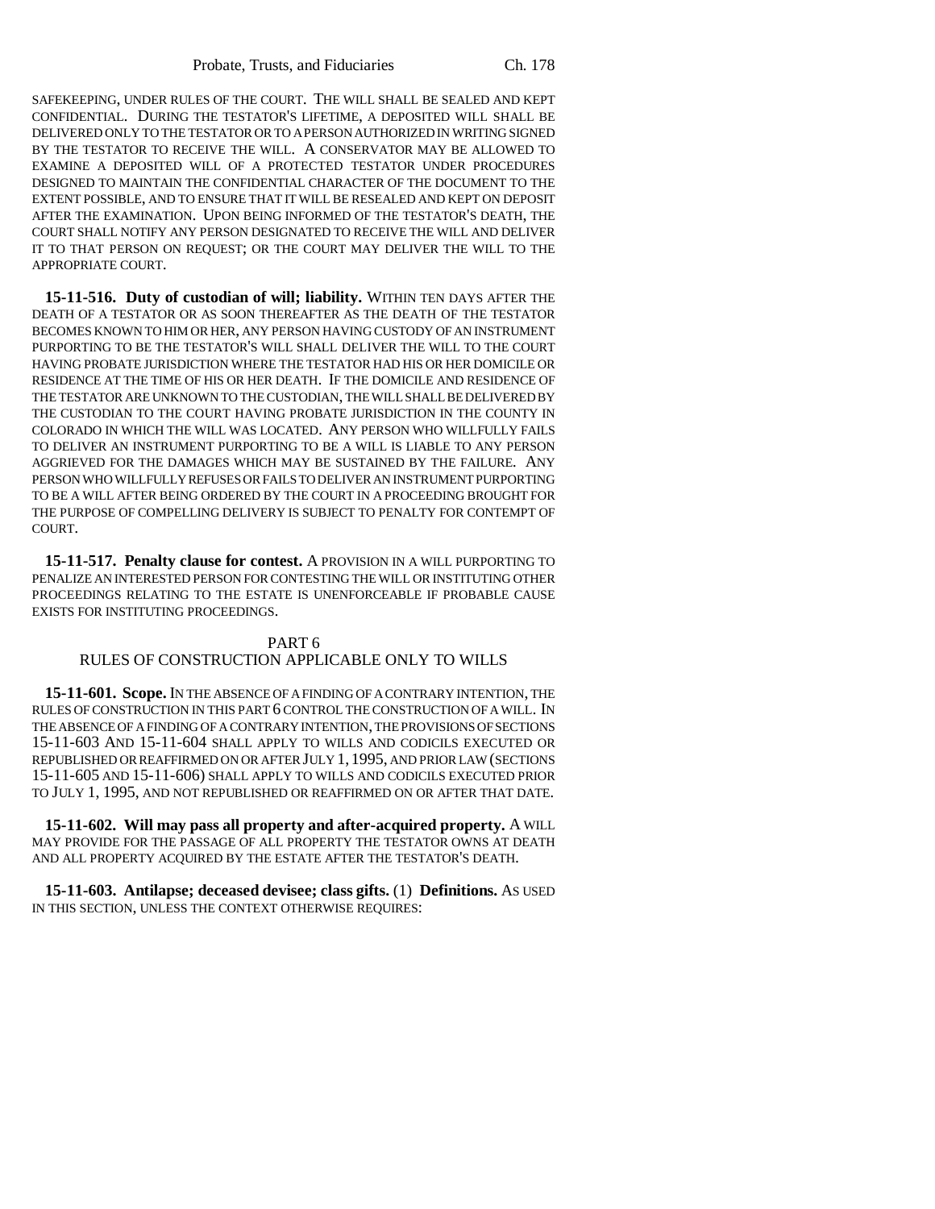SAFEKEEPING, UNDER RULES OF THE COURT. THE WILL SHALL BE SEALED AND KEPT CONFIDENTIAL. DURING THE TESTATOR'S LIFETIME, A DEPOSITED WILL SHALL BE DELIVERED ONLY TO THE TESTATOR OR TO A PERSON AUTHORIZED IN WRITING SIGNED BY THE TESTATOR TO RECEIVE THE WILL. A CONSERVATOR MAY BE ALLOWED TO EXAMINE A DEPOSITED WILL OF A PROTECTED TESTATOR UNDER PROCEDURES DESIGNED TO MAINTAIN THE CONFIDENTIAL CHARACTER OF THE DOCUMENT TO THE EXTENT POSSIBLE, AND TO ENSURE THAT IT WILL BE RESEALED AND KEPT ON DEPOSIT AFTER THE EXAMINATION. UPON BEING INFORMED OF THE TESTATOR'S DEATH, THE COURT SHALL NOTIFY ANY PERSON DESIGNATED TO RECEIVE THE WILL AND DELIVER IT TO THAT PERSON ON REQUEST; OR THE COURT MAY DELIVER THE WILL TO THE APPROPRIATE COURT.

**15-11-516. Duty of custodian of will; liability.** WITHIN TEN DAYS AFTER THE DEATH OF A TESTATOR OR AS SOON THEREAFTER AS THE DEATH OF THE TESTATOR BECOMES KNOWN TO HIM OR HER, ANY PERSON HAVING CUSTODY OF AN INSTRUMENT PURPORTING TO BE THE TESTATOR'S WILL SHALL DELIVER THE WILL TO THE COURT HAVING PROBATE JURISDICTION WHERE THE TESTATOR HAD HIS OR HER DOMICILE OR RESIDENCE AT THE TIME OF HIS OR HER DEATH. IF THE DOMICILE AND RESIDENCE OF THE TESTATOR ARE UNKNOWN TO THE CUSTODIAN, THE WILL SHALL BE DELIVERED BY THE CUSTODIAN TO THE COURT HAVING PROBATE JURISDICTION IN THE COUNTY IN COLORADO IN WHICH THE WILL WAS LOCATED. ANY PERSON WHO WILLFULLY FAILS TO DELIVER AN INSTRUMENT PURPORTING TO BE A WILL IS LIABLE TO ANY PERSON AGGRIEVED FOR THE DAMAGES WHICH MAY BE SUSTAINED BY THE FAILURE. ANY PERSON WHO WILLFULLY REFUSES OR FAILS TO DELIVER AN INSTRUMENT PURPORTING TO BE A WILL AFTER BEING ORDERED BY THE COURT IN A PROCEEDING BROUGHT FOR THE PURPOSE OF COMPELLING DELIVERY IS SUBJECT TO PENALTY FOR CONTEMPT OF COURT.

**15-11-517. Penalty clause for contest.** A PROVISION IN A WILL PURPORTING TO PENALIZE AN INTERESTED PERSON FOR CONTESTING THE WILL OR INSTITUTING OTHER PROCEEDINGS RELATING TO THE ESTATE IS UNENFORCEABLE IF PROBABLE CAUSE EXISTS FOR INSTITUTING PROCEEDINGS.

## PART 6
## RULES OF CONSTRUCTION APPLICABLE ONLY TO WILLS

**15-11-601. Scope.** IN THE ABSENCE OF A FINDING OF A CONTRARY INTENTION, THE RULES OF CONSTRUCTION IN THIS PART 6 CONTROL THE CONSTRUCTION OF A WILL. IN THE ABSENCE OF A FINDING OF A CONTRARY INTENTION, THE PROVISIONS OF SECTIONS 15-11-603 AND 15-11-604 SHALL APPLY TO WILLS AND CODICILS EXECUTED OR REPUBLISHED OR REAFFIRMED ON OR AFTER JULY 1, 1995, AND PRIOR LAW (SECTIONS 15-11-605 AND 15-11-606) SHALL APPLY TO WILLS AND CODICILS EXECUTED PRIOR TO JULY 1, 1995, AND NOT REPUBLISHED OR REAFFIRMED ON OR AFTER THAT DATE.

**15-11-602. Will may pass all property and after-acquired property.** A WILL MAY PROVIDE FOR THE PASSAGE OF ALL PROPERTY THE TESTATOR OWNS AT DEATH AND ALL PROPERTY ACQUIRED BY THE ESTATE AFTER THE TESTATOR'S DEATH.

**15-11-603. Antilapse; deceased devisee; class gifts.** (1) **Definitions.** AS USED IN THIS SECTION, UNLESS THE CONTEXT OTHERWISE REQUIRES: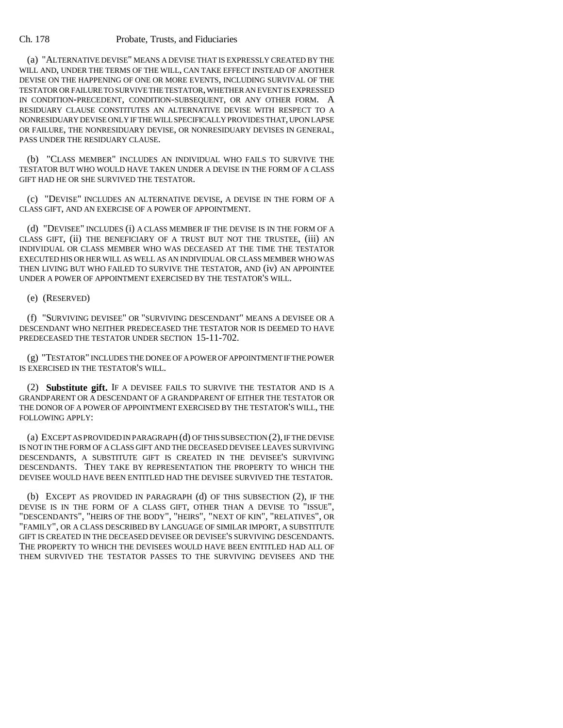(a) "ALTERNATIVE DEVISE" MEANS A DEVISE THAT IS EXPRESSLY CREATED BY THE WILL AND, UNDER THE TERMS OF THE WILL, CAN TAKE EFFECT INSTEAD OF ANOTHER DEVISE ON THE HAPPENING OF ONE OR MORE EVENTS, INCLUDING SURVIVAL OF THE TESTATOR OR FAILURE TO SURVIVE THE TESTATOR, WHETHER AN EVENT IS EXPRESSED IN CONDITION-PRECEDENT, CONDITION-SUBSEQUENT, OR ANY OTHER FORM. A RESIDUARY CLAUSE CONSTITUTES AN ALTERNATIVE DEVISE WITH RESPECT TO A NONRESIDUARY DEVISE ONLY IF THE WILL SPECIFICALLY PROVIDES THAT, UPON LAPSE OR FAILURE, THE NONRESIDUARY DEVISE, OR NONRESIDUARY DEVISES IN GENERAL, PASS UNDER THE RESIDUARY CLAUSE.

(b) "CLASS MEMBER" INCLUDES AN INDIVIDUAL WHO FAILS TO SURVIVE THE TESTATOR BUT WHO WOULD HAVE TAKEN UNDER A DEVISE IN THE FORM OF A CLASS GIFT HAD HE OR SHE SURVIVED THE TESTATOR.

(c) "DEVISE" INCLUDES AN ALTERNATIVE DEVISE, A DEVISE IN THE FORM OF A CLASS GIFT, AND AN EXERCISE OF A POWER OF APPOINTMENT.

(d) "DEVISEE" INCLUDES (i) A CLASS MEMBER IF THE DEVISE IS IN THE FORM OF A CLASS GIFT, (ii) THE BENEFICIARY OF A TRUST BUT NOT THE TRUSTEE, (iii) AN INDIVIDUAL OR CLASS MEMBER WHO WAS DECEASED AT THE TIME THE TESTATOR EXECUTED HIS OR HER WILL AS WELL AS AN INDIVIDUAL OR CLASS MEMBER WHO WAS THEN LIVING BUT WHO FAILED TO SURVIVE THE TESTATOR, AND (iv) AN APPOINTEE UNDER A POWER OF APPOINTMENT EXERCISED BY THE TESTATOR'S WILL.

(e) (RESERVED)

(f) "SURVIVING DEVISEE" OR "SURVIVING DESCENDANT" MEANS A DEVISEE OR A DESCENDANT WHO NEITHER PREDECEASED THE TESTATOR NOR IS DEEMED TO HAVE PREDECEASED THE TESTATOR UNDER SECTION 15-11-702.

(g) "TESTATOR" INCLUDES THE DONEE OF A POWER OF APPOINTMENT IF THE POWER IS EXERCISED IN THE TESTATOR'S WILL.

(2) **Substitute gift.** IF A DEVISEE FAILS TO SURVIVE THE TESTATOR AND IS A GRANDPARENT OR A DESCENDANT OF A GRANDPARENT OF EITHER THE TESTATOR OR THE DONOR OF A POWER OF APPOINTMENT EXERCISED BY THE TESTATOR'S WILL, THE FOLLOWING APPLY:

(a) EXCEPT AS PROVIDED IN PARAGRAPH (d) OF THIS SUBSECTION (2), IF THE DEVISE IS NOT IN THE FORM OF A CLASS GIFT AND THE DECEASED DEVISEE LEAVES SURVIVING DESCENDANTS, A SUBSTITUTE GIFT IS CREATED IN THE DEVISEE'S SURVIVING DESCENDANTS. THEY TAKE BY REPRESENTATION THE PROPERTY TO WHICH THE DEVISEE WOULD HAVE BEEN ENTITLED HAD THE DEVISEE SURVIVED THE TESTATOR.

(b) EXCEPT AS PROVIDED IN PARAGRAPH (d) OF THIS SUBSECTION (2), IF THE DEVISE IS IN THE FORM OF A CLASS GIFT, OTHER THAN A DEVISE TO "ISSUE", "DESCENDANTS", "HEIRS OF THE BODY", "HEIRS", "NEXT OF KIN", "RELATIVES", OR "FAMILY", OR A CLASS DESCRIBED BY LANGUAGE OF SIMILAR IMPORT, A SUBSTITUTE GIFT IS CREATED IN THE DECEASED DEVISEE OR DEVISEE'S SURVIVING DESCENDANTS. THE PROPERTY TO WHICH THE DEVISEES WOULD HAVE BEEN ENTITLED HAD ALL OF THEM SURVIVED THE TESTATOR PASSES TO THE SURVIVING DEVISEES AND THE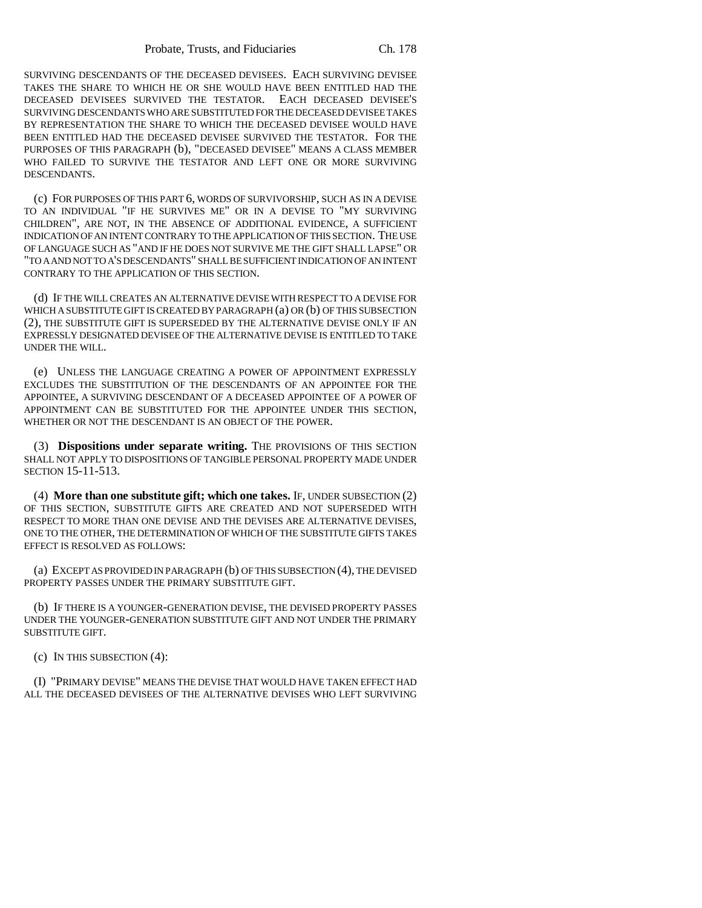SURVIVING DESCENDANTS OF THE DECEASED DEVISEES. EACH SURVIVING DEVISEE TAKES THE SHARE TO WHICH HE OR SHE WOULD HAVE BEEN ENTITLED HAD THE DECEASED DEVISEES SURVIVED THE TESTATOR. EACH DECEASED DEVISEE'S SURVIVING DESCENDANTS WHO ARE SUBSTITUTED FOR THE DECEASED DEVISEE TAKES BY REPRESENTATION THE SHARE TO WHICH THE DECEASED DEVISEE WOULD HAVE BEEN ENTITLED HAD THE DECEASED DEVISEE SURVIVED THE TESTATOR. FOR THE PURPOSES OF THIS PARAGRAPH (b), "DECEASED DEVISEE" MEANS A CLASS MEMBER WHO FAILED TO SURVIVE THE TESTATOR AND LEFT ONE OR MORE SURVIVING DESCENDANTS.

(c) FOR PURPOSES OF THIS PART 6, WORDS OF SURVIVORSHIP, SUCH AS IN A DEVISE TO AN INDIVIDUAL "IF HE SURVIVES ME" OR IN A DEVISE TO "MY SURVIVING CHILDREN", ARE NOT, IN THE ABSENCE OF ADDITIONAL EVIDENCE, A SUFFICIENT INDICATION OF AN INTENT CONTRARY TO THE APPLICATION OF THIS SECTION. THE USE OF LANGUAGE SUCH AS "AND IF HE DOES NOT SURVIVE ME THE GIFT SHALL LAPSE" OR "TO A AND NOT TO A'S DESCENDANTS" SHALL BE SUFFICIENT INDICATION OF AN INTENT CONTRARY TO THE APPLICATION OF THIS SECTION.

(d) IF THE WILL CREATES AN ALTERNATIVE DEVISE WITH RESPECT TO A DEVISE FOR WHICH A SUBSTITUTE GIFT IS CREATED BY PARAGRAPH (a) OR (b) OF THIS SUBSECTION (2), THE SUBSTITUTE GIFT IS SUPERSEDED BY THE ALTERNATIVE DEVISE ONLY IF AN EXPRESSLY DESIGNATED DEVISEE OF THE ALTERNATIVE DEVISE IS ENTITLED TO TAKE UNDER THE WILL.

(e) UNLESS THE LANGUAGE CREATING A POWER OF APPOINTMENT EXPRESSLY EXCLUDES THE SUBSTITUTION OF THE DESCENDANTS OF AN APPOINTEE FOR THE APPOINTEE, A SURVIVING DESCENDANT OF A DECEASED APPOINTEE OF A POWER OF APPOINTMENT CAN BE SUBSTITUTED FOR THE APPOINTEE UNDER THIS SECTION, WHETHER OR NOT THE DESCENDANT IS AN OBJECT OF THE POWER.

(3) **Dispositions under separate writing.** THE PROVISIONS OF THIS SECTION SHALL NOT APPLY TO DISPOSITIONS OF TANGIBLE PERSONAL PROPERTY MADE UNDER SECTION 15-11-513.

(4) **More than one substitute gift; which one takes.** IF, UNDER SUBSECTION (2) OF THIS SECTION, SUBSTITUTE GIFTS ARE CREATED AND NOT SUPERSEDED WITH RESPECT TO MORE THAN ONE DEVISE AND THE DEVISES ARE ALTERNATIVE DEVISES, ONE TO THE OTHER, THE DETERMINATION OF WHICH OF THE SUBSTITUTE GIFTS TAKES EFFECT IS RESOLVED AS FOLLOWS:

(a) EXCEPT AS PROVIDED IN PARAGRAPH (b) OF THIS SUBSECTION (4), THE DEVISED PROPERTY PASSES UNDER THE PRIMARY SUBSTITUTE GIFT.

(b) IF THERE IS A YOUNGER-GENERATION DEVISE, THE DEVISED PROPERTY PASSES UNDER THE YOUNGER-GENERATION SUBSTITUTE GIFT AND NOT UNDER THE PRIMARY SUBSTITUTE GIFT.

(c) IN THIS SUBSECTION (4):

(I) "PRIMARY DEVISE" MEANS THE DEVISE THAT WOULD HAVE TAKEN EFFECT HAD ALL THE DECEASED DEVISEES OF THE ALTERNATIVE DEVISES WHO LEFT SURVIVING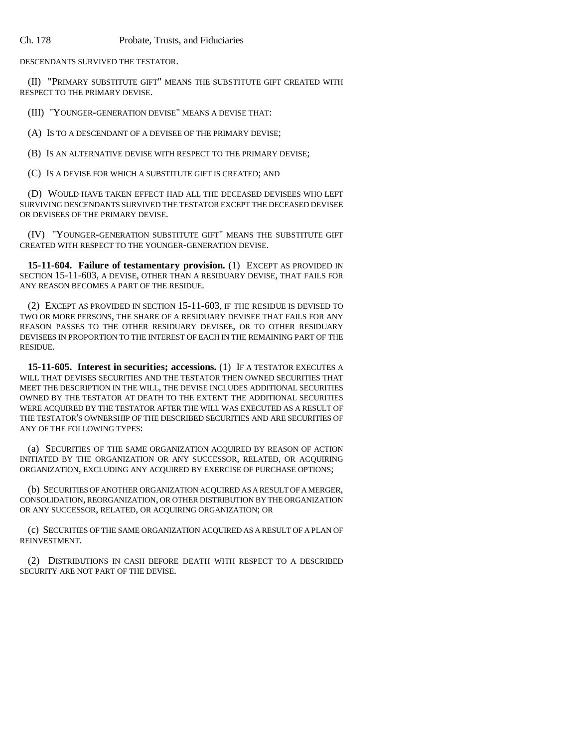DESCENDANTS SURVIVED THE TESTATOR.

(II) "PRIMARY SUBSTITUTE GIFT" MEANS THE SUBSTITUTE GIFT CREATED WITH RESPECT TO THE PRIMARY DEVISE.

(III) "YOUNGER-GENERATION DEVISE" MEANS A DEVISE THAT:

(A) IS TO A DESCENDANT OF A DEVISEE OF THE PRIMARY DEVISE;

(B) IS AN ALTERNATIVE DEVISE WITH RESPECT TO THE PRIMARY DEVISE;

(C) IS A DEVISE FOR WHICH A SUBSTITUTE GIFT IS CREATED; AND

(D) WOULD HAVE TAKEN EFFECT HAD ALL THE DECEASED DEVISEES WHO LEFT SURVIVING DESCENDANTS SURVIVED THE TESTATOR EXCEPT THE DECEASED DEVISEE OR DEVISEES OF THE PRIMARY DEVISE.

(IV) "YOUNGER-GENERATION SUBSTITUTE GIFT" MEANS THE SUBSTITUTE GIFT CREATED WITH RESPECT TO THE YOUNGER-GENERATION DEVISE.

**15-11-604. Failure of testamentary provision.** (1) EXCEPT AS PROVIDED IN SECTION 15-11-603, A DEVISE, OTHER THAN A RESIDUARY DEVISE, THAT FAILS FOR ANY REASON BECOMES A PART OF THE RESIDUE.

(2) EXCEPT AS PROVIDED IN SECTION 15-11-603, IF THE RESIDUE IS DEVISED TO TWO OR MORE PERSONS, THE SHARE OF A RESIDUARY DEVISEE THAT FAILS FOR ANY REASON PASSES TO THE OTHER RESIDUARY DEVISEE, OR TO OTHER RESIDUARY DEVISEES IN PROPORTION TO THE INTEREST OF EACH IN THE REMAINING PART OF THE RESIDUE.

**15-11-605. Interest in securities; accessions.** (1) IF A TESTATOR EXECUTES A WILL THAT DEVISES SECURITIES AND THE TESTATOR THEN OWNED SECURITIES THAT MEET THE DESCRIPTION IN THE WILL, THE DEVISE INCLUDES ADDITIONAL SECURITIES OWNED BY THE TESTATOR AT DEATH TO THE EXTENT THE ADDITIONAL SECURITIES WERE ACQUIRED BY THE TESTATOR AFTER THE WILL WAS EXECUTED AS A RESULT OF THE TESTATOR'S OWNERSHIP OF THE DESCRIBED SECURITIES AND ARE SECURITIES OF ANY OF THE FOLLOWING TYPES:

(a) SECURITIES OF THE SAME ORGANIZATION ACQUIRED BY REASON OF ACTION INITIATED BY THE ORGANIZATION OR ANY SUCCESSOR, RELATED, OR ACQUIRING ORGANIZATION, EXCLUDING ANY ACQUIRED BY EXERCISE OF PURCHASE OPTIONS;

(b) SECURITIES OF ANOTHER ORGANIZATION ACQUIRED AS A RESULT OF A MERGER, CONSOLIDATION, REORGANIZATION, OR OTHER DISTRIBUTION BY THE ORGANIZATION OR ANY SUCCESSOR, RELATED, OR ACQUIRING ORGANIZATION; OR

(c) SECURITIES OF THE SAME ORGANIZATION ACQUIRED AS A RESULT OF A PLAN OF REINVESTMENT.

(2) DISTRIBUTIONS IN CASH BEFORE DEATH WITH RESPECT TO A DESCRIBED SECURITY ARE NOT PART OF THE DEVISE.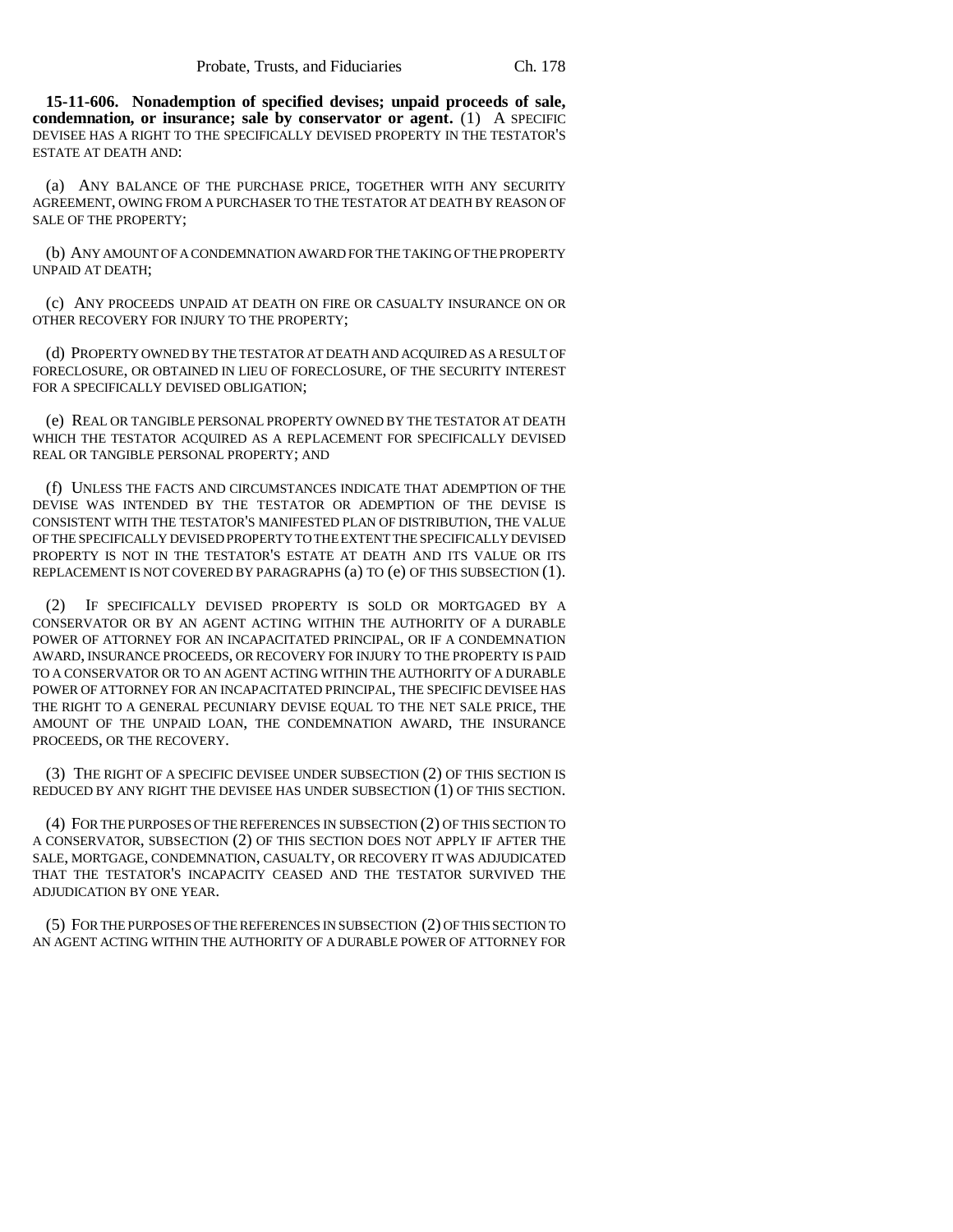**15-11-606. Nonademption of specified devises; unpaid proceeds of sale, condemnation, or insurance; sale by conservator or agent.** (1) A SPECIFIC DEVISEE HAS A RIGHT TO THE SPECIFICALLY DEVISED PROPERTY IN THE TESTATOR'S ESTATE AT DEATH AND:

(a) ANY BALANCE OF THE PURCHASE PRICE, TOGETHER WITH ANY SECURITY AGREEMENT, OWING FROM A PURCHASER TO THE TESTATOR AT DEATH BY REASON OF SALE OF THE PROPERTY;

(b) ANY AMOUNT OF A CONDEMNATION AWARD FOR THE TAKING OF THE PROPERTY UNPAID AT DEATH;

(c) ANY PROCEEDS UNPAID AT DEATH ON FIRE OR CASUALTY INSURANCE ON OR OTHER RECOVERY FOR INJURY TO THE PROPERTY;

(d) PROPERTY OWNED BY THE TESTATOR AT DEATH AND ACQUIRED AS A RESULT OF FORECLOSURE, OR OBTAINED IN LIEU OF FORECLOSURE, OF THE SECURITY INTEREST FOR A SPECIFICALLY DEVISED OBLIGATION;

(e) REAL OR TANGIBLE PERSONAL PROPERTY OWNED BY THE TESTATOR AT DEATH WHICH THE TESTATOR ACQUIRED AS A REPLACEMENT FOR SPECIFICALLY DEVISED REAL OR TANGIBLE PERSONAL PROPERTY; AND

(f) UNLESS THE FACTS AND CIRCUMSTANCES INDICATE THAT ADEMPTION OF THE DEVISE WAS INTENDED BY THE TESTATOR OR ADEMPTION OF THE DEVISE IS CONSISTENT WITH THE TESTATOR'S MANIFESTED PLAN OF DISTRIBUTION, THE VALUE OF THE SPECIFICALLY DEVISED PROPERTY TO THE EXTENT THE SPECIFICALLY DEVISED PROPERTY IS NOT IN THE TESTATOR'S ESTATE AT DEATH AND ITS VALUE OR ITS REPLACEMENT IS NOT COVERED BY PARAGRAPHS (a) TO (e) OF THIS SUBSECTION (1).

(2) IF SPECIFICALLY DEVISED PROPERTY IS SOLD OR MORTGAGED BY A CONSERVATOR OR BY AN AGENT ACTING WITHIN THE AUTHORITY OF A DURABLE POWER OF ATTORNEY FOR AN INCAPACITATED PRINCIPAL, OR IF A CONDEMNATION AWARD, INSURANCE PROCEEDS, OR RECOVERY FOR INJURY TO THE PROPERTY IS PAID TO A CONSERVATOR OR TO AN AGENT ACTING WITHIN THE AUTHORITY OF A DURABLE POWER OF ATTORNEY FOR AN INCAPACITATED PRINCIPAL, THE SPECIFIC DEVISEE HAS THE RIGHT TO A GENERAL PECUNIARY DEVISE EQUAL TO THE NET SALE PRICE, THE AMOUNT OF THE UNPAID LOAN, THE CONDEMNATION AWARD, THE INSURANCE PROCEEDS, OR THE RECOVERY.

(3) THE RIGHT OF A SPECIFIC DEVISEE UNDER SUBSECTION (2) OF THIS SECTION IS REDUCED BY ANY RIGHT THE DEVISEE HAS UNDER SUBSECTION (1) OF THIS SECTION.

(4) FOR THE PURPOSES OF THE REFERENCES IN SUBSECTION (2) OF THIS SECTION TO A CONSERVATOR, SUBSECTION (2) OF THIS SECTION DOES NOT APPLY IF AFTER THE SALE, MORTGAGE, CONDEMNATION, CASUALTY, OR RECOVERY IT WAS ADJUDICATED THAT THE TESTATOR'S INCAPACITY CEASED AND THE TESTATOR SURVIVED THE ADJUDICATION BY ONE YEAR.

(5) FOR THE PURPOSES OF THE REFERENCES IN SUBSECTION (2) OF THIS SECTION TO AN AGENT ACTING WITHIN THE AUTHORITY OF A DURABLE POWER OF ATTORNEY FOR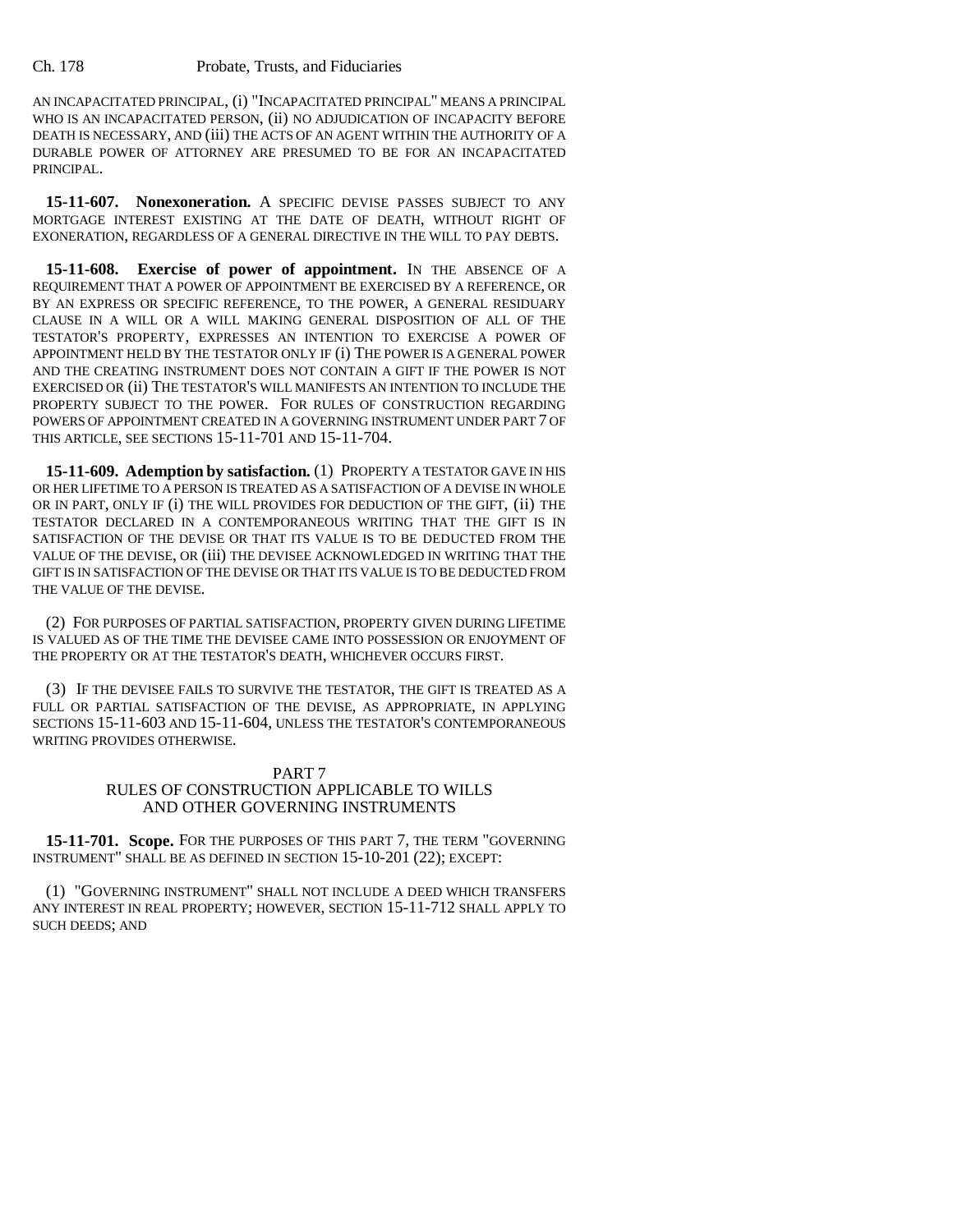AN INCAPACITATED PRINCIPAL, (i) "INCAPACITATED PRINCIPAL" MEANS A PRINCIPAL WHO IS AN INCAPACITATED PERSON, (ii) NO ADJUDICATION OF INCAPACITY BEFORE DEATH IS NECESSARY, AND (iii) THE ACTS OF AN AGENT WITHIN THE AUTHORITY OF A DURABLE POWER OF ATTORNEY ARE PRESUMED TO BE FOR AN INCAPACITATED PRINCIPAL.

**15-11-607. Nonexoneration.** A SPECIFIC DEVISE PASSES SUBJECT TO ANY MORTGAGE INTEREST EXISTING AT THE DATE OF DEATH, WITHOUT RIGHT OF EXONERATION, REGARDLESS OF A GENERAL DIRECTIVE IN THE WILL TO PAY DEBTS.

**15-11-608. Exercise of power of appointment.** IN THE ABSENCE OF A REQUIREMENT THAT A POWER OF APPOINTMENT BE EXERCISED BY A REFERENCE, OR BY AN EXPRESS OR SPECIFIC REFERENCE, TO THE POWER, A GENERAL RESIDUARY CLAUSE IN A WILL OR A WILL MAKING GENERAL DISPOSITION OF ALL OF THE TESTATOR'S PROPERTY, EXPRESSES AN INTENTION TO EXERCISE A POWER OF APPOINTMENT HELD BY THE TESTATOR ONLY IF (i) THE POWER IS A GENERAL POWER AND THE CREATING INSTRUMENT DOES NOT CONTAIN A GIFT IF THE POWER IS NOT EXERCISED OR (ii) THE TESTATOR'S WILL MANIFESTS AN INTENTION TO INCLUDE THE PROPERTY SUBJECT TO THE POWER. FOR RULES OF CONSTRUCTION REGARDING POWERS OF APPOINTMENT CREATED IN A GOVERNING INSTRUMENT UNDER PART 7 OF THIS ARTICLE, SEE SECTIONS 15-11-701 AND 15-11-704.

**15-11-609. Ademption by satisfaction.** (1) PROPERTY A TESTATOR GAVE IN HIS OR HER LIFETIME TO A PERSON IS TREATED AS A SATISFACTION OF A DEVISE IN WHOLE OR IN PART, ONLY IF (i) THE WILL PROVIDES FOR DEDUCTION OF THE GIFT, (ii) THE TESTATOR DECLARED IN A CONTEMPORANEOUS WRITING THAT THE GIFT IS IN SATISFACTION OF THE DEVISE OR THAT ITS VALUE IS TO BE DEDUCTED FROM THE VALUE OF THE DEVISE, OR (iii) THE DEVISEE ACKNOWLEDGED IN WRITING THAT THE GIFT IS IN SATISFACTION OF THE DEVISE OR THAT ITS VALUE IS TO BE DEDUCTED FROM THE VALUE OF THE DEVISE.

(2) FOR PURPOSES OF PARTIAL SATISFACTION, PROPERTY GIVEN DURING LIFETIME IS VALUED AS OF THE TIME THE DEVISEE CAME INTO POSSESSION OR ENJOYMENT OF THE PROPERTY OR AT THE TESTATOR'S DEATH, WHICHEVER OCCURS FIRST.

(3) IF THE DEVISEE FAILS TO SURVIVE THE TESTATOR, THE GIFT IS TREATED AS A FULL OR PARTIAL SATISFACTION OF THE DEVISE, AS APPROPRIATE, IN APPLYING SECTIONS 15-11-603 AND 15-11-604, UNLESS THE TESTATOR'S CONTEMPORANEOUS WRITING PROVIDES OTHERWISE.

## PART 7
## RULES OF CONSTRUCTION APPLICABLE TO WILLS AND OTHER GOVERNING INSTRUMENTS

**15-11-701. Scope.** FOR THE PURPOSES OF THIS PART 7, THE TERM "GOVERNING INSTRUMENT" SHALL BE AS DEFINED IN SECTION 15-10-201 (22); EXCEPT:

(1) "GOVERNING INSTRUMENT" SHALL NOT INCLUDE A DEED WHICH TRANSFERS ANY INTEREST IN REAL PROPERTY; HOWEVER, SECTION 15-11-712 SHALL APPLY TO SUCH DEEDS; AND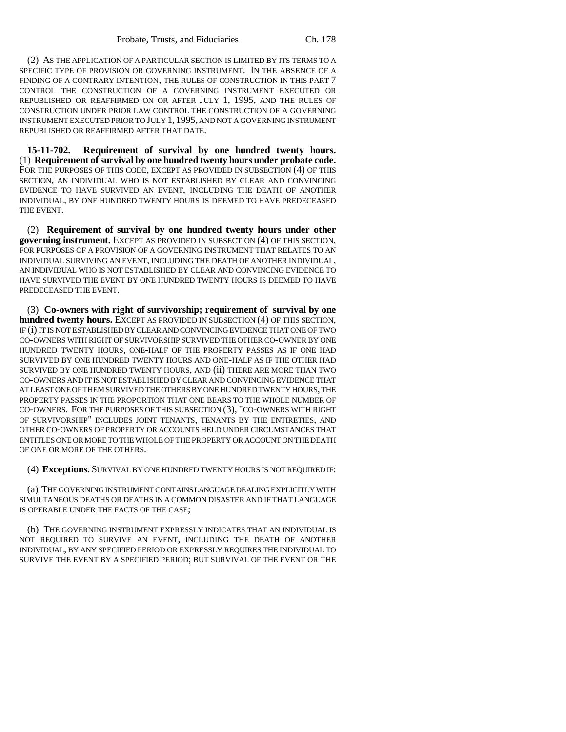(2) AS THE APPLICATION OF A PARTICULAR SECTION IS LIMITED BY ITS TERMS TO A SPECIFIC TYPE OF PROVISION OR GOVERNING INSTRUMENT. IN THE ABSENCE OF A FINDING OF A CONTRARY INTENTION, THE RULES OF CONSTRUCTION IN THIS PART 7 CONTROL THE CONSTRUCTION OF A GOVERNING INSTRUMENT EXECUTED OR REPUBLISHED OR REAFFIRMED ON OR AFTER JULY 1, 1995, AND THE RULES OF CONSTRUCTION UNDER PRIOR LAW CONTROL THE CONSTRUCTION OF A GOVERNING INSTRUMENT EXECUTED PRIOR TO JULY 1, 1995, AND NOT A GOVERNING INSTRUMENT REPUBLISHED OR REAFFIRMED AFTER THAT DATE.

**15-11-702. Requirement of survival by one hundred twenty hours.** (1) **Requirement of survival by one hundred twenty hours under probate code.** FOR THE PURPOSES OF THIS CODE, EXCEPT AS PROVIDED IN SUBSECTION (4) OF THIS SECTION, AN INDIVIDUAL WHO IS NOT ESTABLISHED BY CLEAR AND CONVINCING EVIDENCE TO HAVE SURVIVED AN EVENT, INCLUDING THE DEATH OF ANOTHER INDIVIDUAL, BY ONE HUNDRED TWENTY HOURS IS DEEMED TO HAVE PREDECEASED THE EVENT.

(2) **Requirement of survival by one hundred twenty hours under other governing instrument.** EXCEPT AS PROVIDED IN SUBSECTION (4) OF THIS SECTION, FOR PURPOSES OF A PROVISION OF A GOVERNING INSTRUMENT THAT RELATES TO AN INDIVIDUAL SURVIVING AN EVENT, INCLUDING THE DEATH OF ANOTHER INDIVIDUAL, AN INDIVIDUAL WHO IS NOT ESTABLISHED BY CLEAR AND CONVINCING EVIDENCE TO HAVE SURVIVED THE EVENT BY ONE HUNDRED TWENTY HOURS IS DEEMED TO HAVE PREDECEASED THE EVENT.

(3) **Co-owners with right of survivorship; requirement of survival by one hundred twenty hours.** EXCEPT AS PROVIDED IN SUBSECTION (4) OF THIS SECTION, IF (i) IT IS NOT ESTABLISHED BY CLEAR AND CONVINCING EVIDENCE THAT ONE OF TWO CO-OWNERS WITH RIGHT OF SURVIVORSHIP SURVIVED THE OTHER CO-OWNER BY ONE HUNDRED TWENTY HOURS, ONE-HALF OF THE PROPERTY PASSES AS IF ONE HAD SURVIVED BY ONE HUNDRED TWENTY HOURS AND ONE-HALF AS IF THE OTHER HAD SURVIVED BY ONE HUNDRED TWENTY HOURS, AND (ii) THERE ARE MORE THAN TWO CO-OWNERS AND IT IS NOT ESTABLISHED BY CLEAR AND CONVINCING EVIDENCE THAT AT LEAST ONE OF THEM SURVIVED THE OTHERS BY ONE HUNDRED TWENTY HOURS, THE PROPERTY PASSES IN THE PROPORTION THAT ONE BEARS TO THE WHOLE NUMBER OF CO-OWNERS. FOR THE PURPOSES OF THIS SUBSECTION (3), "CO-OWNERS WITH RIGHT OF SURVIVORSHIP" INCLUDES JOINT TENANTS, TENANTS BY THE ENTIRETIES, AND OTHER CO-OWNERS OF PROPERTY OR ACCOUNTS HELD UNDER CIRCUMSTANCES THAT ENTITLES ONE OR MORE TO THE WHOLE OF THE PROPERTY OR ACCOUNT ON THE DEATH OF ONE OR MORE OF THE OTHERS.

(4) **Exceptions.** SURVIVAL BY ONE HUNDRED TWENTY HOURS IS NOT REQUIRED IF:

(a) THE GOVERNING INSTRUMENT CONTAINS LANGUAGE DEALING EXPLICITLY WITH SIMULTANEOUS DEATHS OR DEATHS IN A COMMON DISASTER AND IF THAT LANGUAGE IS OPERABLE UNDER THE FACTS OF THE CASE;

(b) THE GOVERNING INSTRUMENT EXPRESSLY INDICATES THAT AN INDIVIDUAL IS NOT REQUIRED TO SURVIVE AN EVENT, INCLUDING THE DEATH OF ANOTHER INDIVIDUAL, BY ANY SPECIFIED PERIOD OR EXPRESSLY REQUIRES THE INDIVIDUAL TO SURVIVE THE EVENT BY A SPECIFIED PERIOD; BUT SURVIVAL OF THE EVENT OR THE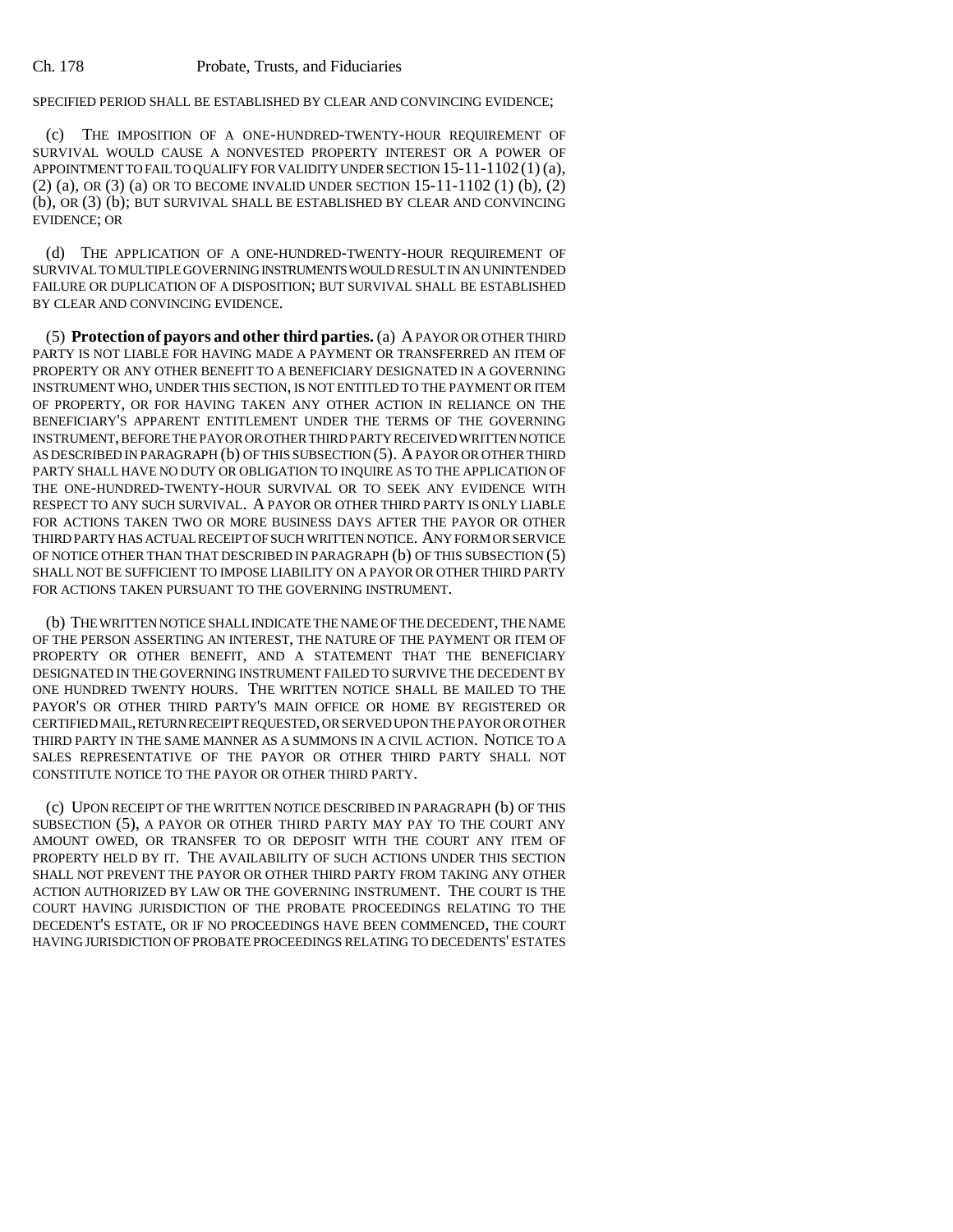SPECIFIED PERIOD SHALL BE ESTABLISHED BY CLEAR AND CONVINCING EVIDENCE;

(c) THE IMPOSITION OF A ONE-HUNDRED-TWENTY-HOUR REQUIREMENT OF SURVIVAL WOULD CAUSE A NONVESTED PROPERTY INTEREST OR A POWER OF APPOINTMENT TO FAIL TO QUALIFY FOR VALIDITY UNDER SECTION 15-11-1102 (1) (a), (2) (a), OR (3) (a) OR TO BECOME INVALID UNDER SECTION 15-11-1102 (1) (b), (2) (b), OR (3) (b); BUT SURVIVAL SHALL BE ESTABLISHED BY CLEAR AND CONVINCING EVIDENCE; OR

(d) THE APPLICATION OF A ONE-HUNDRED-TWENTY-HOUR REQUIREMENT OF SURVIVAL TO MULTIPLE GOVERNING INSTRUMENTS WOULD RESULT IN AN UNINTENDED FAILURE OR DUPLICATION OF A DISPOSITION; BUT SURVIVAL SHALL BE ESTABLISHED BY CLEAR AND CONVINCING EVIDENCE.

(5) **Protection of payors and other third parties.** (a) A PAYOR OR OTHER THIRD PARTY IS NOT LIABLE FOR HAVING MADE A PAYMENT OR TRANSFERRED AN ITEM OF PROPERTY OR ANY OTHER BENEFIT TO A BENEFICIARY DESIGNATED IN A GOVERNING INSTRUMENT WHO, UNDER THIS SECTION, IS NOT ENTITLED TO THE PAYMENT OR ITEM OF PROPERTY, OR FOR HAVING TAKEN ANY OTHER ACTION IN RELIANCE ON THE BENEFICIARY'S APPARENT ENTITLEMENT UNDER THE TERMS OF THE GOVERNING INSTRUMENT, BEFORE THE PAYOR OR OTHER THIRD PARTY RECEIVED WRITTEN NOTICE AS DESCRIBED IN PARAGRAPH (b) OF THIS SUBSECTION (5). A PAYOR OR OTHER THIRD PARTY SHALL HAVE NO DUTY OR OBLIGATION TO INQUIRE AS TO THE APPLICATION OF THE ONE-HUNDRED-TWENTY-HOUR SURVIVAL OR TO SEEK ANY EVIDENCE WITH RESPECT TO ANY SUCH SURVIVAL. A PAYOR OR OTHER THIRD PARTY IS ONLY LIABLE FOR ACTIONS TAKEN TWO OR MORE BUSINESS DAYS AFTER THE PAYOR OR OTHER THIRD PARTY HAS ACTUAL RECEIPT OF SUCH WRITTEN NOTICE. ANY FORM OR SERVICE OF NOTICE OTHER THAN THAT DESCRIBED IN PARAGRAPH (b) OF THIS SUBSECTION (5) SHALL NOT BE SUFFICIENT TO IMPOSE LIABILITY ON A PAYOR OR OTHER THIRD PARTY FOR ACTIONS TAKEN PURSUANT TO THE GOVERNING INSTRUMENT.

(b) THE WRITTEN NOTICE SHALL INDICATE THE NAME OF THE DECEDENT, THE NAME OF THE PERSON ASSERTING AN INTEREST, THE NATURE OF THE PAYMENT OR ITEM OF PROPERTY OR OTHER BENEFIT, AND A STATEMENT THAT THE BENEFICIARY DESIGNATED IN THE GOVERNING INSTRUMENT FAILED TO SURVIVE THE DECEDENT BY ONE HUNDRED TWENTY HOURS. THE WRITTEN NOTICE SHALL BE MAILED TO THE PAYOR'S OR OTHER THIRD PARTY'S MAIN OFFICE OR HOME BY REGISTERED OR CERTIFIED MAIL, RETURN RECEIPT REQUESTED, OR SERVED UPON THE PAYOR OR OTHER THIRD PARTY IN THE SAME MANNER AS A SUMMONS IN A CIVIL ACTION. NOTICE TO A SALES REPRESENTATIVE OF THE PAYOR OR OTHER THIRD PARTY SHALL NOT CONSTITUTE NOTICE TO THE PAYOR OR OTHER THIRD PARTY.

(c) UPON RECEIPT OF THE WRITTEN NOTICE DESCRIBED IN PARAGRAPH (b) OF THIS SUBSECTION (5), A PAYOR OR OTHER THIRD PARTY MAY PAY TO THE COURT ANY AMOUNT OWED, OR TRANSFER TO OR DEPOSIT WITH THE COURT ANY ITEM OF PROPERTY HELD BY IT. THE AVAILABILITY OF SUCH ACTIONS UNDER THIS SECTION SHALL NOT PREVENT THE PAYOR OR OTHER THIRD PARTY FROM TAKING ANY OTHER ACTION AUTHORIZED BY LAW OR THE GOVERNING INSTRUMENT. THE COURT IS THE COURT HAVING JURISDICTION OF THE PROBATE PROCEEDINGS RELATING TO THE DECEDENT'S ESTATE, OR IF NO PROCEEDINGS HAVE BEEN COMMENCED, THE COURT HAVING JURISDICTION OF PROBATE PROCEEDINGS RELATING TO DECEDENTS' ESTATES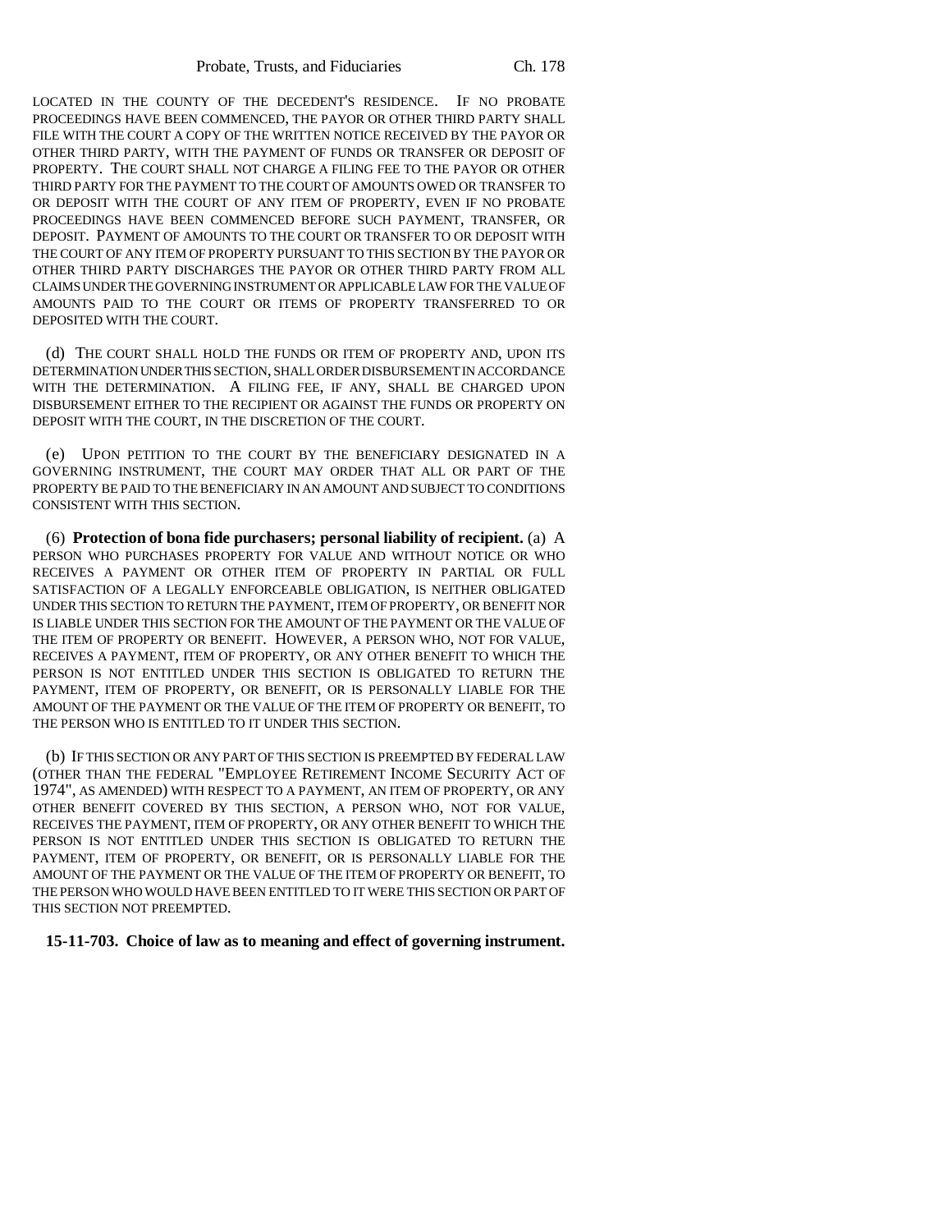LOCATED IN THE COUNTY OF THE DECEDENT'S RESIDENCE. IF NO PROBATE PROCEEDINGS HAVE BEEN COMMENCED, THE PAYOR OR OTHER THIRD PARTY SHALL FILE WITH THE COURT A COPY OF THE WRITTEN NOTICE RECEIVED BY THE PAYOR OR OTHER THIRD PARTY, WITH THE PAYMENT OF FUNDS OR TRANSFER OR DEPOSIT OF PROPERTY. THE COURT SHALL NOT CHARGE A FILING FEE TO THE PAYOR OR OTHER THIRD PARTY FOR THE PAYMENT TO THE COURT OF AMOUNTS OWED OR TRANSFER TO OR DEPOSIT WITH THE COURT OF ANY ITEM OF PROPERTY, EVEN IF NO PROBATE PROCEEDINGS HAVE BEEN COMMENCED BEFORE SUCH PAYMENT, TRANSFER, OR DEPOSIT. PAYMENT OF AMOUNTS TO THE COURT OR TRANSFER TO OR DEPOSIT WITH THE COURT OF ANY ITEM OF PROPERTY PURSUANT TO THIS SECTION BY THE PAYOR OR OTHER THIRD PARTY DISCHARGES THE PAYOR OR OTHER THIRD PARTY FROM ALL CLAIMS UNDER THE GOVERNING INSTRUMENT OR APPLICABLE LAW FOR THE VALUE OF AMOUNTS PAID TO THE COURT OR ITEMS OF PROPERTY TRANSFERRED TO OR DEPOSITED WITH THE COURT.

(d) THE COURT SHALL HOLD THE FUNDS OR ITEM OF PROPERTY AND, UPON ITS DETERMINATION UNDER THIS SECTION, SHALL ORDER DISBURSEMENT IN ACCORDANCE WITH THE DETERMINATION. A FILING FEE, IF ANY, SHALL BE CHARGED UPON DISBURSEMENT EITHER TO THE RECIPIENT OR AGAINST THE FUNDS OR PROPERTY ON DEPOSIT WITH THE COURT, IN THE DISCRETION OF THE COURT.

(e) UPON PETITION TO THE COURT BY THE BENEFICIARY DESIGNATED IN A GOVERNING INSTRUMENT, THE COURT MAY ORDER THAT ALL OR PART OF THE PROPERTY BE PAID TO THE BENEFICIARY IN AN AMOUNT AND SUBJECT TO CONDITIONS CONSISTENT WITH THIS SECTION.

(6) **Protection of bona fide purchasers; personal liability of recipient.** (a) A PERSON WHO PURCHASES PROPERTY FOR VALUE AND WITHOUT NOTICE OR WHO RECEIVES A PAYMENT OR OTHER ITEM OF PROPERTY IN PARTIAL OR FULL SATISFACTION OF A LEGALLY ENFORCEABLE OBLIGATION, IS NEITHER OBLIGATED UNDER THIS SECTION TO RETURN THE PAYMENT, ITEM OF PROPERTY, OR BENEFIT NOR IS LIABLE UNDER THIS SECTION FOR THE AMOUNT OF THE PAYMENT OR THE VALUE OF THE ITEM OF PROPERTY OR BENEFIT. HOWEVER, A PERSON WHO, NOT FOR VALUE, RECEIVES A PAYMENT, ITEM OF PROPERTY, OR ANY OTHER BENEFIT TO WHICH THE PERSON IS NOT ENTITLED UNDER THIS SECTION IS OBLIGATED TO RETURN THE PAYMENT, ITEM OF PROPERTY, OR BENEFIT, OR IS PERSONALLY LIABLE FOR THE AMOUNT OF THE PAYMENT OR THE VALUE OF THE ITEM OF PROPERTY OR BENEFIT, TO THE PERSON WHO IS ENTITLED TO IT UNDER THIS SECTION.

(b) IF THIS SECTION OR ANY PART OF THIS SECTION IS PREEMPTED BY FEDERAL LAW (OTHER THAN THE FEDERAL "EMPLOYEE RETIREMENT INCOME SECURITY ACT OF 1974", AS AMENDED) WITH RESPECT TO A PAYMENT, AN ITEM OF PROPERTY, OR ANY OTHER BENEFIT COVERED BY THIS SECTION, A PERSON WHO, NOT FOR VALUE, RECEIVES THE PAYMENT, ITEM OF PROPERTY, OR ANY OTHER BENEFIT TO WHICH THE PERSON IS NOT ENTITLED UNDER THIS SECTION IS OBLIGATED TO RETURN THE PAYMENT, ITEM OF PROPERTY, OR BENEFIT, OR IS PERSONALLY LIABLE FOR THE AMOUNT OF THE PAYMENT OR THE VALUE OF THE ITEM OF PROPERTY OR BENEFIT, TO THE PERSON WHO WOULD HAVE BEEN ENTITLED TO IT WERE THIS SECTION OR PART OF THIS SECTION NOT PREEMPTED.

**15-11-703. Choice of law as to meaning and effect of governing instrument.**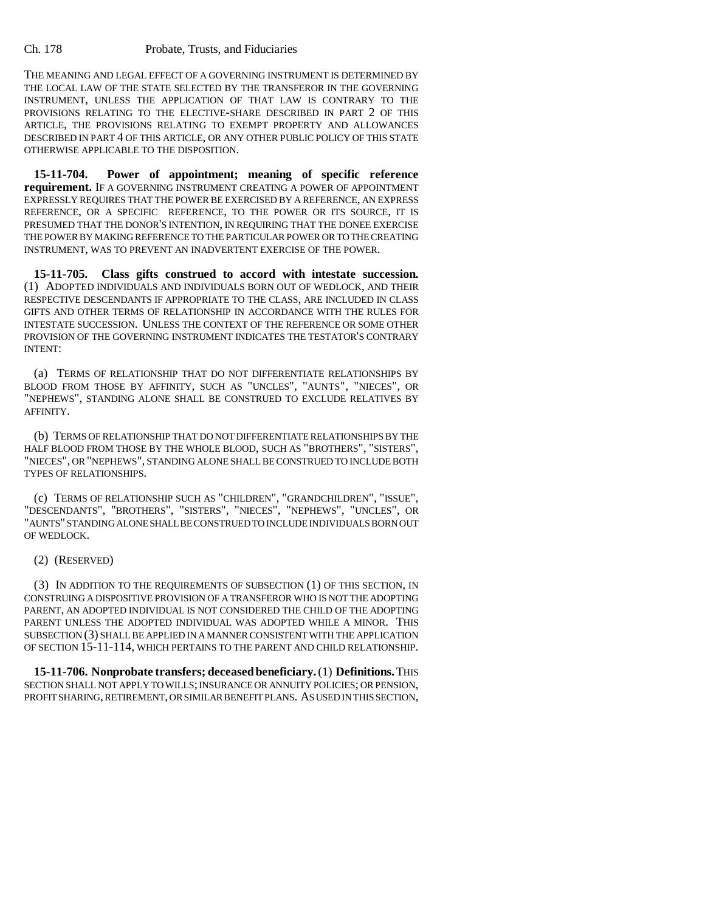THE MEANING AND LEGAL EFFECT OF A GOVERNING INSTRUMENT IS DETERMINED BY THE LOCAL LAW OF THE STATE SELECTED BY THE TRANSFEROR IN THE GOVERNING INSTRUMENT, UNLESS THE APPLICATION OF THAT LAW IS CONTRARY TO THE PROVISIONS RELATING TO THE ELECTIVE-SHARE DESCRIBED IN PART 2 OF THIS ARTICLE, THE PROVISIONS RELATING TO EXEMPT PROPERTY AND ALLOWANCES DESCRIBED IN PART 4 OF THIS ARTICLE, OR ANY OTHER PUBLIC POLICY OF THIS STATE OTHERWISE APPLICABLE TO THE DISPOSITION.

**15-11-704. Power of appointment; meaning of specific reference requirement.** IF A GOVERNING INSTRUMENT CREATING A POWER OF APPOINTMENT EXPRESSLY REQUIRES THAT THE POWER BE EXERCISED BY A REFERENCE, AN EXPRESS REFERENCE, OR A SPECIFIC REFERENCE, TO THE POWER OR ITS SOURCE, IT IS PRESUMED THAT THE DONOR'S INTENTION, IN REQUIRING THAT THE DONEE EXERCISE THE POWER BY MAKING REFERENCE TO THE PARTICULAR POWER OR TO THE CREATING INSTRUMENT, WAS TO PREVENT AN INADVERTENT EXERCISE OF THE POWER.

**15-11-705. Class gifts construed to accord with intestate succession.** (1) ADOPTED INDIVIDUALS AND INDIVIDUALS BORN OUT OF WEDLOCK, AND THEIR RESPECTIVE DESCENDANTS IF APPROPRIATE TO THE CLASS, ARE INCLUDED IN CLASS GIFTS AND OTHER TERMS OF RELATIONSHIP IN ACCORDANCE WITH THE RULES FOR INTESTATE SUCCESSION. UNLESS THE CONTEXT OF THE REFERENCE OR SOME OTHER PROVISION OF THE GOVERNING INSTRUMENT INDICATES THE TESTATOR'S CONTRARY INTENT:

(a) TERMS OF RELATIONSHIP THAT DO NOT DIFFERENTIATE RELATIONSHIPS BY BLOOD FROM THOSE BY AFFINITY, SUCH AS "UNCLES", "AUNTS", "NIECES", OR "NEPHEWS", STANDING ALONE SHALL BE CONSTRUED TO EXCLUDE RELATIVES BY AFFINITY.

(b) TERMS OF RELATIONSHIP THAT DO NOT DIFFERENTIATE RELATIONSHIPS BY THE HALF BLOOD FROM THOSE BY THE WHOLE BLOOD, SUCH AS "BROTHERS", "SISTERS", "NIECES", OR "NEPHEWS", STANDING ALONE SHALL BE CONSTRUED TO INCLUDE BOTH TYPES OF RELATIONSHIPS.

(c) TERMS OF RELATIONSHIP SUCH AS "CHILDREN", "GRANDCHILDREN", "ISSUE", "DESCENDANTS", "BROTHERS", "SISTERS", "NIECES", "NEPHEWS", "UNCLES", OR "AUNTS" STANDING ALONE SHALL BE CONSTRUED TO INCLUDE INDIVIDUALS BORN OUT OF WEDLOCK.

(2) (RESERVED)

(3) IN ADDITION TO THE REQUIREMENTS OF SUBSECTION (1) OF THIS SECTION, IN CONSTRUING A DISPOSITIVE PROVISION OF A TRANSFEROR WHO IS NOT THE ADOPTING PARENT, AN ADOPTED INDIVIDUAL IS NOT CONSIDERED THE CHILD OF THE ADOPTING PARENT UNLESS THE ADOPTED INDIVIDUAL WAS ADOPTED WHILE A MINOR. THIS SUBSECTION (3) SHALL BE APPLIED IN A MANNER CONSISTENT WITH THE APPLICATION OF SECTION 15-11-114, WHICH PERTAINS TO THE PARENT AND CHILD RELATIONSHIP.

**15-11-706. Nonprobate transfers; deceased beneficiary.** (1) **Definitions.** THIS SECTION SHALL NOT APPLY TO WILLS; INSURANCE OR ANNUITY POLICIES; OR PENSION, PROFIT SHARING, RETIREMENT, OR SIMILAR BENEFIT PLANS. AS USED IN THIS SECTION,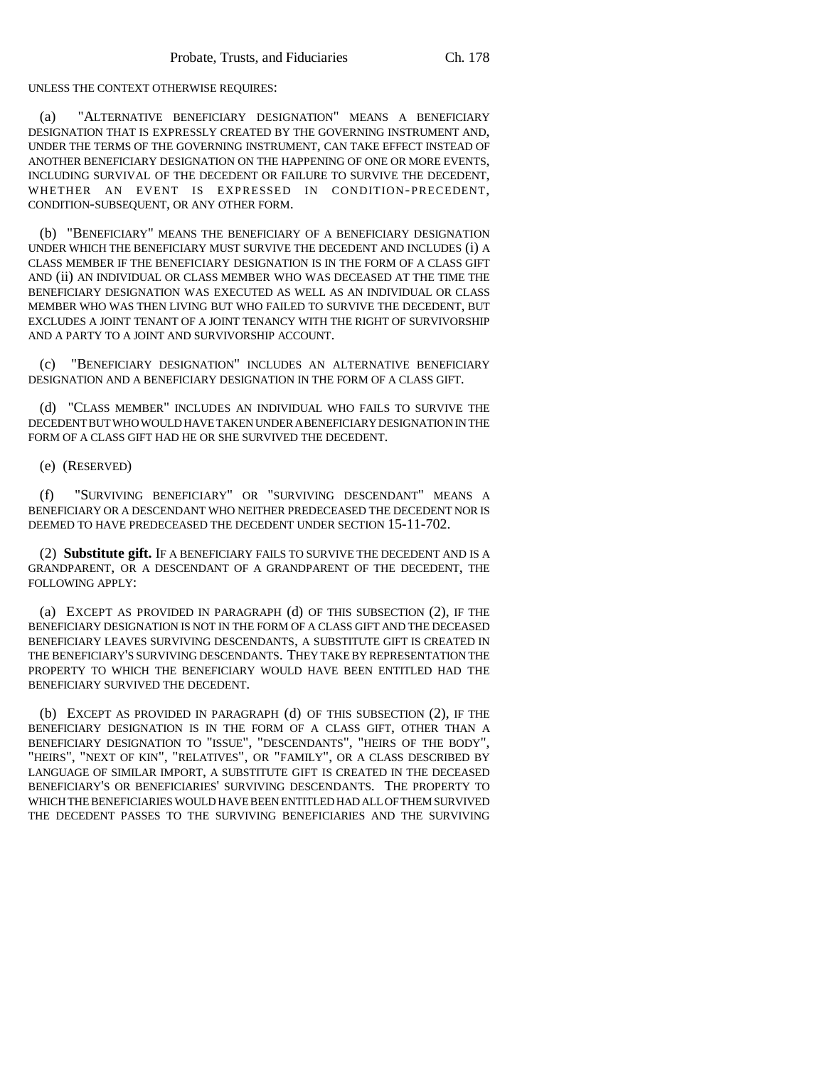UNLESS THE CONTEXT OTHERWISE REQUIRES:

(a) "ALTERNATIVE BENEFICIARY DESIGNATION" MEANS A BENEFICIARY DESIGNATION THAT IS EXPRESSLY CREATED BY THE GOVERNING INSTRUMENT AND, UNDER THE TERMS OF THE GOVERNING INSTRUMENT, CAN TAKE EFFECT INSTEAD OF ANOTHER BENEFICIARY DESIGNATION ON THE HAPPENING OF ONE OR MORE EVENTS, INCLUDING SURVIVAL OF THE DECEDENT OR FAILURE TO SURVIVE THE DECEDENT, WHETHER AN EVENT IS EXPRESSED IN CONDITION-PRECEDENT, CONDITION-SUBSEQUENT, OR ANY OTHER FORM.

(b) "BENEFICIARY" MEANS THE BENEFICIARY OF A BENEFICIARY DESIGNATION UNDER WHICH THE BENEFICIARY MUST SURVIVE THE DECEDENT AND INCLUDES (i) A CLASS MEMBER IF THE BENEFICIARY DESIGNATION IS IN THE FORM OF A CLASS GIFT AND (ii) AN INDIVIDUAL OR CLASS MEMBER WHO WAS DECEASED AT THE TIME THE BENEFICIARY DESIGNATION WAS EXECUTED AS WELL AS AN INDIVIDUAL OR CLASS MEMBER WHO WAS THEN LIVING BUT WHO FAILED TO SURVIVE THE DECEDENT, BUT EXCLUDES A JOINT TENANT OF A JOINT TENANCY WITH THE RIGHT OF SURVIVORSHIP AND A PARTY TO A JOINT AND SURVIVORSHIP ACCOUNT.

(c) "BENEFICIARY DESIGNATION" INCLUDES AN ALTERNATIVE BENEFICIARY DESIGNATION AND A BENEFICIARY DESIGNATION IN THE FORM OF A CLASS GIFT.

(d) "CLASS MEMBER" INCLUDES AN INDIVIDUAL WHO FAILS TO SURVIVE THE DECEDENT BUT WHO WOULD HAVE TAKEN UNDER A BENEFICIARY DESIGNATION IN THE FORM OF A CLASS GIFT HAD HE OR SHE SURVIVED THE DECEDENT.

(e) (RESERVED)

(f) "SURVIVING BENEFICIARY" OR "SURVIVING DESCENDANT" MEANS A BENEFICIARY OR A DESCENDANT WHO NEITHER PREDECEASED THE DECEDENT NOR IS DEEMED TO HAVE PREDECEASED THE DECEDENT UNDER SECTION 15-11-702.

(2) **Substitute gift.** IF A BENEFICIARY FAILS TO SURVIVE THE DECEDENT AND IS A GRANDPARENT, OR A DESCENDANT OF A GRANDPARENT OF THE DECEDENT, THE FOLLOWING APPLY:

(a) EXCEPT AS PROVIDED IN PARAGRAPH (d) OF THIS SUBSECTION (2), IF THE BENEFICIARY DESIGNATION IS NOT IN THE FORM OF A CLASS GIFT AND THE DECEASED BENEFICIARY LEAVES SURVIVING DESCENDANTS, A SUBSTITUTE GIFT IS CREATED IN THE BENEFICIARY'S SURVIVING DESCENDANTS. THEY TAKE BY REPRESENTATION THE PROPERTY TO WHICH THE BENEFICIARY WOULD HAVE BEEN ENTITLED HAD THE BENEFICIARY SURVIVED THE DECEDENT.

(b) EXCEPT AS PROVIDED IN PARAGRAPH (d) OF THIS SUBSECTION (2), IF THE BENEFICIARY DESIGNATION IS IN THE FORM OF A CLASS GIFT, OTHER THAN A BENEFICIARY DESIGNATION TO "ISSUE", "DESCENDANTS", "HEIRS OF THE BODY", "HEIRS", "NEXT OF KIN", "RELATIVES", OR "FAMILY", OR A CLASS DESCRIBED BY LANGUAGE OF SIMILAR IMPORT, A SUBSTITUTE GIFT IS CREATED IN THE DECEASED BENEFICIARY'S OR BENEFICIARIES' SURVIVING DESCENDANTS. THE PROPERTY TO WHICH THE BENEFICIARIES WOULD HAVE BEEN ENTITLED HAD ALL OF THEM SURVIVED THE DECEDENT PASSES TO THE SURVIVING BENEFICIARIES AND THE SURVIVING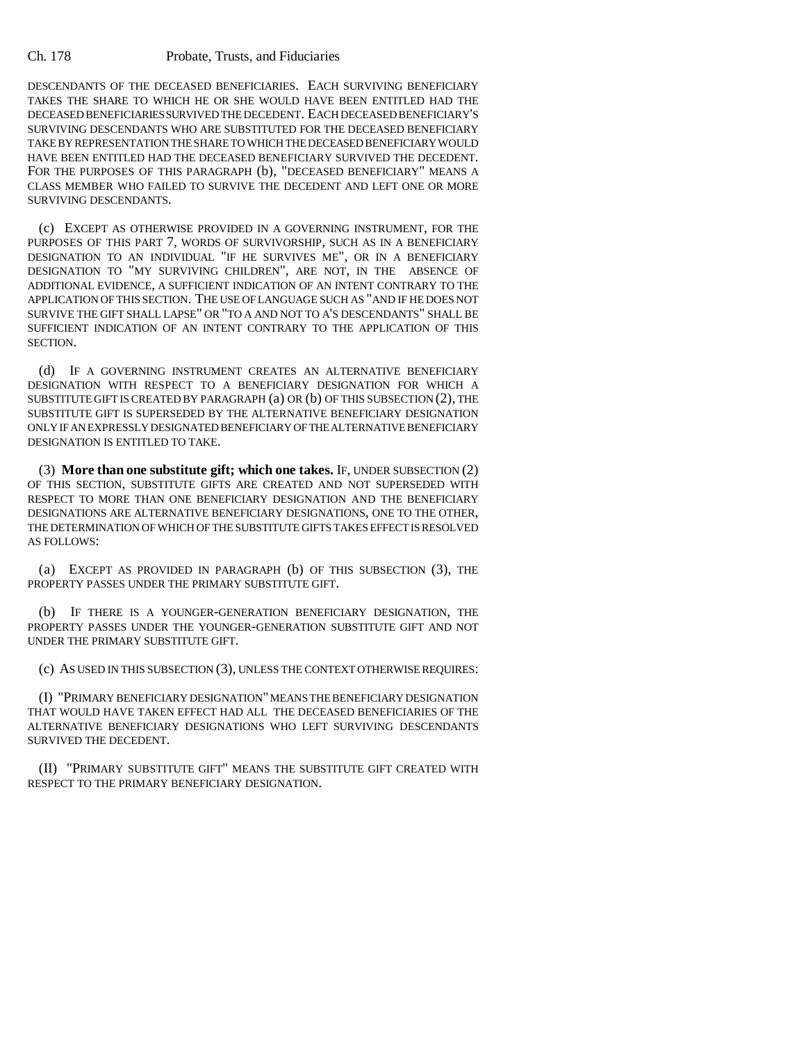DESCENDANTS OF THE DECEASED BENEFICIARIES. EACH SURVIVING BENEFICIARY TAKES THE SHARE TO WHICH HE OR SHE WOULD HAVE BEEN ENTITLED HAD THE DECEASED BENEFICIARIES SURVIVED THE DECEDENT. EACH DECEASED BENEFICIARY'S SURVIVING DESCENDANTS WHO ARE SUBSTITUTED FOR THE DECEASED BENEFICIARY TAKE BY REPRESENTATION THE SHARE TO WHICH THE DECEASED BENEFICIARY WOULD HAVE BEEN ENTITLED HAD THE DECEASED BENEFICIARY SURVIVED THE DECEDENT. FOR THE PURPOSES OF THIS PARAGRAPH (b), "DECEASED BENEFICIARY" MEANS A CLASS MEMBER WHO FAILED TO SURVIVE THE DECEDENT AND LEFT ONE OR MORE SURVIVING DESCENDANTS.

(c) EXCEPT AS OTHERWISE PROVIDED IN A GOVERNING INSTRUMENT, FOR THE PURPOSES OF THIS PART 7, WORDS OF SURVIVORSHIP, SUCH AS IN A BENEFICIARY DESIGNATION TO AN INDIVIDUAL "IF HE SURVIVES ME", OR IN A BENEFICIARY DESIGNATION TO "MY SURVIVING CHILDREN", ARE NOT, IN THE ABSENCE OF ADDITIONAL EVIDENCE, A SUFFICIENT INDICATION OF AN INTENT CONTRARY TO THE APPLICATION OF THIS SECTION. THE USE OF LANGUAGE SUCH AS "AND IF HE DOES NOT SURVIVE THE GIFT SHALL LAPSE" OR "TO A AND NOT TO A'S DESCENDANTS" SHALL BE SUFFICIENT INDICATION OF AN INTENT CONTRARY TO THE APPLICATION OF THIS SECTION.

(d) IF A GOVERNING INSTRUMENT CREATES AN ALTERNATIVE BENEFICIARY DESIGNATION WITH RESPECT TO A BENEFICIARY DESIGNATION FOR WHICH A SUBSTITUTE GIFT IS CREATED BY PARAGRAPH (a) OR (b) OF THIS SUBSECTION (2), THE SUBSTITUTE GIFT IS SUPERSEDED BY THE ALTERNATIVE BENEFICIARY DESIGNATION ONLY IF AN EXPRESSLY DESIGNATED BENEFICIARY OF THE ALTERNATIVE BENEFICIARY DESIGNATION IS ENTITLED TO TAKE.

(3) **More than one substitute gift; which one takes.** IF, UNDER SUBSECTION (2) OF THIS SECTION, SUBSTITUTE GIFTS ARE CREATED AND NOT SUPERSEDED WITH RESPECT TO MORE THAN ONE BENEFICIARY DESIGNATION AND THE BENEFICIARY DESIGNATIONS ARE ALTERNATIVE BENEFICIARY DESIGNATIONS, ONE TO THE OTHER, THE DETERMINATION OF WHICH OF THE SUBSTITUTE GIFTS TAKES EFFECT IS RESOLVED AS FOLLOWS:

(a) EXCEPT AS PROVIDED IN PARAGRAPH (b) OF THIS SUBSECTION (3), THE PROPERTY PASSES UNDER THE PRIMARY SUBSTITUTE GIFT.

(b) IF THERE IS A YOUNGER-GENERATION BENEFICIARY DESIGNATION, THE PROPERTY PASSES UNDER THE YOUNGER-GENERATION SUBSTITUTE GIFT AND NOT UNDER THE PRIMARY SUBSTITUTE GIFT.

(c) AS USED IN THIS SUBSECTION (3), UNLESS THE CONTEXT OTHERWISE REQUIRES:

(I) "PRIMARY BENEFICIARY DESIGNATION" MEANS THE BENEFICIARY DESIGNATION THAT WOULD HAVE TAKEN EFFECT HAD ALL THE DECEASED BENEFICIARIES OF THE ALTERNATIVE BENEFICIARY DESIGNATIONS WHO LEFT SURVIVING DESCENDANTS SURVIVED THE DECEDENT.

(II) "PRIMARY SUBSTITUTE GIFT" MEANS THE SUBSTITUTE GIFT CREATED WITH RESPECT TO THE PRIMARY BENEFICIARY DESIGNATION.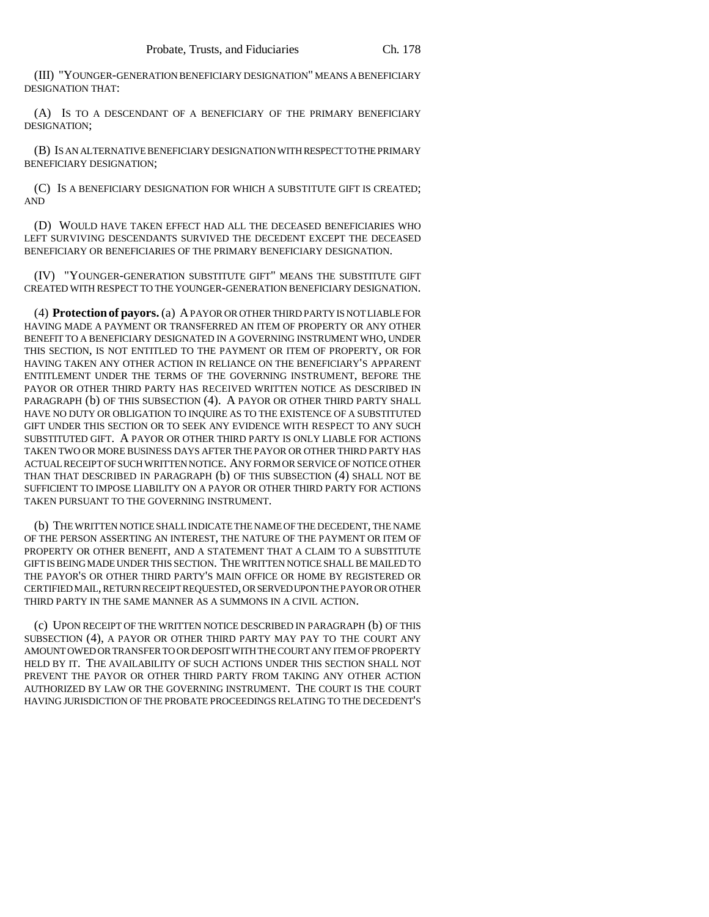(III) "YOUNGER-GENERATION BENEFICIARY DESIGNATION" MEANS A BENEFICIARY DESIGNATION THAT:

(A) IS TO A DESCENDANT OF A BENEFICIARY OF THE PRIMARY BENEFICIARY DESIGNATION;

(B) IS AN ALTERNATIVE BENEFICIARY DESIGNATION WITH RESPECT TO THE PRIMARY BENEFICIARY DESIGNATION;

(C) IS A BENEFICIARY DESIGNATION FOR WHICH A SUBSTITUTE GIFT IS CREATED; AND

(D) WOULD HAVE TAKEN EFFECT HAD ALL THE DECEASED BENEFICIARIES WHO LEFT SURVIVING DESCENDANTS SURVIVED THE DECEDENT EXCEPT THE DECEASED BENEFICIARY OR BENEFICIARIES OF THE PRIMARY BENEFICIARY DESIGNATION.

(IV) "YOUNGER-GENERATION SUBSTITUTE GIFT" MEANS THE SUBSTITUTE GIFT CREATED WITH RESPECT TO THE YOUNGER-GENERATION BENEFICIARY DESIGNATION.

(4) **Protection of payors.** (a) A PAYOR OR OTHER THIRD PARTY IS NOT LIABLE FOR HAVING MADE A PAYMENT OR TRANSFERRED AN ITEM OF PROPERTY OR ANY OTHER BENEFIT TO A BENEFICIARY DESIGNATED IN A GOVERNING INSTRUMENT WHO, UNDER THIS SECTION, IS NOT ENTITLED TO THE PAYMENT OR ITEM OF PROPERTY, OR FOR HAVING TAKEN ANY OTHER ACTION IN RELIANCE ON THE BENEFICIARY'S APPARENT ENTITLEMENT UNDER THE TERMS OF THE GOVERNING INSTRUMENT, BEFORE THE PAYOR OR OTHER THIRD PARTY HAS RECEIVED WRITTEN NOTICE AS DESCRIBED IN PARAGRAPH (b) OF THIS SUBSECTION (4). A PAYOR OR OTHER THIRD PARTY SHALL HAVE NO DUTY OR OBLIGATION TO INQUIRE AS TO THE EXISTENCE OF A SUBSTITUTED GIFT UNDER THIS SECTION OR TO SEEK ANY EVIDENCE WITH RESPECT TO ANY SUCH SUBSTITUTED GIFT. A PAYOR OR OTHER THIRD PARTY IS ONLY LIABLE FOR ACTIONS TAKEN TWO OR MORE BUSINESS DAYS AFTER THE PAYOR OR OTHER THIRD PARTY HAS ACTUAL RECEIPT OF SUCH WRITTEN NOTICE. ANY FORM OR SERVICE OF NOTICE OTHER THAN THAT DESCRIBED IN PARAGRAPH (b) OF THIS SUBSECTION (4) SHALL NOT BE SUFFICIENT TO IMPOSE LIABILITY ON A PAYOR OR OTHER THIRD PARTY FOR ACTIONS TAKEN PURSUANT TO THE GOVERNING INSTRUMENT.

(b) THE WRITTEN NOTICE SHALL INDICATE THE NAME OF THE DECEDENT, THE NAME OF THE PERSON ASSERTING AN INTEREST, THE NATURE OF THE PAYMENT OR ITEM OF PROPERTY OR OTHER BENEFIT, AND A STATEMENT THAT A CLAIM TO A SUBSTITUTE GIFT IS BEING MADE UNDER THIS SECTION. THE WRITTEN NOTICE SHALL BE MAILED TO THE PAYOR'S OR OTHER THIRD PARTY'S MAIN OFFICE OR HOME BY REGISTERED OR CERTIFIED MAIL, RETURN RECEIPT REQUESTED, OR SERVED UPON THE PAYOR OR OTHER THIRD PARTY IN THE SAME MANNER AS A SUMMONS IN A CIVIL ACTION.

(c) UPON RECEIPT OF THE WRITTEN NOTICE DESCRIBED IN PARAGRAPH (b) OF THIS SUBSECTION (4), A PAYOR OR OTHER THIRD PARTY MAY PAY TO THE COURT ANY AMOUNT OWED OR TRANSFER TO OR DEPOSIT WITH THE COURT ANY ITEM OF PROPERTY HELD BY IT. THE AVAILABILITY OF SUCH ACTIONS UNDER THIS SECTION SHALL NOT PREVENT THE PAYOR OR OTHER THIRD PARTY FROM TAKING ANY OTHER ACTION AUTHORIZED BY LAW OR THE GOVERNING INSTRUMENT. THE COURT IS THE COURT HAVING JURISDICTION OF THE PROBATE PROCEEDINGS RELATING TO THE DECEDENT'S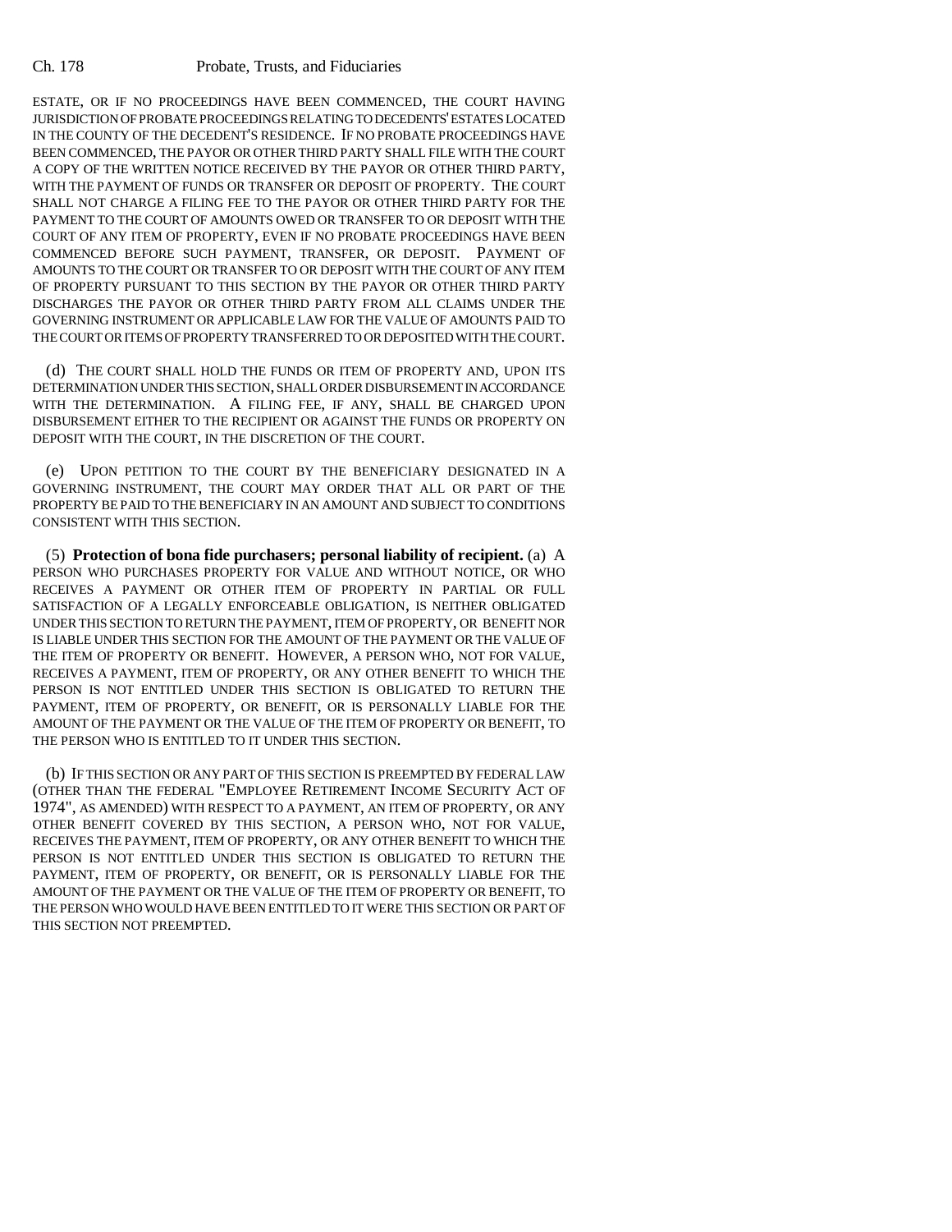ESTATE, OR IF NO PROCEEDINGS HAVE BEEN COMMENCED, THE COURT HAVING JURISDICTION OF PROBATE PROCEEDINGS RELATING TO DECEDENTS' ESTATES LOCATED IN THE COUNTY OF THE DECEDENT'S RESIDENCE. IF NO PROBATE PROCEEDINGS HAVE BEEN COMMENCED, THE PAYOR OR OTHER THIRD PARTY SHALL FILE WITH THE COURT A COPY OF THE WRITTEN NOTICE RECEIVED BY THE PAYOR OR OTHER THIRD PARTY, WITH THE PAYMENT OF FUNDS OR TRANSFER OR DEPOSIT OF PROPERTY. THE COURT SHALL NOT CHARGE A FILING FEE TO THE PAYOR OR OTHER THIRD PARTY FOR THE PAYMENT TO THE COURT OF AMOUNTS OWED OR TRANSFER TO OR DEPOSIT WITH THE COURT OF ANY ITEM OF PROPERTY, EVEN IF NO PROBATE PROCEEDINGS HAVE BEEN COMMENCED BEFORE SUCH PAYMENT, TRANSFER, OR DEPOSIT. PAYMENT OF AMOUNTS TO THE COURT OR TRANSFER TO OR DEPOSIT WITH THE COURT OF ANY ITEM OF PROPERTY PURSUANT TO THIS SECTION BY THE PAYOR OR OTHER THIRD PARTY DISCHARGES THE PAYOR OR OTHER THIRD PARTY FROM ALL CLAIMS UNDER THE GOVERNING INSTRUMENT OR APPLICABLE LAW FOR THE VALUE OF AMOUNTS PAID TO THE COURT OR ITEMS OF PROPERTY TRANSFERRED TO OR DEPOSITED WITH THE COURT.

(d) THE COURT SHALL HOLD THE FUNDS OR ITEM OF PROPERTY AND, UPON ITS DETERMINATION UNDER THIS SECTION, SHALL ORDER DISBURSEMENT IN ACCORDANCE WITH THE DETERMINATION. A FILING FEE, IF ANY, SHALL BE CHARGED UPON DISBURSEMENT EITHER TO THE RECIPIENT OR AGAINST THE FUNDS OR PROPERTY ON DEPOSIT WITH THE COURT, IN THE DISCRETION OF THE COURT.

(e) UPON PETITION TO THE COURT BY THE BENEFICIARY DESIGNATED IN A GOVERNING INSTRUMENT, THE COURT MAY ORDER THAT ALL OR PART OF THE PROPERTY BE PAID TO THE BENEFICIARY IN AN AMOUNT AND SUBJECT TO CONDITIONS CONSISTENT WITH THIS SECTION.

(5) **Protection of bona fide purchasers; personal liability of recipient.** (a) A PERSON WHO PURCHASES PROPERTY FOR VALUE AND WITHOUT NOTICE, OR WHO RECEIVES A PAYMENT OR OTHER ITEM OF PROPERTY IN PARTIAL OR FULL SATISFACTION OF A LEGALLY ENFORCEABLE OBLIGATION, IS NEITHER OBLIGATED UNDER THIS SECTION TO RETURN THE PAYMENT, ITEM OF PROPERTY, OR BENEFIT NOR IS LIABLE UNDER THIS SECTION FOR THE AMOUNT OF THE PAYMENT OR THE VALUE OF THE ITEM OF PROPERTY OR BENEFIT. HOWEVER, A PERSON WHO, NOT FOR VALUE, RECEIVES A PAYMENT, ITEM OF PROPERTY, OR ANY OTHER BENEFIT TO WHICH THE PERSON IS NOT ENTITLED UNDER THIS SECTION IS OBLIGATED TO RETURN THE PAYMENT, ITEM OF PROPERTY, OR BENEFIT, OR IS PERSONALLY LIABLE FOR THE AMOUNT OF THE PAYMENT OR THE VALUE OF THE ITEM OF PROPERTY OR BENEFIT, TO THE PERSON WHO IS ENTITLED TO IT UNDER THIS SECTION.

(b) IF THIS SECTION OR ANY PART OF THIS SECTION IS PREEMPTED BY FEDERAL LAW (OTHER THAN THE FEDERAL "EMPLOYEE RETIREMENT INCOME SECURITY ACT OF 1974", AS AMENDED) WITH RESPECT TO A PAYMENT, AN ITEM OF PROPERTY, OR ANY OTHER BENEFIT COVERED BY THIS SECTION, A PERSON WHO, NOT FOR VALUE, RECEIVES THE PAYMENT, ITEM OF PROPERTY, OR ANY OTHER BENEFIT TO WHICH THE PERSON IS NOT ENTITLED UNDER THIS SECTION IS OBLIGATED TO RETURN THE PAYMENT, ITEM OF PROPERTY, OR BENEFIT, OR IS PERSONALLY LIABLE FOR THE AMOUNT OF THE PAYMENT OR THE VALUE OF THE ITEM OF PROPERTY OR BENEFIT, TO THE PERSON WHO WOULD HAVE BEEN ENTITLED TO IT WERE THIS SECTION OR PART OF THIS SECTION NOT PREEMPTED.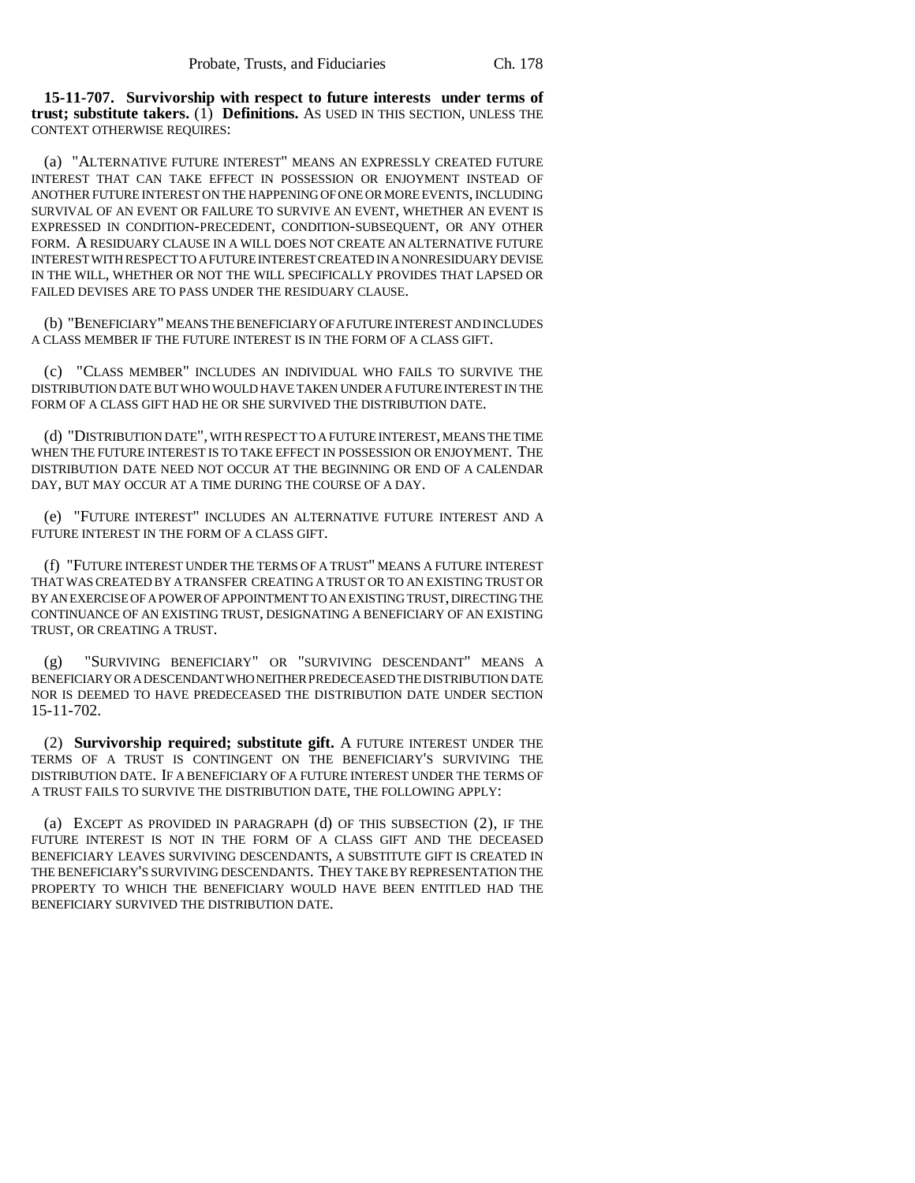**15-11-707. Survivorship with respect to future interests under terms of trust; substitute takers.** (1) **Definitions.** AS USED IN THIS SECTION, UNLESS THE CONTEXT OTHERWISE REQUIRES:

(a) "ALTERNATIVE FUTURE INTEREST" MEANS AN EXPRESSLY CREATED FUTURE INTEREST THAT CAN TAKE EFFECT IN POSSESSION OR ENJOYMENT INSTEAD OF ANOTHER FUTURE INTEREST ON THE HAPPENING OF ONE OR MORE EVENTS, INCLUDING SURVIVAL OF AN EVENT OR FAILURE TO SURVIVE AN EVENT, WHETHER AN EVENT IS EXPRESSED IN CONDITION-PRECEDENT, CONDITION-SUBSEQUENT, OR ANY OTHER FORM. A RESIDUARY CLAUSE IN A WILL DOES NOT CREATE AN ALTERNATIVE FUTURE INTEREST WITH RESPECT TO A FUTURE INTEREST CREATED IN A NONRESIDUARY DEVISE IN THE WILL, WHETHER OR NOT THE WILL SPECIFICALLY PROVIDES THAT LAPSED OR FAILED DEVISES ARE TO PASS UNDER THE RESIDUARY CLAUSE.

(b) "BENEFICIARY" MEANS THE BENEFICIARY OF A FUTURE INTEREST AND INCLUDES A CLASS MEMBER IF THE FUTURE INTEREST IS IN THE FORM OF A CLASS GIFT.

(c) "CLASS MEMBER" INCLUDES AN INDIVIDUAL WHO FAILS TO SURVIVE THE DISTRIBUTION DATE BUT WHO WOULD HAVE TAKEN UNDER A FUTURE INTEREST IN THE FORM OF A CLASS GIFT HAD HE OR SHE SURVIVED THE DISTRIBUTION DATE.

(d) "DISTRIBUTION DATE", WITH RESPECT TO A FUTURE INTEREST, MEANS THE TIME WHEN THE FUTURE INTEREST IS TO TAKE EFFECT IN POSSESSION OR ENJOYMENT. THE DISTRIBUTION DATE NEED NOT OCCUR AT THE BEGINNING OR END OF A CALENDAR DAY, BUT MAY OCCUR AT A TIME DURING THE COURSE OF A DAY.

(e) "FUTURE INTEREST" INCLUDES AN ALTERNATIVE FUTURE INTEREST AND A FUTURE INTEREST IN THE FORM OF A CLASS GIFT.

(f) "FUTURE INTEREST UNDER THE TERMS OF A TRUST" MEANS A FUTURE INTEREST THAT WAS CREATED BY A TRANSFER CREATING A TRUST OR TO AN EXISTING TRUST OR BY AN EXERCISE OF A POWER OF APPOINTMENT TO AN EXISTING TRUST, DIRECTING THE CONTINUANCE OF AN EXISTING TRUST, DESIGNATING A BENEFICIARY OF AN EXISTING TRUST, OR CREATING A TRUST.

(g) "SURVIVING BENEFICIARY" OR "SURVIVING DESCENDANT" MEANS A BENEFICIARY OR A DESCENDANT WHO NEITHER PREDECEASED THE DISTRIBUTION DATE NOR IS DEEMED TO HAVE PREDECEASED THE DISTRIBUTION DATE UNDER SECTION 15-11-702.

(2) **Survivorship required; substitute gift.** A FUTURE INTEREST UNDER THE TERMS OF A TRUST IS CONTINGENT ON THE BENEFICIARY'S SURVIVING THE DISTRIBUTION DATE. IF A BENEFICIARY OF A FUTURE INTEREST UNDER THE TERMS OF A TRUST FAILS TO SURVIVE THE DISTRIBUTION DATE, THE FOLLOWING APPLY:

(a) EXCEPT AS PROVIDED IN PARAGRAPH (d) OF THIS SUBSECTION (2), IF THE FUTURE INTEREST IS NOT IN THE FORM OF A CLASS GIFT AND THE DECEASED BENEFICIARY LEAVES SURVIVING DESCENDANTS, A SUBSTITUTE GIFT IS CREATED IN THE BENEFICIARY'S SURVIVING DESCENDANTS. THEY TAKE BY REPRESENTATION THE PROPERTY TO WHICH THE BENEFICIARY WOULD HAVE BEEN ENTITLED HAD THE BENEFICIARY SURVIVED THE DISTRIBUTION DATE.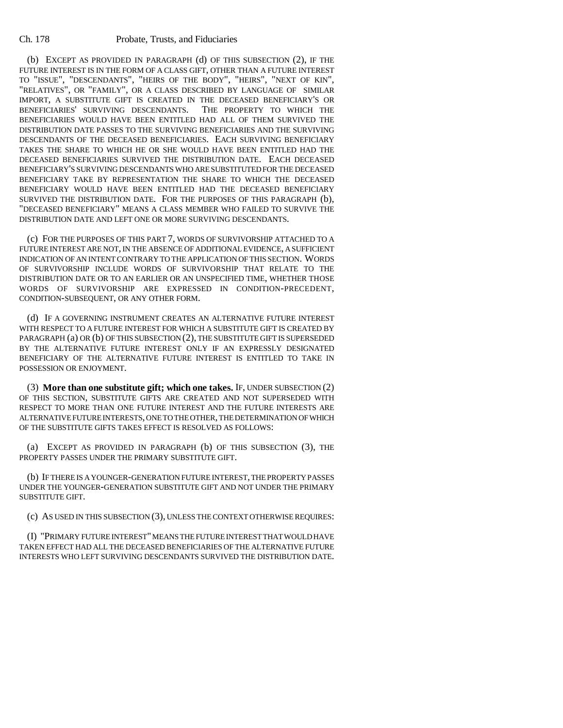(b) EXCEPT AS PROVIDED IN PARAGRAPH (d) OF THIS SUBSECTION (2), IF THE FUTURE INTEREST IS IN THE FORM OF A CLASS GIFT, OTHER THAN A FUTURE INTEREST TO "ISSUE", "DESCENDANTS", "HEIRS OF THE BODY", "HEIRS", "NEXT OF KIN", "RELATIVES", OR "FAMILY", OR A CLASS DESCRIBED BY LANGUAGE OF SIMILAR IMPORT, A SUBSTITUTE GIFT IS CREATED IN THE DECEASED BENEFICIARY'S OR BENEFICIARIES' SURVIVING DESCENDANTS. THE PROPERTY TO WHICH THE BENEFICIARIES WOULD HAVE BEEN ENTITLED HAD ALL OF THEM SURVIVED THE DISTRIBUTION DATE PASSES TO THE SURVIVING BENEFICIARIES AND THE SURVIVING DESCENDANTS OF THE DECEASED BENEFICIARIES. EACH SURVIVING BENEFICIARY TAKES THE SHARE TO WHICH HE OR SHE WOULD HAVE BEEN ENTITLED HAD THE DECEASED BENEFICIARIES SURVIVED THE DISTRIBUTION DATE. EACH DECEASED BENEFICIARY'S SURVIVING DESCENDANTS WHO ARE SUBSTITUTED FOR THE DECEASED BENEFICIARY TAKE BY REPRESENTATION THE SHARE TO WHICH THE DECEASED BENEFICIARY WOULD HAVE BEEN ENTITLED HAD THE DECEASED BENEFICIARY SURVIVED THE DISTRIBUTION DATE. FOR THE PURPOSES OF THIS PARAGRAPH (b), "DECEASED BENEFICIARY" MEANS A CLASS MEMBER WHO FAILED TO SURVIVE THE DISTRIBUTION DATE AND LEFT ONE OR MORE SURVIVING DESCENDANTS.

(c) FOR THE PURPOSES OF THIS PART 7, WORDS OF SURVIVORSHIP ATTACHED TO A FUTURE INTEREST ARE NOT, IN THE ABSENCE OF ADDITIONAL EVIDENCE, A SUFFICIENT INDICATION OF AN INTENT CONTRARY TO THE APPLICATION OF THIS SECTION. WORDS OF SURVIVORSHIP INCLUDE WORDS OF SURVIVORSHIP THAT RELATE TO THE DISTRIBUTION DATE OR TO AN EARLIER OR AN UNSPECIFIED TIME, WHETHER THOSE WORDS OF SURVIVORSHIP ARE EXPRESSED IN CONDITION-PRECEDENT, CONDITION-SUBSEQUENT, OR ANY OTHER FORM.

(d) IF A GOVERNING INSTRUMENT CREATES AN ALTERNATIVE FUTURE INTEREST WITH RESPECT TO A FUTURE INTEREST FOR WHICH A SUBSTITUTE GIFT IS CREATED BY PARAGRAPH (a) OR (b) OF THIS SUBSECTION (2), THE SUBSTITUTE GIFT IS SUPERSEDED BY THE ALTERNATIVE FUTURE INTEREST ONLY IF AN EXPRESSLY DESIGNATED BENEFICIARY OF THE ALTERNATIVE FUTURE INTEREST IS ENTITLED TO TAKE IN POSSESSION OR ENJOYMENT.

(3) **More than one substitute gift; which one takes.** IF, UNDER SUBSECTION (2) OF THIS SECTION, SUBSTITUTE GIFTS ARE CREATED AND NOT SUPERSEDED WITH RESPECT TO MORE THAN ONE FUTURE INTEREST AND THE FUTURE INTERESTS ARE ALTERNATIVE FUTURE INTERESTS, ONE TO THE OTHER, THE DETERMINATION OF WHICH OF THE SUBSTITUTE GIFTS TAKES EFFECT IS RESOLVED AS FOLLOWS:

(a) EXCEPT AS PROVIDED IN PARAGRAPH (b) OF THIS SUBSECTION (3), THE PROPERTY PASSES UNDER THE PRIMARY SUBSTITUTE GIFT.

(b) IF THERE IS A YOUNGER-GENERATION FUTURE INTEREST, THE PROPERTY PASSES UNDER THE YOUNGER-GENERATION SUBSTITUTE GIFT AND NOT UNDER THE PRIMARY SUBSTITUTE GIFT.

(c) AS USED IN THIS SUBSECTION (3), UNLESS THE CONTEXT OTHERWISE REQUIRES:

(I) "PRIMARY FUTURE INTEREST" MEANS THE FUTURE INTEREST THAT WOULD HAVE TAKEN EFFECT HAD ALL THE DECEASED BENEFICIARIES OF THE ALTERNATIVE FUTURE INTERESTS WHO LEFT SURVIVING DESCENDANTS SURVIVED THE DISTRIBUTION DATE.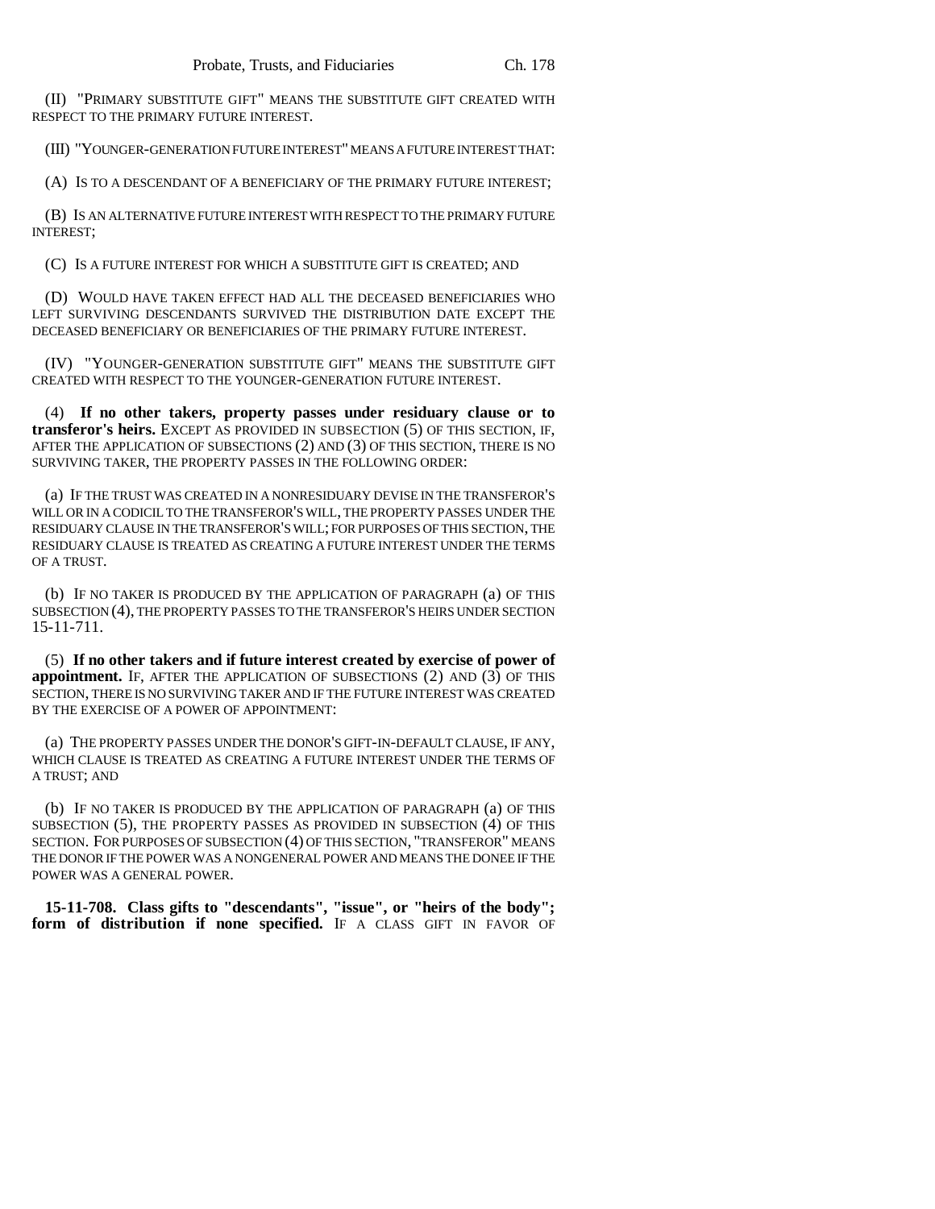(II) "PRIMARY SUBSTITUTE GIFT" MEANS THE SUBSTITUTE GIFT CREATED WITH RESPECT TO THE PRIMARY FUTURE INTEREST.

(III) "YOUNGER-GENERATION FUTURE INTEREST" MEANS A FUTURE INTEREST THAT:

(A) IS TO A DESCENDANT OF A BENEFICIARY OF THE PRIMARY FUTURE INTEREST;

(B) IS AN ALTERNATIVE FUTURE INTEREST WITH RESPECT TO THE PRIMARY FUTURE INTEREST;

(C) IS A FUTURE INTEREST FOR WHICH A SUBSTITUTE GIFT IS CREATED; AND

(D) WOULD HAVE TAKEN EFFECT HAD ALL THE DECEASED BENEFICIARIES WHO LEFT SURVIVING DESCENDANTS SURVIVED THE DISTRIBUTION DATE EXCEPT THE DECEASED BENEFICIARY OR BENEFICIARIES OF THE PRIMARY FUTURE INTEREST.

(IV) "YOUNGER-GENERATION SUBSTITUTE GIFT" MEANS THE SUBSTITUTE GIFT CREATED WITH RESPECT TO THE YOUNGER-GENERATION FUTURE INTEREST.

(4) **If no other takers, property passes under residuary clause or to transferor's heirs.** EXCEPT AS PROVIDED IN SUBSECTION (5) OF THIS SECTION, IF, AFTER THE APPLICATION OF SUBSECTIONS (2) AND (3) OF THIS SECTION, THERE IS NO SURVIVING TAKER, THE PROPERTY PASSES IN THE FOLLOWING ORDER:

(a) IF THE TRUST WAS CREATED IN A NONRESIDUARY DEVISE IN THE TRANSFEROR'S WILL OR IN A CODICIL TO THE TRANSFEROR'S WILL, THE PROPERTY PASSES UNDER THE RESIDUARY CLAUSE IN THE TRANSFEROR'S WILL; FOR PURPOSES OF THIS SECTION, THE RESIDUARY CLAUSE IS TREATED AS CREATING A FUTURE INTEREST UNDER THE TERMS OF A TRUST.

(b) IF NO TAKER IS PRODUCED BY THE APPLICATION OF PARAGRAPH (a) OF THIS SUBSECTION (4), THE PROPERTY PASSES TO THE TRANSFEROR'S HEIRS UNDER SECTION 15-11-711.

(5) **If no other takers and if future interest created by exercise of power of appointment.** IF, AFTER THE APPLICATION OF SUBSECTIONS (2) AND (3) OF THIS SECTION, THERE IS NO SURVIVING TAKER AND IF THE FUTURE INTEREST WAS CREATED BY THE EXERCISE OF A POWER OF APPOINTMENT:

(a) THE PROPERTY PASSES UNDER THE DONOR'S GIFT-IN-DEFAULT CLAUSE, IF ANY, WHICH CLAUSE IS TREATED AS CREATING A FUTURE INTEREST UNDER THE TERMS OF A TRUST; AND

(b) IF NO TAKER IS PRODUCED BY THE APPLICATION OF PARAGRAPH (a) OF THIS SUBSECTION (5), THE PROPERTY PASSES AS PROVIDED IN SUBSECTION (4) OF THIS SECTION. FOR PURPOSES OF SUBSECTION (4) OF THIS SECTION, "TRANSFEROR" MEANS THE DONOR IF THE POWER WAS A NONGENERAL POWER AND MEANS THE DONEE IF THE POWER WAS A GENERAL POWER.

**15-11-708. Class gifts to "descendants", "issue", or "heirs of the body"; form of distribution if none specified.** IF A CLASS GIFT IN FAVOR OF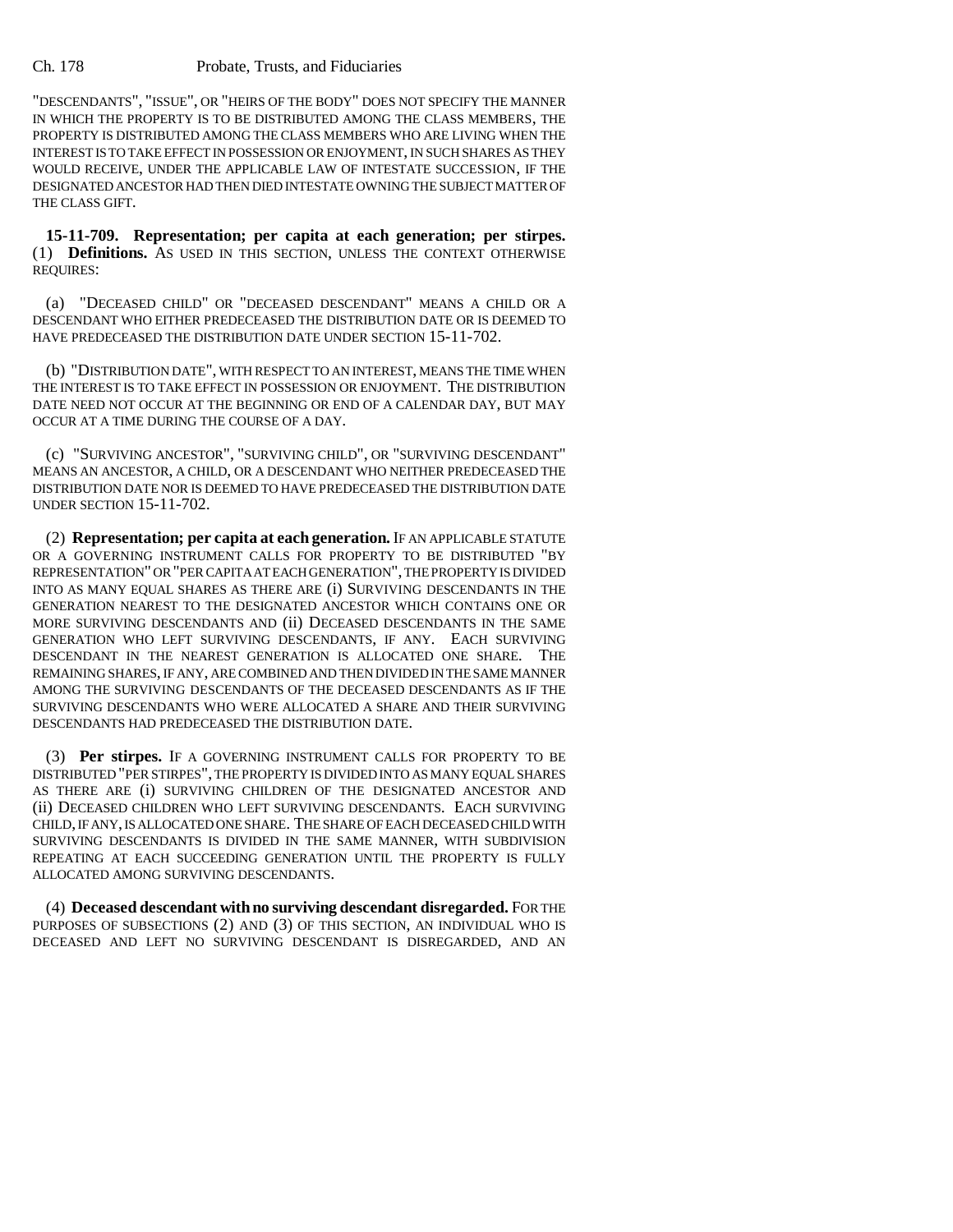"DESCENDANTS", "ISSUE", OR "HEIRS OF THE BODY" DOES NOT SPECIFY THE MANNER IN WHICH THE PROPERTY IS TO BE DISTRIBUTED AMONG THE CLASS MEMBERS, THE PROPERTY IS DISTRIBUTED AMONG THE CLASS MEMBERS WHO ARE LIVING WHEN THE INTEREST IS TO TAKE EFFECT IN POSSESSION OR ENJOYMENT, IN SUCH SHARES AS THEY WOULD RECEIVE, UNDER THE APPLICABLE LAW OF INTESTATE SUCCESSION, IF THE DESIGNATED ANCESTOR HAD THEN DIED INTESTATE OWNING THE SUBJECT MATTER OF THE CLASS GIFT.

**15-11-709. Representation; per capita at each generation; per stirpes.** (1) **Definitions.** AS USED IN THIS SECTION, UNLESS THE CONTEXT OTHERWISE REQUIRES:

(a) "DECEASED CHILD" OR "DECEASED DESCENDANT" MEANS A CHILD OR A DESCENDANT WHO EITHER PREDECEASED THE DISTRIBUTION DATE OR IS DEEMED TO HAVE PREDECEASED THE DISTRIBUTION DATE UNDER SECTION 15-11-702.

(b) "DISTRIBUTION DATE", WITH RESPECT TO AN INTEREST, MEANS THE TIME WHEN THE INTEREST IS TO TAKE EFFECT IN POSSESSION OR ENJOYMENT. THE DISTRIBUTION DATE NEED NOT OCCUR AT THE BEGINNING OR END OF A CALENDAR DAY, BUT MAY OCCUR AT A TIME DURING THE COURSE OF A DAY.

(c) "SURVIVING ANCESTOR", "SURVIVING CHILD", OR "SURVIVING DESCENDANT" MEANS AN ANCESTOR, A CHILD, OR A DESCENDANT WHO NEITHER PREDECEASED THE DISTRIBUTION DATE NOR IS DEEMED TO HAVE PREDECEASED THE DISTRIBUTION DATE UNDER SECTION 15-11-702.

(2) **Representation; per capita at each generation.** IF AN APPLICABLE STATUTE OR A GOVERNING INSTRUMENT CALLS FOR PROPERTY TO BE DISTRIBUTED "BY REPRESENTATION" OR "PER CAPITA AT EACH GENERATION", THE PROPERTY IS DIVIDED INTO AS MANY EQUAL SHARES AS THERE ARE (i) SURVIVING DESCENDANTS IN THE GENERATION NEAREST TO THE DESIGNATED ANCESTOR WHICH CONTAINS ONE OR MORE SURVIVING DESCENDANTS AND (ii) DECEASED DESCENDANTS IN THE SAME GENERATION WHO LEFT SURVIVING DESCENDANTS, IF ANY. EACH SURVIVING DESCENDANT IN THE NEAREST GENERATION IS ALLOCATED ONE SHARE. THE REMAINING SHARES, IF ANY, ARE COMBINED AND THEN DIVIDED IN THE SAME MANNER AMONG THE SURVIVING DESCENDANTS OF THE DECEASED DESCENDANTS AS IF THE SURVIVING DESCENDANTS WHO WERE ALLOCATED A SHARE AND THEIR SURVIVING DESCENDANTS HAD PREDECEASED THE DISTRIBUTION DATE.

(3) **Per stirpes.** IF A GOVERNING INSTRUMENT CALLS FOR PROPERTY TO BE DISTRIBUTED "PER STIRPES", THE PROPERTY IS DIVIDED INTO AS MANY EQUAL SHARES AS THERE ARE (i) SURVIVING CHILDREN OF THE DESIGNATED ANCESTOR AND (ii) DECEASED CHILDREN WHO LEFT SURVIVING DESCENDANTS. EACH SURVIVING CHILD, IF ANY, IS ALLOCATED ONE SHARE. THE SHARE OF EACH DECEASED CHILD WITH SURVIVING DESCENDANTS IS DIVIDED IN THE SAME MANNER, WITH SUBDIVISION REPEATING AT EACH SUCCEEDING GENERATION UNTIL THE PROPERTY IS FULLY ALLOCATED AMONG SURVIVING DESCENDANTS.

(4) **Deceased descendant with no surviving descendant disregarded.** FOR THE PURPOSES OF SUBSECTIONS (2) AND (3) OF THIS SECTION, AN INDIVIDUAL WHO IS DECEASED AND LEFT NO SURVIVING DESCENDANT IS DISREGARDED, AND AN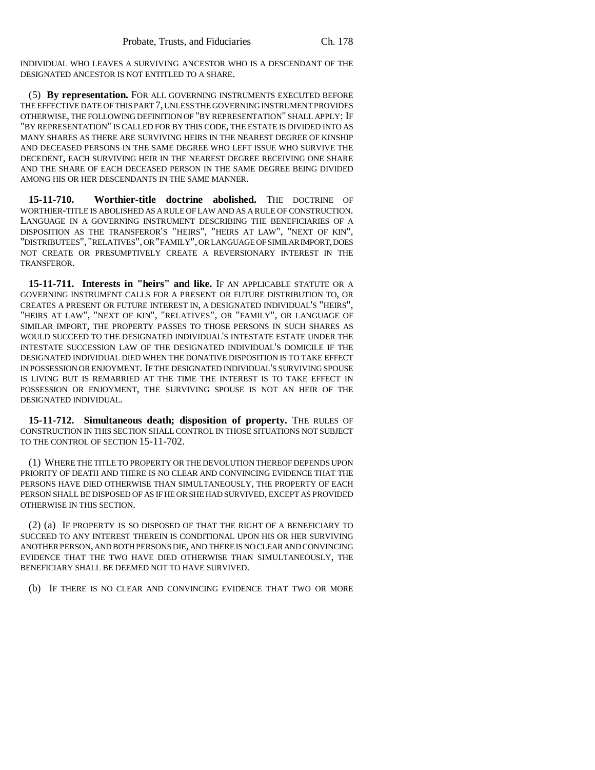INDIVIDUAL WHO LEAVES A SURVIVING ANCESTOR WHO IS A DESCENDANT OF THE DESIGNATED ANCESTOR IS NOT ENTITLED TO A SHARE.

(5) **By representation.** FOR ALL GOVERNING INSTRUMENTS EXECUTED BEFORE THE EFFECTIVE DATE OF THIS PART 7, UNLESS THE GOVERNING INSTRUMENT PROVIDES OTHERWISE, THE FOLLOWING DEFINITION OF "BY REPRESENTATION" SHALL APPLY: IF "BY REPRESENTATION" IS CALLED FOR BY THIS CODE, THE ESTATE IS DIVIDED INTO AS MANY SHARES AS THERE ARE SURVIVING HEIRS IN THE NEAREST DEGREE OF KINSHIP AND DECEASED PERSONS IN THE SAME DEGREE WHO LEFT ISSUE WHO SURVIVE THE DECEDENT, EACH SURVIVING HEIR IN THE NEAREST DEGREE RECEIVING ONE SHARE AND THE SHARE OF EACH DECEASED PERSON IN THE SAME DEGREE BEING DIVIDED AMONG HIS OR HER DESCENDANTS IN THE SAME MANNER.

**15-11-710. Worthier-title doctrine abolished.** THE DOCTRINE OF WORTHIER-TITLE IS ABOLISHED AS A RULE OF LAW AND AS A RULE OF CONSTRUCTION. LANGUAGE IN A GOVERNING INSTRUMENT DESCRIBING THE BENEFICIARIES OF A DISPOSITION AS THE TRANSFEROR'S "HEIRS", "HEIRS AT LAW", "NEXT OF KIN", "DISTRIBUTEES", "RELATIVES", OR "FAMILY", OR LANGUAGE OF SIMILAR IMPORT, DOES NOT CREATE OR PRESUMPTIVELY CREATE A REVERSIONARY INTEREST IN THE TRANSFEROR.

**15-11-711. Interests in "heirs" and like.** IF AN APPLICABLE STATUTE OR A GOVERNING INSTRUMENT CALLS FOR A PRESENT OR FUTURE DISTRIBUTION TO, OR CREATES A PRESENT OR FUTURE INTEREST IN, A DESIGNATED INDIVIDUAL'S "HEIRS", "HEIRS AT LAW", "NEXT OF KIN", "RELATIVES", OR "FAMILY", OR LANGUAGE OF SIMILAR IMPORT, THE PROPERTY PASSES TO THOSE PERSONS IN SUCH SHARES AS WOULD SUCCEED TO THE DESIGNATED INDIVIDUAL'S INTESTATE ESTATE UNDER THE INTESTATE SUCCESSION LAW OF THE DESIGNATED INDIVIDUAL'S DOMICILE IF THE DESIGNATED INDIVIDUAL DIED WHEN THE DONATIVE DISPOSITION IS TO TAKE EFFECT IN POSSESSION OR ENJOYMENT. IF THE DESIGNATED INDIVIDUAL'S SURVIVING SPOUSE IS LIVING BUT IS REMARRIED AT THE TIME THE INTEREST IS TO TAKE EFFECT IN POSSESSION OR ENJOYMENT, THE SURVIVING SPOUSE IS NOT AN HEIR OF THE DESIGNATED INDIVIDUAL.

**15-11-712. Simultaneous death; disposition of property.** THE RULES OF CONSTRUCTION IN THIS SECTION SHALL CONTROL IN THOSE SITUATIONS NOT SUBJECT TO THE CONTROL OF SECTION 15-11-702.

(1) WHERE THE TITLE TO PROPERTY OR THE DEVOLUTION THEREOF DEPENDS UPON PRIORITY OF DEATH AND THERE IS NO CLEAR AND CONVINCING EVIDENCE THAT THE PERSONS HAVE DIED OTHERWISE THAN SIMULTANEOUSLY, THE PROPERTY OF EACH PERSON SHALL BE DISPOSED OF AS IF HE OR SHE HAD SURVIVED, EXCEPT AS PROVIDED OTHERWISE IN THIS SECTION.

(2) (a) IF PROPERTY IS SO DISPOSED OF THAT THE RIGHT OF A BENEFICIARY TO SUCCEED TO ANY INTEREST THEREIN IS CONDITIONAL UPON HIS OR HER SURVIVING ANOTHER PERSON, AND BOTH PERSONS DIE, AND THERE IS NO CLEAR AND CONVINCING EVIDENCE THAT THE TWO HAVE DIED OTHERWISE THAN SIMULTANEOUSLY, THE BENEFICIARY SHALL BE DEEMED NOT TO HAVE SURVIVED.

(b) IF THERE IS NO CLEAR AND CONVINCING EVIDENCE THAT TWO OR MORE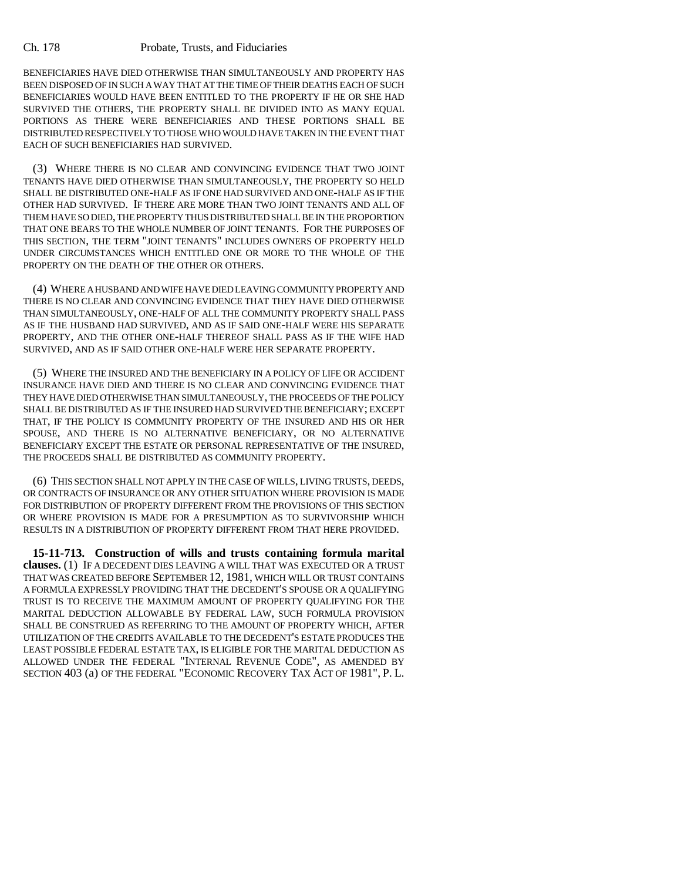BENEFICIARIES HAVE DIED OTHERWISE THAN SIMULTANEOUSLY AND PROPERTY HAS BEEN DISPOSED OF IN SUCH A WAY THAT AT THE TIME OF THEIR DEATHS EACH OF SUCH BENEFICIARIES WOULD HAVE BEEN ENTITLED TO THE PROPERTY IF HE OR SHE HAD SURVIVED THE OTHERS, THE PROPERTY SHALL BE DIVIDED INTO AS MANY EQUAL PORTIONS AS THERE WERE BENEFICIARIES AND THESE PORTIONS SHALL BE DISTRIBUTED RESPECTIVELY TO THOSE WHO WOULD HAVE TAKEN IN THE EVENT THAT EACH OF SUCH BENEFICIARIES HAD SURVIVED.

(3) WHERE THERE IS NO CLEAR AND CONVINCING EVIDENCE THAT TWO JOINT TENANTS HAVE DIED OTHERWISE THAN SIMULTANEOUSLY, THE PROPERTY SO HELD SHALL BE DISTRIBUTED ONE-HALF AS IF ONE HAD SURVIVED AND ONE-HALF AS IF THE OTHER HAD SURVIVED. IF THERE ARE MORE THAN TWO JOINT TENANTS AND ALL OF THEM HAVE SO DIED, THE PROPERTY THUS DISTRIBUTED SHALL BE IN THE PROPORTION THAT ONE BEARS TO THE WHOLE NUMBER OF JOINT TENANTS. FOR THE PURPOSES OF THIS SECTION, THE TERM "JOINT TENANTS" INCLUDES OWNERS OF PROPERTY HELD UNDER CIRCUMSTANCES WHICH ENTITLED ONE OR MORE TO THE WHOLE OF THE PROPERTY ON THE DEATH OF THE OTHER OR OTHERS.

(4) WHERE A HUSBAND AND WIFE HAVE DIED LEAVING COMMUNITY PROPERTY AND THERE IS NO CLEAR AND CONVINCING EVIDENCE THAT THEY HAVE DIED OTHERWISE THAN SIMULTANEOUSLY, ONE-HALF OF ALL THE COMMUNITY PROPERTY SHALL PASS AS IF THE HUSBAND HAD SURVIVED, AND AS IF SAID ONE-HALF WERE HIS SEPARATE PROPERTY, AND THE OTHER ONE-HALF THEREOF SHALL PASS AS IF THE WIFE HAD SURVIVED, AND AS IF SAID OTHER ONE-HALF WERE HER SEPARATE PROPERTY.

(5) WHERE THE INSURED AND THE BENEFICIARY IN A POLICY OF LIFE OR ACCIDENT INSURANCE HAVE DIED AND THERE IS NO CLEAR AND CONVINCING EVIDENCE THAT THEY HAVE DIED OTHERWISE THAN SIMULTANEOUSLY, THE PROCEEDS OF THE POLICY SHALL BE DISTRIBUTED AS IF THE INSURED HAD SURVIVED THE BENEFICIARY; EXCEPT THAT, IF THE POLICY IS COMMUNITY PROPERTY OF THE INSURED AND HIS OR HER SPOUSE, AND THERE IS NO ALTERNATIVE BENEFICIARY, OR NO ALTERNATIVE BENEFICIARY EXCEPT THE ESTATE OR PERSONAL REPRESENTATIVE OF THE INSURED, THE PROCEEDS SHALL BE DISTRIBUTED AS COMMUNITY PROPERTY.

(6) THIS SECTION SHALL NOT APPLY IN THE CASE OF WILLS, LIVING TRUSTS, DEEDS, OR CONTRACTS OF INSURANCE OR ANY OTHER SITUATION WHERE PROVISION IS MADE FOR DISTRIBUTION OF PROPERTY DIFFERENT FROM THE PROVISIONS OF THIS SECTION OR WHERE PROVISION IS MADE FOR A PRESUMPTION AS TO SURVIVORSHIP WHICH RESULTS IN A DISTRIBUTION OF PROPERTY DIFFERENT FROM THAT HERE PROVIDED.

**15-11-713. Construction of wills and trusts containing formula marital clauses.** (1) IF A DECEDENT DIES LEAVING A WILL THAT WAS EXECUTED OR A TRUST THAT WAS CREATED BEFORE SEPTEMBER 12, 1981, WHICH WILL OR TRUST CONTAINS A FORMULA EXPRESSLY PROVIDING THAT THE DECEDENT'S SPOUSE OR A QUALIFYING TRUST IS TO RECEIVE THE MAXIMUM AMOUNT OF PROPERTY QUALIFYING FOR THE MARITAL DEDUCTION ALLOWABLE BY FEDERAL LAW, SUCH FORMULA PROVISION SHALL BE CONSTRUED AS REFERRING TO THE AMOUNT OF PROPERTY WHICH, AFTER UTILIZATION OF THE CREDITS AVAILABLE TO THE DECEDENT'S ESTATE PRODUCES THE LEAST POSSIBLE FEDERAL ESTATE TAX, IS ELIGIBLE FOR THE MARITAL DEDUCTION AS ALLOWED UNDER THE FEDERAL "INTERNAL REVENUE CODE", AS AMENDED BY SECTION 403 (a) OF THE FEDERAL "ECONOMIC RECOVERY TAX ACT OF 1981", P. L.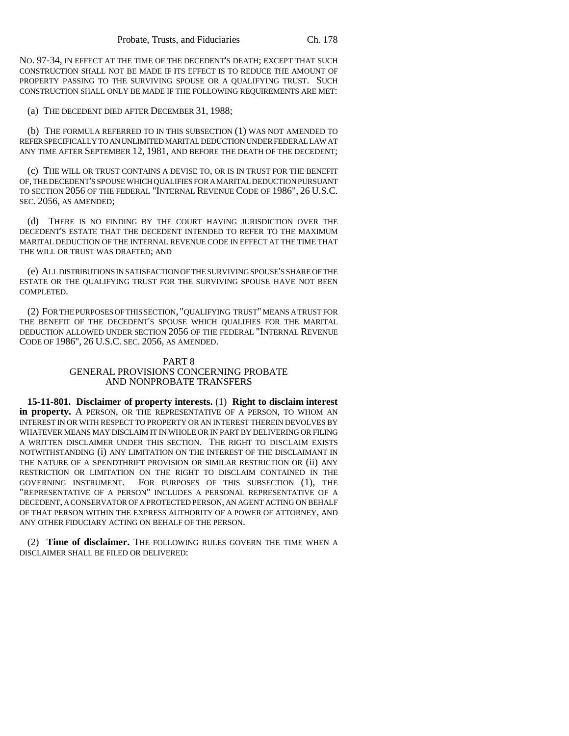NO. 97-34, IN EFFECT AT THE TIME OF THE DECEDENT'S DEATH; EXCEPT THAT SUCH CONSTRUCTION SHALL NOT BE MADE IF ITS EFFECT IS TO REDUCE THE AMOUNT OF PROPERTY PASSING TO THE SURVIVING SPOUSE OR A QUALIFYING TRUST. SUCH CONSTRUCTION SHALL ONLY BE MADE IF THE FOLLOWING REQUIREMENTS ARE MET:

(a) THE DECEDENT DIED AFTER DECEMBER 31, 1988;

(b) THE FORMULA REFERRED TO IN THIS SUBSECTION (1) WAS NOT AMENDED TO REFER SPECIFICALLY TO AN UNLIMITED MARITAL DEDUCTION UNDER FEDERAL LAW AT ANY TIME AFTER SEPTEMBER 12, 1981, AND BEFORE THE DEATH OF THE DECEDENT;

(c) THE WILL OR TRUST CONTAINS A DEVISE TO, OR IS IN TRUST FOR THE BENEFIT OF, THE DECEDENT'S SPOUSE WHICH QUALIFIES FOR A MARITAL DEDUCTION PURSUANT TO SECTION 2056 OF THE FEDERAL "INTERNAL REVENUE CODE OF 1986", 26 U.S.C. SEC. 2056, AS AMENDED;

(d) THERE IS NO FINDING BY THE COURT HAVING JURISDICTION OVER THE DECEDENT'S ESTATE THAT THE DECEDENT INTENDED TO REFER TO THE MAXIMUM MARITAL DEDUCTION OF THE INTERNAL REVENUE CODE IN EFFECT AT THE TIME THAT THE WILL OR TRUST WAS DRAFTED; AND

(e) ALL DISTRIBUTIONS IN SATISFACTION OF THE SURVIVING SPOUSE'S SHARE OF THE ESTATE OR THE QUALIFYING TRUST FOR THE SURVIVING SPOUSE HAVE NOT BEEN COMPLETED.

(2) FOR THE PURPOSES OF THIS SECTION, "QUALIFYING TRUST" MEANS A TRUST FOR THE BENEFIT OF THE DECEDENT'S SPOUSE WHICH QUALIFIES FOR THE MARITAL DEDUCTION ALLOWED UNDER SECTION 2056 OF THE FEDERAL "INTERNAL REVENUE CODE OF 1986", 26 U.S.C. SEC. 2056, AS AMENDED.

## PART 8
## GENERAL PROVISIONS CONCERNING PROBATE AND NONPROBATE TRANSFERS

**15-11-801. Disclaimer of property interests.** (1) **Right to disclaim interest in property.** A PERSON, OR THE REPRESENTATIVE OF A PERSON, TO WHOM AN INTEREST IN OR WITH RESPECT TO PROPERTY OR AN INTEREST THEREIN DEVOLVES BY WHATEVER MEANS MAY DISCLAIM IT IN WHOLE OR IN PART BY DELIVERING OR FILING A WRITTEN DISCLAIMER UNDER THIS SECTION. THE RIGHT TO DISCLAIM EXISTS NOTWITHSTANDING (i) ANY LIMITATION ON THE INTEREST OF THE DISCLAIMANT IN THE NATURE OF A SPENDTHRIFT PROVISION OR SIMILAR RESTRICTION OR (ii) ANY RESTRICTION OR LIMITATION ON THE RIGHT TO DISCLAIM CONTAINED IN THE GOVERNING INSTRUMENT. FOR PURPOSES OF THIS SUBSECTION (1), THE "REPRESENTATIVE OF A PERSON" INCLUDES A PERSONAL REPRESENTATIVE OF A DECEDENT, A CONSERVATOR OF A PROTECTED PERSON, AN AGENT ACTING ON BEHALF OF THAT PERSON WITHIN THE EXPRESS AUTHORITY OF A POWER OF ATTORNEY, AND ANY OTHER FIDUCIARY ACTING ON BEHALF OF THE PERSON.

(2) **Time of disclaimer.** THE FOLLOWING RULES GOVERN THE TIME WHEN A DISCLAIMER SHALL BE FILED OR DELIVERED: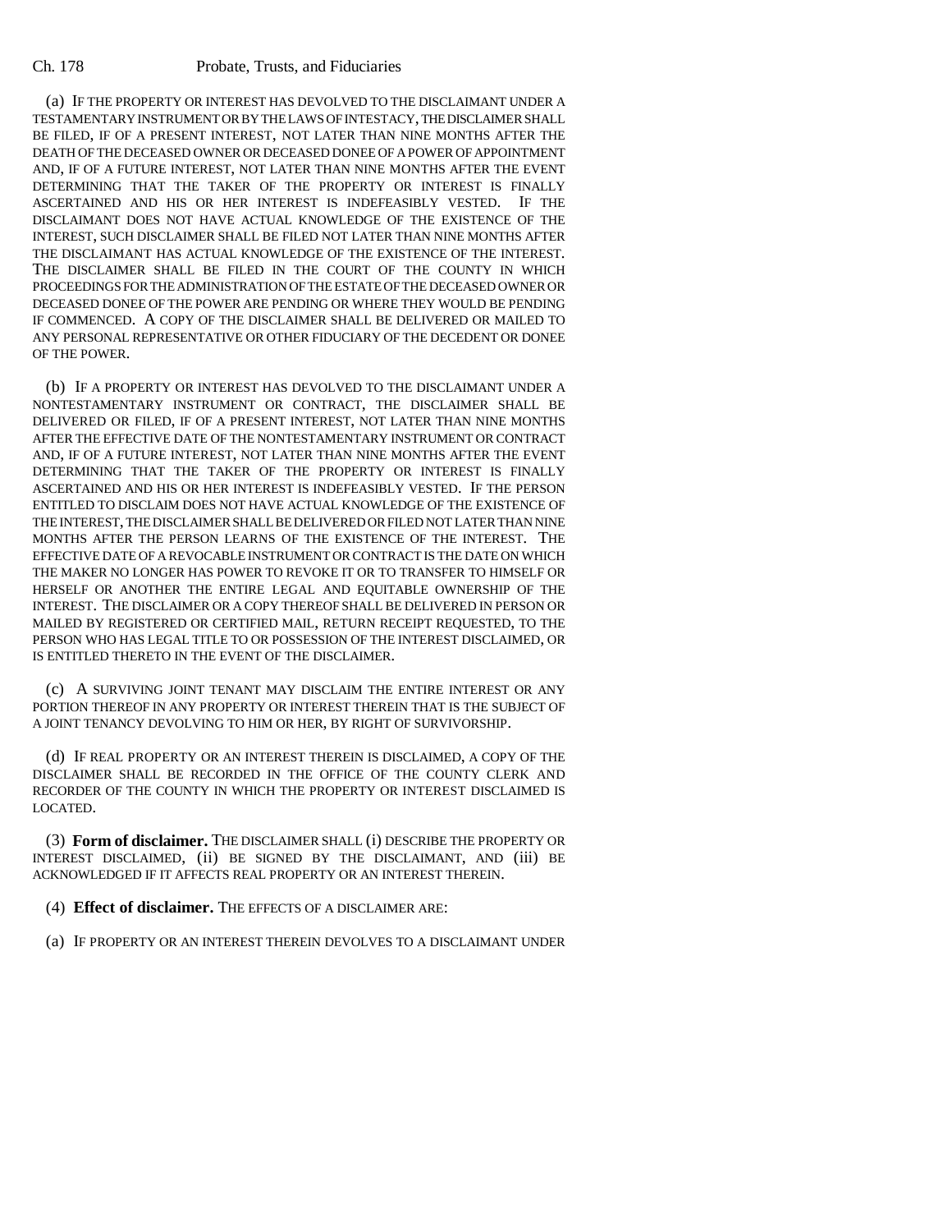(a) IF THE PROPERTY OR INTEREST HAS DEVOLVED TO THE DISCLAIMANT UNDER A TESTAMENTARY INSTRUMENT OR BY THE LAWS OF INTESTACY, THE DISCLAIMER SHALL BE FILED, IF OF A PRESENT INTEREST, NOT LATER THAN NINE MONTHS AFTER THE DEATH OF THE DECEASED OWNER OR DECEASED DONEE OF A POWER OF APPOINTMENT AND, IF OF A FUTURE INTEREST, NOT LATER THAN NINE MONTHS AFTER THE EVENT DETERMINING THAT THE TAKER OF THE PROPERTY OR INTEREST IS FINALLY ASCERTAINED AND HIS OR HER INTEREST IS INDEFEASIBLY VESTED. IF THE DISCLAIMANT DOES NOT HAVE ACTUAL KNOWLEDGE OF THE EXISTENCE OF THE INTEREST, SUCH DISCLAIMER SHALL BE FILED NOT LATER THAN NINE MONTHS AFTER THE DISCLAIMANT HAS ACTUAL KNOWLEDGE OF THE EXISTENCE OF THE INTEREST. THE DISCLAIMER SHALL BE FILED IN THE COURT OF THE COUNTY IN WHICH PROCEEDINGS FOR THE ADMINISTRATION OF THE ESTATE OF THE DECEASED OWNER OR DECEASED DONEE OF THE POWER ARE PENDING OR WHERE THEY WOULD BE PENDING IF COMMENCED. A COPY OF THE DISCLAIMER SHALL BE DELIVERED OR MAILED TO ANY PERSONAL REPRESENTATIVE OR OTHER FIDUCIARY OF THE DECEDENT OR DONEE OF THE POWER.

(b) IF A PROPERTY OR INTEREST HAS DEVOLVED TO THE DISCLAIMANT UNDER A NONTESTAMENTARY INSTRUMENT OR CONTRACT, THE DISCLAIMER SHALL BE DELIVERED OR FILED, IF OF A PRESENT INTEREST, NOT LATER THAN NINE MONTHS AFTER THE EFFECTIVE DATE OF THE NONTESTAMENTARY INSTRUMENT OR CONTRACT AND, IF OF A FUTURE INTEREST, NOT LATER THAN NINE MONTHS AFTER THE EVENT DETERMINING THAT THE TAKER OF THE PROPERTY OR INTEREST IS FINALLY ASCERTAINED AND HIS OR HER INTEREST IS INDEFEASIBLY VESTED. IF THE PERSON ENTITLED TO DISCLAIM DOES NOT HAVE ACTUAL KNOWLEDGE OF THE EXISTENCE OF THE INTEREST, THE DISCLAIMER SHALL BE DELIVERED OR FILED NOT LATER THAN NINE MONTHS AFTER THE PERSON LEARNS OF THE EXISTENCE OF THE INTEREST. THE EFFECTIVE DATE OF A REVOCABLE INSTRUMENT OR CONTRACT IS THE DATE ON WHICH THE MAKER NO LONGER HAS POWER TO REVOKE IT OR TO TRANSFER TO HIMSELF OR HERSELF OR ANOTHER THE ENTIRE LEGAL AND EQUITABLE OWNERSHIP OF THE INTEREST. THE DISCLAIMER OR A COPY THEREOF SHALL BE DELIVERED IN PERSON OR MAILED BY REGISTERED OR CERTIFIED MAIL, RETURN RECEIPT REQUESTED, TO THE PERSON WHO HAS LEGAL TITLE TO OR POSSESSION OF THE INTEREST DISCLAIMED, OR IS ENTITLED THERETO IN THE EVENT OF THE DISCLAIMER.

(c) A SURVIVING JOINT TENANT MAY DISCLAIM THE ENTIRE INTEREST OR ANY PORTION THEREOF IN ANY PROPERTY OR INTEREST THEREIN THAT IS THE SUBJECT OF A JOINT TENANCY DEVOLVING TO HIM OR HER, BY RIGHT OF SURVIVORSHIP.

(d) IF REAL PROPERTY OR AN INTEREST THEREIN IS DISCLAIMED, A COPY OF THE DISCLAIMER SHALL BE RECORDED IN THE OFFICE OF THE COUNTY CLERK AND RECORDER OF THE COUNTY IN WHICH THE PROPERTY OR INTEREST DISCLAIMED IS LOCATED.

(3) **Form of disclaimer.** THE DISCLAIMER SHALL (i) DESCRIBE THE PROPERTY OR INTEREST DISCLAIMED, (ii) BE SIGNED BY THE DISCLAIMANT, AND (iii) BE ACKNOWLEDGED IF IT AFFECTS REAL PROPERTY OR AN INTEREST THEREIN.

(4) **Effect of disclaimer.** THE EFFECTS OF A DISCLAIMER ARE:

(a) IF PROPERTY OR AN INTEREST THEREIN DEVOLVES TO A DISCLAIMANT UNDER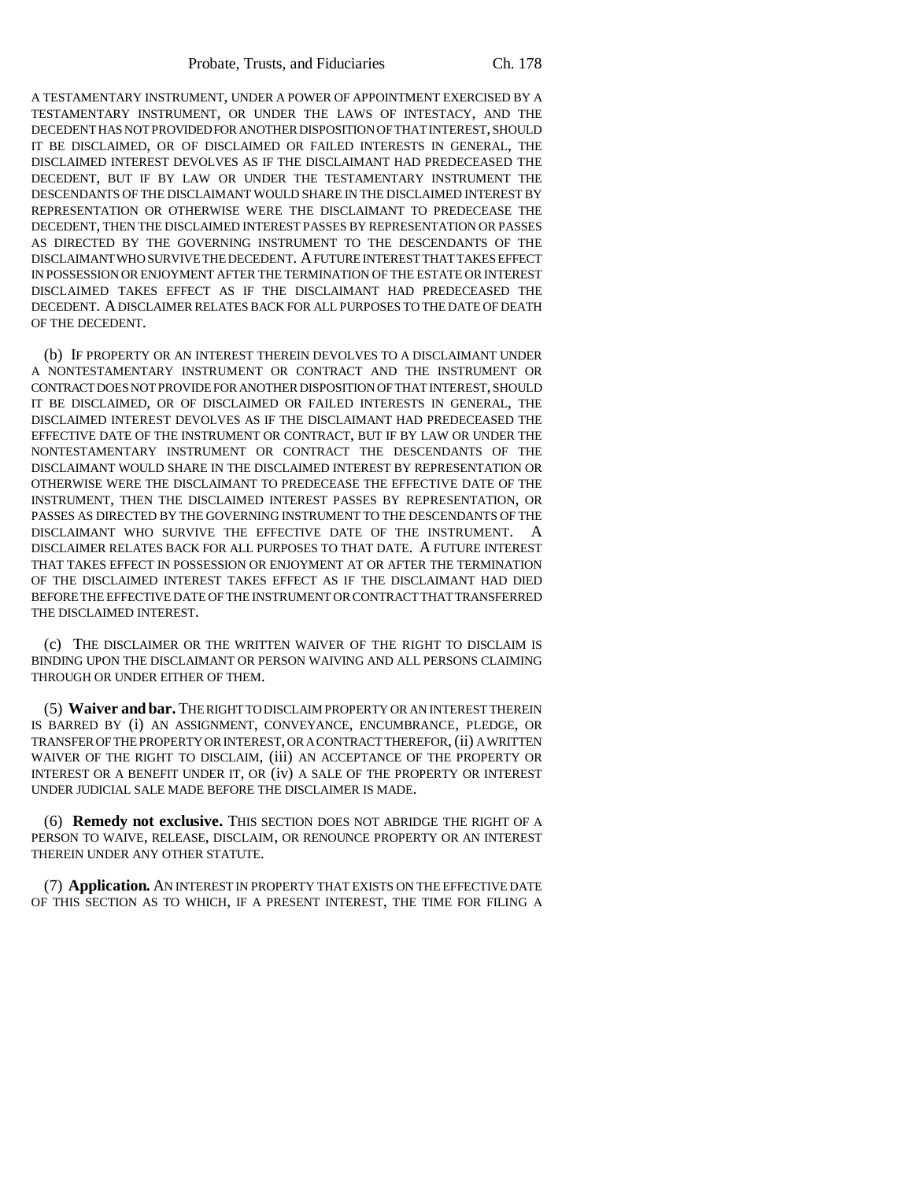A TESTAMENTARY INSTRUMENT, UNDER A POWER OF APPOINTMENT EXERCISED BY A TESTAMENTARY INSTRUMENT, OR UNDER THE LAWS OF INTESTACY, AND THE DECEDENT HAS NOT PROVIDED FOR ANOTHER DISPOSITION OF THAT INTEREST, SHOULD IT BE DISCLAIMED, OR OF DISCLAIMED OR FAILED INTERESTS IN GENERAL, THE DISCLAIMED INTEREST DEVOLVES AS IF THE DISCLAIMANT HAD PREDECEASED THE DECEDENT, BUT IF BY LAW OR UNDER THE TESTAMENTARY INSTRUMENT THE DESCENDANTS OF THE DISCLAIMANT WOULD SHARE IN THE DISCLAIMED INTEREST BY REPRESENTATION OR OTHERWISE WERE THE DISCLAIMANT TO PREDECEASE THE DECEDENT, THEN THE DISCLAIMED INTEREST PASSES BY REPRESENTATION OR PASSES AS DIRECTED BY THE GOVERNING INSTRUMENT TO THE DESCENDANTS OF THE DISCLAIMANT WHO SURVIVE THE DECEDENT. A FUTURE INTEREST THAT TAKES EFFECT IN POSSESSION OR ENJOYMENT AFTER THE TERMINATION OF THE ESTATE OR INTEREST DISCLAIMED TAKES EFFECT AS IF THE DISCLAIMANT HAD PREDECEASED THE DECEDENT. A DISCLAIMER RELATES BACK FOR ALL PURPOSES TO THE DATE OF DEATH OF THE DECEDENT.

(b) IF PROPERTY OR AN INTEREST THEREIN DEVOLVES TO A DISCLAIMANT UNDER A NONTESTAMENTARY INSTRUMENT OR CONTRACT AND THE INSTRUMENT OR CONTRACT DOES NOT PROVIDE FOR ANOTHER DISPOSITION OF THAT INTEREST, SHOULD IT BE DISCLAIMED, OR OF DISCLAIMED OR FAILED INTERESTS IN GENERAL, THE DISCLAIMED INTEREST DEVOLVES AS IF THE DISCLAIMANT HAD PREDECEASED THE EFFECTIVE DATE OF THE INSTRUMENT OR CONTRACT, BUT IF BY LAW OR UNDER THE NONTESTAMENTARY INSTRUMENT OR CONTRACT THE DESCENDANTS OF THE DISCLAIMANT WOULD SHARE IN THE DISCLAIMED INTEREST BY REPRESENTATION OR OTHERWISE WERE THE DISCLAIMANT TO PREDECEASE THE EFFECTIVE DATE OF THE INSTRUMENT, THEN THE DISCLAIMED INTEREST PASSES BY REPRESENTATION, OR PASSES AS DIRECTED BY THE GOVERNING INSTRUMENT TO THE DESCENDANTS OF THE DISCLAIMANT WHO SURVIVE THE EFFECTIVE DATE OF THE INSTRUMENT. A DISCLAIMER RELATES BACK FOR ALL PURPOSES TO THAT DATE. A FUTURE INTEREST THAT TAKES EFFECT IN POSSESSION OR ENJOYMENT AT OR AFTER THE TERMINATION OF THE DISCLAIMED INTEREST TAKES EFFECT AS IF THE DISCLAIMANT HAD DIED BEFORE THE EFFECTIVE DATE OF THE INSTRUMENT OR CONTRACT THAT TRANSFERRED THE DISCLAIMED INTEREST.

(c) THE DISCLAIMER OR THE WRITTEN WAIVER OF THE RIGHT TO DISCLAIM IS BINDING UPON THE DISCLAIMANT OR PERSON WAIVING AND ALL PERSONS CLAIMING THROUGH OR UNDER EITHER OF THEM.

(5) **Waiver and bar.** THE RIGHT TO DISCLAIM PROPERTY OR AN INTEREST THEREIN IS BARRED BY (i) AN ASSIGNMENT, CONVEYANCE, ENCUMBRANCE, PLEDGE, OR TRANSFER OF THE PROPERTY OR INTEREST, OR A CONTRACT THEREFOR, (ii) A WRITTEN WAIVER OF THE RIGHT TO DISCLAIM, (iii) AN ACCEPTANCE OF THE PROPERTY OR INTEREST OR A BENEFIT UNDER IT, OR (iv) A SALE OF THE PROPERTY OR INTEREST UNDER JUDICIAL SALE MADE BEFORE THE DISCLAIMER IS MADE.

(6) **Remedy not exclusive.** THIS SECTION DOES NOT ABRIDGE THE RIGHT OF A PERSON TO WAIVE, RELEASE, DISCLAIM, OR RENOUNCE PROPERTY OR AN INTEREST THEREIN UNDER ANY OTHER STATUTE.

(7) **Application.** AN INTEREST IN PROPERTY THAT EXISTS ON THE EFFECTIVE DATE OF THIS SECTION AS TO WHICH, IF A PRESENT INTEREST, THE TIME FOR FILING A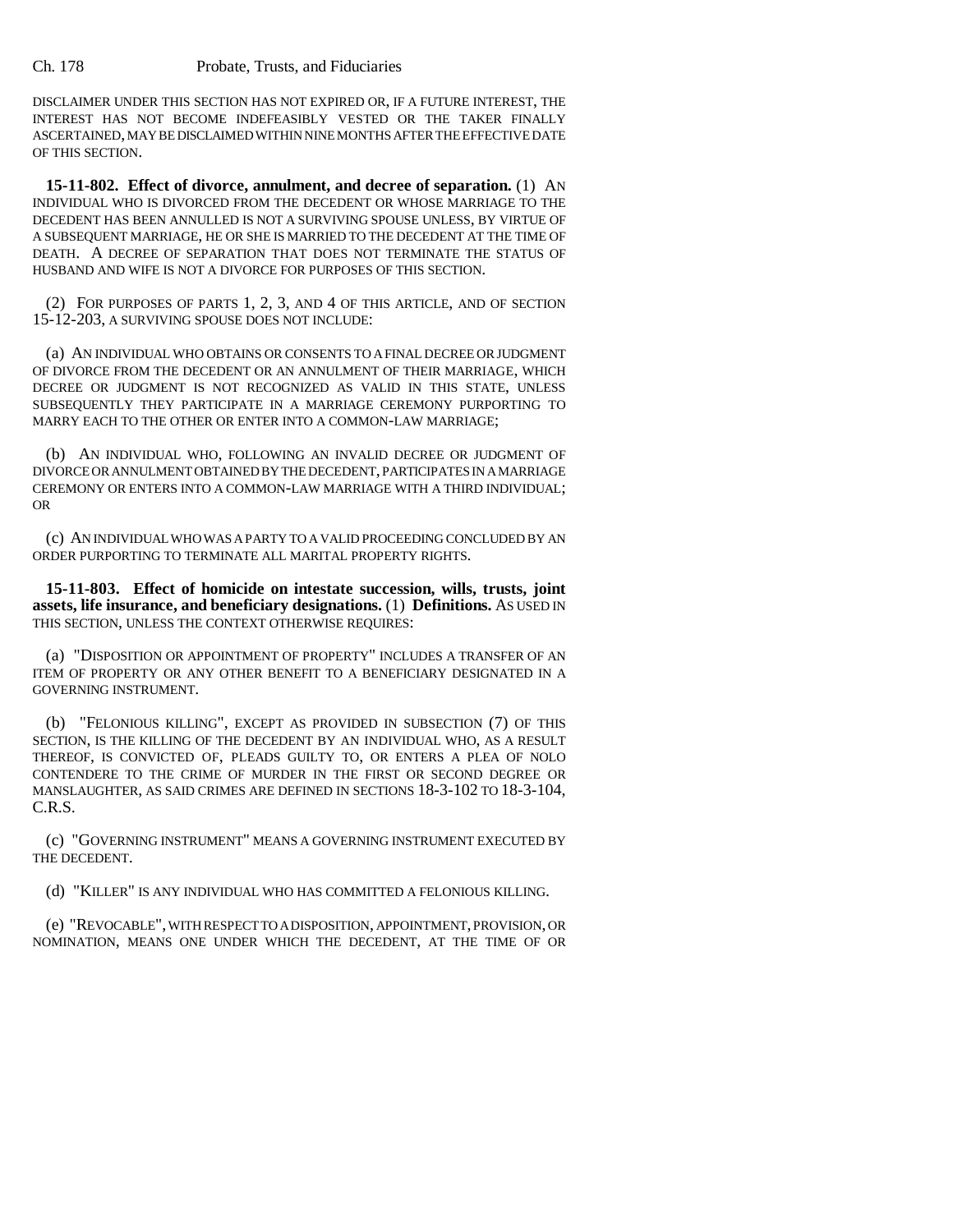DISCLAIMER UNDER THIS SECTION HAS NOT EXPIRED OR, IF A FUTURE INTEREST, THE INTEREST HAS NOT BECOME INDEFEASIBLY VESTED OR THE TAKER FINALLY ASCERTAINED, MAY BE DISCLAIMED WITHIN NINE MONTHS AFTER THE EFFECTIVE DATE OF THIS SECTION.

**15-11-802. Effect of divorce, annulment, and decree of separation.** (1) AN INDIVIDUAL WHO IS DIVORCED FROM THE DECEDENT OR WHOSE MARRIAGE TO THE DECEDENT HAS BEEN ANNULLED IS NOT A SURVIVING SPOUSE UNLESS, BY VIRTUE OF A SUBSEQUENT MARRIAGE, HE OR SHE IS MARRIED TO THE DECEDENT AT THE TIME OF DEATH. A DECREE OF SEPARATION THAT DOES NOT TERMINATE THE STATUS OF HUSBAND AND WIFE IS NOT A DIVORCE FOR PURPOSES OF THIS SECTION.

(2) FOR PURPOSES OF PARTS 1, 2, 3, AND 4 OF THIS ARTICLE, AND OF SECTION 15-12-203, A SURVIVING SPOUSE DOES NOT INCLUDE:

(a) AN INDIVIDUAL WHO OBTAINS OR CONSENTS TO A FINAL DECREE OR JUDGMENT OF DIVORCE FROM THE DECEDENT OR AN ANNULMENT OF THEIR MARRIAGE, WHICH DECREE OR JUDGMENT IS NOT RECOGNIZED AS VALID IN THIS STATE, UNLESS SUBSEQUENTLY THEY PARTICIPATE IN A MARRIAGE CEREMONY PURPORTING TO MARRY EACH TO THE OTHER OR ENTER INTO A COMMON-LAW MARRIAGE;

(b) AN INDIVIDUAL WHO, FOLLOWING AN INVALID DECREE OR JUDGMENT OF DIVORCE OR ANNULMENT OBTAINED BY THE DECEDENT, PARTICIPATES IN A MARRIAGE CEREMONY OR ENTERS INTO A COMMON-LAW MARRIAGE WITH A THIRD INDIVIDUAL; OR

(c) AN INDIVIDUAL WHO WAS A PARTY TO A VALID PROCEEDING CONCLUDED BY AN ORDER PURPORTING TO TERMINATE ALL MARITAL PROPERTY RIGHTS.

**15-11-803. Effect of homicide on intestate succession, wills, trusts, joint assets, life insurance, and beneficiary designations.** (1) **Definitions.** AS USED IN THIS SECTION, UNLESS THE CONTEXT OTHERWISE REQUIRES:

(a) "DISPOSITION OR APPOINTMENT OF PROPERTY" INCLUDES A TRANSFER OF AN ITEM OF PROPERTY OR ANY OTHER BENEFIT TO A BENEFICIARY DESIGNATED IN A GOVERNING INSTRUMENT.

(b) "FELONIOUS KILLING", EXCEPT AS PROVIDED IN SUBSECTION (7) OF THIS SECTION, IS THE KILLING OF THE DECEDENT BY AN INDIVIDUAL WHO, AS A RESULT THEREOF, IS CONVICTED OF, PLEADS GUILTY TO, OR ENTERS A PLEA OF NOLO CONTENDERE TO THE CRIME OF MURDER IN THE FIRST OR SECOND DEGREE OR MANSLAUGHTER, AS SAID CRIMES ARE DEFINED IN SECTIONS 18-3-102 TO 18-3-104, C.R.S.

(c) "GOVERNING INSTRUMENT" MEANS A GOVERNING INSTRUMENT EXECUTED BY THE DECEDENT.

(d) "KILLER" IS ANY INDIVIDUAL WHO HAS COMMITTED A FELONIOUS KILLING.

(e) "REVOCABLE", WITH RESPECT TO A DISPOSITION, APPOINTMENT, PROVISION, OR NOMINATION, MEANS ONE UNDER WHICH THE DECEDENT, AT THE TIME OF OR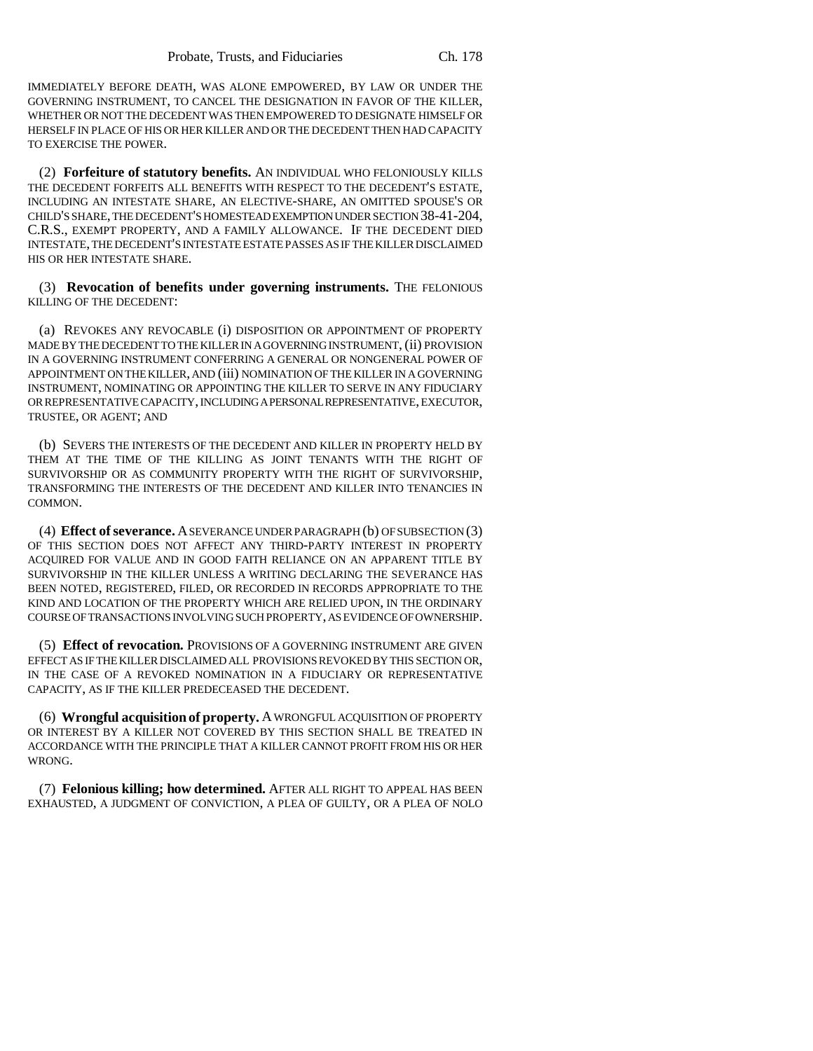IMMEDIATELY BEFORE DEATH, WAS ALONE EMPOWERED, BY LAW OR UNDER THE GOVERNING INSTRUMENT, TO CANCEL THE DESIGNATION IN FAVOR OF THE KILLER, WHETHER OR NOT THE DECEDENT WAS THEN EMPOWERED TO DESIGNATE HIMSELF OR HERSELF IN PLACE OF HIS OR HER KILLER AND OR THE DECEDENT THEN HAD CAPACITY TO EXERCISE THE POWER.

(2) **Forfeiture of statutory benefits.** AN INDIVIDUAL WHO FELONIOUSLY KILLS THE DECEDENT FORFEITS ALL BENEFITS WITH RESPECT TO THE DECEDENT'S ESTATE, INCLUDING AN INTESTATE SHARE, AN ELECTIVE-SHARE, AN OMITTED SPOUSE'S OR CHILD'S SHARE, THE DECEDENT'S HOMESTEAD EXEMPTION UNDER SECTION 38-41-204, C.R.S., EXEMPT PROPERTY, AND A FAMILY ALLOWANCE. IF THE DECEDENT DIED INTESTATE, THE DECEDENT'S INTESTATE ESTATE PASSES AS IF THE KILLER DISCLAIMED HIS OR HER INTESTATE SHARE.

(3) **Revocation of benefits under governing instruments.** THE FELONIOUS KILLING OF THE DECEDENT:

(a) REVOKES ANY REVOCABLE (i) DISPOSITION OR APPOINTMENT OF PROPERTY MADE BY THE DECEDENT TO THE KILLER IN A GOVERNING INSTRUMENT, (ii) PROVISION IN A GOVERNING INSTRUMENT CONFERRING A GENERAL OR NONGENERAL POWER OF APPOINTMENT ON THE KILLER, AND (iii) NOMINATION OF THE KILLER IN A GOVERNING INSTRUMENT, NOMINATING OR APPOINTING THE KILLER TO SERVE IN ANY FIDUCIARY OR REPRESENTATIVE CAPACITY, INCLUDING A PERSONAL REPRESENTATIVE, EXECUTOR, TRUSTEE, OR AGENT; AND

(b) SEVERS THE INTERESTS OF THE DECEDENT AND KILLER IN PROPERTY HELD BY THEM AT THE TIME OF THE KILLING AS JOINT TENANTS WITH THE RIGHT OF SURVIVORSHIP OR AS COMMUNITY PROPERTY WITH THE RIGHT OF SURVIVORSHIP, TRANSFORMING THE INTERESTS OF THE DECEDENT AND KILLER INTO TENANCIES IN COMMON.

(4) **Effect of severance.** A SEVERANCE UNDER PARAGRAPH (b) OF SUBSECTION (3) OF THIS SECTION DOES NOT AFFECT ANY THIRD-PARTY INTEREST IN PROPERTY ACQUIRED FOR VALUE AND IN GOOD FAITH RELIANCE ON AN APPARENT TITLE BY SURVIVORSHIP IN THE KILLER UNLESS A WRITING DECLARING THE SEVERANCE HAS BEEN NOTED, REGISTERED, FILED, OR RECORDED IN RECORDS APPROPRIATE TO THE KIND AND LOCATION OF THE PROPERTY WHICH ARE RELIED UPON, IN THE ORDINARY COURSE OF TRANSACTIONS INVOLVING SUCH PROPERTY, AS EVIDENCE OF OWNERSHIP.

(5) **Effect of revocation.** PROVISIONS OF A GOVERNING INSTRUMENT ARE GIVEN EFFECT AS IF THE KILLER DISCLAIMED ALL PROVISIONS REVOKED BY THIS SECTION OR, IN THE CASE OF A REVOKED NOMINATION IN A FIDUCIARY OR REPRESENTATIVE CAPACITY, AS IF THE KILLER PREDECEASED THE DECEDENT.

(6) **Wrongful acquisition of property.** A WRONGFUL ACQUISITION OF PROPERTY OR INTEREST BY A KILLER NOT COVERED BY THIS SECTION SHALL BE TREATED IN ACCORDANCE WITH THE PRINCIPLE THAT A KILLER CANNOT PROFIT FROM HIS OR HER WRONG.

(7) **Felonious killing; how determined.** AFTER ALL RIGHT TO APPEAL HAS BEEN EXHAUSTED, A JUDGMENT OF CONVICTION, A PLEA OF GUILTY, OR A PLEA OF NOLO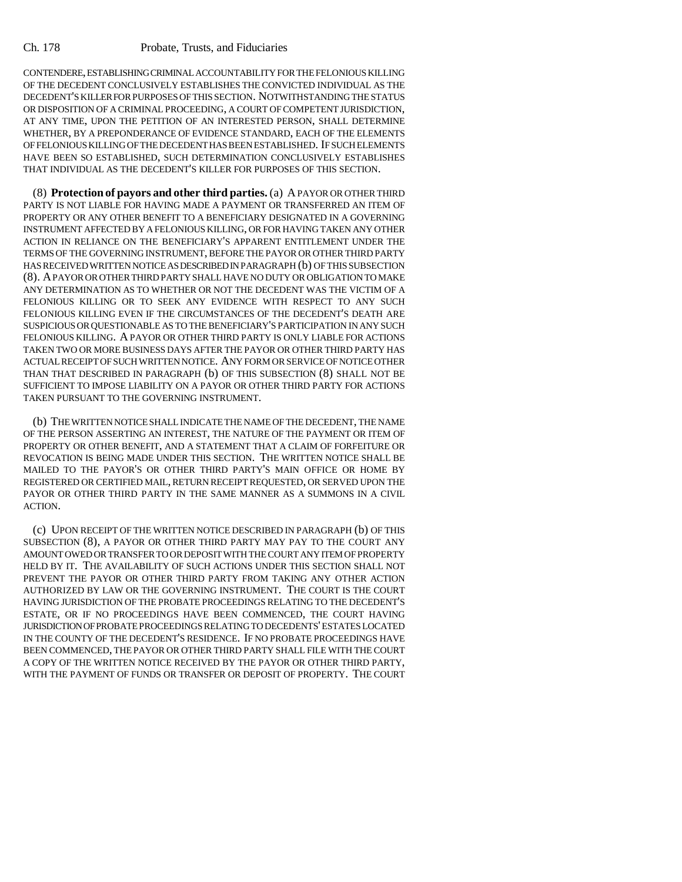CONTENDERE, ESTABLISHING CRIMINAL ACCOUNTABILITY FOR THE FELONIOUS KILLING OF THE DECEDENT CONCLUSIVELY ESTABLISHES THE CONVICTED INDIVIDUAL AS THE DECEDENT'S KILLER FOR PURPOSES OF THIS SECTION. NOTWITHSTANDING THE STATUS OR DISPOSITION OF A CRIMINAL PROCEEDING, A COURT OF COMPETENT JURISDICTION, AT ANY TIME, UPON THE PETITION OF AN INTERESTED PERSON, SHALL DETERMINE WHETHER, BY A PREPONDERANCE OF EVIDENCE STANDARD, EACH OF THE ELEMENTS OF FELONIOUS KILLING OF THE DECEDENT HAS BEEN ESTABLISHED. IF SUCH ELEMENTS HAVE BEEN SO ESTABLISHED, SUCH DETERMINATION CONCLUSIVELY ESTABLISHES THAT INDIVIDUAL AS THE DECEDENT'S KILLER FOR PURPOSES OF THIS SECTION.

(8) **Protection of payors and other third parties.** (a) A PAYOR OR OTHER THIRD PARTY IS NOT LIABLE FOR HAVING MADE A PAYMENT OR TRANSFERRED AN ITEM OF PROPERTY OR ANY OTHER BENEFIT TO A BENEFICIARY DESIGNATED IN A GOVERNING INSTRUMENT AFFECTED BY A FELONIOUS KILLING, OR FOR HAVING TAKEN ANY OTHER ACTION IN RELIANCE ON THE BENEFICIARY'S APPARENT ENTITLEMENT UNDER THE TERMS OF THE GOVERNING INSTRUMENT, BEFORE THE PAYOR OR OTHER THIRD PARTY HAS RECEIVED WRITTEN NOTICE AS DESCRIBED IN PARAGRAPH (b) OF THIS SUBSECTION (8). A PAYOR OR OTHER THIRD PARTY SHALL HAVE NO DUTY OR OBLIGATION TO MAKE ANY DETERMINATION AS TO WHETHER OR NOT THE DECEDENT WAS THE VICTIM OF A FELONIOUS KILLING OR TO SEEK ANY EVIDENCE WITH RESPECT TO ANY SUCH FELONIOUS KILLING EVEN IF THE CIRCUMSTANCES OF THE DECEDENT'S DEATH ARE SUSPICIOUS OR QUESTIONABLE AS TO THE BENEFICIARY'S PARTICIPATION IN ANY SUCH FELONIOUS KILLING. A PAYOR OR OTHER THIRD PARTY IS ONLY LIABLE FOR ACTIONS TAKEN TWO OR MORE BUSINESS DAYS AFTER THE PAYOR OR OTHER THIRD PARTY HAS ACTUAL RECEIPT OF SUCH WRITTEN NOTICE. ANY FORM OR SERVICE OF NOTICE OTHER THAN THAT DESCRIBED IN PARAGRAPH (b) OF THIS SUBSECTION (8) SHALL NOT BE SUFFICIENT TO IMPOSE LIABILITY ON A PAYOR OR OTHER THIRD PARTY FOR ACTIONS TAKEN PURSUANT TO THE GOVERNING INSTRUMENT.

(b) THE WRITTEN NOTICE SHALL INDICATE THE NAME OF THE DECEDENT, THE NAME OF THE PERSON ASSERTING AN INTEREST, THE NATURE OF THE PAYMENT OR ITEM OF PROPERTY OR OTHER BENEFIT, AND A STATEMENT THAT A CLAIM OF FORFEITURE OR REVOCATION IS BEING MADE UNDER THIS SECTION. THE WRITTEN NOTICE SHALL BE MAILED TO THE PAYOR'S OR OTHER THIRD PARTY'S MAIN OFFICE OR HOME BY REGISTERED OR CERTIFIED MAIL, RETURN RECEIPT REQUESTED, OR SERVED UPON THE PAYOR OR OTHER THIRD PARTY IN THE SAME MANNER AS A SUMMONS IN A CIVIL ACTION.

(c) UPON RECEIPT OF THE WRITTEN NOTICE DESCRIBED IN PARAGRAPH (b) OF THIS SUBSECTION (8), A PAYOR OR OTHER THIRD PARTY MAY PAY TO THE COURT ANY AMOUNT OWED OR TRANSFER TO OR DEPOSIT WITH THE COURT ANY ITEM OF PROPERTY HELD BY IT. THE AVAILABILITY OF SUCH ACTIONS UNDER THIS SECTION SHALL NOT PREVENT THE PAYOR OR OTHER THIRD PARTY FROM TAKING ANY OTHER ACTION AUTHORIZED BY LAW OR THE GOVERNING INSTRUMENT. THE COURT IS THE COURT HAVING JURISDICTION OF THE PROBATE PROCEEDINGS RELATING TO THE DECEDENT'S ESTATE, OR IF NO PROCEEDINGS HAVE BEEN COMMENCED, THE COURT HAVING JURISDICTION OF PROBATE PROCEEDINGS RELATING TO DECEDENTS' ESTATES LOCATED IN THE COUNTY OF THE DECEDENT'S RESIDENCE. IF NO PROBATE PROCEEDINGS HAVE BEEN COMMENCED, THE PAYOR OR OTHER THIRD PARTY SHALL FILE WITH THE COURT A COPY OF THE WRITTEN NOTICE RECEIVED BY THE PAYOR OR OTHER THIRD PARTY, WITH THE PAYMENT OF FUNDS OR TRANSFER OR DEPOSIT OF PROPERTY. THE COURT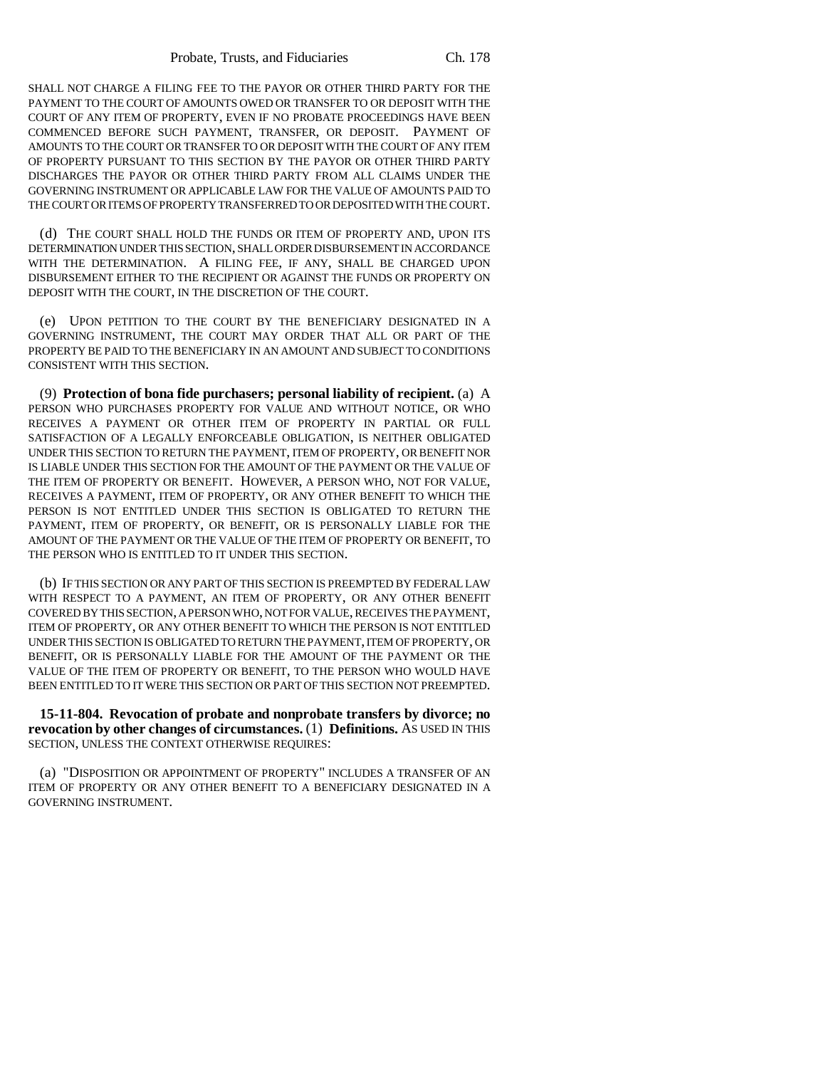SHALL NOT CHARGE A FILING FEE TO THE PAYOR OR OTHER THIRD PARTY FOR THE PAYMENT TO THE COURT OF AMOUNTS OWED OR TRANSFER TO OR DEPOSIT WITH THE COURT OF ANY ITEM OF PROPERTY, EVEN IF NO PROBATE PROCEEDINGS HAVE BEEN COMMENCED BEFORE SUCH PAYMENT, TRANSFER, OR DEPOSIT. PAYMENT OF AMOUNTS TO THE COURT OR TRANSFER TO OR DEPOSIT WITH THE COURT OF ANY ITEM OF PROPERTY PURSUANT TO THIS SECTION BY THE PAYOR OR OTHER THIRD PARTY DISCHARGES THE PAYOR OR OTHER THIRD PARTY FROM ALL CLAIMS UNDER THE GOVERNING INSTRUMENT OR APPLICABLE LAW FOR THE VALUE OF AMOUNTS PAID TO THE COURT OR ITEMS OF PROPERTY TRANSFERRED TO OR DEPOSITED WITH THE COURT.

(d) THE COURT SHALL HOLD THE FUNDS OR ITEM OF PROPERTY AND, UPON ITS DETERMINATION UNDER THIS SECTION, SHALL ORDER DISBURSEMENT IN ACCORDANCE WITH THE DETERMINATION. A FILING FEE, IF ANY, SHALL BE CHARGED UPON DISBURSEMENT EITHER TO THE RECIPIENT OR AGAINST THE FUNDS OR PROPERTY ON DEPOSIT WITH THE COURT, IN THE DISCRETION OF THE COURT.

(e) UPON PETITION TO THE COURT BY THE BENEFICIARY DESIGNATED IN A GOVERNING INSTRUMENT, THE COURT MAY ORDER THAT ALL OR PART OF THE PROPERTY BE PAID TO THE BENEFICIARY IN AN AMOUNT AND SUBJECT TO CONDITIONS CONSISTENT WITH THIS SECTION.

(9) **Protection of bona fide purchasers; personal liability of recipient.** (a) A PERSON WHO PURCHASES PROPERTY FOR VALUE AND WITHOUT NOTICE, OR WHO RECEIVES A PAYMENT OR OTHER ITEM OF PROPERTY IN PARTIAL OR FULL SATISFACTION OF A LEGALLY ENFORCEABLE OBLIGATION, IS NEITHER OBLIGATED UNDER THIS SECTION TO RETURN THE PAYMENT, ITEM OF PROPERTY, OR BENEFIT NOR IS LIABLE UNDER THIS SECTION FOR THE AMOUNT OF THE PAYMENT OR THE VALUE OF THE ITEM OF PROPERTY OR BENEFIT. HOWEVER, A PERSON WHO, NOT FOR VALUE, RECEIVES A PAYMENT, ITEM OF PROPERTY, OR ANY OTHER BENEFIT TO WHICH THE PERSON IS NOT ENTITLED UNDER THIS SECTION IS OBLIGATED TO RETURN THE PAYMENT, ITEM OF PROPERTY, OR BENEFIT, OR IS PERSONALLY LIABLE FOR THE AMOUNT OF THE PAYMENT OR THE VALUE OF THE ITEM OF PROPERTY OR BENEFIT, TO THE PERSON WHO IS ENTITLED TO IT UNDER THIS SECTION.

(b) IF THIS SECTION OR ANY PART OF THIS SECTION IS PREEMPTED BY FEDERAL LAW WITH RESPECT TO A PAYMENT, AN ITEM OF PROPERTY, OR ANY OTHER BENEFIT COVERED BY THIS SECTION, A PERSON WHO, NOT FOR VALUE, RECEIVES THE PAYMENT, ITEM OF PROPERTY, OR ANY OTHER BENEFIT TO WHICH THE PERSON IS NOT ENTITLED UNDER THIS SECTION IS OBLIGATED TO RETURN THE PAYMENT, ITEM OF PROPERTY, OR BENEFIT, OR IS PERSONALLY LIABLE FOR THE AMOUNT OF THE PAYMENT OR THE VALUE OF THE ITEM OF PROPERTY OR BENEFIT, TO THE PERSON WHO WOULD HAVE BEEN ENTITLED TO IT WERE THIS SECTION OR PART OF THIS SECTION NOT PREEMPTED.

**15-11-804. Revocation of probate and nonprobate transfers by divorce; no revocation by other changes of circumstances.** (1) **Definitions.** AS USED IN THIS SECTION, UNLESS THE CONTEXT OTHERWISE REQUIRES:

(a) "DISPOSITION OR APPOINTMENT OF PROPERTY" INCLUDES A TRANSFER OF AN ITEM OF PROPERTY OR ANY OTHER BENEFIT TO A BENEFICIARY DESIGNATED IN A GOVERNING INSTRUMENT.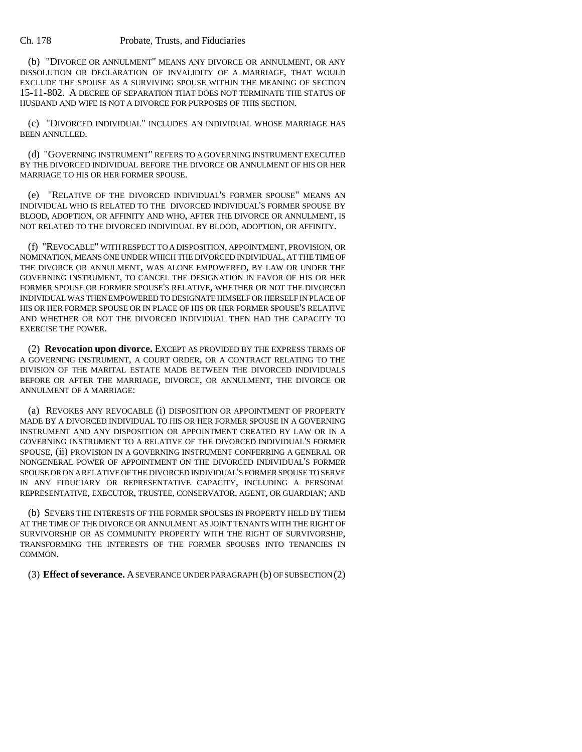(b) "DIVORCE OR ANNULMENT" MEANS ANY DIVORCE OR ANNULMENT, OR ANY DISSOLUTION OR DECLARATION OF INVALIDITY OF A MARRIAGE, THAT WOULD EXCLUDE THE SPOUSE AS A SURVIVING SPOUSE WITHIN THE MEANING OF SECTION 15-11-802. A DECREE OF SEPARATION THAT DOES NOT TERMINATE THE STATUS OF HUSBAND AND WIFE IS NOT A DIVORCE FOR PURPOSES OF THIS SECTION.

(c) "DIVORCED INDIVIDUAL" INCLUDES AN INDIVIDUAL WHOSE MARRIAGE HAS BEEN ANNULLED.

(d) "GOVERNING INSTRUMENT" REFERS TO A GOVERNING INSTRUMENT EXECUTED BY THE DIVORCED INDIVIDUAL BEFORE THE DIVORCE OR ANNULMENT OF HIS OR HER MARRIAGE TO HIS OR HER FORMER SPOUSE.

(e) "RELATIVE OF THE DIVORCED INDIVIDUAL'S FORMER SPOUSE" MEANS AN INDIVIDUAL WHO IS RELATED TO THE DIVORCED INDIVIDUAL'S FORMER SPOUSE BY BLOOD, ADOPTION, OR AFFINITY AND WHO, AFTER THE DIVORCE OR ANNULMENT, IS NOT RELATED TO THE DIVORCED INDIVIDUAL BY BLOOD, ADOPTION, OR AFFINITY.

(f) "REVOCABLE" WITH RESPECT TO A DISPOSITION, APPOINTMENT, PROVISION, OR NOMINATION, MEANS ONE UNDER WHICH THE DIVORCED INDIVIDUAL, AT THE TIME OF THE DIVORCE OR ANNULMENT, WAS ALONE EMPOWERED, BY LAW OR UNDER THE GOVERNING INSTRUMENT, TO CANCEL THE DESIGNATION IN FAVOR OF HIS OR HER FORMER SPOUSE OR FORMER SPOUSE'S RELATIVE, WHETHER OR NOT THE DIVORCED INDIVIDUAL WAS THEN EMPOWERED TO DESIGNATE HIMSELF OR HERSELF IN PLACE OF HIS OR HER FORMER SPOUSE OR IN PLACE OF HIS OR HER FORMER SPOUSE'S RELATIVE AND WHETHER OR NOT THE DIVORCED INDIVIDUAL THEN HAD THE CAPACITY TO EXERCISE THE POWER.

(2) **Revocation upon divorce.** EXCEPT AS PROVIDED BY THE EXPRESS TERMS OF A GOVERNING INSTRUMENT, A COURT ORDER, OR A CONTRACT RELATING TO THE DIVISION OF THE MARITAL ESTATE MADE BETWEEN THE DIVORCED INDIVIDUALS BEFORE OR AFTER THE MARRIAGE, DIVORCE, OR ANNULMENT, THE DIVORCE OR ANNULMENT OF A MARRIAGE:

(a) REVOKES ANY REVOCABLE (i) DISPOSITION OR APPOINTMENT OF PROPERTY MADE BY A DIVORCED INDIVIDUAL TO HIS OR HER FORMER SPOUSE IN A GOVERNING INSTRUMENT AND ANY DISPOSITION OR APPOINTMENT CREATED BY LAW OR IN A GOVERNING INSTRUMENT TO A RELATIVE OF THE DIVORCED INDIVIDUAL'S FORMER SPOUSE, (ii) PROVISION IN A GOVERNING INSTRUMENT CONFERRING A GENERAL OR NONGENERAL POWER OF APPOINTMENT ON THE DIVORCED INDIVIDUAL'S FORMER SPOUSE OR ON A RELATIVE OF THE DIVORCED INDIVIDUAL'S FORMER SPOUSE TO SERVE IN ANY FIDUCIARY OR REPRESENTATIVE CAPACITY, INCLUDING A PERSONAL REPRESENTATIVE, EXECUTOR, TRUSTEE, CONSERVATOR, AGENT, OR GUARDIAN; AND

(b) SEVERS THE INTERESTS OF THE FORMER SPOUSES IN PROPERTY HELD BY THEM AT THE TIME OF THE DIVORCE OR ANNULMENT AS JOINT TENANTS WITH THE RIGHT OF SURVIVORSHIP OR AS COMMUNITY PROPERTY WITH THE RIGHT OF SURVIVORSHIP, TRANSFORMING THE INTERESTS OF THE FORMER SPOUSES INTO TENANCIES IN COMMON.

(3) **Effect of severance.** A SEVERANCE UNDER PARAGRAPH (b) OF SUBSECTION (2)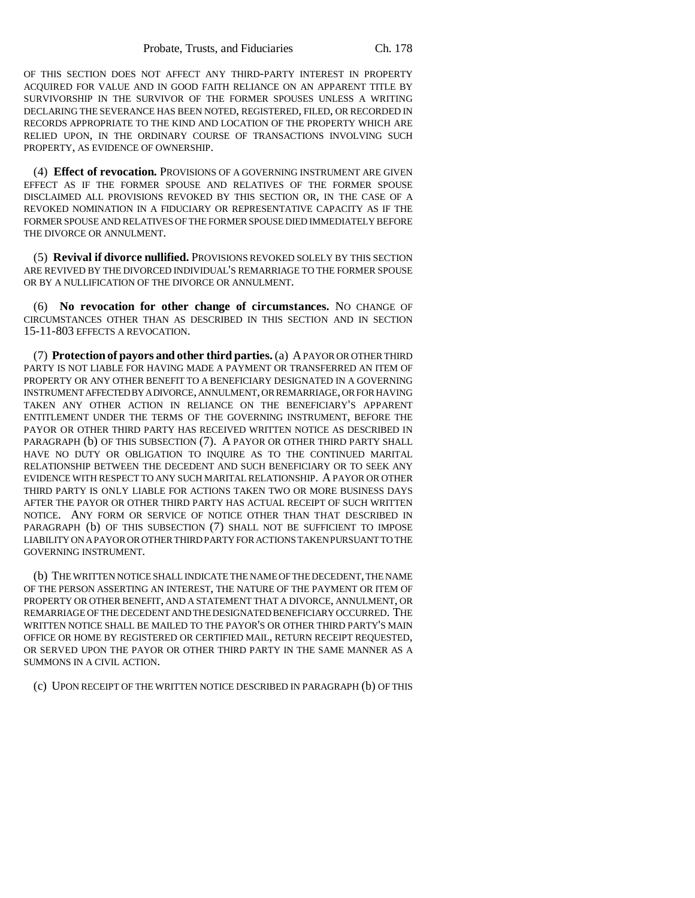OF THIS SECTION DOES NOT AFFECT ANY THIRD-PARTY INTEREST IN PROPERTY ACQUIRED FOR VALUE AND IN GOOD FAITH RELIANCE ON AN APPARENT TITLE BY SURVIVORSHIP IN THE SURVIVOR OF THE FORMER SPOUSES UNLESS A WRITING DECLARING THE SEVERANCE HAS BEEN NOTED, REGISTERED, FILED, OR RECORDED IN RECORDS APPROPRIATE TO THE KIND AND LOCATION OF THE PROPERTY WHICH ARE RELIED UPON, IN THE ORDINARY COURSE OF TRANSACTIONS INVOLVING SUCH PROPERTY, AS EVIDENCE OF OWNERSHIP.

(4) **Effect of revocation.** PROVISIONS OF A GOVERNING INSTRUMENT ARE GIVEN EFFECT AS IF THE FORMER SPOUSE AND RELATIVES OF THE FORMER SPOUSE DISCLAIMED ALL PROVISIONS REVOKED BY THIS SECTION OR, IN THE CASE OF A REVOKED NOMINATION IN A FIDUCIARY OR REPRESENTATIVE CAPACITY AS IF THE FORMER SPOUSE AND RELATIVES OF THE FORMER SPOUSE DIED IMMEDIATELY BEFORE THE DIVORCE OR ANNULMENT.

(5) **Revival if divorce nullified.** PROVISIONS REVOKED SOLELY BY THIS SECTION ARE REVIVED BY THE DIVORCED INDIVIDUAL'S REMARRIAGE TO THE FORMER SPOUSE OR BY A NULLIFICATION OF THE DIVORCE OR ANNULMENT.

(6) **No revocation for other change of circumstances.** NO CHANGE OF CIRCUMSTANCES OTHER THAN AS DESCRIBED IN THIS SECTION AND IN SECTION 15-11-803 EFFECTS A REVOCATION.

(7) **Protection of payors and other third parties.** (a) A PAYOR OR OTHER THIRD PARTY IS NOT LIABLE FOR HAVING MADE A PAYMENT OR TRANSFERRED AN ITEM OF PROPERTY OR ANY OTHER BENEFIT TO A BENEFICIARY DESIGNATED IN A GOVERNING INSTRUMENT AFFECTED BY A DIVORCE, ANNULMENT, OR REMARRIAGE, OR FOR HAVING TAKEN ANY OTHER ACTION IN RELIANCE ON THE BENEFICIARY'S APPARENT ENTITLEMENT UNDER THE TERMS OF THE GOVERNING INSTRUMENT, BEFORE THE PAYOR OR OTHER THIRD PARTY HAS RECEIVED WRITTEN NOTICE AS DESCRIBED IN PARAGRAPH (b) OF THIS SUBSECTION (7). A PAYOR OR OTHER THIRD PARTY SHALL HAVE NO DUTY OR OBLIGATION TO INQUIRE AS TO THE CONTINUED MARITAL RELATIONSHIP BETWEEN THE DECEDENT AND SUCH BENEFICIARY OR TO SEEK ANY EVIDENCE WITH RESPECT TO ANY SUCH MARITAL RELATIONSHIP. A PAYOR OR OTHER THIRD PARTY IS ONLY LIABLE FOR ACTIONS TAKEN TWO OR MORE BUSINESS DAYS AFTER THE PAYOR OR OTHER THIRD PARTY HAS ACTUAL RECEIPT OF SUCH WRITTEN NOTICE. ANY FORM OR SERVICE OF NOTICE OTHER THAN THAT DESCRIBED IN PARAGRAPH (b) OF THIS SUBSECTION (7) SHALL NOT BE SUFFICIENT TO IMPOSE LIABILITY ON A PAYOR OR OTHER THIRD PARTY FOR ACTIONS TAKEN PURSUANT TO THE GOVERNING INSTRUMENT.

(b) THE WRITTEN NOTICE SHALL INDICATE THE NAME OF THE DECEDENT, THE NAME OF THE PERSON ASSERTING AN INTEREST, THE NATURE OF THE PAYMENT OR ITEM OF PROPERTY OR OTHER BENEFIT, AND A STATEMENT THAT A DIVORCE, ANNULMENT, OR REMARRIAGE OF THE DECEDENT AND THE DESIGNATED BENEFICIARY OCCURRED. THE WRITTEN NOTICE SHALL BE MAILED TO THE PAYOR'S OR OTHER THIRD PARTY'S MAIN OFFICE OR HOME BY REGISTERED OR CERTIFIED MAIL, RETURN RECEIPT REQUESTED, OR SERVED UPON THE PAYOR OR OTHER THIRD PARTY IN THE SAME MANNER AS A SUMMONS IN A CIVIL ACTION.

(c) UPON RECEIPT OF THE WRITTEN NOTICE DESCRIBED IN PARAGRAPH (b) OF THIS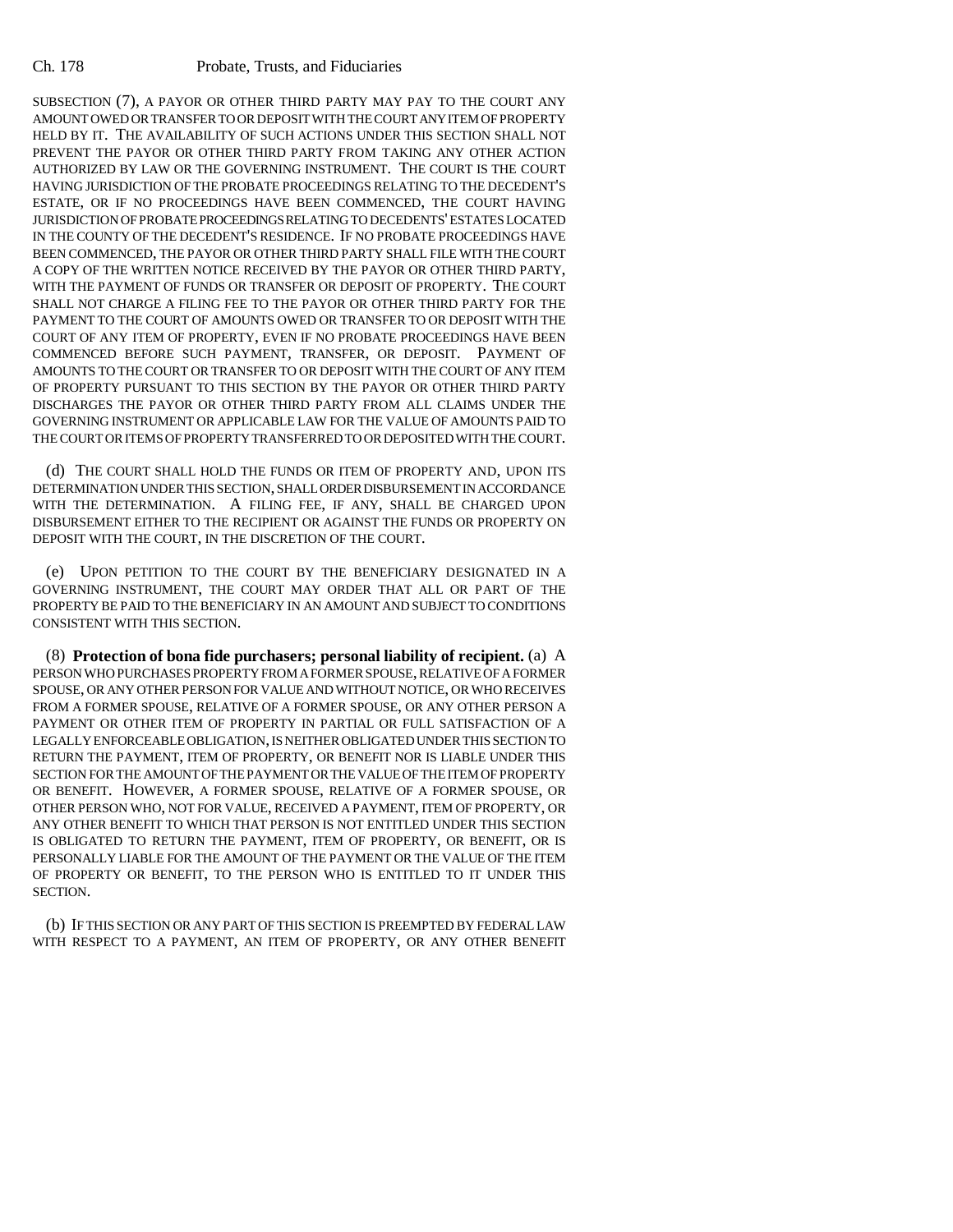SUBSECTION (7), A PAYOR OR OTHER THIRD PARTY MAY PAY TO THE COURT ANY AMOUNT OWED OR TRANSFER TO OR DEPOSIT WITH THE COURT ANY ITEM OF PROPERTY HELD BY IT. THE AVAILABILITY OF SUCH ACTIONS UNDER THIS SECTION SHALL NOT PREVENT THE PAYOR OR OTHER THIRD PARTY FROM TAKING ANY OTHER ACTION AUTHORIZED BY LAW OR THE GOVERNING INSTRUMENT. THE COURT IS THE COURT HAVING JURISDICTION OF THE PROBATE PROCEEDINGS RELATING TO THE DECEDENT'S ESTATE, OR IF NO PROCEEDINGS HAVE BEEN COMMENCED, THE COURT HAVING JURISDICTION OF PROBATE PROCEEDINGS RELATING TO DECEDENTS' ESTATES LOCATED IN THE COUNTY OF THE DECEDENT'S RESIDENCE. IF NO PROBATE PROCEEDINGS HAVE BEEN COMMENCED, THE PAYOR OR OTHER THIRD PARTY SHALL FILE WITH THE COURT A COPY OF THE WRITTEN NOTICE RECEIVED BY THE PAYOR OR OTHER THIRD PARTY, WITH THE PAYMENT OF FUNDS OR TRANSFER OR DEPOSIT OF PROPERTY. THE COURT SHALL NOT CHARGE A FILING FEE TO THE PAYOR OR OTHER THIRD PARTY FOR THE PAYMENT TO THE COURT OF AMOUNTS OWED OR TRANSFER TO OR DEPOSIT WITH THE COURT OF ANY ITEM OF PROPERTY, EVEN IF NO PROBATE PROCEEDINGS HAVE BEEN COMMENCED BEFORE SUCH PAYMENT, TRANSFER, OR DEPOSIT. PAYMENT OF AMOUNTS TO THE COURT OR TRANSFER TO OR DEPOSIT WITH THE COURT OF ANY ITEM OF PROPERTY PURSUANT TO THIS SECTION BY THE PAYOR OR OTHER THIRD PARTY DISCHARGES THE PAYOR OR OTHER THIRD PARTY FROM ALL CLAIMS UNDER THE GOVERNING INSTRUMENT OR APPLICABLE LAW FOR THE VALUE OF AMOUNTS PAID TO THE COURT OR ITEMS OF PROPERTY TRANSFERRED TO OR DEPOSITED WITH THE COURT.

(d) THE COURT SHALL HOLD THE FUNDS OR ITEM OF PROPERTY AND, UPON ITS DETERMINATION UNDER THIS SECTION, SHALL ORDER DISBURSEMENT IN ACCORDANCE WITH THE DETERMINATION. A FILING FEE, IF ANY, SHALL BE CHARGED UPON DISBURSEMENT EITHER TO THE RECIPIENT OR AGAINST THE FUNDS OR PROPERTY ON DEPOSIT WITH THE COURT, IN THE DISCRETION OF THE COURT.

(e) UPON PETITION TO THE COURT BY THE BENEFICIARY DESIGNATED IN A GOVERNING INSTRUMENT, THE COURT MAY ORDER THAT ALL OR PART OF THE PROPERTY BE PAID TO THE BENEFICIARY IN AN AMOUNT AND SUBJECT TO CONDITIONS CONSISTENT WITH THIS SECTION.

(8) **Protection of bona fide purchasers; personal liability of recipient.** (a) A PERSON WHO PURCHASES PROPERTY FROM A FORMER SPOUSE, RELATIVE OF A FORMER SPOUSE, OR ANY OTHER PERSON FOR VALUE AND WITHOUT NOTICE, OR WHO RECEIVES FROM A FORMER SPOUSE, RELATIVE OF A FORMER SPOUSE, OR ANY OTHER PERSON A PAYMENT OR OTHER ITEM OF PROPERTY IN PARTIAL OR FULL SATISFACTION OF A LEGALLY ENFORCEABLE OBLIGATION, IS NEITHER OBLIGATED UNDER THIS SECTION TO RETURN THE PAYMENT, ITEM OF PROPERTY, OR BENEFIT NOR IS LIABLE UNDER THIS SECTION FOR THE AMOUNT OF THE PAYMENT OR THE VALUE OF THE ITEM OF PROPERTY OR BENEFIT. HOWEVER, A FORMER SPOUSE, RELATIVE OF A FORMER SPOUSE, OR OTHER PERSON WHO, NOT FOR VALUE, RECEIVED A PAYMENT, ITEM OF PROPERTY, OR ANY OTHER BENEFIT TO WHICH THAT PERSON IS NOT ENTITLED UNDER THIS SECTION IS OBLIGATED TO RETURN THE PAYMENT, ITEM OF PROPERTY, OR BENEFIT, OR IS PERSONALLY LIABLE FOR THE AMOUNT OF THE PAYMENT OR THE VALUE OF THE ITEM OF PROPERTY OR BENEFIT, TO THE PERSON WHO IS ENTITLED TO IT UNDER THIS SECTION.

(b) IF THIS SECTION OR ANY PART OF THIS SECTION IS PREEMPTED BY FEDERAL LAW WITH RESPECT TO A PAYMENT, AN ITEM OF PROPERTY, OR ANY OTHER BENEFIT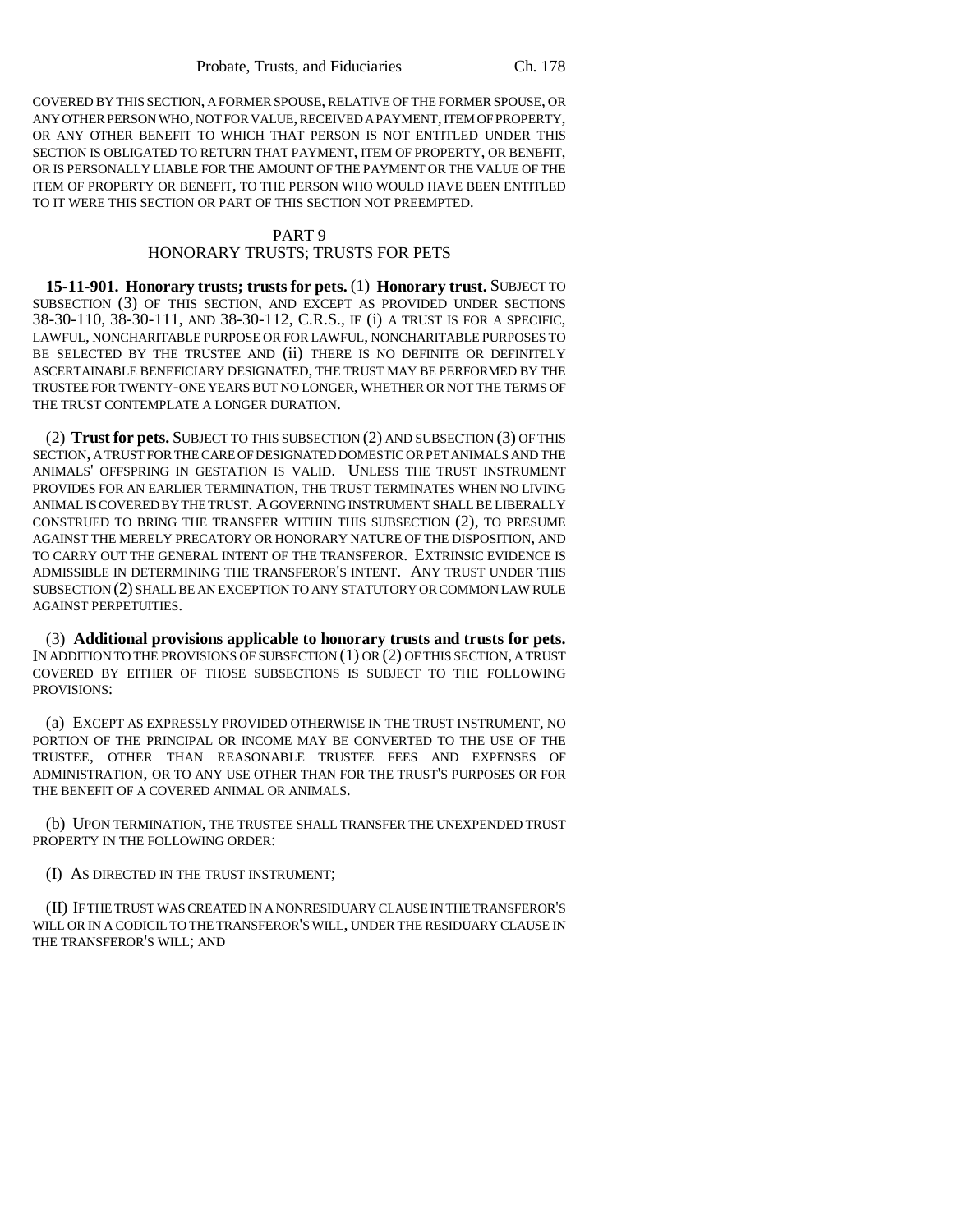COVERED BY THIS SECTION, A FORMER SPOUSE, RELATIVE OF THE FORMER SPOUSE, OR ANY OTHER PERSON WHO, NOT FOR VALUE, RECEIVED A PAYMENT, ITEM OF PROPERTY, OR ANY OTHER BENEFIT TO WHICH THAT PERSON IS NOT ENTITLED UNDER THIS SECTION IS OBLIGATED TO RETURN THAT PAYMENT, ITEM OF PROPERTY, OR BENEFIT, OR IS PERSONALLY LIABLE FOR THE AMOUNT OF THE PAYMENT OR THE VALUE OF THE ITEM OF PROPERTY OR BENEFIT, TO THE PERSON WHO WOULD HAVE BEEN ENTITLED TO IT WERE THIS SECTION OR PART OF THIS SECTION NOT PREEMPTED.

## PART 9
## HONORARY TRUSTS; TRUSTS FOR PETS

**15-11-901. Honorary trusts; trusts for pets.** (1) **Honorary trust.** SUBJECT TO SUBSECTION (3) OF THIS SECTION, AND EXCEPT AS PROVIDED UNDER SECTIONS 38-30-110, 38-30-111, AND 38-30-112, C.R.S., IF (i) A TRUST IS FOR A SPECIFIC, LAWFUL, NONCHARITABLE PURPOSE OR FOR LAWFUL, NONCHARITABLE PURPOSES TO BE SELECTED BY THE TRUSTEE AND (ii) THERE IS NO DEFINITE OR DEFINITELY ASCERTAINABLE BENEFICIARY DESIGNATED, THE TRUST MAY BE PERFORMED BY THE TRUSTEE FOR TWENTY-ONE YEARS BUT NO LONGER, WHETHER OR NOT THE TERMS OF THE TRUST CONTEMPLATE A LONGER DURATION.

(2) **Trust for pets.** SUBJECT TO THIS SUBSECTION (2) AND SUBSECTION (3) OF THIS SECTION, A TRUST FOR THE CARE OF DESIGNATED DOMESTIC OR PET ANIMALS AND THE ANIMALS' OFFSPRING IN GESTATION IS VALID. UNLESS THE TRUST INSTRUMENT PROVIDES FOR AN EARLIER TERMINATION, THE TRUST TERMINATES WHEN NO LIVING ANIMAL IS COVERED BY THE TRUST. A GOVERNING INSTRUMENT SHALL BE LIBERALLY CONSTRUED TO BRING THE TRANSFER WITHIN THIS SUBSECTION (2), TO PRESUME AGAINST THE MERELY PRECATORY OR HONORARY NATURE OF THE DISPOSITION, AND TO CARRY OUT THE GENERAL INTENT OF THE TRANSFEROR. EXTRINSIC EVIDENCE IS ADMISSIBLE IN DETERMINING THE TRANSFEROR'S INTENT. ANY TRUST UNDER THIS SUBSECTION (2) SHALL BE AN EXCEPTION TO ANY STATUTORY OR COMMON LAW RULE AGAINST PERPETUITIES.

(3) **Additional provisions applicable to honorary trusts and trusts for pets.** IN ADDITION TO THE PROVISIONS OF SUBSECTION (1) OR (2) OF THIS SECTION, A TRUST COVERED BY EITHER OF THOSE SUBSECTIONS IS SUBJECT TO THE FOLLOWING PROVISIONS:

(a) EXCEPT AS EXPRESSLY PROVIDED OTHERWISE IN THE TRUST INSTRUMENT, NO PORTION OF THE PRINCIPAL OR INCOME MAY BE CONVERTED TO THE USE OF THE TRUSTEE, OTHER THAN REASONABLE TRUSTEE FEES AND EXPENSES OF ADMINISTRATION, OR TO ANY USE OTHER THAN FOR THE TRUST'S PURPOSES OR FOR THE BENEFIT OF A COVERED ANIMAL OR ANIMALS.

(b) UPON TERMINATION, THE TRUSTEE SHALL TRANSFER THE UNEXPENDED TRUST PROPERTY IN THE FOLLOWING ORDER:

(I) AS DIRECTED IN THE TRUST INSTRUMENT;

(II) IF THE TRUST WAS CREATED IN A NONRESIDUARY CLAUSE IN THE TRANSFEROR'S WILL OR IN A CODICIL TO THE TRANSFEROR'S WILL, UNDER THE RESIDUARY CLAUSE IN THE TRANSFEROR'S WILL; AND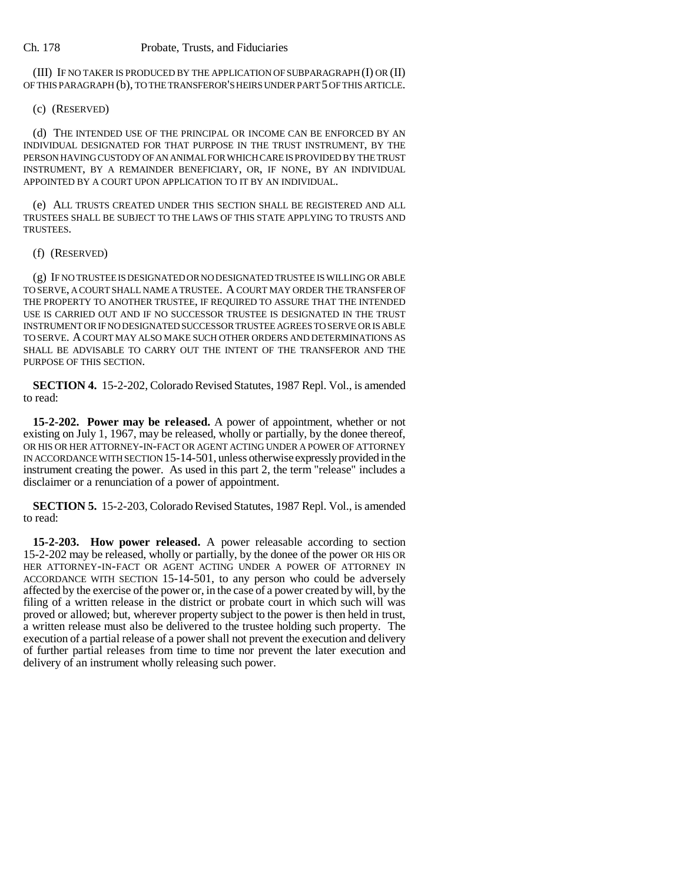(III) IF NO TAKER IS PRODUCED BY THE APPLICATION OF SUBPARAGRAPH (I) OR (II) OF THIS PARAGRAPH (b), TO THE TRANSFEROR'S HEIRS UNDER PART 5 OF THIS ARTICLE.

(c) (RESERVED)

(d) THE INTENDED USE OF THE PRINCIPAL OR INCOME CAN BE ENFORCED BY AN INDIVIDUAL DESIGNATED FOR THAT PURPOSE IN THE TRUST INSTRUMENT, BY THE PERSON HAVING CUSTODY OF AN ANIMAL FOR WHICH CARE IS PROVIDED BY THE TRUST INSTRUMENT, BY A REMAINDER BENEFICIARY, OR, IF NONE, BY AN INDIVIDUAL APPOINTED BY A COURT UPON APPLICATION TO IT BY AN INDIVIDUAL.

(e) ALL TRUSTS CREATED UNDER THIS SECTION SHALL BE REGISTERED AND ALL TRUSTEES SHALL BE SUBJECT TO THE LAWS OF THIS STATE APPLYING TO TRUSTS AND TRUSTEES.

(f) (RESERVED)

(g) IF NO TRUSTEE IS DESIGNATED OR NO DESIGNATED TRUSTEE IS WILLING OR ABLE TO SERVE, A COURT SHALL NAME A TRUSTEE. A COURT MAY ORDER THE TRANSFER OF THE PROPERTY TO ANOTHER TRUSTEE, IF REQUIRED TO ASSURE THAT THE INTENDED USE IS CARRIED OUT AND IF NO SUCCESSOR TRUSTEE IS DESIGNATED IN THE TRUST INSTRUMENT OR IF NO DESIGNATED SUCCESSOR TRUSTEE AGREES TO SERVE OR IS ABLE TO SERVE. A COURT MAY ALSO MAKE SUCH OTHER ORDERS AND DETERMINATIONS AS SHALL BE ADVISABLE TO CARRY OUT THE INTENT OF THE TRANSFEROR AND THE PURPOSE OF THIS SECTION.

**SECTION 4.** 15-2-202, Colorado Revised Statutes, 1987 Repl. Vol., is amended to read:

**15-2-202. Power may be released.** A power of appointment, whether or not existing on July 1, 1967, may be released, wholly or partially, by the donee thereof, OR HIS OR HER ATTORNEY-IN-FACT OR AGENT ACTING UNDER A POWER OF ATTORNEY IN ACCORDANCE WITH SECTION 15-14-501, unless otherwise expressly provided in the instrument creating the power. As used in this part 2, the term "release" includes a disclaimer or a renunciation of a power of appointment.

**SECTION 5.** 15-2-203, Colorado Revised Statutes, 1987 Repl. Vol., is amended to read:

**15-2-203. How power released.** A power releasable according to section 15-2-202 may be released, wholly or partially, by the donee of the power OR HIS OR HER ATTORNEY-IN-FACT OR AGENT ACTING UNDER A POWER OF ATTORNEY IN ACCORDANCE WITH SECTION 15-14-501, to any person who could be adversely affected by the exercise of the power or, in the case of a power created by will, by the filing of a written release in the district or probate court in which such will was proved or allowed; but, wherever property subject to the power is then held in trust, a written release must also be delivered to the trustee holding such property. The execution of a partial release of a power shall not prevent the execution and delivery of further partial releases from time to time nor prevent the later execution and delivery of an instrument wholly releasing such power.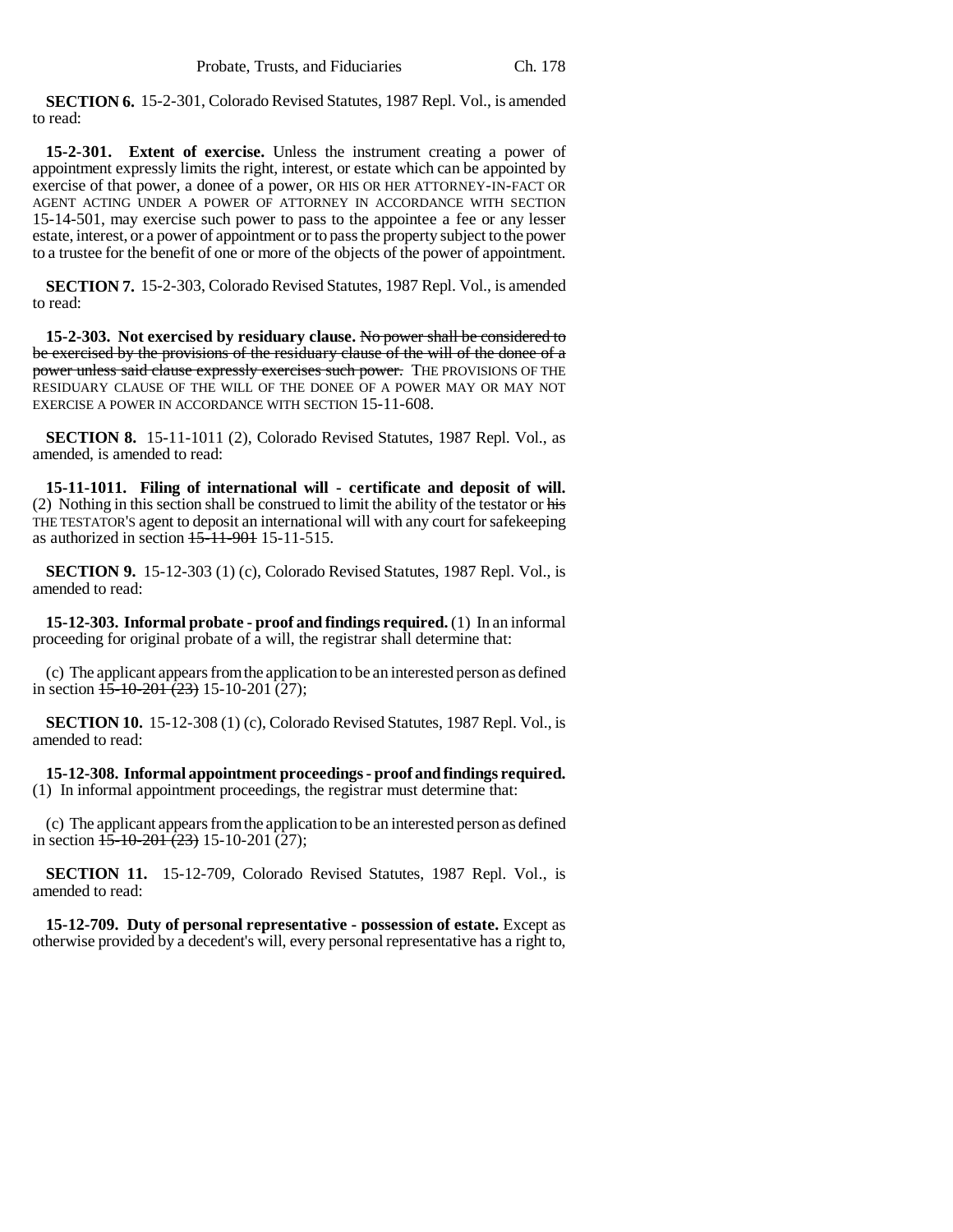**SECTION 6.** 15-2-301, Colorado Revised Statutes, 1987 Repl. Vol., is amended to read:

**15-2-301. Extent of exercise.** Unless the instrument creating a power of appointment expressly limits the right, interest, or estate which can be appointed by exercise of that power, a donee of a power, OR HIS OR HER ATTORNEY-IN-FACT OR AGENT ACTING UNDER A POWER OF ATTORNEY IN ACCORDANCE WITH SECTION 15-14-501, may exercise such power to pass to the appointee a fee or any lesser estate, interest, or a power of appointment or to pass the property subject to the power to a trustee for the benefit of one or more of the objects of the power of appointment.

**SECTION 7.** 15-2-303, Colorado Revised Statutes, 1987 Repl. Vol., is amended to read:

**15-2-303. Not exercised by residuary clause.** ~~No power shall be considered to be exercised by the provisions of the residuary clause of the will of the donee of a power unless said clause expressly exercises such power.~~ THE PROVISIONS OF THE RESIDUARY CLAUSE OF THE WILL OF THE DONEE OF A POWER MAY OR MAY NOT EXERCISE A POWER IN ACCORDANCE WITH SECTION 15-11-608.

**SECTION 8.** 15-11-1011 (2), Colorado Revised Statutes, 1987 Repl. Vol., as amended, is amended to read:

**15-11-1011. Filing of international will - certificate and deposit of will.** (2) Nothing in this section shall be construed to limit the ability of the testator or ~~his~~ THE TESTATOR'S agent to deposit an international will with any court for safekeeping as authorized in section ~~15-11-901~~ 15-11-515.

**SECTION 9.** 15-12-303 (1) (c), Colorado Revised Statutes, 1987 Repl. Vol., is amended to read:

**15-12-303. Informal probate - proof and findings required.** (1) In an informal proceeding for original probate of a will, the registrar shall determine that:

(c) The applicant appears from the application to be an interested person as defined in section ~~15-10-201 (23)~~ 15-10-201 (27);

**SECTION 10.** 15-12-308 (1) (c), Colorado Revised Statutes, 1987 Repl. Vol., is amended to read:

**15-12-308. Informal appointment proceedings - proof and findings required.** (1) In informal appointment proceedings, the registrar must determine that:

(c) The applicant appears from the application to be an interested person as defined in section ~~15-10-201 (23)~~ 15-10-201 (27);

**SECTION 11.** 15-12-709, Colorado Revised Statutes, 1987 Repl. Vol., is amended to read:

**15-12-709. Duty of personal representative - possession of estate.** Except as otherwise provided by a decedent's will, every personal representative has a right to,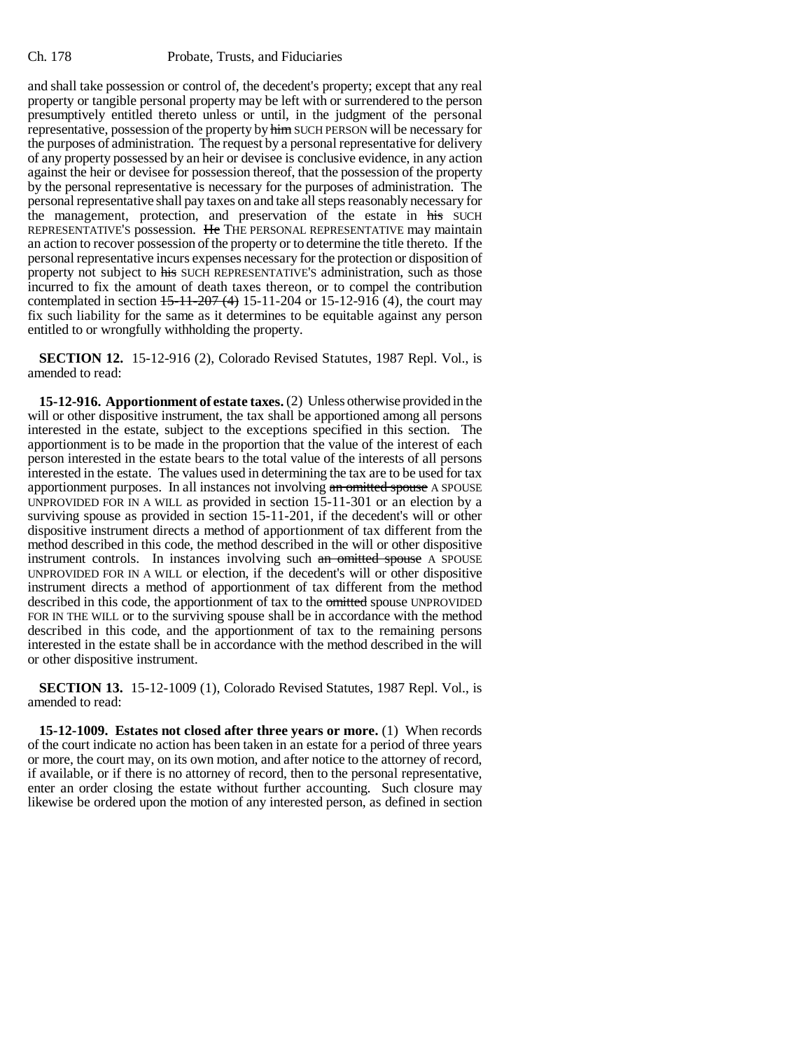and shall take possession or control of, the decedent's property; except that any real property or tangible personal property may be left with or surrendered to the person presumptively entitled thereto unless or until, in the judgment of the personal representative, possession of the property by ~~him~~ SUCH PERSON will be necessary for the purposes of administration. The request by a personal representative for delivery of any property possessed by an heir or devisee is conclusive evidence, in any action against the heir or devisee for possession thereof, that the possession of the property by the personal representative is necessary for the purposes of administration. The personal representative shall pay taxes on and take all steps reasonably necessary for the management, protection, and preservation of the estate in ~~his~~ SUCH REPRESENTATIVE'S possession. ~~He~~ THE PERSONAL REPRESENTATIVE may maintain an action to recover possession of the property or to determine the title thereto. If the personal representative incurs expenses necessary for the protection or disposition of property not subject to ~~his~~ SUCH REPRESENTATIVE'S administration, such as those incurred to fix the amount of death taxes thereon, or to compel the contribution contemplated in section ~~15-11-207 (4)~~ 15-11-204 or 15-12-916 (4), the court may fix such liability for the same as it determines to be equitable against any person entitled to or wrongfully withholding the property.

**SECTION 12.** 15-12-916 (2), Colorado Revised Statutes, 1987 Repl. Vol., is amended to read:

**15-12-916. Apportionment of estate taxes.** (2) Unless otherwise provided in the will or other dispositive instrument, the tax shall be apportioned among all persons interested in the estate, subject to the exceptions specified in this section. The apportionment is to be made in the proportion that the value of the interest of each person interested in the estate bears to the total value of the interests of all persons interested in the estate. The values used in determining the tax are to be used for tax apportionment purposes. In all instances not involving ~~an omitted spouse~~ A SPOUSE UNPROVIDED FOR IN A WILL as provided in section 15-11-301 or an election by a surviving spouse as provided in section 15-11-201, if the decedent's will or other dispositive instrument directs a method of apportionment of tax different from the method described in this code, the method described in the will or other dispositive instrument controls. In instances involving such ~~an omitted spouse~~ A SPOUSE UNPROVIDED FOR IN A WILL or election, if the decedent's will or other dispositive instrument directs a method of apportionment of tax different from the method described in this code, the apportionment of tax to the ~~omitted~~ spouse UNPROVIDED FOR IN THE WILL or to the surviving spouse shall be in accordance with the method described in this code, and the apportionment of tax to the remaining persons interested in the estate shall be in accordance with the method described in the will or other dispositive instrument.

**SECTION 13.** 15-12-1009 (1), Colorado Revised Statutes, 1987 Repl. Vol., is amended to read:

**15-12-1009. Estates not closed after three years or more.** (1) When records of the court indicate no action has been taken in an estate for a period of three years or more, the court may, on its own motion, and after notice to the attorney of record, if available, or if there is no attorney of record, then to the personal representative, enter an order closing the estate without further accounting. Such closure may likewise be ordered upon the motion of any interested person, as defined in section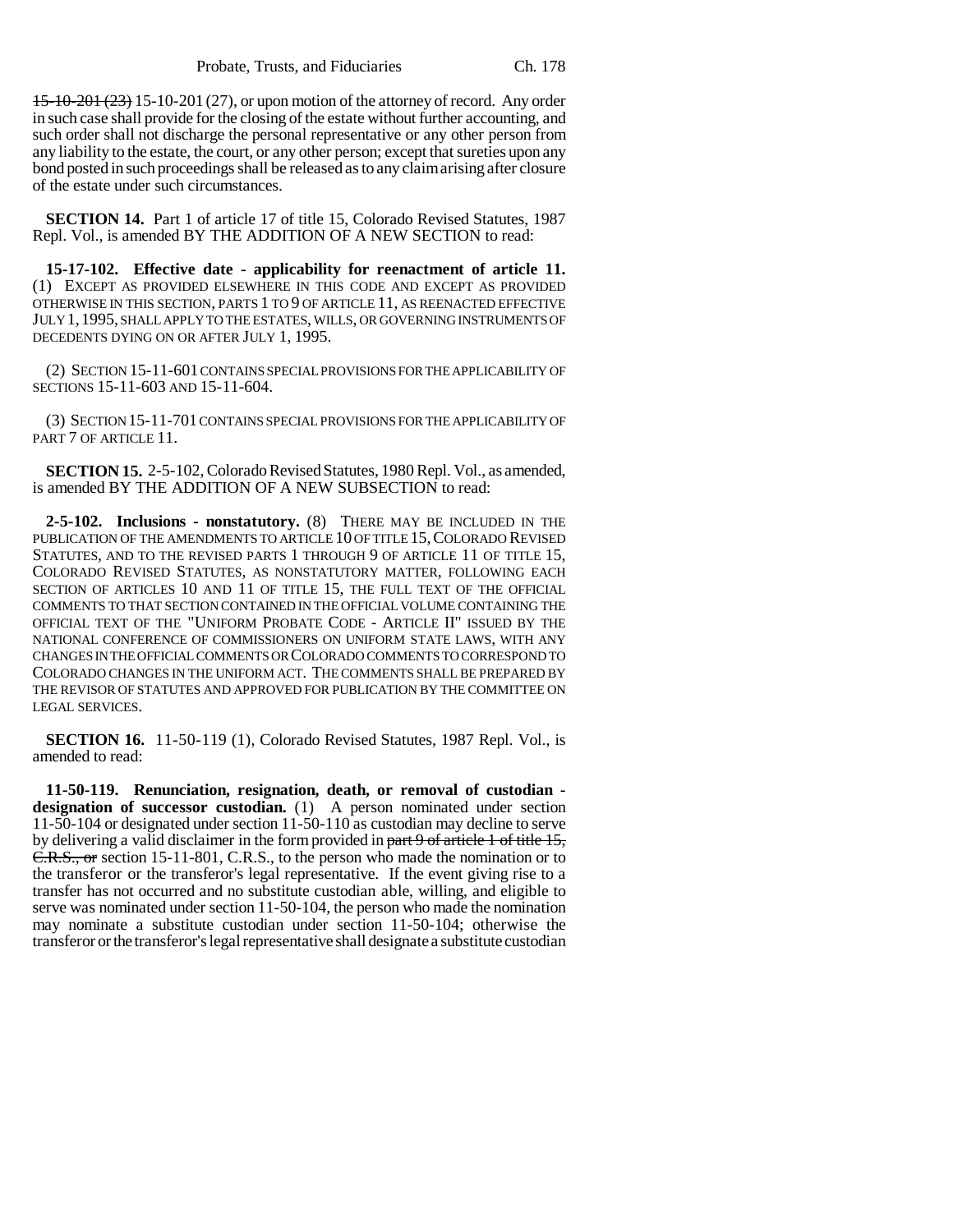~~15-10-201 (23)~~ 15-10-201 (27), or upon motion of the attorney of record. Any order in such case shall provide for the closing of the estate without further accounting, and such order shall not discharge the personal representative or any other person from any liability to the estate, the court, or any other person; except that sureties upon any bond posted in such proceedings shall be released as to any claim arising after closure of the estate under such circumstances.

**SECTION 14.** Part 1 of article 17 of title 15, Colorado Revised Statutes, 1987 Repl. Vol., is amended BY THE ADDITION OF A NEW SECTION to read:

**15-17-102. Effective date - applicability for reenactment of article 11.** (1) EXCEPT AS PROVIDED ELSEWHERE IN THIS CODE AND EXCEPT AS PROVIDED OTHERWISE IN THIS SECTION, PARTS 1 TO 9 OF ARTICLE 11, AS REENACTED EFFECTIVE JULY 1, 1995, SHALL APPLY TO THE ESTATES, WILLS, OR GOVERNING INSTRUMENTS OF DECEDENTS DYING ON OR AFTER JULY 1, 1995.

(2) SECTION 15-11-601 CONTAINS SPECIAL PROVISIONS FOR THE APPLICABILITY OF SECTIONS 15-11-603 AND 15-11-604.

(3) SECTION 15-11-701 CONTAINS SPECIAL PROVISIONS FOR THE APPLICABILITY OF PART 7 OF ARTICLE 11.

**SECTION 15.** 2-5-102, Colorado Revised Statutes, 1980 Repl. Vol., as amended, is amended BY THE ADDITION OF A NEW SUBSECTION to read:

**2-5-102. Inclusions - nonstatutory.** (8) THERE MAY BE INCLUDED IN THE PUBLICATION OF THE AMENDMENTS TO ARTICLE 10 OF TITLE 15, COLORADO REVISED STATUTES, AND TO THE REVISED PARTS 1 THROUGH 9 OF ARTICLE 11 OF TITLE 15, COLORADO REVISED STATUTES, AS NONSTATUTORY MATTER, FOLLOWING EACH SECTION OF ARTICLES 10 AND 11 OF TITLE 15, THE FULL TEXT OF THE OFFICIAL COMMENTS TO THAT SECTION CONTAINED IN THE OFFICIAL VOLUME CONTAINING THE OFFICIAL TEXT OF THE "UNIFORM PROBATE CODE - ARTICLE II" ISSUED BY THE NATIONAL CONFERENCE OF COMMISSIONERS ON UNIFORM STATE LAWS, WITH ANY CHANGES IN THE OFFICIAL COMMENTS OR COLORADO COMMENTS TO CORRESPOND TO COLORADO CHANGES IN THE UNIFORM ACT. THE COMMENTS SHALL BE PREPARED BY THE REVISOR OF STATUTES AND APPROVED FOR PUBLICATION BY THE COMMITTEE ON LEGAL SERVICES.

**SECTION 16.** 11-50-119 (1), Colorado Revised Statutes, 1987 Repl. Vol., is amended to read:

**11-50-119. Renunciation, resignation, death, or removal of custodian - designation of successor custodian.** (1) A person nominated under section 11-50-104 or designated under section 11-50-110 as custodian may decline to serve by delivering a valid disclaimer in the form provided in ~~part 9 of article 1 of title 15, C.R.S., or~~ section 15-11-801, C.R.S., to the person who made the nomination or to the transferor or the transferor's legal representative. If the event giving rise to a transfer has not occurred and no substitute custodian able, willing, and eligible to serve was nominated under section 11-50-104, the person who made the nomination may nominate a substitute custodian under section 11-50-104; otherwise the transferor or the transferor's legal representative shall designate a substitute custodian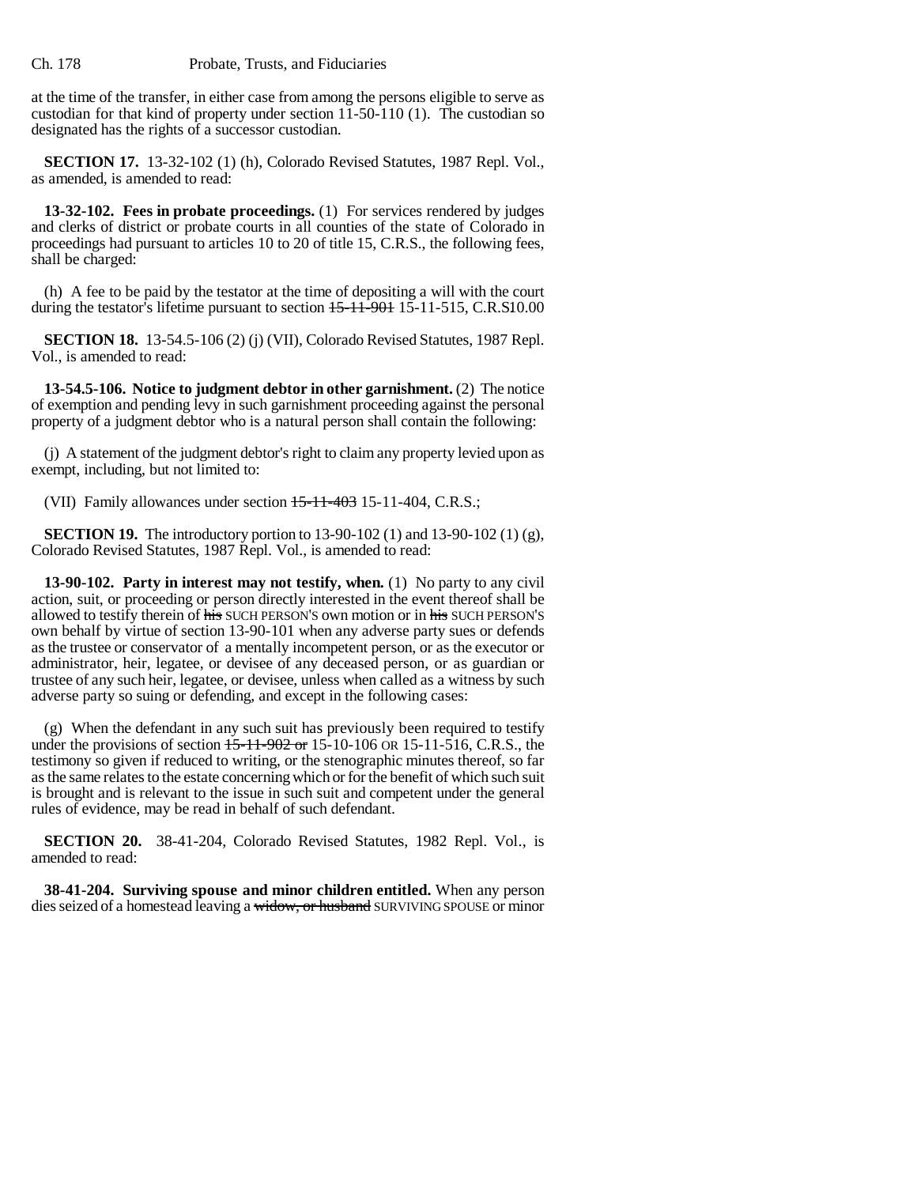at the time of the transfer, in either case from among the persons eligible to serve as custodian for that kind of property under section 11-50-110 (1). The custodian so designated has the rights of a successor custodian.

**SECTION 17.** 13-32-102 (1) (h), Colorado Revised Statutes, 1987 Repl. Vol., as amended, is amended to read:

**13-32-102. Fees in probate proceedings.** (1) For services rendered by judges and clerks of district or probate courts in all counties of the state of Colorado in proceedings had pursuant to articles 10 to 20 of title 15, C.R.S., the following fees, shall be charged:

(h) A fee to be paid by the testator at the time of depositing a will with the court during the testator's lifetime pursuant to section ~~15-11-901~~ 15-11-515, C.R.S10.00

**SECTION 18.** 13-54.5-106 (2) (j) (VII), Colorado Revised Statutes, 1987 Repl. Vol., is amended to read:

**13-54.5-106. Notice to judgment debtor in other garnishment.** (2) The notice of exemption and pending levy in such garnishment proceeding against the personal property of a judgment debtor who is a natural person shall contain the following:

(j) A statement of the judgment debtor's right to claim any property levied upon as exempt, including, but not limited to:

(VII) Family allowances under section ~~15-11-403~~ 15-11-404, C.R.S.;

**SECTION 19.** The introductory portion to 13-90-102 (1) and 13-90-102 (1) (g), Colorado Revised Statutes, 1987 Repl. Vol., is amended to read:

**13-90-102. Party in interest may not testify, when.** (1) No party to any civil action, suit, or proceeding or person directly interested in the event thereof shall be allowed to testify therein of ~~his~~ SUCH PERSON'S own motion or in ~~his~~ SUCH PERSON'S own behalf by virtue of section 13-90-101 when any adverse party sues or defends as the trustee or conservator of a mentally incompetent person, or as the executor or administrator, heir, legatee, or devisee of any deceased person, or as guardian or trustee of any such heir, legatee, or devisee, unless when called as a witness by such adverse party so suing or defending, and except in the following cases:

(g) When the defendant in any such suit has previously been required to testify under the provisions of section ~~15-11-902 or~~ 15-10-106 OR 15-11-516, C.R.S., the testimony so given if reduced to writing, or the stenographic minutes thereof, so far as the same relates to the estate concerning which or for the benefit of which such suit is brought and is relevant to the issue in such suit and competent under the general rules of evidence, may be read in behalf of such defendant.

**SECTION 20.** 38-41-204, Colorado Revised Statutes, 1982 Repl. Vol., is amended to read:

**38-41-204. Surviving spouse and minor children entitled.** When any person dies seized of a homestead leaving a ~~widow, or husband~~ SURVIVING SPOUSE or minor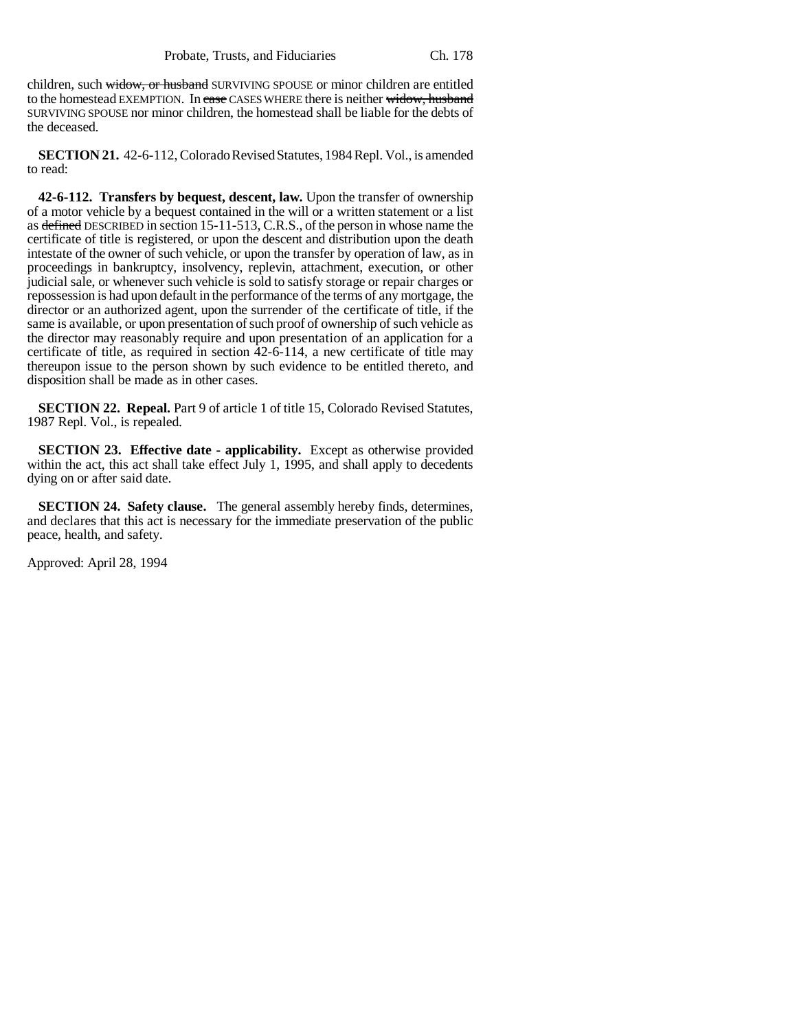children, such ~~widow, or husband~~ SURVIVING SPOUSE or minor children are entitled to the homestead EXEMPTION. In ~~case~~ CASES WHERE there is neither ~~widow, husband~~ SURVIVING SPOUSE nor minor children, the homestead shall be liable for the debts of the deceased.

**SECTION 21.** 42-6-112, Colorado Revised Statutes, 1984 Repl. Vol., is amended to read:

**42-6-112. Transfers by bequest, descent, law.** Upon the transfer of ownership of a motor vehicle by a bequest contained in the will or a written statement or a list as ~~defined~~ DESCRIBED in section 15-11-513, C.R.S., of the person in whose name the certificate of title is registered, or upon the descent and distribution upon the death intestate of the owner of such vehicle, or upon the transfer by operation of law, as in proceedings in bankruptcy, insolvency, replevin, attachment, execution, or other judicial sale, or whenever such vehicle is sold to satisfy storage or repair charges or repossession is had upon default in the performance of the terms of any mortgage, the director or an authorized agent, upon the surrender of the certificate of title, if the same is available, or upon presentation of such proof of ownership of such vehicle as the director may reasonably require and upon presentation of an application for a certificate of title, as required in section 42-6-114, a new certificate of title may thereupon issue to the person shown by such evidence to be entitled thereto, and disposition shall be made as in other cases.

**SECTION 22. Repeal.** Part 9 of article 1 of title 15, Colorado Revised Statutes, 1987 Repl. Vol., is repealed.

**SECTION 23. Effective date - applicability.** Except as otherwise provided within the act, this act shall take effect July 1, 1995, and shall apply to decedents dying on or after said date.

**SECTION 24. Safety clause.** The general assembly hereby finds, determines, and declares that this act is necessary for the immediate preservation of the public peace, health, and safety.

Approved: April 28, 1994